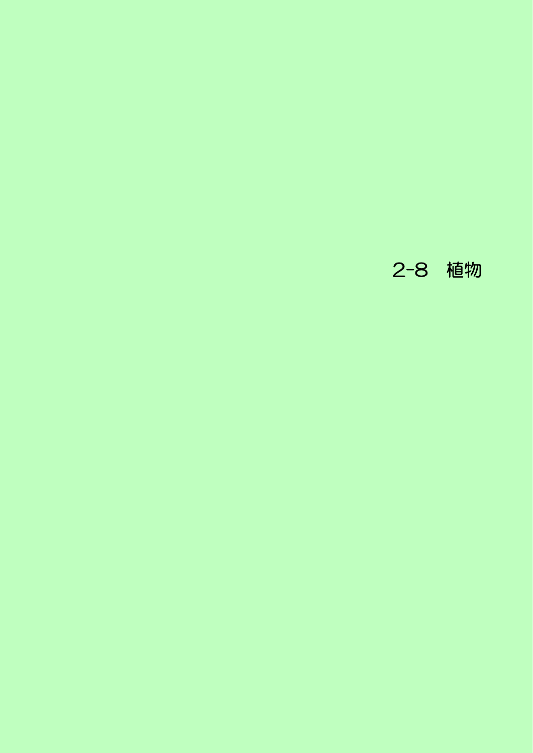# 2-8　植物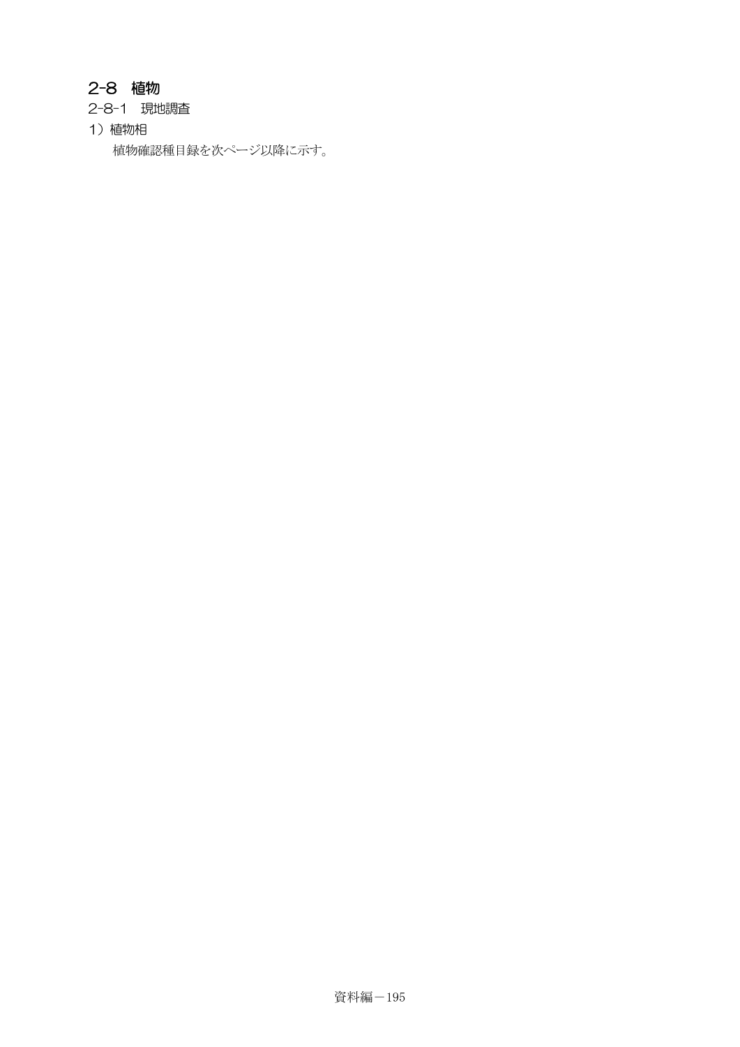## 2-8　植物

### 2-8-1　現地調査

#### 1）植物相

植物確認種目録を次ページ以降に示す。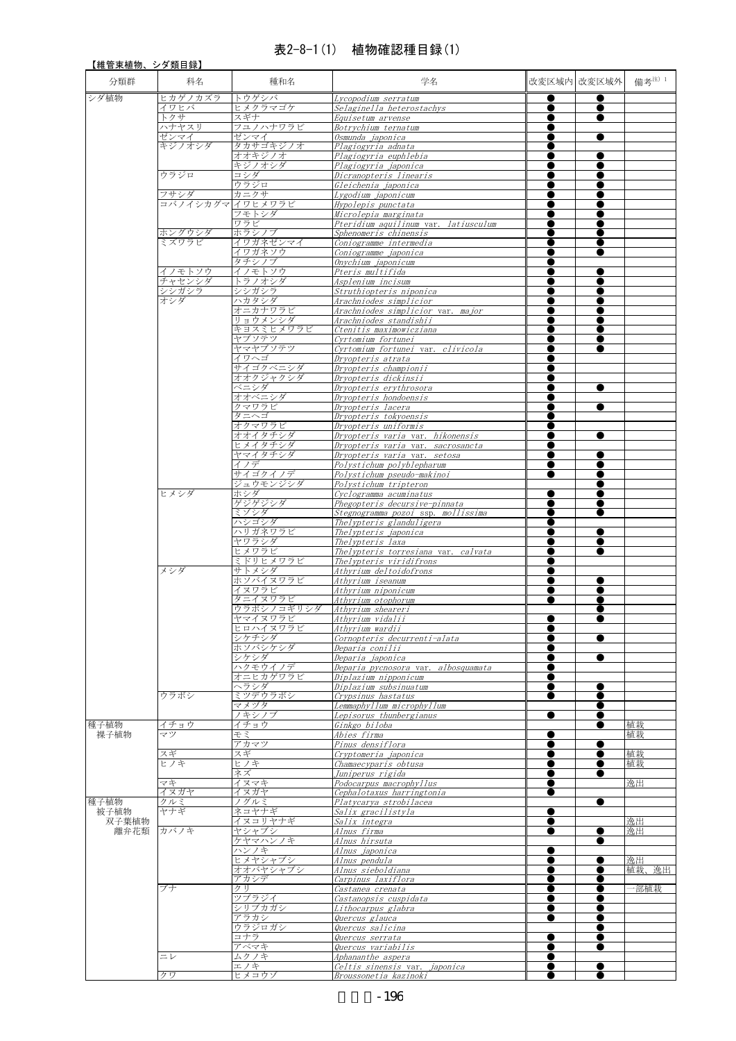# 表2-8-1(1)　植物確認種目録(1)

【維管束植物、シダ類目録】

| 分類群 | 科名 | 種和名 | 学名 | 改変区域内 | 改変区域外 | 備考注)1 |
|---|---|---|---|---|---|---|
| シダ植物 | ヒカゲノカズラ | トウゲシバ | *Lycopodium serratum* | ● | ● | |
| | イワヒバ | ヒメクラマゴケ | *Selaginella heterostachys* | ● | ● | |
| | トクサ | スギナ | *Equisetum arvense* | ● | ● | |
| | ハナヤスリ | フユノハナワラビ | *Botrychium ternatum* | ● | | |
| | ゼンマイ | ゼンマイ | *Osmunda japonica* | ● | ● | |
| | キジノオシダ | タカサゴキジノオ | *Plagiogyria adnata* | ● | | |
| | | オオキジノオ | *Plagiogyria euphlebia* | ● | ● | |
| | | キジノオシダ | *Plagiogyria japonica* | ● | ● | |
| | ウラジロ | コシダ | *Dicranopteris linearis* | ● | ● | |
| | | ウラジロ | *Gleichenia japonica* | ● | ● | |
| | フサシダ | カニクサ | *Lygodium japonicum* | ● | ● | |
| | コバノイシカグマ | イワヒメワラビ | *Hypolepis punctata* | ● | ● | |
| | | フモトシダ | *Microlepia marginata* | ● | ● | |
| | | ワラビ | *Pteridium aquilinum var. latiusculum* | ● | ● | |
| | ホングウシダ | ホラシノブ | *Sphenomeris chinensis* | ● | ● | |
| | ミズワラビ | イワガネゼンマイ | *Coniogramme intermedia* | ● | ● | |
| | | イワガネソウ | *Coniogramme japonica* | ● | ● | |
| | | タチシノブ | *Onychium japonicum* | ● | | |
| | イノモトソウ | イノモトソウ | *Pteris multifida* | ● | ● | |
| | チャセンシダ | トラノオシダ | *Asplenium incisum* | ● | ● | |
| | シシガシラ | シシガシラ | *Struthiopteris niponica* | ● | ● | |
| | オシダ | ハカタシダ | *Arachniodes simplicior* | ● | ● | |
| | | オニカナワラビ | *Arachniodes simplicior var. major* | ● | ● | |
| | | リョウメンシダ | *Arachniodes standishii* | ● | ● | |
| | | キヨスミヒメワラビ | *Ctenitis maximowicziana* | ● | ● | |
| | | ヤブソテツ | *Cyrtomium fortunei* | ● | ● | |
| | | ヤマヤブソテツ | *Cyrtomium fortunei var. clivicola* | ● | ● | |
| | | イワヘゴ | *Dryopteris atrata* | ● | | |
| | | サイゴクベニシダ | *Dryopteris championii* | ● | | |
| | | オオクジャクシダ | *Dryopteris dickinsii* | ● | | |
| | | ベニシダ | *Dryopteris erythrosora* | ● | ● | |
| | | オオベニシダ | *Dryopteris hondoensis* | ● | | |
| | | クマワラビ | *Dryopteris lacera* | ● | ● | |
| | | タニヘゴ | *Dryopteris tokyoensis* | ● | | |
| | | オクマワラビ | *Dryopteris uniformis* | ● | | |
| | | オオイタチシダ | *Dryopteris varia var. hikonensis* | ● | ● | |
| | | ヒメイタチシダ | *Dryopteris varia var. sacrosancta* | ● | | |
| | | ヤマイタチシダ | *Dryopteris varia var. setosa* | ● | ● | |
| | | イノデ | *Polystichum polyblepharum* | ● | ● | |
| | | サイゴクイノデ | *Polystichum pseudo-makinoi* | ● | ● | |
| | | ジュウモンジシダ | *Polystichum tripteron* | | ● | |
| | ヒメシダ | ホシダ | *Cyclogramma acuminatus* | ● | ● | |
| | | ゲジゲジシダ | *Phegopteris decursive-pinnata* | ● | ● | |
| | | ミゾシダ | *Stegnogramma pozoi ssp. mollissima* | ● | ● | |
| | | ハシゴシダ | *Thelypteris glanduligera* | ● | | |
| | | ハリガネワラビ | *Thelypteris japonica* | ● | ● | |
| | | ヤワラシダ | *Thelypteris laxa* | ● | ● | |
| | | ヒメワラビ | *Thelypteris torresiana var. calvata* | ● | ● | |
| | | ミドリヒメワラビ | *Thelypteris viridifrons* | ● | | |
| | メシダ | サトメシダ | *Athyrium deltoidofrons* | ● | | |
| | | ホソバイヌワラビ | *Athyrium iseanum* | ● | ● | |
| | | イヌワラビ | *Athyrium niponicum* | ● | ● | |
| | | タニイヌワラビ | *Athyrium otophorum* | ● | ● | |
| | | ウラボシノコギリシダ | *Athyrium shearerі* | | ● | |
| | | ヤマイヌワラビ | *Athyrium vidalii* | ● | ● | |
| | | ヒロハイヌワラビ | *Athyrium wardii* | ● | | |
| | | シケチシダ | *Cornopteris decurrenti-alata* | ● | ● | |
| | | ホソバシケシダ | *Deparia conilii* | ● | | |
| | | シケシダ | *Deparia japonica* | ● | ● | |
| | | ハクモウイノデ | *Deparia pycnosora var. albosquamata* | ● | | |
| | | オニヒカゲワラビ | *Diplazium nipponicum* | ● | | |
| | | ヘラシダ | *Diplazium subsinuatum* | ● | ● | |
| | ウラボシ | ミツデウラボシ | *Crypsinus hastatus* | ● | ● | |
| | | マメヅタ | *Lemmaphyllum microphyllum* | | ● | |
| | | ノキシノブ | *Lepisorus thunbergianus* | ● | ● | |
| 種子植物 裸子植物 | イチョウ | イチョウ | *Ginkgo biloba* | | ● | 植栽 |
| | マツ | モミ | *Abies firma* | ● | | 植栽 |
| | | アカマツ | *Pinus densiflora* | ● | ● | |
| | スギ | スギ | *Cryptomeria japonica* | ● | ● | 植栽 |
| | ヒノキ | ヒノキ | *Chamaecyparis obtusa* | ● | ● | 植栽 |
| | | ネズ | *Juniperus rigida* | ● | ● | |
| | マキ | イヌマキ | *Podocarpus macrophyllus* | ● | | 逸出 |
| | イヌガヤ | イヌガヤ | *Cephalotaxus harringtonia* | ● | | |
| 種子植物 被子植物 双子葉植物 離弁花類 | クルミ | ノグルミ | *Platycarya strobilacea* | | ● | |
| | ヤナギ | ネコヤナギ | *Salix gracilistyla* | ● | | |
| | | イヌコリヤナギ | *Salix integra* | ● | | 逸出 |
| | カバノキ | ヤシャブシ | *Alnus firma* | ● | ● | 逸出 |
| | | ケヤマハンノキ | *Alnus hirsuta* | | ● | |
| | | ハンノキ | *Alnus japonica* | ● | | |
| | | ヒメヤシャブシ | *Alnus pendula* | ● | ● | 逸出 |
| | | オオバヤシャブシ | *Alnus sieboldiana* | ● | ● | 植栽、逸出 |
| | | アカシデ | *Carpinus laxiflora* | ● | ● | |
| | ブナ | クリ | *Castanea crenata* | ● | ● | 一部植栽 |
| | | ツブラジイ | *Castanopsis cuspidata* | ● | ● | |
| | | シリブカガシ | *Lithocarpus glabra* | ● | ● | |
| | | アラカシ | *Quercus glauca* | ● | ● | |
| | | ウラジロガシ | *Quercus salicina* | | ● | |
| | | コナラ | *Quercus serrata* | ● | ● | |
| | | アベマキ | *Quercus variabilis* | ● | ● | |
| | ニレ | ムクノキ | *Aphananthe aspera* | ● | | |
| | | エノキ | *Celtis sinensis var. japonica* | ● | ● | |
| | クワ | ヒメコウゾ | *Broussonetia kazinoki* | ● | ● | |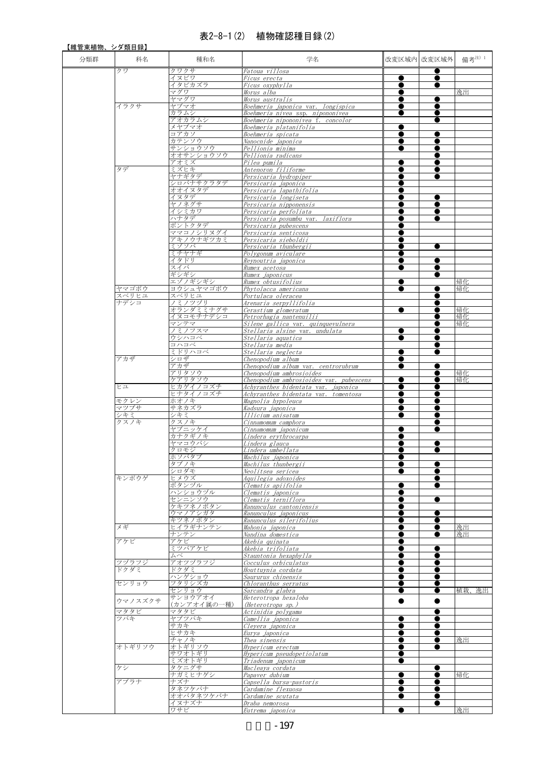# 表2-8-1(2)　植物確認種目録(2)

【維管束植物、シダ類目録】

| 分類群 | 科名 | 種和名 | 学名 | 改変区域内 | 改変区域外 | 備考注)1 |
|---|---|---|---|---|---|---|
| | クワ | クワクサ | *Fatoua villosa* | | ● | |
| | | イヌビワ | *Ficus erecta* | ● | ● | |
| | | イタビカズラ | *Ficus oxyphylla* | ● | ● | |
| | | マグワ | *Morus alba* | ● | | 逸出 |
| | | ヤマグワ | *Morus australis* | ● | ● | |
| | イラクサ | ヤブマオ | *Boehmeria japonica* var. *longispica* | ● | ● | |
| | | カラムシ | *Boehmeria nivea* ssp. *nipononivea* | ● | ● | |
| | | アオカラムシ | *Boehmeria nipononivea* f. *concolor* | | ● | |
| | | メヤブマオ | *Boehmeria platanifolia* | ● | | |
| | | コアカソ | *Boehmeria spicata* | ● | ● | |
| | | カテンソウ | *Nanocnide japonica* | ● | ● | |
| | | サンショウソウ | *Pellionia minima* | ● | ● | |
| | | オオサンショウソウ | *Pellionia radicans* | | ● | |
| | | アオミズ | *Pilea pumila* | ● | ● | |
| | タデ | ミズヒキ | *Antenoron filiforme* | ● | ● | |
| | | ヤナギタデ | *Persicaria hydropiper* | ● | ● | |
| | | シロバナサクラタデ | *Persicaria japonica* | ● | | |
| | | オオイヌタデ | *Persicaria lapathifolia* | ● | | |
| | | イヌタデ | *Persicaria longiseta* | ● | ● | |
| | | ヤノネグサ | *Persicaria nipponensis* | ● | ● | |
| | | イシミカワ | *Persicaria perfoliata* | ● | ● | |
| | | ハナタデ | *Persicaria posumbu* var. *laxiflora* | ● | ● | |
| | | ボントクタデ | *Persicaria pubescens* | ● | | |
| | | ママコノシリヌグイ | *Persicaria senticosa* | ● | | |
| | | アキノウナギツカミ | *Persicaria sieboldii* | ● | | |
| | | ミゾソバ | *Persicaria thunbergii* | ● | ● | |
| | | ミチヤナギ | *Polygonum aviculare* | ● | | |
| | | イタドリ | *Reynoutria japonica* | ● | ● | |
| | | スイバ | *Rumex acetosa* | ● | ● | |
| | | ギシギシ | *Rumex japonicus* | | ● | |
| | | エゾノギシギシ | *Rumex obtusifolius* | ● | | 帰化 |
| | ヤマゴボウ | ヨウシュヤマゴボウ | *Phytolacca americana* | ● | ● | 帰化 |
| | スベリヒユ | スベリヒユ | *Portulaca oleracea* | | ● | |
| | ナデシコ | ノミノツヅリ | *Arenaria serpyllifolia* | | ● | |
| | | オランダミミナグサ | *Cerastium glomeratum* | ● | ● | 帰化 |
| | | イヌコモチナデシコ | *Petrorhagia nanteuilii* | | ● | 帰化 |
| | | マンテマ | *Silene gallica* var. *quinquevulnera* | | ● | 帰化 |
| | | ノミノフスマ | *Stellaria alsine* var. *undulata* | ● | ● | |
| | | ウシハコベ | *Stellaria aquatica* | ● | ● | |
| | | コハコベ | *Stellaria media* | | ● | |
| | | ミドリハコベ | *Stellaria neglecta* | ● | ● | |
| | アカザ | シロザ | *Chenopodium album* | ● | | |
| | | アカザ | *Chenopodium album* var. *centrorubrum* | ● | ● | |
| | | アリタソウ | *Chenopodium ambrosioides* | | ● | 帰化 |
| | | ケアリタソウ | *Chenopodium ambrosioides* var. *pubescens* | ● | ● | 帰化 |
| | ヒユ | ヒカゲイノコズチ | *Achyranthes bidentata* var. *japonica* | ● | ● | |
| | | ヒナタイノコズチ | *Achyranthes bidentata* var. *tomentosa* | ● | ● | |
| | モクレン | ホオノキ | *Magnolia hypoleuca* | ● | ● | |
| | マツブサ | サネカズラ | *Kadsura japonica* | ● | ● | |
| | シキミ | シキミ | *Illicium anisatum* | ● | ● | |
| | クスノキ | クスノキ | *Cinnamomum camphora* | | ● | |
| | | ヤブニッケイ | *Cinnamomum japonicum* | ● | ● | |
| | | カナクギノキ | *Lindera erythrocarpa* | ● | | |
| | | ヤマコウバシ | *Lindera glauca* | ● | ● | |
| | | クロモジ | *Lindera umbellata* | ● | ● | |
| | | ホソバタブ | *Machilus japonica* | ● | | |
| | | タブノキ | *Machilus thunbergii* | ● | ● | |
| | | シロダモ | *Neolitsea sericea* | ● | ● | |
| | キンポウゲ | ヒメウズ | *Aquilegia adoxoides* | | ● | |
| | | ボタンヅル | *Clematis apiifolia* | ● | ● | |
| | | ハンショウヅル | *Clematis japonica* | ● | | |
| | | センニンソウ | *Clematis terniflora* | ● | ● | |
| | | ケキツネノボタン | *Ranunculus cantoniensis* | ● | | |
| | | ウマノアシガタ | *Ranunculus japonicus* | ● | ● | |
| | | キツネノボタン | *Ranunculus silerifolius* | ● | ● | |
| | メギ | ヒイラギナンテン | *Mahonia japonica* | ● | ● | 逸出 |
| | | ナンテン | *Nandina domestica* | ● | ● | 逸出 |
| | アケビ | アケビ | *Akebia quinata* | ● | | |
| | | ミツバアケビ | *Akebia trifoliata* | ● | ● | |
| | | ムベ | *Stauntonia hexaphylla* | ● | ● | |
| | ツヅラフジ | アオツヅラフジ | *Cocculus orbiculatus* | ● | ● | |
| | ドクダミ | ドクダミ | *Houttuynia cordata* | ● | ● | |
| | | ハンゲショウ | *Saururus chinensis* | ● | ● | |
| | センリョウ | フタリシズカ | *Chloranthus serratus* | ● | ● | |
| | | センリョウ | *Sarcandra glabra* | ● | ● | 植栽、逸出 |
| | ウマノスズクサ | サンヨウアオイ (カンアオイ属の一種) | *Heterotropa hexaloba* (*Heterotropa* sp.) | ● | ● | |
| | マタタビ | マタタビ | *Actinidia polygama* | | ● | |
| | ツバキ | ヤブツバキ | *Camellia japonica* | ● | ● | |
| | | サカキ | *Cleyera japonica* | ● | ● | |
| | | ヒサカキ | *Eurya japonica* | ● | ● | |
| | | チャノキ | *Thea sinensis* | ● | ● | 逸出 |
| | オトギリソウ | オトギリソウ | *Hypericum erectum* | ● | ● | |
| | | サワオトギリ | *Hypericum pseudopetiolatum* | ● | | |
| | | ミズオトギリ | *Triadenum japonicum* | ● | | |
| | ケシ | タケニグサ | *Macleaya cordata* | | ● | |
| | | ナガミヒナゲシ | *Papaver dubium* | ● | ● | 帰化 |
| | アブラナ | ナズナ | *Capsella bursa-pastoris* | ● | ● | |
| | | タネツケバナ | *Cardamine flexuosa* | ● | ● | |
| | | オオバタネツケバナ | *Cardamine scutata* | ● | ● | |
| | | イヌナズナ | *Draba nemorosa* | | ● | |
| | | ワサビ | *Eutrema japonica* | ● | | 逸出 |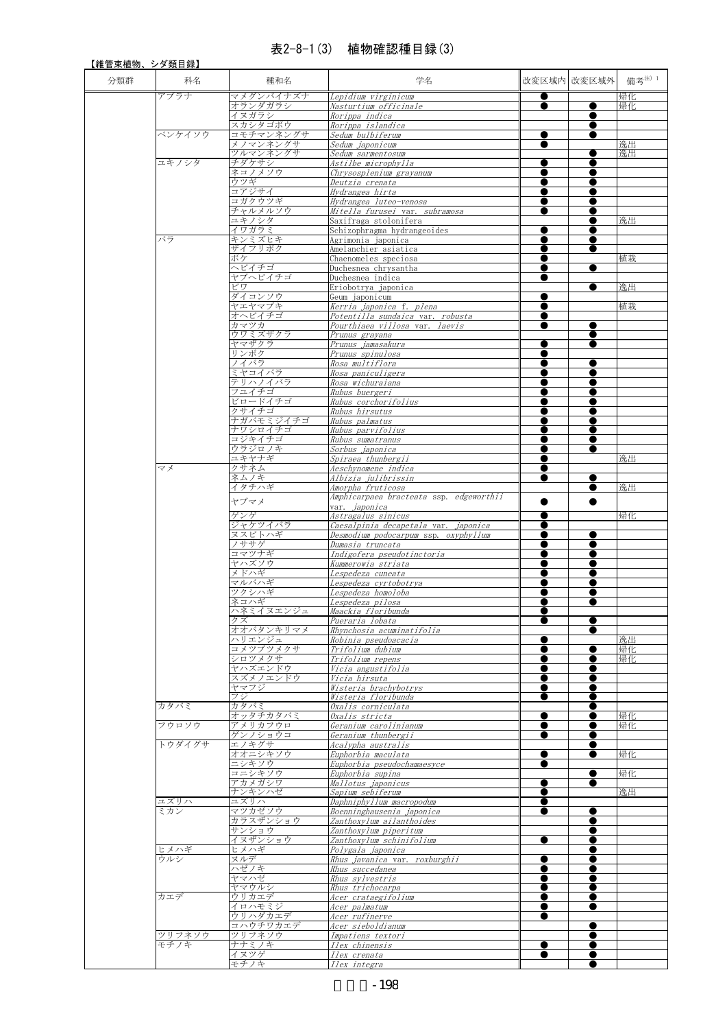# 表2-8-1(3) 植物確認種目録(3)

【維管束植物、シダ類目録】

| 分類群 | 科名 | 種和名 | 学名 | 改変区域内 | 改変区域外 | 備考注)1 |
|---|---|---|---|---|---|---|
| | アブラナ | マメグンバイナズナ | *Lepidium virginicum* | ● | | 帰化 |
| | | オランダガラシ | *Nasturtium officinale* | ● | ● | 帰化 |
| | | イヌガラシ | *Rorippa indica* | | ● | |
| | | スカシタゴボウ | *Rorippa islandica* | | ● | |
| | ベンケイソウ | コモチマンネングサ | *Sedum bulbiferum* | ● | ● | |
| | | メノマンネングサ | *Sedum japonicum* | ● | | 逸出 |
| | | ツルマンネングサ | *Sedum sarmentosum* | | ● | 逸出 |
| | ユキノシタ | チダケサシ | *Astilbe microphylla* | ● | ● | |
| | | ネコノメソウ | *Chrysosplenium grayanum* | ● | ● | |
| | | ウツギ | *Deutzia crenata* | ● | ● | |
| | | コアジサイ | *Hydrangea hirta* | ● | ● | |
| | | コガクウツギ | *Hydrangea luteo-venosa* | ● | ● | |
| | | チャルメルソウ | *Mitella furusei* var. *subramosa* | ● | ● | |
| | | ユキノシタ | Saxifraga stolonifera | | ● | 逸出 |
| | | イワガラミ | Schizophragma hydrangeoides | ● | ● | |
| | バラ | キンミズヒキ | Agrimonia japonica | ● | ● | |
| | | ザイフリボク | Amelanchier asiatica | ● | ● | |
| | | ボケ | Chaenomeles speciosa | ● | | 植栽 |
| | | ヘビイチゴ | Duchesnea chrysantha | ● | ● | |
| | | ヤブヘビイチゴ | Duchesnea indica | ● | | |
| | | ビワ | Eriobotrya japonica | | ● | 逸出 |
| | | ダイコンソウ | Geum japonicum | ● | | |
| | | ヤエヤマブキ | *Kerria japonica* f. *plena* | ● | | 植栽 |
| | | オヘビイチゴ | *Potentilla sundaica* var. *robusta* | ● | | |
| | | カマツカ | *Pourthiaea villosa* var. *laevis* | ● | ● | |
| | | ウワミズザクラ | *Prunus grayana* | | ● | |
| | | ヤマザクラ | *Prunus jamasakura* | ● | ● | |
| | | リンボク | *Prunus spinulosa* | ● | | |
| | | ノイバラ | *Rosa multiflora* | ● | ● | |
| | | ミヤコイバラ | *Rosa paniculigera* | ● | ● | |
| | | テリハノイバラ | *Rosa wichuraiana* | ● | ● | |
| | | フユイチゴ | *Rubus buergeri* | ● | ● | |
| | | ビロードイチゴ | *Rubus corchorifolius* | ● | ● | |
| | | クサイチゴ | *Rubus hirsutus* | ● | ● | |
| | | ナガバモミジイチゴ | *Rubus palmatus* | ● | ● | |
| | | ナワシロイチゴ | *Rubus parvifolius* | ● | ● | |
| | | コジキイチゴ | *Rubus sumatranus* | ● | ● | |
| | | ウラジロノキ | *Sorbus japonica* | ● | ● | |
| | | ユキヤナギ | *Spiraea thunbergii* | ● | | 逸出 |
| | マメ | クサネム | *Aeschynomene indica* | ● | | |
| | | ネムノキ | *Albizia julibrissin* | ● | ● | |
| | | イタチハギ | *Amorpha fruticosa* | | ● | 逸出 |
| | | ヤブマメ | *Amphicarpaea bracteata* ssp. *edgeworthii* var. *japonica* | ● | ● | |
| | | ゲンゲ | *Astragalus sinicus* | ● | | 帰化 |
| | | ジャケツイバラ | *Caesalpinia decapetala* var. *japonica* | ● | | |
| | | ヌスビトハギ | *Desmodium podocarpum* ssp. *oxyphyllum* | ● | ● | |
| | | ノササゲ | *Dumasia truncata* | ● | ● | |
| | | コマツナギ | *Indigofera pseudotinctoria* | ● | ● | |
| | | ヤハズソウ | *Kummerowia striata* | ● | ● | |
| | | メドハギ | *Lespedeza cuneata* | ● | ● | |
| | | マルバハギ | *Lespedeza cyrtobotrya* | ● | ● | |
| | | ツクシハギ | *Lespedeza homoloba* | ● | ● | |
| | | ネコハギ | *Lespedeza pilosa* | ● | ● | |
| | | ハネミイヌエンジュ | *Maackia floribunda* | ● | | |
| | | クズ | *Pueraria lobata* | ● | ● | |
| | | オオバタンキリマメ | *Rhynchosia acuminatifolia* | | ● | |
| | | ハリエンジュ | *Robinia pseudoacacia* | ● | | 逸出 |
| | | コメツブツメクサ | *Trifolium dubium* | ● | ● | 帰化 |
| | | シロツメクサ | *Trifolium repens* | ● | ● | 帰化 |
| | | ヤハズエンドウ | *Vicia angustifolia* | ● | ● | |
| | | スズメノエンドウ | *Vicia hirsuta* | ● | ● | |
| | | ヤマフジ | *Wisteria brachybotrys* | ● | ● | |
| | | フジ | *Wisteria floribunda* | ● | ● | |
| | カタバミ | カタバミ | *Oxalis corniculata* | | ● | |
| | | オッタチカタバミ | *Oxalis stricta* | ● | ● | 帰化 |
| | フウロソウ | アメリカフウロ | *Geranium carolinianum* | ● | ● | 帰化 |
| | | ゲンノショウコ | *Geranium thunbergii* | ● | ● | |
| | トウダイグサ | エノキグサ | *Acalypha australis* | | ● | |
| | | オオニシキソウ | *Euphorbia maculata* | ● | ● | 帰化 |
| | | ニシキソウ | *Euphorbia pseudochamaesyce* | ● | | |
| | | コニシキソウ | *Euphorbia supina* | | ● | 帰化 |
| | | アカメガシワ | *Mallotus japonicus* | ● | ● | |
| | | ナンキンハゼ | *Sapium sebiferum* | ● | | 逸出 |
| | ユズリハ | ユズリハ | *Daphniphyllum macropodum* | ● | | |
| | ミカン | マツカゼソウ | *Boenninghausenia japonica* | ● | ● | |
| | | カラスザンショウ | *Zanthoxylum ailanthoides* | | ● | |
| | | サンショウ | *Zanthoxylum piperitum* | | ● | |
| | | イヌザンショウ | *Zanthoxylum schinifolium* | ● | ● | |
| | ヒメハギ | ヒメハギ | *Polygala japonica* | | ● | |
| | ウルシ | ヌルデ | *Rhus javanica* var. *roxburghii* | ● | ● | |
| | | ハゼノキ | *Rhus succedanea* | ● | ● | |
| | | ヤマハゼ | *Rhus sylvestris* | ● | ● | |
| | | ヤマウルシ | *Rhus trichocarpa* | ● | ● | |
| | カエデ | ウリカエデ | *Acer crataegifolium* | ● | ● | |
| | | イロハモミジ | *Acer palmatum* | ● | ● | |
| | | ウリハダカエデ | *Acer rufinerve* | ● | | |
| | | コハウチワカエデ | *Acer sieboldianum* | | ● | |
| | ツリフネソウ | ツリフネソウ | *Impatiens textori* | | ● | |
| | モチノキ | ナナミノキ | *Ilex chinensis* | ● | ● | |
| | | イヌツゲ | *Ilex crenata* | ● | ● | |
| | | モチノキ | *Ilex integra* | | ● | |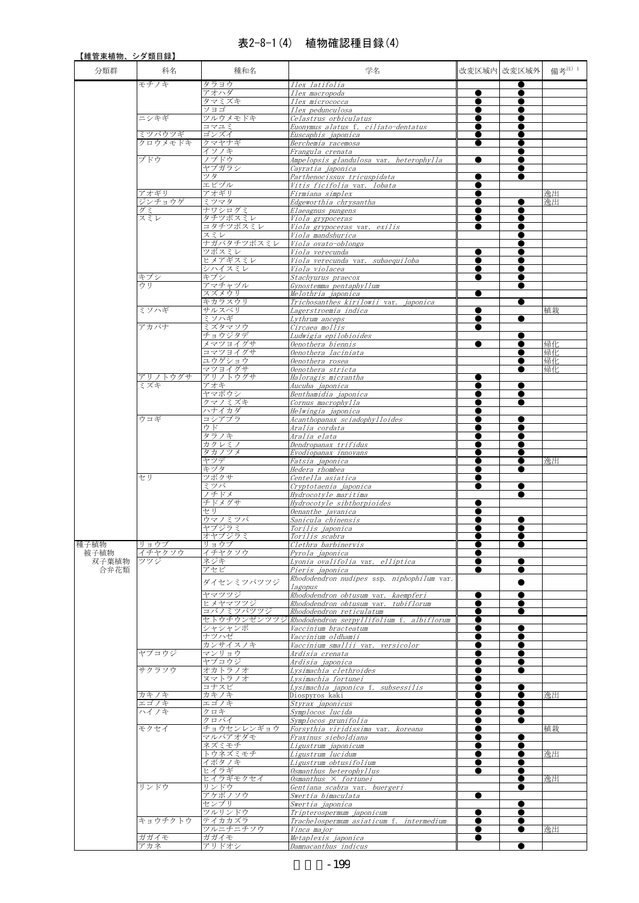# 表2-8-1(4)　植物確認種目録(4)

【維管束植物、シダ類目録】

| 分類群 | 科名 | 種和名 | 学名 | 改変区域内 | 改変区域外 | 備考(注)1 |
|---|---|---|---|---|---|---|
| | モチノキ | タラヨウ | *Ilex latifolia* | | ● | |
| | | アオハダ | *Ilex macropoda* | ● | ● | |
| | | タマミズキ | *Ilex micrococca* | ● | ● | |
| | | ソヨゴ | *Ilex pedunculosa* | ● | ● | |
| | ニシキギ | ツルウメモドキ | *Celastrus orbiculatus* | ● | ● | |
| | | コマユミ | *Euonymus alatus* f. *ciliato-dentatus* | ● | ● | |
| | ミツバウツギ | ゴンズイ | *Euscaphis japonica* | ● | ● | |
| | クロウメモドキ | クマヤナギ | *Berchemia racemosa* | ● | ● | |
| | | イソノキ | *Frangula crenata* | | ● | |
| | ブドウ | ノブドウ | *Ampelopsis glandulosa* var. *heterophylla* | ● | ● | |
| | | ヤブガラシ | *Cayratia japonica* | | ● | |
| | | ツタ | *Parthenocissus tricuspidata* | ● | ● | |
| | | エビヅル | *Vitis ficifolia* var. *lobata* | ● | | |
| | アオギリ | アオギリ | *Firmiana simplex* | ● | | 逸出 |
| | ジンチョウゲ | ミツマタ | *Edgeworthia chrysantha* | ● | ● | 逸出 |
| | グミ | ナワシログミ | *Elaeagnus pungens* | ● | ● | |
| | スミレ | タチツボスミレ | *Viola grypoceras* | ● | ● | |
| | | コタチツボスミレ | *Viola grypoceras* var. *exilis* | ● | ● | |
| | | スミレ | *Viola mandshurica* | | ● | |
| | | ナガバタチツボスミレ | *Viola ovato-oblonga* | | ● | |
| | | ツボスミレ | *Viola verecunda* | ● | ● | |
| | | ヒメアギスミレ | *Viola verecunda* var. *subaequiloba* | ● | ● | |
| | | シハイスミレ | *Viola violacea* | ● | ● | |
| | キブシ | キブシ | *Stachyurus praecox* | ● | ● | |
| | ウリ | アマチャヅル | *Gynostemma pentaphyllum* | | ● | |
| | | スズメウリ | *Melothria japonica* | ● | | |
| | | キカラスウリ | *Trichosanthes kirilowii* var. *japonica* | | ● | |
| | ミソハギ | サルスベリ | *Lagerstroemia indica* | ● | | 植栽 |
| | | ミソハギ | *Lythrum anceps* | ● | ● | |
| | アカバナ | ミズタマソウ | *Circaea mollis* | ● | | |
| | | チョウジタデ | *Ludwigia epilobioides* | | ● | |
| | | メマツヨイグサ | *Oenothera biennis* | ● | ● | 帰化 |
| | | コマツヨイグサ | *Oenothera laciniata* | | ● | 帰化 |
| | | ユウゲショウ | *Oenothera rosea* | | ● | 帰化 |
| | | マツヨイグサ | *Oenothera stricta* | | ● | 帰化 |
| | アリノトウグサ | アリノトウグサ | *Haloragis micrantha* | ● | | |
| | ミズキ | アオキ | *Aucuba japonica* | ● | ● | |
| | | ヤマボウシ | *Benthamidia japonica* | ● | ● | |
| | | クマノミズキ | *Cornus macrophylla* | ● | ● | |
| | | ハナイカダ | *Helwingia japonica* | ● | | |
| | ウコギ | コシアブラ | *Acanthopanax sciadophylloides* | ● | ● | |
| | | ウド | *Aralia cordata* | ● | ● | |
| | | タラノキ | *Aralia elata* | ● | ● | |
| | | カクレミノ | *Dendropanax trifidus* | ● | ● | |
| | | タカノツメ | *Evodiopanax innovans* | ● | ● | |
| | | ヤツデ | *Fatsia japonica* | ● | ● | 逸出 |
| | | キヅタ | *Hedera rhombea* | ● | ● | |
| | セリ | ツボクサ | *Centella asiatica* | ● | | |
| | | ミツバ | *Cryptotaenia japonica* | ● | ● | |
| | | ノチドメ | *Hydrocotyle maritima* | | ● | |
| | | チドメグサ | *Hydrocotyle sibthorpioides* | ● | | |
| | | セリ | *Oenanthe javanica* | ● | | |
| | | ウマノミツバ | *Sanicula chinensis* | ● | ● | |
| | | ヤブジラミ | *Torilis japonica* | ● | ● | |
| | | オヤブジラミ | *Torilis scabra* | ● | ● | |
| 種子植物 | リョウブ | リョウブ | *Clethra barbinervis* | ● | ● | |
| 被子植物 | イチヤクソウ | イチヤクソウ | *Pyrola japonica* | ● | | |
| 双子葉植物 | ツツジ | ネジキ | *Lyonia ovalifolia* var. *elliptica* | ● | ● | |
| 合弁花類 | | アセビ | *Pieris japonica* | ● | ● | |
| | | ダイセンミツバツツジ | *Rhododendron nudipes* ssp. *niphophilum* var. *lagopus* | | ● | |
| | | ヤマツツジ | *Rhododendron obtusum* var. *kaempferi* | ● | ● | |
| | | ヒメヤマツツジ | *Rhododendron obtusum* var. *tubiflorum* | ● | ● | |
| | | コバノミツバツツジ | *Rhododendron reticulatum* | ● | ● | |
| | | セトウチウンゼンツツジ | *Rhododendron serpyllifolium* f. *albiflorum* | ● | | |
| | | シャシャンボ | *Vaccinium bracteatum* | ● | ● | |
| | | ナツハゼ | *Vaccinium oldhamii* | ● | ● | |
| | | カンサイスノキ | *Vaccinium smallii* var. *versicolor* | ● | ● | |
| | ヤブコウジ | マンリョウ | *Ardisia crenata* | ● | ● | |
| | | ヤブコウジ | *Ardisia japonica* | ● | ● | |
| | サクラソウ | オカトラノオ | *Lysimachia clethroides* | ● | ● | |
| | | ヌマトラノオ | *Lysimachia fortunei* | ● | | |
| | | コナスビ | *Lysimachia japonica* f. *subsessilis* | ● | ● | |
| | カキノキ | カキノキ | Diospyros kaki | ● | ● | 逸出 |
| | エゴノキ | エゴノキ | *Styrax japonicus* | ● | ● | |
| | ハイノキ | クロキ | *Symplocos lucida* | ● | ● | |
| | | クロバイ | *Symplocos prunifolia* | ● | ● | |
| | モクセイ | チョウセンレンギョウ | *Forsythia viridissima* var. *koreana* | ● | | 植栽 |
| | | マルバアオダモ | *Fraxinus sieboldiana* | ● | ● | |
| | | ネズミモチ | *Ligustrum japonicum* | ● | ● | |
| | | トウネズミモチ | *Ligustrum lucidum* | ● | ● | 逸出 |
| | | イボタノキ | *Ligustrum obtusifolium* | ● | ● | |
| | | ヒイラギ | *Osmanthus heterophyllus* | ● | ● | |
| | | ヒイラギモクセイ | *Osmanthus* × *fortunei* | | ● | 逸出 |
| | リンドウ | リンドウ | *Gentiana scabra* var. *buergeri* | | ● | |
| | | アケボノソウ | *Swertia bimaculata* | ● | | |
| | | センブリ | *Swertia japonica* | | ● | |
| | | ツルリンドウ | *Tripterospermum japonicum* | ● | ● | |
| | キョウチクトウ | テイカカズラ | *Trachelospermum asiaticum* f. *intermedium* | ● | ● | |
| | | ツルニチニチソウ | *Vinca major* | ● | ● | 逸出 |
| | ガガイモ | ガガイモ | *Metaplexis japonica* | ● | | |
| | アカネ | アリドオシ | *Damnacanthus indicus* | | ● | |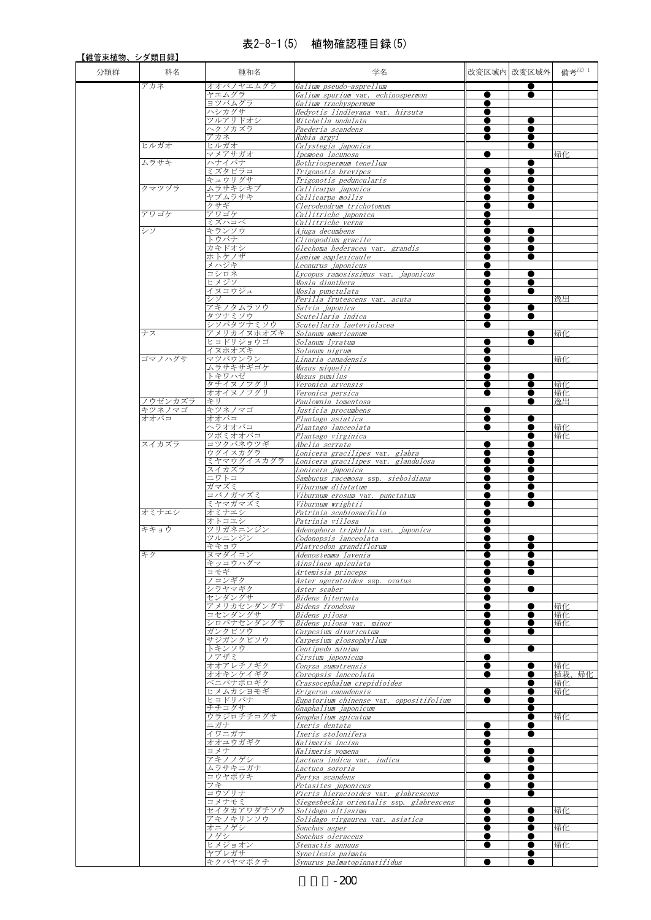# 表2-8-1(5)　植物確認種目録(5)

【維管束植物、シダ類目録】

| 分類群 | 科名 | 種和名 | 学名 | 改変区域内 | 改変区域外 | 備考注）1 |
|---|---|---|---|---|---|---|
| | アカネ | オオバノヤエムグラ | *Galium pseudo-asprellum* | | ● | |
| | | ヤエムグラ | *Galium spurium* var. *echinospermon* | ● | ● | |
| | | ヨツバムグラ | *Galium trachyspermum* | ● | | |
| | | ハシカグサ | *Hedyotis lindleyana* var. *hirsuta* | ● | | |
| | | ツルアリドオシ | *Mitchella undulata* | ● | ● | |
| | | ヘクソカズラ | *Paederia scandens* | ● | ● | |
| | | アカネ | *Rubia argyi* | ● | ● | |
| | ヒルガオ | ヒルガオ | *Calystegia japonica* | | ● | |
| | | マメアサガオ | *Ipomoea lacunosa* | ● | | 帰化 |
| | ムラサキ | ハナイバナ | *Bothriospermum tenellum* | | ● | |
| | | ミズタビラコ | *Trigonotis brevipes* | ● | ● | |
| | | キュウリグサ | *Trigonotis peduncularis* | ● | ● | |
| | クマツヅラ | ムラサキシキブ | *Callicarpa japonica* | ● | ● | |
| | | ヤブムラサキ | *Callicarpa mollis* | ● | ● | |
| | | クサギ | *Clerodendrum trichotomum* | ● | ● | |
| | アワゴケ | アワゴケ | *Callitriche japonica* | ● | | |
| | | ミズハコベ | *Callitriche verna* | ● | | |
| | シソ | キランソウ | *Ajuga decumbens* | ● | ● | |
| | | トウバナ | *Clinopodium gracile* | ● | ● | |
| | | カキドオシ | *Glechoma hederacea* var. *grandis* | ● | ● | |
| | | ホトケノザ | *Lamium amplexicaule* | ● | ● | |
| | | メハジキ | *Leonurus japonicus* | ● | | |
| | | コシロネ | *Lycopus ramosissimus* var. *japonicus* | ● | ● | |
| | | ヒメジソ | *Mosla dianthera* | ● | ● | |
| | | イヌコウジュ | *Mosla punctulata* | ● | ● | |
| | | シソ | *Perilla frutescens* var. *acuta* | ● | | 逸出 |
| | | アキノタムラソウ | *Salvia japonica* | ● | ● | |
| | | タツナミソウ | *Scutellaria indica* | ● | ● | |
| | | シソバタツナミソウ | *Scutellaria laeteviolacea* | ● | | |
| | ナス | アメリカイヌホオズキ | *Solanum americanum* | | ● | 帰化 |
| | | ヒヨドリジョウゴ | *Solanum lyratum* | ● | ● | |
| | | イヌホオズキ | *Solanum nigrum* | ● | | |
| | ゴマノハグサ | マツバウンラン | *Linaria canadensis* | ● | | 帰化 |
| | | ムラサキサギゴケ | *Mazus miquelii* | ● | | |
| | | トキワハゼ | *Mazus pumilus* | ● | ● | |
| | | タチイヌノフグリ | *Veronica arvensis* | ● | ● | 帰化 |
| | | オオイヌノフグリ | *Veronica persica* | ● | ● | 帰化 |
| | ノウゼンカズラ | キリ | *Paulownia tomentosa* | | ● | 逸出 |
| | キツネノマゴ | キツネノマゴ | *Justicia procumbens* | ● | | |
| | オオバコ | オオバコ | *Plantago asiatica* | ● | ● | |
| | | ヘラオオバコ | *Plantago lanceolata* | ● | ● | 帰化 |
| | | ツボミオオバコ | *Plantago virginica* | | ● | 帰化 |
| | スイカズラ | コツクバネウツギ | *Abelia serrata* | ● | ● | |
| | | ウグイスカグラ | *Lonicera gracilipes* var. *glabra* | ● | ● | |
| | | ミヤマウグイスカグラ | *Lonicera gracilipes* var. *glandulosa* | ● | ● | |
| | | スイカズラ | *Lonicera japonica* | ● | ● | |
| | | ニワトコ | *Sambucus racemosa* ssp. *sieboldiana* | ● | ● | |
| | | ガマズミ | *Viburnum dilatatum* | ● | ● | |
| | | コバノガマズミ | *Viburnum erosum* var. *punctatum* | ● | ● | |
| | | ミヤマガマズミ | *Viburnum wrightii* | ● | ● | |
| | オミナエシ | オミナエシ | *Patrinia scabiosaefolia* | ● | | |
| | | オトコエシ | *Patrinia villosa* | ● | | |
| | キキョウ | ツリガネニンジン | *Adenophora triphylla* var. *japonica* | ● | | |
| | | ツルニンジン | *Codonopsis lanceolata* | ● | ● | |
| | | キキョウ | *Platycodon grandiflorum* | ● | ● | |
| | キク | ヌマダイコン | *Adenostemma lavenia* | ● | ● | |
| | | キッコウハグマ | *Ainsliaea apiculata* | ● | ● | |
| | | ヨモギ | *Artemisia princeps* | ● | ● | |
| | | ノコンギク | *Aster ageratoides* ssp. *ovatus* | ● | | |
| | | シラヤマギク | *Aster scaber* | ● | ● | |
| | | センダングサ | *Bidens biternata* | ● | | |
| | | アメリカセンダングサ | *Bidens frondosa* | ● | ● | 帰化 |
| | | コセンダングサ | *Bidens pilosa* | ● | ● | 帰化 |
| | | シロバナセンダングサ | *Bidens pilosa* var. *minor* | ● | ● | 帰化 |
| | | ガンクビソウ | *Carpesium divaricatum* | ● | ● | |
| | | サジガンクビソウ | *Carpesium glossophyllum* | ● | | |
| | | トキンソウ | *Centipeda minima* | | ● | |
| | | ノアザミ | *Cirsium japonicum* | ● | | |
| | | オオアレチノギク | *Conyza sumatrensis* | ● | ● | 帰化 |
| | | オオキンケイギク | *Coreopsis lanceolata* | ● | ● | 植栽、帰化 |
| | | ベニバナボロギク | *Crassocephalum crepidioides* | | ● | 帰化 |
| | | ヒメムカシヨモギ | *Erigeron canadensis* | ● | ● | 帰化 |
| | | ヒヨドリバナ | *Eupatorium chinense* var. *oppositifolium* | ● | ● | |
| | | チチコグサ | *Gnaphalium japonicum* | | ● | |
| | | ウラジロチチコグサ | *Gnaphalium spicatum* | | ● | 帰化 |
| | | ニガナ | *Ixeris dentata* | ● | ● | |
| | | イワニガナ | *Ixeris stolonifera* | ● | ● | |
| | | オオユウガギク | *Kalimeris incisa* | ● | | |
| | | ヨメナ | *Kalimeris yomena* | ● | ● | |
| | | アキノノゲシ | *Lactuca indica* var. *indica* | ● | ● | |
| | | ムラサキニガナ | *Lactuca sororia* | | ● | |
| | | コウヤボウキ | *Pertya scandens* | ● | ● | |
| | | フキ | *Petasites japonicus* | ● | ● | |
| | | コウゾリナ | *Picris hieracioides* var. *glabrescens* | | ● | |
| | | コメナモミ | *Siegesbeckia orientalis* ssp. *glabrescens* | ● | | |
| | | セイタカアワダチソウ | *Solidago altissima* | ● | ● | 帰化 |
| | | アキノキリンソウ | *Solidago virgaurea* var. *asiatica* | ● | ● | |
| | | オニノゲシ | *Sonchus asper* | ● | ● | 帰化 |
| | | ノゲシ | *Sonchus oleraceus* | ● | ● | |
| | | ヒメジョオン | *Stenactis annuus* | ● | ● | 帰化 |
| | | ヤブレガサ | *Syneilesis palmata* | | ● | |
| | | キクバヤマボクチ | *Synurus palmatopinnatifidus* | ● | ● | |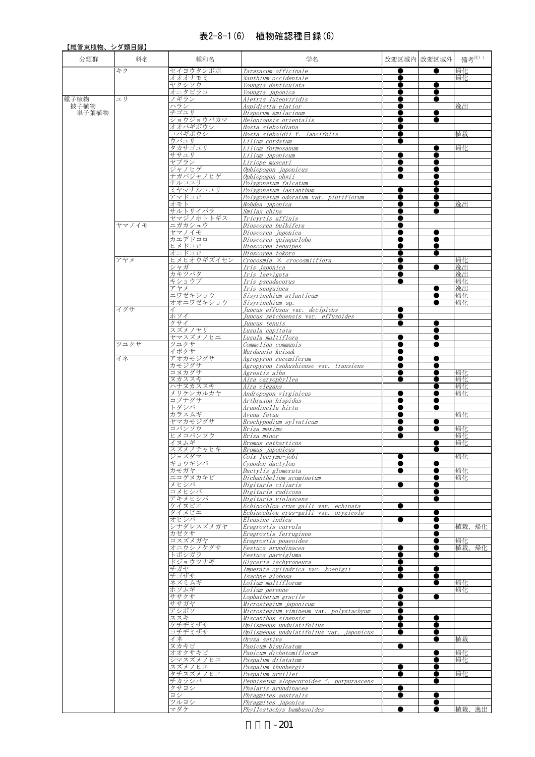# 表2-8-1(6)　植物確認種目録(6)

【維管束植物、シダ類目録】

| 分類群 | 科名 | 種和名 | 学名 | 改変区域内 | 改変区域外 | 備考[注)1] |
|---|---|---|---|---|---|---|
| | キク | セイヨウタンポポ | *Taraxacum officinale* | ● | ● | 帰化 |
| | | オオオナモミ | *Xanthium occidentale* | ● | | 帰化 |
| | | ヤクシソウ | *Youngia denticulata* | ● | ● | |
| | | オニタビラコ | *Youngia japonica* | ● | ● | |
| 種子植物 被子植物 単子葉植物 | ユリ | ノギラン | *Aletris luteoviridis* | ● | ● | |
| | | ハラン | *Aspidistra elatior* | ● | | 逸出 |
| | | チゴユリ | *Disporum smilacinum* | ● | ● | |
| | | ショウジョウバカマ | *Heloniopsis orientalis* | ● | ● | |
| | | オオバギボウシ | *Hosta sieboldiana* | ● | | |
| | | コバギボウシ | *Hosta sieboldii* f. *lancifolia* | ● | | 植栽 |
| | | ウバユリ | *Lilium cordatum* | ● | | |
| | | タカサゴユリ | *Lilium formosanum* | | ● | 帰化 |
| | | ササユリ | *Lilium japonicum* | ● | ● | |
| | | ヤブラン | *Liriope muscari* | ● | ● | |
| | | ジャノヒゲ | *Ophiopogon japonicus* | ● | ● | |
| | | ナガバジャノヒゲ | *Ophiopogon ohwii* | ● | ● | |
| | | ナルコユリ | *Polygonatum falcatum* | | ● | |
| | | ミヤマナルコユリ | *Polygonatum lasianthum* | ● | ● | |
| | | アマドコロ | *Polygonatum odoratum* var. *pluriflorum* | ● | ● | |
| | | オモト | *Rohdea japonica* | ● | ● | 逸出 |
| | | サルトリイバラ | *Smilax china* | ● | ● | |
| | | ヤマジノホトトギス | *Tricyrtis affinis* | ● | | |
| | ヤマノイモ | ニガカシュウ | *Dioscorea bulbifera* | ● | | |
| | | ヤマノイモ | *Dioscorea japonica* | ● | ● | |
| | | カエデドコロ | *Dioscorea quinqueloba* | ● | ● | |
| | | ヒメドコロ | *Dioscorea tenuipes* | ● | ● | |
| | | オニドコロ | *Dioscorea tokoro* | ● | ● | |
| | アヤメ | ヒメヒオウギズイセン | *Crocosmia × crocosmiiflora* | ● | | 帰化 |
| | | シャガ | *Iris japonica* | ● | ● | 逸出 |
| | | カキツバタ | *Iris laevigata* | ● | | 逸出 |
| | | キショウブ | *Iris pseudacorus* | ● | | 帰化 |
| | | アヤメ | *Iris sanguinea* | | ● | 逸出 |
| | | ニワゼキショウ | *Sisyrinchium atlanticum* | | ● | 帰化 |
| | | オオニワゼキショウ | *Sisyrinchium* sp. | | ● | 帰化 |
| | イグサ | イ | *Juncus effusus* var. *decipiens* | ● | | |
| | | ホソイ | *Juncus setchuensis* var. *effusoides* | ● | | |
| | | クサイ | *Juncus tenuis* | ● | ● | |
| | | スズメノヤリ | *Luzula capitata* | | ● | |
| | | ヤマスズメノヒエ | *Luzula multiflora* | ● | ● | |
| | ツユクサ | ツユクサ | *Commelina communis* | ● | ● | |
| | | イボクサ | *Murdannia keisak* | ● | | |
| | イネ | アオカモジグサ | *Agropyron racemiferum* | ● | ● | |
| | | カモジグサ | *Agropyron tsukushiense* var. *transiens* | ● | ● | |
| | | コヌカグサ | *Agrostis alba* | ● | ● | 帰化 |
| | | ヌカススキ | *Aira caryophyllea* | ● | ● | 帰化 |
| | | ハナヌカススキ | *Aira elegans* | | ● | 帰化 |
| | | メリケンカルカヤ | *Andropogon virginicus* | ● | ● | 帰化 |
| | | コブナグサ | *Arthraxon hispidus* | ● | ● | |
| | | トダシバ | *Arundinella hirta* | ● | ● | |
| | | カラスムギ | *Avena fatua* | ● | | 帰化 |
| | | ヤマカモジグサ | *Brachypodium sylvaticum* | ● | ● | |
| | | コバンソウ | *Briza maxima* | ● | ● | 帰化 |
| | | ヒメコバンソウ | *Briza minor* | ● | | 帰化 |
| | | イヌムギ | *Bromus catharticus* | | ● | 帰化 |
| | | スズメノチャヒキ | *Bromus japonicus* | | ● | |
| | | ジュズダマ | *Coix lacryma-jobi* | ● | | 帰化 |
| | | ギョウギシバ | *Cynodon dactylon* | ● | ● | |
| | | カモガヤ | *Dactylis glomerata* | ● | ● | 帰化 |
| | | ニコゲヌカキビ | *Dichanthelium acuminatum* | | ● | 帰化 |
| | | メヒシバ | *Digitaria ciliaris* | ● | ● | |
| | | コメヒシバ | *Digitaria radicosa* | | ● | |
| | | アキメヒシバ | *Digitaria violascens* | | ● | |
| | | ケイヌビエ | *Echinochloa crus-galli* var. *echinata* | ● | | |
| | | タイヌビエ | *Echinochloa crus-galli* var. *oryzicola* | | ● | |
| | | オヒシバ | *Eleusine indica* | ● | ● | |
| | | シナダレスズメガヤ | *Eragrostis curvula* | | ● | 植栽、帰化 |
| | | カゼクサ | *Eragrostis ferruginea* | | ● | |
| | | コスズメガヤ | *Eragrostis poaeoides* | | ● | 帰化 |
| | | オニウシノケグサ | *Festuca arundinacea* | ● | ● | 植栽、帰化 |
| | | トボシガラ | *Festuca parvigluma* | ● | ● | |
| | | ドジョウツナギ | *Glyceria ischyroneura* | ● | | |
| | | チガヤ | *Imperata cylindrica* var. *koenigii* | ● | ● | |
| | | チゴザサ | *Isachne globosa* | ● | ● | |
| | | ネズミムギ | *Lolium multiflorum* | | ● | 帰化 |
| | | ホソムギ | *Lolium perenne* | ● | | 帰化 |
| | | ササクサ | *Lophatherum gracile* | ● | ● | |
| | | ササガヤ | *Microstegium japonicum* | ● | | |
| | | アシボソ | *Microstegium vimineum* var. *polystachyum* | ● | | |
| | | ススキ | *Miscanthus sinensis* | ● | ● | |
| | | ケチヂミザサ | *Oplismenus undulatifolius* | ● | ● | |
| | | コチヂミザサ | *Oplismenus undulatifolius* var. *japonicus* | ● | ● | |
| | | イネ | *Oryza sativa* | | ● | 植栽 |
| | | ヌカキビ | *Panicum bisulcatum* | ● | | |
| | | オオクサキビ | *Panicum dichotomiflorum* | | ● | 帰化 |
| | | シマスズメノヒエ | *Paspalum dilatatum* | | ● | 帰化 |
| | | スズメノヒエ | *Paspalum thunbergii* | ● | ● | |
| | | タチスズメノヒエ | *Paspalum urvillei* | ● | ● | 帰化 |
| | | チカラシバ | *Pennisetum alopecuroides* f. *purpurascens* | | ● | |
| | | クサヨシ | *Phalaris arundinacea* | ● | | |
| | | ヨシ | *Phragmites australis* | ● | ● | |
| | | ツルヨシ | *Phragmites japonica* | | ● | |
| | | マダケ | *Phyllostachys bambusoides* | ● | ● | 植栽、逸出 |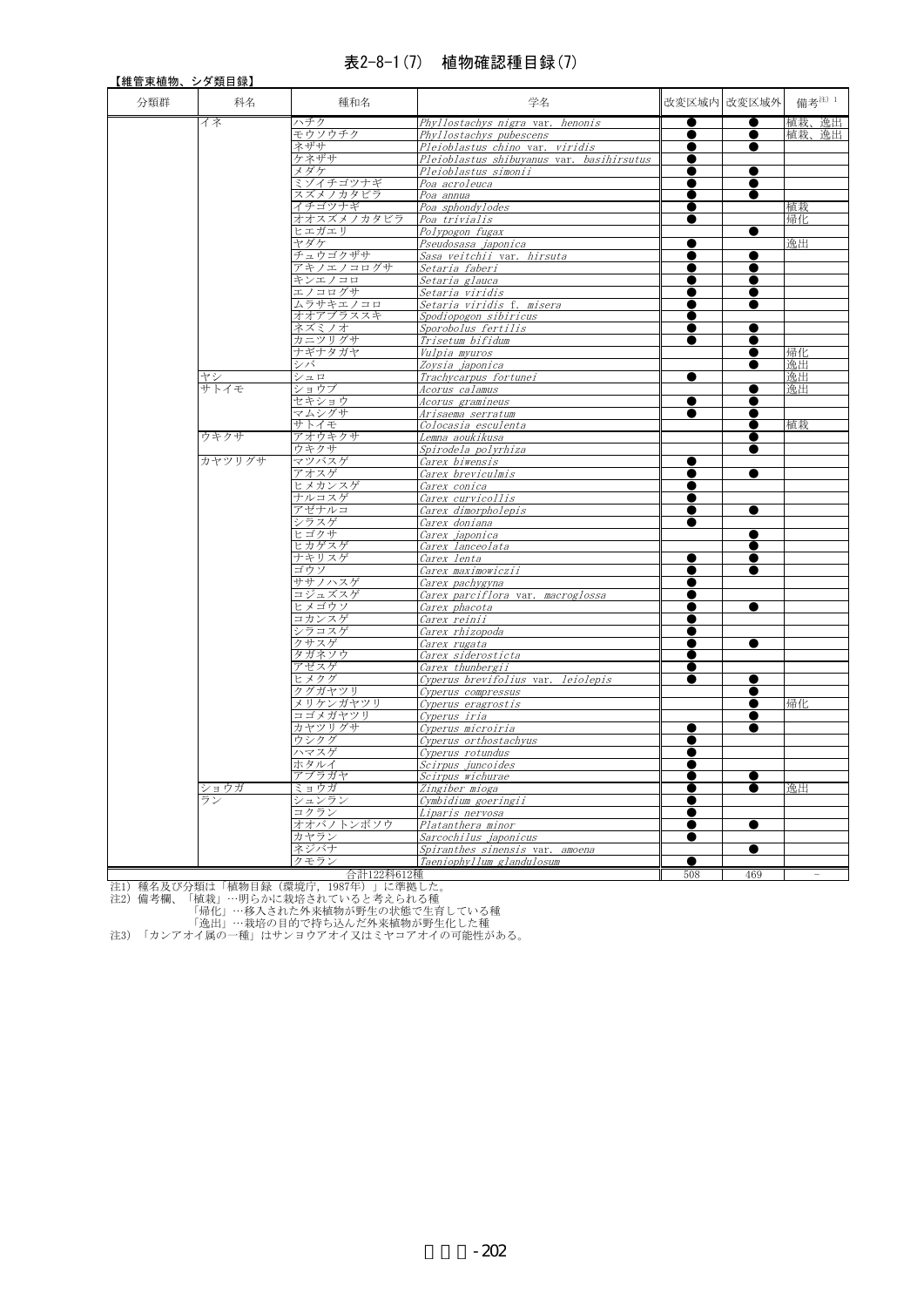# 表2-8-1(7)　植物確認種目録(7)

【維管束植物、シダ類目録】

| 分類群 | 科名 | 種和名 | 学名 | 改変区域内 | 改変区域外 | 備考[注)1] |
|---|---|---|---|---|---|---|
| | イネ | ハチク | *Phyllostachys nigra* var. *henonis* | ● | ● | 植栽、逸出 |
| | | モウソウチク | *Phyllostachys pubescens* | ● | ● | 植栽、逸出 |
| | | ネザサ | *Pleioblastus chino* var. *viridis* | ● | ● | |
| | | ケネザサ | *Pleioblastus shibuyanus* var. *basihirsutus* | ● | | |
| | | メダケ | *Pleioblastus simonii* | ● | ● | |
| | | ミゾイチゴツナギ | *Poa acroleuca* | ● | ● | |
| | | スズメノカタビラ | *Poa annua* | ● | ● | |
| | | イチゴツナギ | *Poa sphondylodes* | ● | | 植栽 |
| | | オオスズメノカタビラ | *Poa trivialis* | ● | | 帰化 |
| | | ヒエガエリ | *Polypogon fugax* | | ● | |
| | | ヤダケ | *Pseudosasa japonica* | ● | | 逸出 |
| | | チュウゴクザサ | *Sasa veitchii* var. *hirsuta* | ● | ● | |
| | | アキノエノコログサ | *Setaria faberi* | ● | ● | |
| | | キンエノコロ | *Setaria glauca* | ● | ● | |
| | | エノコログサ | *Setaria viridis* | ● | ● | |
| | | ムラサキエノコロ | *Setaria viridis* f. *misera* | ● | ● | |
| | | オオアブラススキ | *Spodiopogon sibiricus* | ● | | |
| | | ネズミノオ | *Sporobolus fertilis* | ● | ● | |
| | | カニツリグサ | *Trisetum bifidum* | ● | ● | |
| | | ナギナタガヤ | *Vulpia myuros* | | ● | 帰化 |
| | | シバ | *Zoysia japonica* | | ● | 逸出 |
| | ヤシ | シュロ | *Trachycarpus fortunei* | ● | | 逸出 |
| | サトイモ | ショウブ | *Acorus calamus* | | ● | 逸出 |
| | | セキショウ | *Acorus gramineus* | ● | ● | |
| | | マムシグサ | *Arisaema serratum* | ● | ● | |
| | | サトイモ | *Colocasia esculenta* | | ● | 植栽 |
| | ウキクサ | アオウキクサ | *Lemna aoukikusa* | | ● | |
| | | ウキクサ | *Spirodela polyrhiza* | | ● | |
| | カヤツリグサ | マツバスゲ | *Carex biwensis* | ● | | |
| | | アオスゲ | *Carex breviculmis* | ● | ● | |
| | | ヒメカンスゲ | *Carex conica* | ● | | |
| | | ナルコスゲ | *Carex curvicollis* | ● | | |
| | | アゼナルコ | *Carex dimorpholepis* | ● | ● | |
| | | シラスゲ | *Carex doniana* | ● | | |
| | | ヒゴクサ | *Carex japonica* | | ● | |
| | | ヒカゲスゲ | *Carex lanceolata* | | ● | |
| | | ナキリスゲ | *Carex lenta* | ● | ● | |
| | | ゴウソ | *Carex maximowiczii* | ● | ● | |
| | | ササノハスゲ | *Carex pachygyna* | ● | | |
| | | コジュズスゲ | *Carex parciflora* var. *macroglossa* | ● | | |
| | | ヒメゴウソ | *Carex phacota* | ● | ● | |
| | | コカンスゲ | *Carex reinii* | ● | | |
| | | シラコスゲ | *Carex rhizopoda* | ● | | |
| | | クサスゲ | *Carex rugata* | ● | ● | |
| | | タガネソウ | *Carex siderosticta* | ● | | |
| | | アゼスゲ | *Carex thunbergii* | ● | | |
| | | ヒメクグ | *Cyperus brevifolius* var. *leiolepis* | ● | ● | |
| | | クグガヤツリ | *Cyperus compressus* | | ● | |
| | | メリケンガヤツリ | *Cyperus eragrostis* | | ● | 帰化 |
| | | コゴメガヤツリ | *Cyperus iria* | | ● | |
| | | カヤツリグサ | *Cyperus microiria* | ● | ● | |
| | | ウシクグ | *Cyperus orthostachyus* | ● | | |
| | | ハマスゲ | *Cyperus rotundus* | ● | | |
| | | ホタルイ | *Scirpus juncoides* | ● | | |
| | | アブラガヤ | *Scirpus wichurae* | ● | ● | |
| | ショウガ | ミョウガ | *Zingiber mioga* | ● | ● | 逸出 |
| | ラン | シュンラン | *Cymbidium goeringii* | ● | | |
| | | コクラン | *Liparis nervosa* | ● | | |
| | | オオバノトンボソウ | *Platanthera minor* | ● | ● | |
| | | カヤラン | *Sarcochilus japonicus* | ● | | |
| | | ネジバナ | *Spiranthes sinensis* var. *amoena* | | ● | |
| | | クモラン | *Taeniophyllum glandulosum* | ● | | |
| 合計122科612種 | | | | 508 | 469 | － |

注1) 種名及び分類は「植物目録（環境庁，1987年）」に準拠した。
注2) 備考欄、「植栽」…明らかに栽培されていると考えられる種
　　　　「帰化」…移入された外来植物が野生の状態で生育している種
　　　　「逸出」…栽培の目的で持ち込んだ外来植物が野生化した種
注3) 「カンアオイ属の一種」はサンヨウアオイ又はミヤコアオイの可能性がある。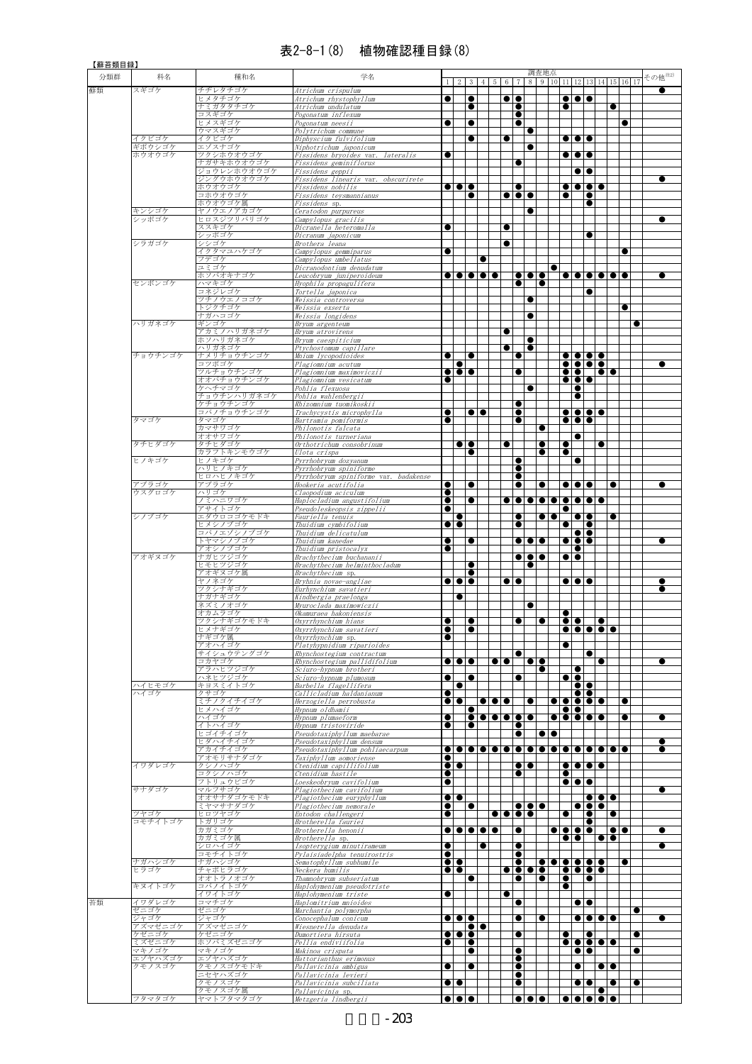# 表2-8-1(8) 植物確認種目録(8)

【蘚苔類目録】

| 分類群 | 科名 | 種和名 | 学名 | 調査地点 | | | | | | | | | | | | | | | | | その他[注2)] |
|---|---|---|---|---|---|---|---|---|---|---|---|---|---|---|---|---|---|---|---|---|---|
| | | | | 1 | 2 | 3 | 4 | 5 | 6 | 7 | 8 | 9 | 10 | 11 | 12 | 13 | 14 | 15 | 16 | 17 | |
| 蘚類 | スギゴケ | チヂレタチゴケ | *Atrichum crispulum* | | | | | | | | | | | | | | | | | | ● |
| | | ヒメタチゴケ | *Atrichum rhystophyllum* | ● | | ● | | | ● | ● | | | | ● | ● | ● | | | | | |
| | | ナミガタタチゴケ | *Atrichum undulatum* | | | ● | | | | ● | | | | ● | | | | ● | | | |
| | | コスギゴケ | *Pogonatum inflexum* | | | | | | | ● | | | | | | | | | | | |
| | | ヒメスギゴケ | *Pogonatum neesii* | ● | | ● | | | | ● | | | | | | | | | ● | | |
| | | ウマスギゴケ | *Polytrichum commune* | | | | | | | | ● | | | | | | | | | | |
| | イクビゴケ | イクビゴケ | *Diphyscium fulvifolium* | | | ● | | | ● | | | | | ● | ● | ● | | | | | |
| | ギボウシゴケ | エゾスナゴケ | *Niphotrichum japonicum* | | | | | | | | ● | | | | | | | | | | |
| | ホウオウゴケ | ツクシホウオウゴケ | *Fissidens bryoides* var. *lateralis* | ● | | | | | | | | | | ● | ● | ● | | | | | |
| | | ナガサキホウオウゴケ | *Fissidens geminiflorus* | | | | | | | ● | | | | | | | | | | | |
| | | ジョウレンホウオウゴケ | *Fissidens geppii* | | | | | | | | | | | | ● | ● | | | | | |
| | | ジングウホウオウゴケ | *Fissidens linearis* var. *obscurirete* | | | | | | | | | | | | | | | | | | ● |
| | | ホウオウゴケ | *Fissidens nobilis* | ● | ● | ● | | | | ● | | | | ● | ● | ● | ● | | | | |
| | | コホウオウゴケ | *Fissidens teysmannianus* | | | ● | | | ● | ● | ● | | | ● | | ● | | | | | |
| | | ホウオウゴケ属 | *Fissidens* sp. | | | | | | | | | | | | | ● | | | | | |
| | キンシゴケ | ヤノウエノアカゴケ | *Ceratodon purpureus* | | | | | | | | ● | | | | | | | | | | |
| | シッポゴケ | ヒロスジツリバリゴケ | *Campylopus gracilis* | | | | | | | | | | | | | | | | | | ● |
| | | ススキゴケ | *Dicranella heteromalla* | ● | | | | | ● | | | | | | | | | | | | |
| | | シッポゴケ | *Dicranum japonicum* | | | | | | | | | | | | | ● | | | | | |
| | シラガゴケ | シシゴケ | *Brothera leana* | | | | | | ● | | | | | | | | | | | | |
| | | イクタマユハケゴケ | *Campylopus gemmiparus* | ● | | | | | | | | | | | | | | | ● | | |
| | | フデゴケ | *Campylopus umbellatus* | | | | ● | | | | | | | | | | | | | | |
| | | ユミゴケ | *Dicranodontium denudatum* | | | | | | | | | | ● | | | | | | | | |
| | | ホソバオキナゴケ | *Leucobryum juniperoideum* | ● | ● | ● | ● | ● | | ● | ● | ● | | ● | ● | ● | ● | ● | ● | | ● |
| | センボンゴケ | ハマキゴケ | *Hyophila propagulifera* | | | | | | | ● | | ● | | | | | | | | | |
| | | コネジレゴケ | *Tortella japonica* | | | | | | | | | | | | | ● | | | | | |
| | | ツチノウエノコゴケ | *Weissia controversa* | | | | | | | | ● | | | | | | | | | | |
| | | トジクチゴケ | *Weissia exserta* | | | | | | | | | | | | | | | | ● | | |
| | | ナガハコゴケ | *Weissia longidens* | | | | | | | | ● | | | | | | | | | | |
| | ハリガネゴケ | ギンゴケ | *Bryum argenteum* | | | | | | | | | | | | | | | | | ● | |
| | | アカミノハリガネゴケ | *Bryum atrovirens* | | | | | | ● | | | | | | | | | | | | |
| | | ホソハリガネゴケ | *Bryum caespiticium* | | | | | | | | ● | | | | | | | | | | |
| | | ハリガネゴケ | *Ptychostomum capillare* | | | | | | ● | | ● | | | | | | | | | | |
| | チョウチンゴケ | ナメリチョウチンゴケ | *Mnium lycopodioides* | ● | | ● | | | | ● | | | | ● | ● | ● | ● | | | | |
| | | コツボゴケ | *Plagiomnium acutum* | | ● | | | | | | | | | ● | ● | ● | ● | | | | ● |
| | | ツルチョウチンゴケ | *Plagiomnium maximoviczii* | ● | ● | ● | | | | ● | | | | ● | ● | | ● | ● | | | |
| | | オオバチョウチンゴケ | *Plagiomnium vesicatum* | ● | | | | | | | | | | ● | ● | ● | | | | | |
| | | ケヘチマゴケ | *Pohlia flexuosa* | | | | | | | | ● | | | | ● | | | | | | |
| | | チョウチンハリガネゴケ | *Pohlia wahlenbergii* | | | | | | | | | | | | ● | | | | | | |
| | | ケチョウチンゴケ | *Rhizomnium tuomikoskii* | | | | | | | ● | | | | | | | | | | | |
| | | コバノチョウチンゴケ | *Trachycystis microphylla* | ● | | ● | ● | | | ● | | | | ● | ● | ● | ● | | | | |
| | タマゴケ | タマゴケ | *Bartramia pomiformis* | ● | | | | | | ● | | | | ● | ● | ● | | | | | |
| | | カマサワゴケ | *Philonotis falcata* | | | | | | | | | ● | | | | | | | | | |
| | | オオサワゴケ | *Philonotis turneriana* | | | | | | | | | | | | ● | | | | | | |
| | タチヒダゴケ | タチヒダゴケ | *Orthotrichum consobrinum* | | ● | ● | | | ● | | | ● | | ● | | | ● | | | | |
| | | カラフトキンモウゴケ | *Ulota crispa* | | | ● | | | | | | ● | | ● | | | | | | | |
| | ヒノキゴケ | ヒノキゴケ | *Pyrrhobryum dozyanum* | | | | | | | ● | | | | | ● | | | | | | |
| | | ハリヒノキゴケ | *Pyrrhobryum spiniforme* | | | | | | | ● | | | | | | | | | | | |
| | | ヒロハヒノキゴケ | *Pyrrhobryum spiniforme* var. *badakense* | | | | | | | ● | | | | | | | | | | | |
| | アブラゴケ | アブラゴケ | *Hookeria acutifolia* | ● | | ● | | | | ● | | ● | | ● | ● | ● | | ● | | | ● |
| | ウスグロゴケ | ハリゴケ | *Claopodium aciculum* | ● | | | | | | | | | | | | | | | | | |
| | | ノミハニワゴケ | *Haplocladium angustifolium* | ● | | ● | | | ● | ● | ● | ● | ● | ● | ● | ● | ● | | | | |
| | | アサイトゴケ | *Pseudoleskeopsis zippelii* | ● | | | | | | | | | | ● | | | | | | | |
| | シノブゴケ | エダウロコゴケモドキ | *Fauriella tenuis* | | ● | | | | | ● | | ● | ● | | ● | ● | | ● | | | |
| | | ヒメシノブゴケ | *Thuidium cymbifolium* | ● | ● | | | | | ● | | | | ● | | ● | | | | | |
| | | コバノエゾシノブゴケ | *Thuidium delicatulum* | | | | | | | | | | | | ● | ● | | | | | |
| | | トヤマシノブゴケ | *Thuidium kanedae* | ● | | ● | | | | ● | ● | ● | | ● | ● | ● | | | | | ● |
| | | アオシノブゴケ | *Thuidium pristocalyx* | ● | | | | | | | | | | | ● | | | | | | |
| | アオギヌゴケ | ナガヒツジゴケ | *Brachythecium buchananii* | | | | | | | ● | ● | ● | | ● | ● | | | | | | |
| | | ヒモヒツジゴケ | *Brachythecium helminthocladum* | | | ● | | | | | ● | | | | | | | | | | |
| | | アオギヌゴケ属 | *Brachythecium* sp. | | | ● | | | | | | | | | | | | | | | |
| | | ヤノネゴケ | *Bryhnia novae-angliae* | ● | ● | ● | | | ● | ● | | | | ● | ● | ● | | | | | ● |
| | | ツクシナギゴケ | *Eurhynchium savatieri* | | | | | | | | | | | | | | | | | | ● |
| | | ナガナギゴケ | *Kindbergia praelonga* | | ● | | | | | | | | | | | | | | | | |
| | | ネズミノオゴケ | *Myuroclada maximowiczii* | | | | | | | | ● | | | | | | | | | | |
| | | オカムラゴケ | *Okamuraea hakoniensis* | | | | | | | | | | | ● | | | | | | | |
| | | ツクシナギゴケモドキ | *Oxyrrhynchium hians* | ● | | ● | | | | ● | | ● | | ● | ● | | ● | | | | |
| | | ヒメナギゴケ | *Oxyrrhynchium savatieri* | ● | | ● | | | | | | | | ● | ● | ● | ● | ● | | | |
| | | ナギゴケ属 | *Oxyrrhynchium* sp. | ● | | | | | | | | | | | | | | | | | |
| | | アオハイゴケ | *Platyhypnidium riparioides* | | | | | | | | | | | ● | | | | | | | |
| | | サイシュウテングゴケ | *Rhynchostegium contractum* | | | | | | | ● | | | | | | ● | | | | | |
| | | コカヤゴケ | *Rhynchostegium pallidifolium* | ● | ● | ● | | ● | ● | | ● | ● | | ● | | | ● | | | | ● |
| | | アラハヒツジゴケ | *Sciuro-hypnum brotheri* | | | | | | | | | ● | | | ● | | | | | | |
| | | ハネヒツジゴケ | *Sciuro-hypnum plumosum* | ● | | ● | | | | ● | | | | ● | ● | | | | | | |
| | ハイヒモゴケ | キヨスミイトゴケ | *Barbella flagellifera* | | ● | | | | | | | | | | ● | ● | | | | | |
| | ハイゴケ | クサゴケ | *Callicladium haldanianum* | ● | | | | | | | | | | | ● | ● | | | | | |
| | | ミヂンクイチイゴケ | *Herzogiella perrobusta* | ● | ● | | ● | ● | ● | | ● | | ● | ● | ● | ● | ● | | ● | | |
| | | ヒメハイゴケ | *Hypnum oldhamii* | | | ● | | | | | | | | ● | ● | | | | | | |
| | | ハイゴケ | *Hypnum plumaeforme* | ● | | ● | ● | ● | ● | ● | ● | | ● | ● | ● | ● | ● | | ● | | ● |
| | | イトハイゴケ | *Hypnum tristoviride* | ● | | ● | | | | ● | | | | | | | | | | | |
| | | ヒゴイチイゴケ | *Pseudotaxiphyllum maebarae* | | | | | | | ● | | ● | ● | | | | | | | | |
| | | ヒダハイゴケ | *Pseudotaxiphyllum densum* | | | | | | | | | | | | | | | | | | ● |
| | | アカイチイゴケ | *Pseudotaxiphyllum pohliaecarpum* | ● | ● | ● | ● | ● | ● | ● | ● | ● | ● | ● | ● | ● | ● | ● | ● | | ● |
| | | アオモリサナダゴケ | *Taxiphyllum aomoriense* | ● | | | | | | | | | | | | | | | | | |
| | イワダレゴケ | クシノハゴケ | *Ctenidium capillifolium* | ● | ● | | | | | ● | ● | | | ● | ● | ● | ● | | | | |
| | | コクシノハゴケ | *Ctenidium hastile* | ● | | | | | | ● | | | | ● | | | | | | | |
| | | フトリュウビゴケ | *Loeskeobryum cavifolium* | ● | | | | | | | | | | ● | ● | ● | | | | | |
| | サナダゴケ | マルフサゴケ | *Plagiothecium cavifolium* | | | | | | | | | | | | | | | | | | ● |
| | | オオサナダゴケモドキ | *Plagiothecium euryphyllum* | ● | ● | | | | | | | | | | | ● | ● | ● | | | |
| | | ミヤマサナダゴケ | *Plagiothecium nemorale* | ● | | ● | | | | ● | ● | ● | | | ● | ● | ● | | | | |
| | ツヤゴケ | ヒロツヤゴケ | *Entodon challengeri* | ● | | | | ● | ● | ● | ● | | | ● | | ● | | ● | | | |
| | コモチイトゴケ | トガリゴケ | *Brotherella fauriei* | | | | | | | | | | | | | ● | | | | | |
| | | カガミゴケ | *Brotherella henonii* | ● | ● | ● | ● | ● | | ● | | | ● | ● | ● | ● | | ● | ● | | ● |
| | | カガミゴケ属 | *Brotherella* sp. | | | | | | | | | | | ● | ● | | ● | ● | | | |
| | | シロハイゴケ | *Isopterygium minutirameum* | ● | | | ● | | | ● | | | | | | | | | | | ● |
| | | コモチイトゴケ | *Pylaisiadelpha tenuirostris* | ● | | | | | | ● | | | | | | | | | | | |
| | ナガハシゴケ | ナガハシゴケ | *Sematophyllum subhumile* | ● | ● | | | | | ● | | ● | ● | ● | ● | ● | ● | | ● | | |
| | ヒラゴケ | チャボヒラゴケ | *Neckera humilis* | ● | ● | | | | ● | ● | ● | ● | | ● | ● | ● | ● | | | | |
| | | オオトラノオゴケ | *Thamnobryum subseriatum* | | | ● | | | | ● | | ● | | ● | | ● | | | | | |
| | キヌイトゴケ | コバノイトゴケ | *Haplohymenium pseudotriste* | | | | | | | | | | | ● | | | | | | | |
| | | イワイトゴケ | *Haplohymenium triste* | ● | | | | | ● | | | | | | | | | | | | |
| 苔類 | イワダレゴケ | コマチゴケ | *Haplomitrium mnioides* | | | | | | | ● | | | | | ● | ● | | | | | |
| | ゼニゴケ | ゼニゴケ | *Marchantia polymorpha* | | | | | | | | | | | | | | | | | ● | |
| | ジャゴケ | ジャゴケ | *Conocephalum conicum* | ● | ● | ● | | | | ● | | ● | | | ● | ● | ● | ● | | | ● |
| | アズマゼニゴケ | アズマゼニゴケ | *Wiesnerella denudata* | | | ● | ● | | | | | | | | | | | | | | |
| | ケゼニゴケ | ケゼニゴケ | *Dumortiera hirsuta* | ● | ● | ● | | | | ● | | | | ● | | ● | | | | ● | |
| | ミズゼニゴケ | ホソバミズゼニゴケ | *Pellia endiviifolia* | ● | | ● | | | | | | | | ● | ● | ● | ● | ● | | | |
| | マキノゴケ | マキノゴケ | *Makinoa crispata* | | | ● | | | | ● | | | | | ● | ● | | | | ● | |
| | エゾヤハズゴケ | エゾヤハズゴケ | *Hattorianthus erimonus* | | | | | | | ● | | | | | | | | | | | |
| | クモノスゴケ | クモノスゴケモドキ | *Pallavicinia ambigua* | ● | | ● | | | | ● | | | | | ● | | ● | ● | | | |
| | | ニセヤハズゴケ | *Pallavicinia levieri* | | | | | | | ● | | | | | | | | | | | |
| | | クモノスゴケ | *Pallavicinia subciliata* | ● | ● | | | | | ● | | | | | ● | ● | | ● | | ● | |
| | | クモノスゴケ属 | *Pallavicinia* sp. | | | | | | | | | | | | | | ● | | | | |
| | フタマタゴケ | ヤマトフタマタゴケ | *Metzgeria lindbergii* | ● | ● | ● | | | | ● | ● | ● | | ● | ● | ● | ● | ● | | | |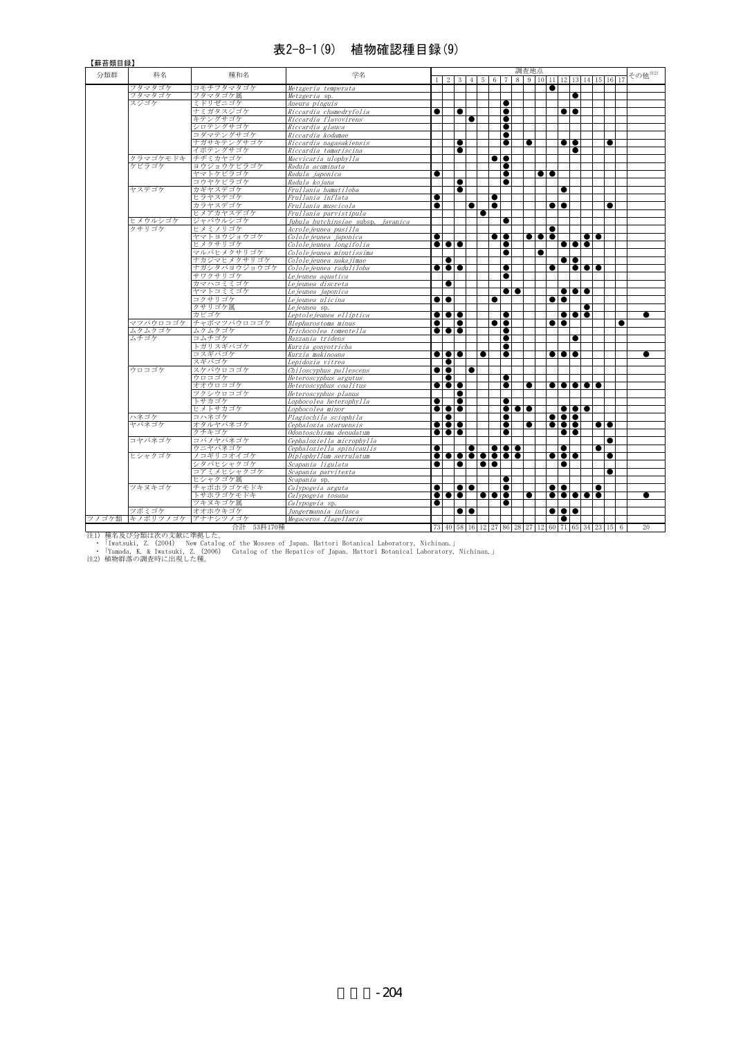# 表2-8-1(9)　植物確認種目録(9)

【蘚苔類目録】

| 分類群 | 科名 | 種和名 | 学名 | 調査地点 | | | | | | | | | | | | | | | | | その他注2) |
|---|---|---|---|---|---|---|---|---|---|---|---|---|---|---|---|---|---|---|---|---|---|
| | | | | 1 | 2 | 3 | 4 | 5 | 6 | 7 | 8 | 9 | 10 | 11 | 12 | 13 | 14 | 15 | 16 | 17 | |
| | フタマタゴケ | コモチフタマタゴケ | *Metzgeria temperata* | | | | | | | | | | | ● | | | | | | | |
| | フタマタゴケ | フタマタゴケ属 | *Metzgeria* sp. | | | | | | | | | | | | | ● | | | | | |
| | スジゴケ | ミドリゼニゴケ | *Aneura pinguis* | | | | | | | ● | | | | | | | | | | | |
| | | ナミガタスジゴケ | *Riccardia chamedryfolia* | ● | | ● | | | | ● | | | | | ● | ● | | | | | |
| | | キテングサゴケ | *Riccardia flavovirens* | | | | ● | | | ● | | | | | | | | | | | |
| | | シロテングサゴケ | *Riccardia glauca* | | | | | | | ● | | | | | | | | | | | |
| | | コダマテングサゴケ | *Riccardia kodamae* | | | | | | | ● | | | | | | | | | | | |
| | | ナガサキテングサゴケ | *Riccardia nagasakiensis* | | | ● | | | | ● | | ● | | | ● | ● | | | ● | | |
| | | イボテングサゴケ | *Riccardia tamariscina* | | | ● | | | | | | | | | | ● | | | | | |
| | クラマゴケモドキ | チヂミカヤゴケ | *Macvicaria ulophylla* | | | | | | ● | ● | | | | | | | | | | | |
| | ケビラゴケ | ヨウジョウケビラゴケ | *Radula acuminata* | | | | | | | ● | | | | | | | | | | | |
| | | ヤマトケビラゴケ | *Radula japonica* | ● | | | | | | ● | | | ● | ● | | | | | | | |
| | | コウヤケビラゴケ | *Radula kojana* | | | ● | | | | ● | | | | | | | | | | | |
| | ヤスデゴケ | カギヤスデゴケ | *Frullania hamatiloba* | | | ● | | | | | | | | | ● | | | | | | |
| | | ヒラヤスデゴケ | *Frullania inflata* | ● | | | | | ● | | | | | | | | | | | | |
| | | カラヤスデゴケ | *Frullania muscicola* | ● | | | ● | | ● | | | | | ● | ● | | | | ● | | |
| | | ヒメアカヤスデゴケ | *Frullania parvistipula* | | | | | ● | | | | | | | | | | | | | |
| | ヒメウルシゴケ | ジャバウルシゴケ | *Jubula hutchinsiae* subsp. *javanica* | | | | | | | ● | | | | | | | | | | | |
| | クサリゴケ | ヒメミノリゴケ | *Acrolejeunea pusilla* | | | | | | | | | | | ● | | | | | | | |
| | | ヤマトヨウジョウゴケ | *Cololejeunea japonica* | ● | | | | | ● | ● | | ● | ● | ● | | | ● | ● | | | |
| | | ヒメクサリゴケ | *Cololejeunea longifolia* | ● | ● | ● | | | | ● | | | | | ● | ● | ● | | | | |
| | | マルバヒメクサリゴケ | *Cololejeunea minutissima* | | | | | | | ● | | | ● | | | | | | | | |
| | | ナカジマヒメクサリゴケ | *Cololejeunea nakajimae* | | ● | | | | | | | | | | ● | ● | | | | | |
| | | ナガシタバヨウジョウゴケ | *Cololejeunea raduliloba* | ● | ● | ● | | | | ● | | | | ● | | ● | ● | ● | | | |
| | | サワクサリゴケ | *Lejeunea aquatica* | | | | | | | ● | | | | | | | | | | | |
| | | カマハコミミゴケ | *Lejeunea discreta* | | ● | | | | | | | | | | | | | | | | |
| | | ヤマトコミミゴケ | *Lejeunea japonica* | | | | | | | ● | ● | | | | ● | ● | ● | | | | |
| | | コクサリゴケ | *Lejeunea ulicina* | ● | ● | | | | ● | | | | | ● | ● | | | | | | |
| | | クサリゴケ属 | *Lejeunea* sp. | | | | | | | | | | | | | | ● | | | | |
| | | カビゴケ | *Leptolejeunea elliptica* | ● | ● | ● | | | | ● | | | | | ● | ● | ● | | | | ● |
| | マツバウロコゴケ | チャボマツバウロコゴケ | *Blepharostoma minus* | ● | | ● | | | ● | ● | | | | ● | ● | | | | | ● | |
| | ムクムクゴケ | ムクムクゴケ | *Trichocolea tomentella* | ● | ● | ● | | | | ● | | | | | | | | | | | |
| | ムチゴケ | コムチゴケ | *Bazzania tridens* | | | | | | | ● | | | | | | ● | | | | | |
| | | トガリスギバゴケ | *Kurzia gonyotricha* | | | | | | | ● | | | | | | | | | | | |
| | | コスギバゴケ | *Kurzia makinoana* | ● | ● | ● | | ● | | ● | | | | ● | ● | ● | | | | | ● |
| | | スギバゴケ | *Lepidozia vitrea* | | ● | | | | | | | | | | | | | | | | |
| | ウロコゴケ | スケバウロコゴケ | *Chiloscyphus pallescens* | ● | ● | | ● | | | | | | | | | | | | | | |
| | | ウロコゴケ | *Heteroscyphus argutus* | | ● | | | | | ● | | | | | | | | | | | |
| | | オオウロコゴケ | *Heteroscyphus coalitus* | ● | ● | ● | | | | ● | | ● | | ● | ● | ● | ● | ● | | | |
| | | ツクシウロコゴケ | *Heteroscyphus planus* | | | ● | | | | | | | | | | | | | | | |
| | | トサカゴケ | *Lophocolea heterophylla* | ● | | ● | | | | ● | | | | | | | | | | | |
| | | ヒメトサカゴケ | *Lophocolea minor* | ● | ● | ● | | | | ● | ● | ● | | | ● | ● | ● | | | | |
| | ハネゴケ | コハネゴケ | *Plagiochila sciophila* | | ● | | | | | ● | | | | ● | ● | ● | | | | | |
| | ヤバネゴケ | オタルヤバネゴケ | *Cephalozia otaruensis* | ● | ● | ● | | | | ● | | ● | | ● | ● | ● | | ● | ● | | |
| | | クチキゴケ | *Odontoschisma denudatum* | ● | ● | ● | | | | ● | | | | | ● | ● | | | | | |
| | コヤバネゴケ | コバノヤバネゴケ | *Cephaloziella microphylla* | | | | | | | | | | | | | | | | ● | | |
| | | ウニヤバネゴケ | *Cephaloziella spinicaulis* | ● | | | ● | | ● | ● | ● | | | | ● | | | ● | | | |
| | ヒシャクゴケ | ノコギリコオイゴケ | *Diplophyllum serrulatum* | ● | ● | ● | ● | ● | ● | ● | ● | | | ● | ● | ● | | | ● | | |
| | | シタバヒシャクゴケ | *Scapania ligulata* | ● | | ● | | ● | ● | | | | | | ● | | | | | | |
| | | コアミメヒシャクゴケ | *Scapania parvitexta* | | | | | | | | | | | | | | | | ● | | |
| | | ヒシャクゴケ属 | *Scapania* sp. | | | | | | | ● | | | | | | | | | | | |
| | ツキヌキゴケ | チャボホラゴケモドキ | *Calypogeia arguta* | ● | | ● | ● | | | ● | | | | ● | ● | | | ● | | | |
| | | トサホラゴケモドキ | *Calypogeia tosana* | ● | ● | ● | | ● | ● | ● | | ● | | ● | ● | ● | ● | ● | | | ● |
| | | ツキヌキゴケ属 | *Calypogeia* sp. | ● | | | | | | ● | | | | | | | | | | | |
| | ツボミゴケ | オオホウキゴケ | *Jungermannia infusca* | | | ● | ● | | | | | | | ● | ● | ● | | | | | |
| ツノゴケ類 | キノボリツノゴケ | アナナシツノゴケ | *Megaceros flagellaris* | | | | | | | | | | | | ● | | | | | | |
| | | 合計　53科170種 | | 73 | 40 | 58 | 16 | 12 | 27 | 86 | 28 | 27 | 12 | 60 | 71 | 65 | 34 | 23 | 15 | 6 | 20 |

注1) 種名及び分類は次の文献に準拠した。
・「Iwatsuki, Z. (2004)　New Catalog of the Mosses of Japan. Hattori Botanical Laboratory, Nichinan.」
・「Yamada, K. & Iwatsuki, Z. (2006)　Catalog of the Hepatics of Japan. Hattori Botanical Laboratory, Nichinan.」
注2) 植物群落の調査時に出現した種。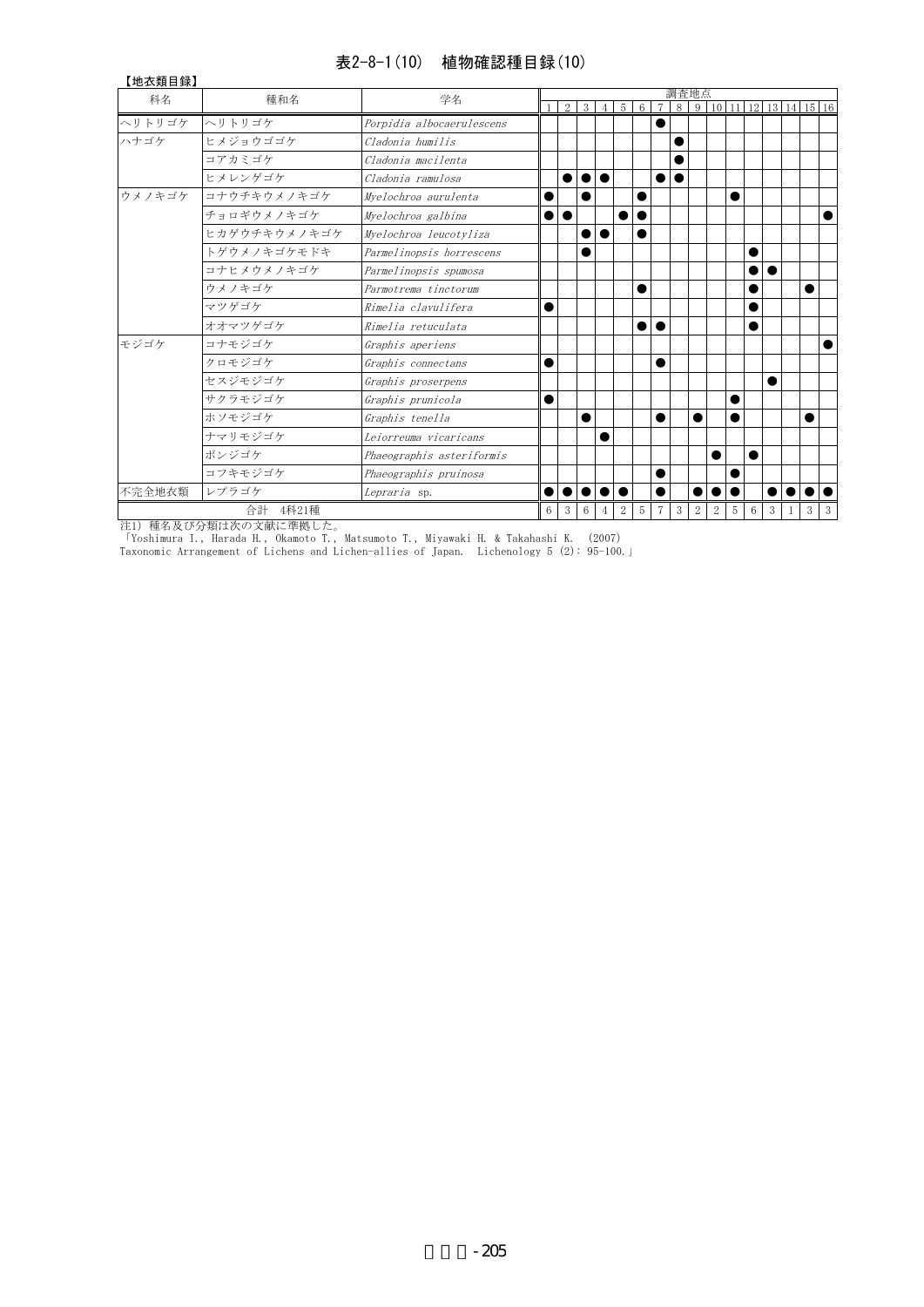## 表2-8-1(10)　植物確認種目録(10)

【地衣類目録】

| 科名 | 種和名 | 学名 | 調査地点 | | | | | | | | | | | | | | | |
|---|---|---|---|---|---|---|---|---|---|---|---|---|---|---|---|---|---|---|
| | | | 1 | 2 | 3 | 4 | 5 | 6 | 7 | 8 | 9 | 10 | 11 | 12 | 13 | 14 | 15 | 16 |
| ヘリトリゴケ | ヘリトリゴケ | *Porpidia albocaerulescens* | | | | | | | ● | | | | | | | | | |
| ハナゴケ | ヒメジョウゴゴケ | *Cladonia humilis* | | | | | | | | ● | | | | | | | | |
| | コアカミゴケ | *Cladonia macilenta* | | | | | | | | ● | | | | | | | | |
| | ヒメレンゲゴケ | *Cladonia ramulosa* | | ● | ● | ● | | | ● | ● | | | | | | | | |
| ウメノキゴケ | コナウチキウメノキゴケ | *Myelochroa aurulenta* | ● | | ● | | | ● | | | | | ● | | | | | |
| | チョロギウメノキゴケ | *Myelochroa galbina* | ● | ● | | | ● | ● | | | | | | | | | | ● |
| | ヒカゲウチキウメノキゴケ | *Myelochroa leucotyliza* | | | ● | ● | | ● | | | | | | | | | | |
| | トゲウメノキゴケモドキ | *Parmelinopsis horrescens* | | | ● | | | | | | | | | ● | | | | |
| | コナヒメウメノキゴケ | *Parmelinopsis spumosa* | | | | | | | | | | | | ● | ● | | | |
| | ウメノキゴケ | *Parmotrema tinctorum* | | | | | | ● | | | | | | ● | | | ● | |
| | マツゲゴケ | *Rimelia clavulifera* | ● | | | | | | | | | | | ● | | | | |
| | オオマツゲゴケ | *Rimelia retuculata* | | | | | | ● | ● | | | | | ● | | | | |
| モジゴケ | コナモジゴケ | *Graphis aperiens* | | | | | | | | | | | | | | | | ● |
| | クロモジゴケ | *Graphis connectans* | ● | | | | | | ● | | | | | | | | | |
| | セスジモジゴケ | *Graphis proserpens* | | | | | | | | | | | | | ● | | | |
| | サクラモジゴケ | *Graphis prunicola* | ● | | | | | | | | | | ● | | | | | |
| | ホソモジゴケ | *Graphis tenella* | | | ● | | | | ● | | ● | | ● | | | | ● | |
| | ナマリモジゴケ | *Leiorreuma vicaricans* | | | | ● | | | | | | | | | | | | |
| | ボンジゴケ | *Phaeographis asteriformis* | | | | | | | | | | ● | | ● | | | | |
| | コフキモジゴケ | *Phaeographis pruinosa* | | | | | | | ● | | | | ● | | | | | |
| 不完全地衣類 | レプラゴケ | *Lepraria* sp. | ● | ● | ● | ● | ● | | ● | | ● | ● | ● | | ● | ● | ● | ● |
| 合計　4科21種 | | | 6 | 3 | 6 | 4 | 2 | 5 | 7 | 3 | 2 | 2 | 5 | 6 | 3 | 1 | 3 | 3 |

注1) 種名及び分類は次の文献に準拠した。
「Yoshimura I., Harada H., Okamoto T., Matsumoto T., Miyawaki H. & Takahashi K.　(2007)
Taxonomic Arrangement of Lichens and Lichen-allies of Japan.　Lichenology 5 (2): 95-100.」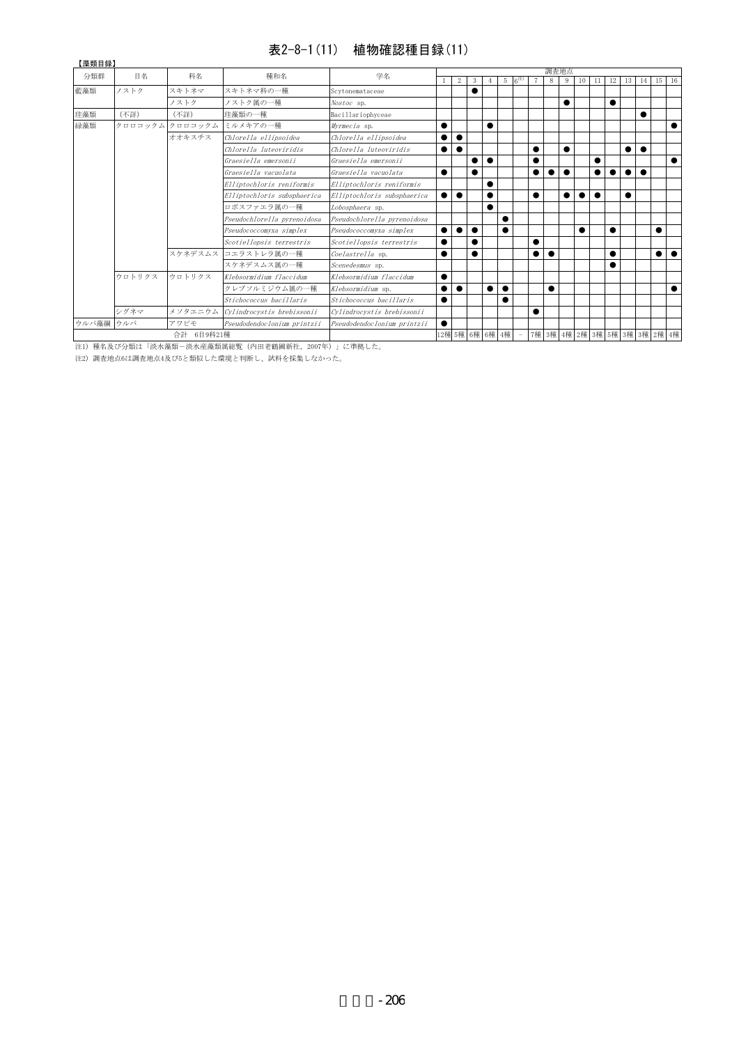# 表2-8-1(11)　植物確認種目録(11)

【藻類目録】

| 分類群 | 目名 | 科名 | 種和名 | 学名 | 調査地点 | | | | | | | | | | | | | | | |
|---|---|---|---|---|---|---|---|---|---|---|---|---|---|---|---|---|---|---|---|---|
| | | | | | 1 | 2 | 3 | 4 | 5 | 6注2) | 7 | 8 | 9 | 10 | 11 | 12 | 13 | 14 | 15 | 16 |
| 藍藻類 | ノストク | スキトネマ | スキトネマ科の一種 | Scytonemataceae | | | ● | | | | | | | | | | | | | |
| | | ノストク | ノストク属の一種 | *Nostoc* sp. | | | | | | | | | ● | | | ● | | | | |
| 珪藻類 | (不詳) | (不詳) | 珪藻類の一種 | Bacillariophyceae | | | | | | | | | | | | | | ● | | |
| 緑藻類 | クロロコックム | クロロコックム | ミルメキアの一種 | *Myrmecia* sp. | ● | | | ● | | | | | | | | | | | | ● |
| | | オオキスチス | *Chlorella ellipsoidea* | *Chlorella ellipsoidea* | ● | ● | | | | | | | | | | | | | | |
| | | | *Chlorella luteoviridis* | *Chlorella luteoviridis* | ● | ● | | | | | ● | | ● | | | | ● | ● | | |
| | | | *Graesiella emersonii* | *Graesiella emersonii* | | | ● | ● | | | ● | | | | ● | | | | | ● |
| | | | *Graesiella vacuolata* | *Graesiella vacuolata* | ● | | ● | | | | ● | ● | ● | | ● | ● | ● | ● | | |
| | | | *Elliptochloris reniformis* | *Elliptochloris reniformis* | | | | ● | | | | | | | | | | | | |
| | | | *Elliptochloris subsphaerica* | *Elliptochloris subsphaerica* | ● | ● | | ● | | | ● | | ● | ● | ● | | ● | | | |
| | | | ロボスファエラ属の一種 | *Lobosphaera* sp. | | | | ● | | | | | | | | | | | | |
| | | | *Pseudochlorella pyrenoidosa* | *Pseudochlorella pyrenoidosa* | | | | | ● | | | | | | | | | | | |
| | | | *Pseudococcomyxa simplex* | *Pseudococcomyxa simplex* | ● | ● | ● | | ● | | | | | ● | | ● | | | ● | |
| | | | *Scotiellopsis terrestris* | *Scotiellopsis terrestris* | ● | | ● | | | | ● | | | | | | | | | |
| | | スケネデスムス | コエラストレラ属の一種 | *Coelastrella* sp. | ● | | ● | | | | ● | ● | | | | ● | | | ● | ● |
| | | | スケネデスムス属の一種 | *Scenedesmus* sp. | | | | | | | | | | | | ● | | | | |
| | ウロトリクス | ウロトリクス | *Klebsormidium flaccidum* | *Klebsormidium flaccidum* | ● | | | | | | | | | | | | | | | |
| | | | クレブソルミジウム属の一種 | *Klebsormidium* sp. | ● | ● | | ● | ● | | | ● | | | | | | | | ● |
| | | | *Stichococcus bacillaris* | *Stichococcus bacillaris* | ● | | | | ● | | | | | | | | | | | |
| | シグネマ | メソタエニウム | *Cylindrocystis brebissonii* | *Cylindrocystis brebissonii* | | | | | | | ● | | | | | | | | | |
| ウルバ藻綱 | ウルバ | アワビモ | *Pseudodendoclonium printzii* | *Pseudodendoclonium printzii* | ● | | | | | | | | | | | | | | | |
| 合計　6目9科21種 | | | | | 12種 | 5種 | 6種 | 6種 | 4種 | - | 7種 | 3種 | 4種 | 2種 | 3種 | 5種 | 3種 | 3種 | 2種 | 4種 |

注1) 種名及び分類は「淡水藻類－淡水産藻類属総覧 (内田老鶴圃新社, 2007年) 」に準拠した。

注2) 調査地点6は調査地点4及び5と類似した環境と判断し、試料を採集しなかった。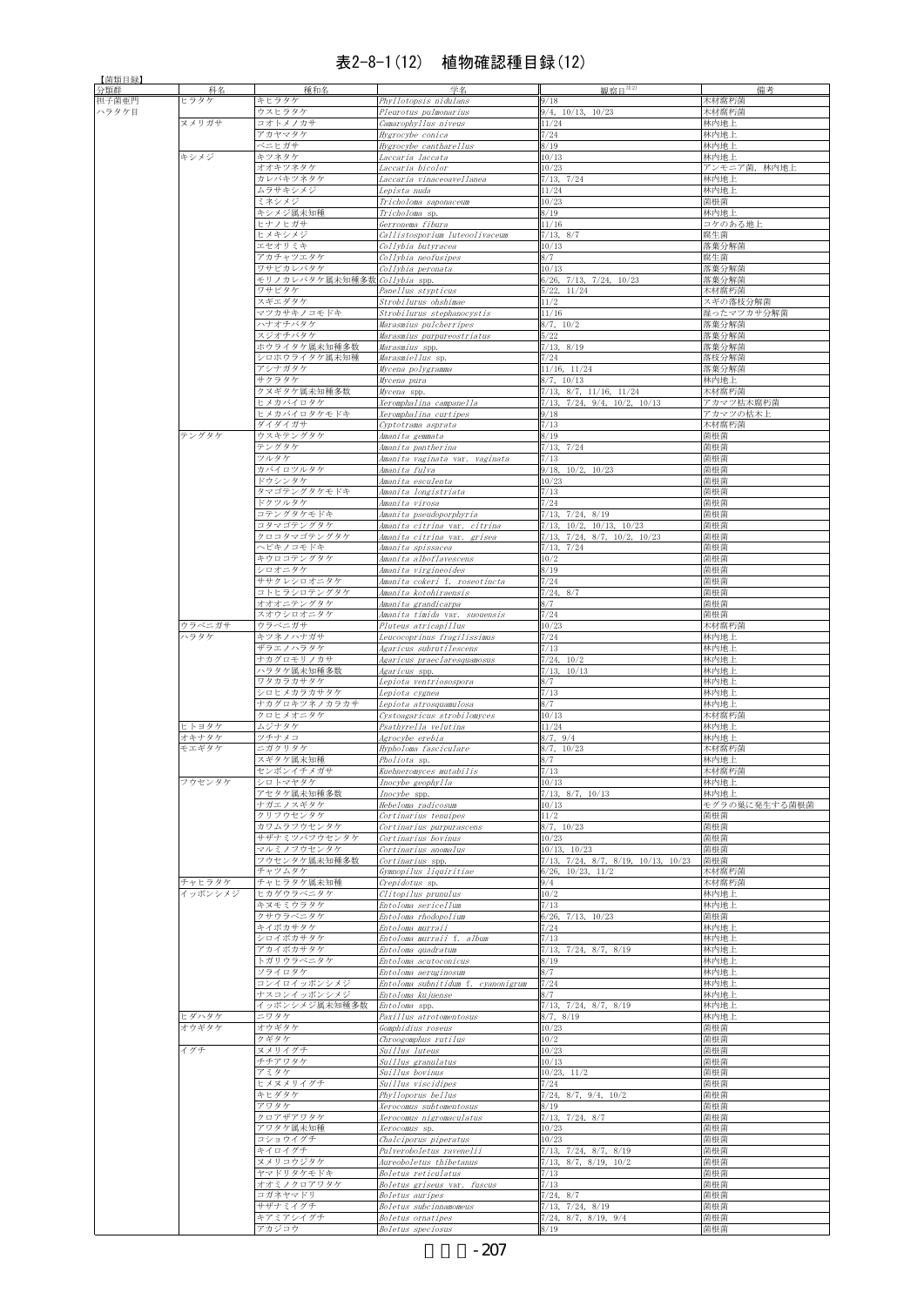# 表2-8-1(12) 植物確認種目録(12)

【菌類目録】

| 分類群 | 科名 | 種和名 | 学名 | 観察日[注2] | 備考 |
|---|---|---|---|---|---|
| 担子菌亜門 | ヒラタケ | キヒラタケ | *Phyllotopsis nidulans* | 9/18 | 木材腐朽菌 |
| ハラタケ目 | | ウスヒラタケ | *Pleurotus pulmonarius* | 9/4, 10/13, 10/23 | 木材腐朽菌 |
| | ヌメリガサ | コオトメノカサ | *Camarophyllus niveus* | 11/24 | 林内地上 |
| | | アカヤマタケ | *Hygrocybe conica* | 7/24 | 林内地上 |
| | | ベニヒガサ | *Hygrocybe cantharellus* | 8/19 | 林内地上 |
| | キシメジ | キツネタケ | *Laccaria laccata* | 10/13 | 林内地上 |
| | | オオキツネタケ | *Laccaria bicolor* | 10/23 | アンモニア菌, 林内地上 |
| | | カレバキツネタケ | *Laccaria vinaceoavellanea* | 7/13, 7/24 | 林内地上 |
| | | ムラサキシメジ | *Lepista nuda* | 11/24 | 林内地上 |
| | | ミネシメジ | *Tricholoma saponaceum* | 10/23 | 菌根菌 |
| | | キシメジ属未知種 | *Tricholoma* sp. | 8/19 | 林内地上 |
| | | ヒナノヒガサ | *Gerronema fibura* | 11/16 | コケのある地上 |
| | | ヒメキシメジ | *Callistosporium luteoolivaceum* | 7/13, 8/7 | 腐生菌 |
| | | エセオリミキ | *Collybia butyracea* | 10/13 | 落葉分解菌 |
| | | アカチャツエタケ | *Collybia neofusipes* | 8/7 | 腐生菌 |
| | | ワサビカレバタケ | *Collybia peronata* | 10/13 | 落葉分解菌 |
| | | モリノカレバタケ属未知種多数 | *Collybia* spp. | 6/26, 7/13, 7/24, 10/23 | 落葉分解菌 |
| | | ワサビタケ | *Panellus stypticus* | 5/22, 11/24 | 木材腐朽菌 |
| | | スギエダタケ | *Strobilurus ohshimae* | 11/2 | スギの落枝分解菌 |
| | | マツカサキノコモドキ | *Strobilurus stephanocystis* | 11/16 | 腐ったマツカサ分解菌 |
| | | ハナオチバタケ | *Marasmius pulcherripes* | 8/7, 10/2 | 落葉分解菌 |
| | | スジオチバタケ | *Marasmius purpureostriatus* | 5/22 | 落葉分解菌 |
| | | ホウライタケ属未知種多数 | *Marasmius* spp. | 7/13, 8/19 | 落葉分解菌 |
| | | シロホウライタケ属未知種 | *Marasmiellus* sp. | 7/24 | 落枝分解菌 |
| | | アシナガタケ | *Mycena polygramma* | 11/16, 11/24 | 落葉分解菌 |
| | | サクラタケ | *Mycena pura* | 8/7, 10/13 | 林内地上 |
| | | クヌギタケ属未知種多数 | *Mycena* spp. | 7/13, 8/7, 11/16, 11/24 | 木材腐朽菌 |
| | | ヒメカバイロタケ | *Xeromphalina campanella* | 7/13, 7/24, 9/4, 10/2, 10/13 | アカマツ枯木腐朽菌 |
| | | ヒメカバイロタケモドキ | *Xeromphalina curtipes* | 9/18 | アカマツの枯木上 |
| | | ダイダイガサ | *Cyptotrama asprata* | 7/13 | 木材腐朽菌 |
| | テングタケ | ウスキテングタケ | *Amanita gemmata* | 8/19 | 菌根菌 |
| | | テングタケ | *Amanita pantherina* | 7/13, 7/24 | 菌根菌 |
| | | ツルタケ | *Amanita vaginata* var. *vaginata* | 7/13 | 菌根菌 |
| | | カバイロツルタケ | *Amanita fulva* | 9/18, 10/2, 10/23 | 菌根菌 |
| | | ドウシンタケ | *Amanita esculenta* | 10/23 | 菌根菌 |
| | | タマゴテングタケモドキ | *Amanita longistriata* | 7/13 | 菌根菌 |
| | | ドクツルタケ | *Amanita virosa* | 7/24 | 菌根菌 |
| | | コテングタケモドキ | *Amanita pseudoporphyria* | 7/13, 7/24, 8/19 | 菌根菌 |
| | | コタマゴテングタケ | *Amanita citrina* var. *citrina* | 7/13, 10/2, 10/13, 10/23 | 菌根菌 |
| | | クロコタマゴテングタケ | *Amanita citrina* var. *grisea* | 7/13, 7/24, 8/7, 10/2, 10/23 | 菌根菌 |
| | | ヘビキノコモドキ | *Amanita spissacea* | 7/13, 7/24 | 菌根菌 |
| | | キウロコテングタケ | *Amanita alboflavescens* | 10/2 | 菌根菌 |
| | | シロオニタケ | *Amanita virgineoides* | 8/19 | 菌根菌 |
| | | ササクレシロオニタケ | *Amanita cokeri* f. *roseotincta* | 7/24 | 菌根菌 |
| | | コトヒラシロテングタケ | *Amanita kotohiraensis* | 7/24, 8/7 | 菌根菌 |
| | | オオオニテングタケ | *Amanita grandicarpa* | 8/7 | 菌根菌 |
| | | スオウシロオニタケ | *Amanita timida* var. *suouensis* | 7/24 | 菌根菌 |
| | ウラベニガサ | ウラベニガサ | *Pluteus atricapillus* | 10/23 | 木材腐朽菌 |
| | ハラタケ | キツネノハナガサ | *Leucocoprinus fragilissimus* | 7/24 | 林内地上 |
| | | ザラエノハラタケ | *Agaricus subrutilescens* | 7/13 | 林内地上 |
| | | ナカグロモリノカサ | *Agaricus praeclaresquamosus* | 7/24, 10/2 | 林内地上 |
| | | ハラタケ属未知種多数 | *Agaricus* spp. | 7/13, 10/13 | 林内地上 |
| | | ワタカラカサタケ | *Lepiota ventriosospora* | 8/7 | 林内地上 |
| | | シロヒメカラカサタケ | *Lepiota cygnea* | 7/13 | 林内地上 |
| | | ナカグロキツネノカラカサ | *Lepiota atrosquamulosa* | 8/7 | 林内地上 |
| | | クロヒメオニタケ | *Cystoagaricus strobilomyces* | 10/13 | 木材腐朽菌 |
| | ヒトヨタケ | ムジナタケ | *Psathyrella velutina* | 11/24 | 林内地上 |
| | オキナタケ | ツチナメコ | *Agrocybe erebia* | 8/7, 9/4 | 林内地上 |
| | モエギタケ | ニガクリタケ | *Hypholoma fasciculare* | 8/7, 10/23 | 木材腐朽菌 |
| | | スギタケ属未知種 | *Pholiota* sp. | 8/7 | 林内地上 |
| | | センボンイチメガサ | *Kuehneromyces mutabilis* | 7/13 | 木材腐朽菌 |
| | フウセンタケ | シロトマヤタケ | *Inocybe geophylla* | 10/13 | 林内地上 |
| | | アセタケ属未知種多数 | *Inocybe* spp. | 7/13, 8/7, 10/13 | 林内地上 |
| | | ナガエノスギタケ | *Hebeloma radicosum* | 10/13 | モグラの巣に発生する菌根菌 |
| | | クリフウセンタケ | *Cortinarius tenuipes* | 11/2 | 菌根菌 |
| | | カワムラフウセンタケ | *Cortinarius purpurascens* | 8/7, 10/23 | 菌根菌 |
| | | サザナミツバフウセンタケ | *Cortinarius bovinus* | 10/23 | 菌根菌 |
| | | マルミノフウセンタケ | *Cortinarius anomalus* | 10/13, 10/23 | 菌根菌 |
| | | フウセンタケ属未知種多数 | *Cortinarius* spp. | 7/13, 7/24, 8/7, 8/19, 10/13, 10/23 | 菌根菌 |
| | | チャツムタケ | *Gymnopilus liquiritiae* | 6/26, 10/23, 11/2 | 木材腐朽菌 |
| | チャヒラタケ | チャヒラタケ属未知種 | *Crepidotus* sp. | 9/4 | 木材腐朽菌 |
| | イッポンシメジ | ヒカゲウラベニタケ | *Clitopilus prunulus* | 10/2 | 林内地上 |
| | | キヌモミウラタケ | *Entoloma sericellum* | 7/13 | 林内地上 |
| | | クサウラベニタケ | *Entoloma rhodopolium* | 6/26, 7/13, 10/23 | 菌根菌 |
| | | キイボカサタケ | *Entoloma murraii* | 7/24 | 林内地上 |
| | | シロイボカサタケ | *Entoloma murraii* f. *album* | 7/13 | 林内地上 |
| | | アカイボカサタケ | *Entoloma quadratum* | 7/13, 7/24, 8/7, 8/19 | 林内地上 |
| | | トガリウラベニタケ | *Entoloma acutoconicus* | 8/19 | 林内地上 |
| | | ソライロタケ | *Entoloma aeruginosum* | 8/7 | 林内地上 |
| | | コンイロイッポンシメジ | *Entoloma subnitidum* f. *cyanonigrum* | 7/24 | 林内地上 |
| | | ナスコンイッポンシメジ | *Entoloma kujuense* | 8/7 | 林内地上 |
| | | イッポンシメジ属未知種多数 | *Entoloma* spp. | 7/13, 7/24, 8/7, 8/19 | 林内地上 |
| | ヒダハタケ | ニワタケ | *Paxillus atrotomentosus* | 8/7, 8/19 | 林内地上 |
| | オウギタケ | オウギタケ | *Gomphidius roseus* | 10/23 | 菌根菌 |
| | | クギタケ | *Chroogomphus rutilus* | 10/2 | 菌根菌 |
| | イグチ | ヌメリイグチ | *Suillus luteus* | 10/23 | 菌根菌 |
| | | チチアワタケ | *Suillus granulatus* | 10/13 | 菌根菌 |
| | | アミタケ | *Suillus bovinus* | 10/23, 11/2 | 菌根菌 |
| | | ヒメヌメリイグチ | *Suillus viscidipes* | 7/24 | 菌根菌 |
| | | キヒダタケ | *Phylloporus bellus* | 7/24, 8/7, 9/4, 10/2 | 菌根菌 |
| | | アワタケ | *Xerocomus subtomentosus* | 8/19 | 菌根菌 |
| | | クロアザアワタケ | *Xerocomus nigromaculatus* | 7/13, 7/24, 8/7 | 菌根菌 |
| | | アワタケ属未知種 | *Xerocomus* sp. | 10/23 | 菌根菌 |
| | | コショウイグチ | *Chalciporus piperatus* | 10/23 | 菌根菌 |
| | | キイロイグチ | *Pulveroboletus ravenelii* | 7/13, 7/24, 8/7, 8/19 | 菌根菌 |
| | | ヌメリコウジタケ | *Aureoboletus thibetanus* | 7/13, 8/7, 8/19, 10/2 | 菌根菌 |
| | | ヤマドリタケモドキ | *Boletus reticulatus* | 7/13 | 菌根菌 |
| | | オオミノクロアワタケ | *Boletus griseus* var. *fuscus* | 7/13 | 菌根菌 |
| | | コガネヤマドリ | *Boletus auripes* | 7/24, 8/7 | 菌根菌 |
| | | サザナミイグチ | *Boletus subcinnamomeus* | 7/13, 7/24, 8/19 | 菌根菌 |
| | | キアミアシイグチ | *Boletus ornatipes* | 7/24, 8/7, 8/19, 9/4 | 菌根菌 |
| | | アカジコウ | *Boletus speciosus* | 8/19 | 菌根菌 |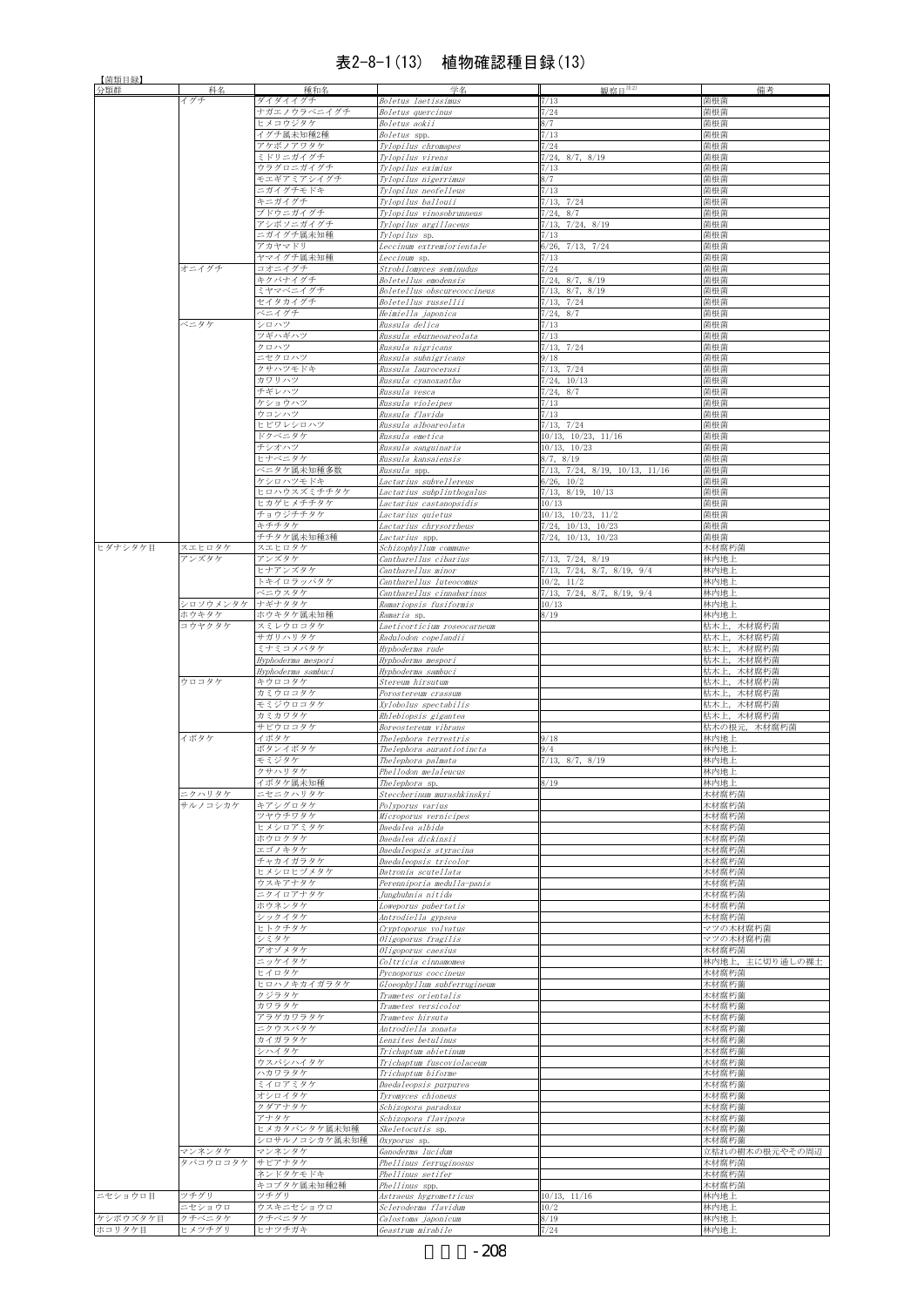# 表2-8-1(13)　植物確認種目録(13)

【菌類目録】

| 分類群 | 科名 | 種和名 | 学名 | 観察日[注2] | 備考 |
|---|---|---|---|---|---|
| | イグチ | ダイダイイグチ | *Boletus laetissimus* | 7/13 | 菌根菌 |
| | | ナガエノウラベニイグチ | *Boletus quercinus* | 7/24 | 菌根菌 |
| | | ヒメコウジタケ | *Boletus aokii* | 8/7 | 菌根菌 |
| | | イグチ属未知種2種 | *Boletus* spp. | 7/13 | 菌根菌 |
| | | アケボノアワタケ | *Tylopilus chromapes* | 7/24 | 菌根菌 |
| | | ミドリニガイグチ | *Tylopilus virens* | 7/24, 8/7, 8/19 | 菌根菌 |
| | | ウラグロニガイグチ | *Tylopilus eximius* | 7/13 | 菌根菌 |
| | | モエギアミアシイグチ | *Tylopilus nigerrimus* | 8/7 | 菌根菌 |
| | | ニガイグチモドキ | *Tylopilus neofelleus* | 7/13 | 菌根菌 |
| | | キニガイグチ | *Tylopilus ballouii* | 7/13, 7/24 | 菌根菌 |
| | | ブドウニガイグチ | *Tylopilus vinosobrunneus* | 7/24, 8/7 | 菌根菌 |
| | | アシボソニガイグチ | *Tylopilus argillaceus* | 7/13, 7/24, 8/19 | 菌根菌 |
| | | ニガイグチ属未知種 | *Tylopilus* sp. | 7/13 | 菌根菌 |
| | | アカヤマドリ | *Leccinum extremiorientale* | 6/26, 7/13, 7/24 | 菌根菌 |
| | | ヤマイグチ属未知種 | *Leccinum* sp. | 7/13 | 菌根菌 |
| | オニイグチ | コオニイグチ | *Strobilomyces seminudus* | 7/24 | 菌根菌 |
| | | キクバナイグチ | *Boletellus emodensis* | 7/24, 8/7, 8/19 | 菌根菌 |
| | | ミヤマベニイグチ | *Boletellus obscurecoccineus* | 7/13, 8/7, 8/19 | 菌根菌 |
| | | セイタカイグチ | *Boletellus russellii* | 7/13, 7/24 | 菌根菌 |
| | | ベニイグチ | *Heimiella japonica* | 7/24, 8/7 | 菌根菌 |
| | ベニタケ | シロハツ | *Russula delica* | 7/13 | 菌根菌 |
| | | ツギハギハツ | *Russula eburneoareolata* | 7/13 | 菌根菌 |
| | | クロハツ | *Russula nigricans* | 7/13, 7/24 | 菌根菌 |
| | | ニセクロハツ | *Russula subnigricans* | 9/18 | 菌根菌 |
| | | クサハツモドキ | *Russula laurocerasi* | 7/13, 7/24 | 菌根菌 |
| | | カワリハツ | *Russula cyanoxantha* | 7/24, 10/13 | 菌根菌 |
| | | チギレハツ | *Russula vesca* | 7/24, 8/7 | 菌根菌 |
| | | ケショウハツ | *Russula violeipes* | 7/13 | 菌根菌 |
| | | ウコンハツ | *Russula flavida* | 7/13 | 菌根菌 |
| | | ヒビワレシロハツ | *Russula alboareolata* | 7/13, 7/24 | 菌根菌 |
| | | ドクベニタケ | *Russula emetica* | 10/13, 10/23, 11/16 | 菌根菌 |
| | | チシオハツ | *Russula sanguinaria* | 10/13, 10/23 | 菌根菌 |
| | | ヒナベニタケ | *Russula kansaiensis* | 8/7, 8/19 | 菌根菌 |
| | | ベニタケ属未知種多数 | *Russula* spp. | 7/13, 7/24, 8/19, 10/13, 11/16 | 菌根菌 |
| | | ケシロハツモドキ | *Lactarius subvellereus* | 6/26, 10/2 | 菌根菌 |
| | | ヒロハウスズミチチタケ | *Lactarius subplinthogalus* | 7/13, 8/19, 10/13 | 菌根菌 |
| | | ヒカゲヒメチチタケ | *Lactarius castanopsidis* | 10/13 | 菌根菌 |
| | | チョウジチチタケ | *Lactarius quietus* | 10/13, 10/23, 11/2 | 菌根菌 |
| | | キチチタケ | *Lactarius chrysorrheus* | 7/24, 10/13, 10/23 | 菌根菌 |
| | | チチタケ属未知種3種 | *Lactarius* spp. | 7/24, 10/13, 10/23 | 菌根菌 |
| ヒダナシタケ目 | スエヒロタケ | スエヒロタケ | *Schizophyllum commune* | | 木材腐朽菌 |
| | アンズタケ | アンズタケ | *Cantharellus cibarius* | 7/13, 7/24, 8/19 | 林内地上 |
| | | ヒナアンズタケ | *Cantharellus minor* | 7/13, 7/24, 8/7, 8/19, 9/4 | 林内地上 |
| | | トキイロラッパタケ | *Cantharellus luteocomus* | 10/2, 11/2 | 林内地上 |
| | | ベニウスタケ | *Cantharellus cinnabarinus* | 7/13, 7/24, 8/7, 8/19, 9/4 | 林内地上 |
| | シロソウメンタケ | ナギナタタケ | *Ramariopsis fusiformis* | 10/13 | 林内地上 |
| | ホウキタケ | ホウキタケ属未知種 | *Ramaria* sp. | 8/19 | 林内地上 |
| | コウヤクタケ | スミレウロコタケ | *Laeticorticium roseocarneum* | | 枯木上, 木材腐朽菌 |
| | | サガリハリタケ | *Radulodon copelandii* | | 枯木上, 木材腐朽菌 |
| | | ミナミコメバタケ | *Hyphoderma rude* | | 枯木上, 木材腐朽菌 |
| | | *Hyphoderma mespori* | *Hyphoderma mespori* | | 枯木上, 木材腐朽菌 |
| | | *Hyphoderma sambuci* | *Hyphoderma sambuci* | | 枯木上, 木材腐朽菌 |
| | ウロコタケ | キウロコタケ | *Stereum hirsutum* | | 枯木上, 木材腐朽菌 |
| | | カミウロコタケ | *Porostereum crassum* | | 枯木上, 木材腐朽菌 |
| | | モミジウロコタケ | *Xylobolus spectabilis* | | 枯木上, 木材腐朽菌 |
| | | カミカワタケ | *Rhlebiopsis gigantea* | | 枯木上, 木材腐朽菌 |
| | | サビウロコタケ | *Boreostereum vibrans* | | 枯木の根元, 木材腐朽菌 |
| | イボタケ | イボタケ | *Thelephora terrestris* | 9/18 | 林内地上 |
| | | ボタンイボタケ | *Thelephora aurantiotincta* | 9/4 | 林内地上 |
| | | モミジタケ | *Thelephora palmata* | 7/13, 8/7, 8/19 | 林内地上 |
| | | クサハリタケ | *Phellodon melaleucus* | | 林内地上 |
| | | イボタケ属未知種 | *Thelephora* sp. | 8/19 | 林内地上 |
| | ニクハリタケ | ニセニクハリタケ | *Steccherinum murashkinskyi* | | 木材腐朽菌 |
| | サルノコシカケ | キアシグロタケ | *Polyporus varius* | | 木材腐朽菌 |
| | | ツヤウチワタケ | *Microporus vernicipes* | | 木材腐朽菌 |
| | | ヒメシロアミタケ | *Daedalea albida* | | 木材腐朽菌 |
| | | ホウロクタケ | *Daedalea dickinsii* | | 木材腐朽菌 |
| | | エゴノキタケ | *Daedaleopsis styracina* | | 木材腐朽菌 |
| | | チャカイガラタケ | *Daedaleopsis tricolor* | | 木材腐朽菌 |
| | | ヒメシロヒゾメタケ | *Datronia scutellata* | | 木材腐朽菌 |
| | | ウスキアナタケ | *Perenniporia medulla-panis* | | 木材腐朽菌 |
| | | ニクイロアナタケ | *Junghuhnia nitida* | | 木材腐朽菌 |
| | | ホウネンタケ | *Loweporus pubertatis* | | 木材腐朽菌 |
| | | シックイタケ | *Antrodiella gypsea* | | 木材腐朽菌 |
| | | ヒトクチタケ | *Cryptoporus volvatus* | | マツの木材腐朽菌 |
| | | シミタケ | *Oligoporus fragilis* | | マツの木材腐朽菌 |
| | | アオゾメタケ | *Oligoporus caesius* | | 木材腐朽菌 |
| | | ニッケイタケ | *Coltricia cinnamomea* | | 林内地上, 主に切り通しの裸土 |
| | | ヒイロタケ | *Pycnoporus coccineus* | | 木材腐朽菌 |
| | | ヒロハノキカイガラタケ | *Gloeophyllum subferrugineum* | | 木材腐朽菌 |
| | | クジラタケ | *Trametes orientalis* | | 木材腐朽菌 |
| | | カワラタケ | *Trametes versicolor* | | 木材腐朽菌 |
| | | アラゲカワラタケ | *Trametes hirsuta* | | 木材腐朽菌 |
| | | ニクウスバタケ | *Antrodiella zonata* | | 木材腐朽菌 |
| | | カイガラタケ | *Lenzites betulinus* | | 木材腐朽菌 |
| | | シハイタケ | *Trichaptum abietinum* | | 木材腐朽菌 |
| | | ウスバシハイタケ | *Trichaptum fuscoviolaceum* | | 木材腐朽菌 |
| | | ハカワラタケ | *Trichaptum biforme* | | 木材腐朽菌 |
| | | ミイロアミタケ | *Daedaleopsis purpurea* | | 木材腐朽菌 |
| | | オシロイタケ | *Tyromyces chioneus* | | 木材腐朽菌 |
| | | クダアナタケ | *Schizopora paradoxa* | | 木材腐朽菌 |
| | | アナタケ | *Schizopora flavipora* | | 木材腐朽菌 |
| | | ヒメカタパンタケ属未知種 | *Skeletocutis* sp. | | 木材腐朽菌 |
| | | シロサルノコシカケ属未知種 | *Oxyporus* sp. | | 木材腐朽菌 |
| | マンネンタケ | マンネンタケ | *Ganoderma lucidum* | | 立枯れの樹木の根元やその周辺 |
| | タバコウロコタケ | サビアナタケ | *Phellinus ferruginosus* | | 木材腐朽菌 |
| | | ネンドタケモドキ | *Phellinus setifer* | | 木材腐朽菌 |
| | | キコブタケ属未知種2種 | *Phellinus* spp. | | 木材腐朽菌 |
| ニセショウロ目 | ツチグリ | ツチグリ | *Astraeus hygrometricus* | 10/13, 11/16 | 林内地上 |
| | ニセショウロ | ウスキニセショウロ | *Scleroderma flavidum* | 10/2 | 林内地上 |
| ケシボウズタケ目 | クチベニタケ | クチベニタケ | *Calostoma japonicum* | 8/19 | 林内地上 |
| ホコリタケ目 | ヒメツチグリ | ヒナツチガキ | *Geastrum mirabile* | 7/24 | 林内地上 |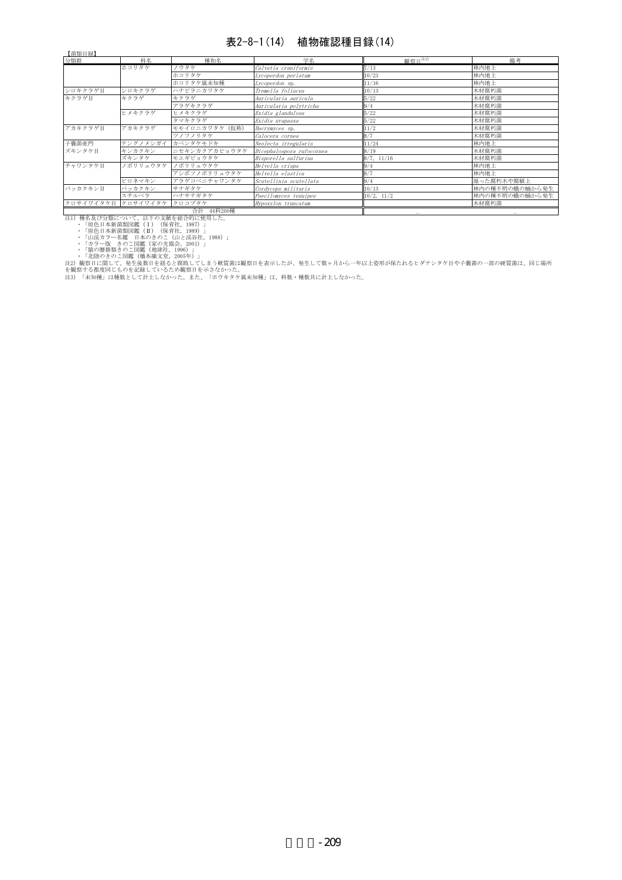# 表2-8-1(14)　植物確認種目録(14)

【菌類目録】

| 分類群 | 科名 | 種和名 | 学名 | 観察日注2) | 備考 |
|---|---|---|---|---|---|
| | ホコリタケ | ノウタケ | *Calvatia craniformis* | 7/13 | 林内地上 |
| | | ホコリタケ | *Lycoperdon periatum* | 10/23 | 林内地上 |
| | | ホコリタケ属未知種 | *Lycoperdon* sp. | 11/16 | 林内地上 |
| シロキクラゲ目 | シロキクラゲ | ハナビラニカワタケ | *Tremella foliacea* | 10/13 | 木材腐朽菌 |
| キクラゲ目 | キクラゲ | キクラゲ | *Auricularia auricula* | 5/22 | 木材腐朽菌 |
| | | アラゲキクラゲ | *Auricularia polytricha* | 9/4 | 木材腐朽菌 |
| | ヒメキクラゲ | ヒメキクラゲ | *Exidia glandulosa* | 5/22 | 木材腐朽菌 |
| | | タマキクラゲ | *Exidia uvapassa* | 5/22 | 木材腐朽菌 |
| アカキクラゲ目 | アカキクラゲ | モモイロニカワタケ（仮称） | *Dacrymyces* sp. | 11/2 | 木材腐朽菌 |
| | | ツノフノリタケ | *Calocera cornea* | 8/7 | 木材腐朽菌 |
| 子嚢菌亜門 | テングノメシガイ | カベンタケモドキ | *Neolecta irregularis* | 11/24 | 林内地上 |
| ズキンタケ目 | キンカクキン | ニセキンカクアカビョウタケ | *Dicephalospora rufocornea* | 8/19 | 木材腐朽菌 |
| | ズキンタケ | モエギビョウタケ | *Bisporella sulfurina* | 8/7, 11/16 | 木材腐朽菌 |
| チャワンタケ目 | ノボリリュウタケ | ノボリリュウタケ | *Helvella crispa* | 9/4 | 林内地上 |
| | | アシボソノボリリュウタケ | *Helvella elastica* | 8/7 | 林内地上 |
| | ピロネマキン | アラゲコベニチャワンタケ | *Scutellinia scutellata* | 9/4 | 湿った腐朽木や腐植上 |
| バッカクキン目 | バッカクキン | サナギタケ | *Cordyceps militaris* | 10/13 | 林内の種不明の蛾の蛹から発生 |
| | スチルベラ | ハナサナギタケ | *Paecilomyces tenuipes* | 10/2, 11/2 | 林内の種不明の蛾の蛹から発生 |
| クロサイワイタケ目 | クロサイワイタケ | クロコブタケ | *Hypoxylon truncatum* | | 木材腐朽菌 |
| | | 合計　44科200種 | | － | － |

注1) 種名及び分類について、以下の文献を総合的に使用した。
・「原色日本新菌類図鑑（Ⅰ）（保育社, 1987）」
・「原色日本新菌類図鑑（Ⅱ）（保育社, 1989）」
・「山渓カラー名鑑　日本のきのこ（山と渓谷社, 1988）」
・「カラー版　きのこ図鑑（家の光協会, 2001）」
・「猿の腰掛類きのこ図鑑（地球社, 1996）」
・「北陸のきのこ図鑑（橋本確文堂, 2005年）」

注2) 観察日に関して、発生後数日を経ると腐敗してしまう軟質菌は観察日を表示したが、発生して数ヶ月から一年以上姿形が保たれるヒダナシタケ目や子嚢菌の一部の硬質菌は、同じ場所を観察する都度同じものを記録しているため観察日を示さなかった。

注3) 「未知種」は種数として計上しなかった。また、「ホウキタケ属未知種」は、科数・種数共に計上しなかった。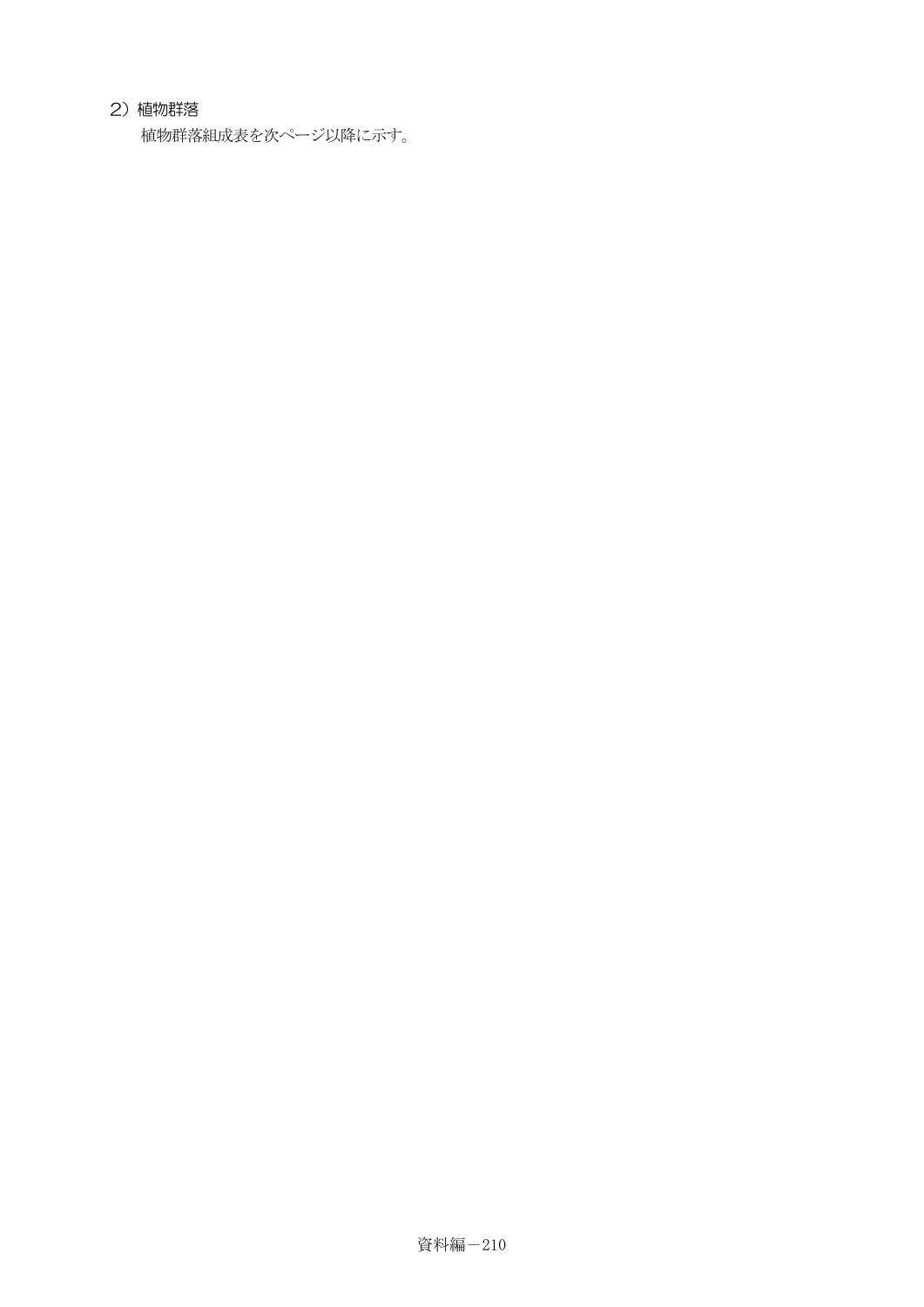## 2) 植物群落

植物群落組成表を次ページ以降に示す。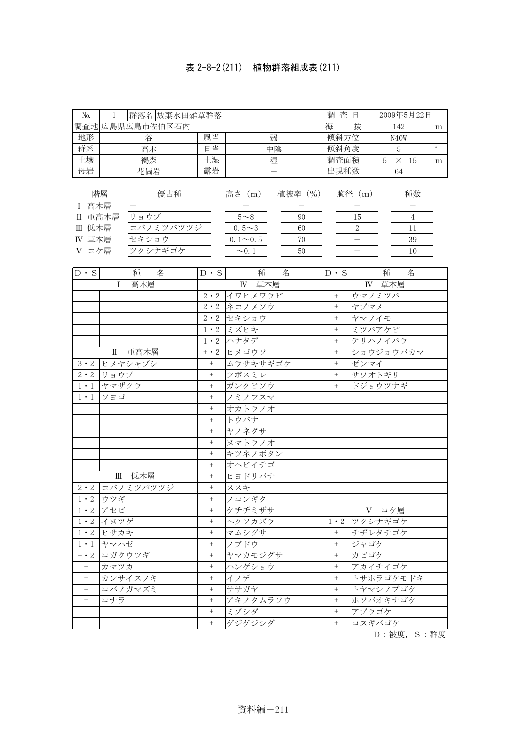# 表 2-8-2(211)　植物群落組成表(211)

| No. | 1 | 群落名 | 放棄水田雑草群落 | 調査日 | 2009年5月22日 |
|---|---|---|---|---|---|
| 調査地 | 広島県広島市佐伯区石内 | | | 海抜 | 142 m |
| 地形 | 谷 | 風当 | 弱 | 傾斜方位 | N40W |
| 群系 | 高木 | 日当 | 中陰 | 傾斜角度 | 5 ° |
| 土壌 | 褐森 | 土湿 | 湿 | 調査面積 | 5 × 15 m |
| 母岩 | 花崗岩 | 露岩 | － | 出現種数 | 64 |

| 階層 | 優占種 | 高さ（m） | 植被率（%） | 胸径（cm） | 種数 |
|---|---|---|---|---|---|
| Ⅰ 高木層 | － | － | － | － | － |
| Ⅱ 亜高木層 | リョウブ | 5～8 | 90 | 15 | 4 |
| Ⅲ 低木層 | コバノミツバツツジ | 0.5～3 | 60 | 2 | 11 |
| Ⅳ 草本層 | セキショウ | 0.1～0.5 | 70 | － | 39 |
| Ⅴ コケ層 | ツクシナギゴケ | ～0.1 | 50 | － | 10 |

| D・S | 種　名 | D・S | 種　名 | D・S | 種　名 |
|---|---|---|---|---|---|
| | Ⅰ 高木層 | | Ⅳ 草本層 | | Ⅳ 草本層 |
| | | 2・2 | イワヒメワラビ | + | ウマノミツバ |
| | | 2・2 | ネコノメソウ | + | ヤブマメ |
| | | 2・2 | セキショウ | + | ヤマノイモ |
| | | 1・2 | ミズヒキ | + | ミツバアケビ |
| | | 1・2 | ハナタデ | + | テリハノイバラ |
| | Ⅱ 亜高木層 | +・2 | ヒメゴウソ | + | ショウジョウバカマ |
| 3・2 | ヒメヤシャブシ | + | ムラサキサギゴケ | + | ゼンマイ |
| 2・2 | リョウブ | + | ツボスミレ | + | サワオトギリ |
| 1・1 | ヤマザクラ | + | ガンクビソウ | + | ドジョウツナギ |
| 1・1 | ソヨゴ | + | ノミノフスマ | | |
| | | + | オカトラノオ | | |
| | | + | トウバナ | | |
| | | + | ヤノネグサ | | |
| | | + | ヌマトラノオ | | |
| | | + | キツネノボタン | | |
| | | + | オヘビイチゴ | | |
| | Ⅲ 低木層 | + | ヒヨドリバナ | | |
| 2・2 | コバノミツバツツジ | + | ススキ | | |
| 1・2 | ウツギ | + | ノコンギク | | |
| 1・2 | アセビ | + | ケチヂミザサ | | Ⅴ コケ層 |
| 1・2 | イヌツゲ | + | ヘクソカズラ | 1・2 | ツクシナギゴケ |
| 1・2 | ヒサカキ | + | マムシグサ | + | チヂレタチゴケ |
| 1・1 | ヤマハゼ | + | ノブドウ | + | ジャゴケ |
| +・2 | コガクウツギ | + | ヤマカモジグサ | + | カビゴケ |
| + | カマツカ | + | ハンゲショウ | + | アカイチイゴケ |
| + | カンサイスノキ | + | イノデ | + | トサホラゴケモドキ |
| + | コバノガマズミ | + | ササガヤ | + | トヤマシノブゴケ |
| + | コナラ | + | アキノタムラソウ | + | ホソバオキナゴケ |
| | | + | ミゾシダ | + | アブラゴケ |
| | | + | ゲジゲジシダ | + | コスギバゴケ |

D：被度，S：群度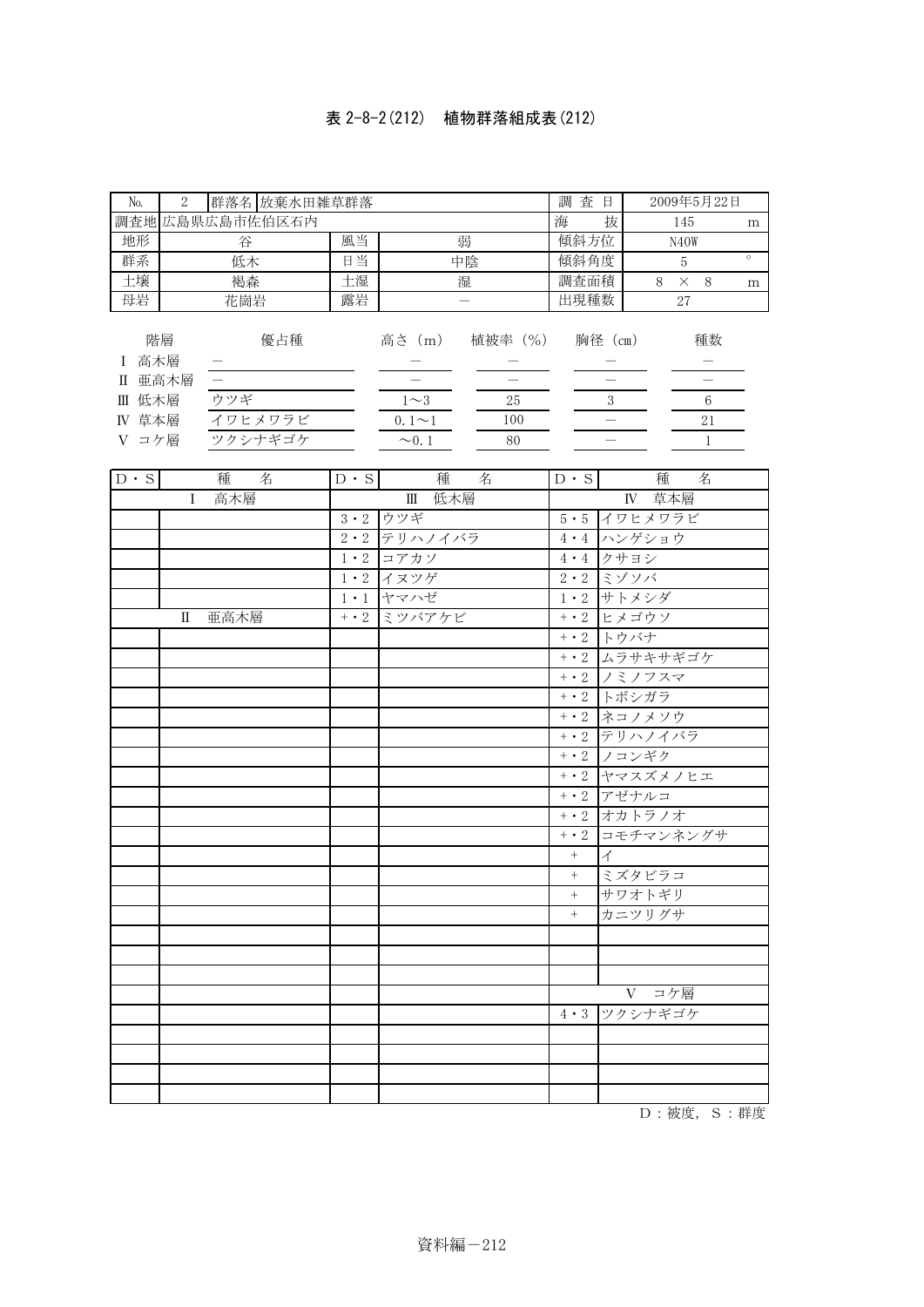# 表 2-8-2(212)　植物群落組成表(212)

| No. | 2 | 群落名 | 放棄水田雑草群落 | 調査日 | 2009年5月22日 |
|---|---|---|---|---|---|
| 調査地 | 広島県広島市佐伯区石内 | | | 海抜 | 145　m |
| 地形 | 谷 | 風当 | 弱 | 傾斜方位 | N40W |
| 群系 | 低木 | 日当 | 中陰 | 傾斜角度 | 5　° |
| 土壌 | 褐森 | 土湿 | 湿 | 調査面積 | 8 × 8　m |
| 母岩 | 花崗岩 | 露岩 | － | 出現種数 | 27 |

| 階層 | 優占種 | 高さ（m） | 植被率（%） | 胸径（cm） | 種数 |
|---|---|---|---|---|---|
| Ⅰ 高木層 | － | － | － | － | － |
| Ⅱ 亜高木層 | － | － | － | － | － |
| Ⅲ 低木層 | ウツギ | 1～3 | 25 | 3 | 6 |
| Ⅳ 草本層 | イワヒメワラビ | 0.1～1 | 100 | － | 21 |
| Ⅴ コケ層 | ツクシナギゴケ | ～0.1 | 80 | － | 1 |

| D・S | 種名 | D・S | 種名 | D・S | 種名 |
|---|---|---|---|---|---|
| | Ⅰ 高木層 | | Ⅲ 低木層 | | Ⅳ 草本層 |
| | | 3・2 | ウツギ | 5・5 | イワヒメワラビ |
| | | 2・2 | テリハノイバラ | 4・4 | ハンゲショウ |
| | | 1・2 | コアカソ | 4・4 | クサヨシ |
| | | 1・2 | イヌツゲ | 2・2 | ミゾソバ |
| | | 1・1 | ヤマハゼ | 1・2 | サトメシダ |
| | Ⅱ 亜高木層 | +・2 | ミツバアケビ | +・2 | ヒメゴウソ |
| | | | | +・2 | トウバナ |
| | | | | +・2 | ムラサキサギゴケ |
| | | | | +・2 | ノミノフスマ |
| | | | | +・2 | トボシガラ |
| | | | | +・2 | ネコノメソウ |
| | | | | +・2 | テリハノイバラ |
| | | | | +・2 | ノコンギク |
| | | | | +・2 | ヤマスズメノヒエ |
| | | | | +・2 | アゼナルコ |
| | | | | +・2 | オカトラノオ |
| | | | | +・2 | コモチマンネングサ |
| | | | | + | イ |
| | | | | + | ミズタビラコ |
| | | | | + | サワオトギリ |
| | | | | + | カニツリグサ |
| | | | | | Ⅴ コケ層 |
| | | | | 4・3 | ツクシナギゴケ |

D：被度，S：群度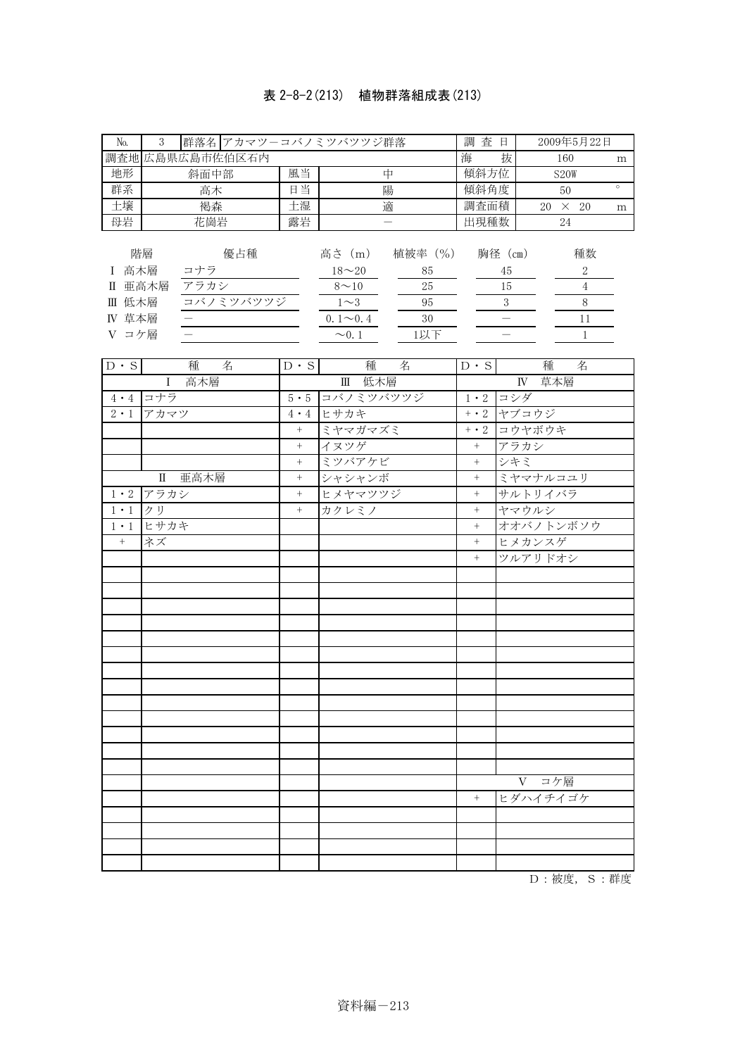# 表 2-8-2(213)　植物群落組成表(213)

| No. | 3 | 群落名 | アカマツ－コバノミツバツツジ群落 | 調査日 | 2009年5月22日 |
|---|---|---|---|---|---|
| 調査地 | 広島県広島市佐伯区石内 | | | 海抜 | 160 m |
| 地形 | 斜面中部 | 風当 | 中 | 傾斜方位 | S20W |
| 群系 | 高木 | 日当 | 陽 | 傾斜角度 | 50 ° |
| 土壌 | 褐森 | 土湿 | 適 | 調査面積 | 20 × 20 m |
| 母岩 | 花崗岩 | 露岩 | － | 出現種数 | 24 |

| 階層 | 優占種 | 高さ（m） | 植被率（%） | 胸径（cm） | 種数 |
|---|---|---|---|---|---|
| Ⅰ 高木層 | コナラ | 18～20 | 85 | 45 | 2 |
| Ⅱ 亜高木層 | アラカシ | 8～10 | 25 | 15 | 4 |
| Ⅲ 低木層 | コバノミツバツツジ | 1～3 | 95 | 3 | 8 |
| Ⅳ 草本層 | － | 0.1～0.4 | 30 | － | 11 |
| Ⅴ コケ層 | － | ～0.1 | 1以下 | － | 1 |

| D・S | 種名 | D・S | 種名 | D・S | 種名 |
|---|---|---|---|---|---|
| | Ⅰ 高木層 | | Ⅲ 低木層 | | Ⅳ 草本層 |
| 4・4 | コナラ | 5・5 | コバノミツバツツジ | 1・2 | コシダ |
| 2・1 | アカマツ | 4・4 | ヒサカキ | +・2 | ヤブコウジ |
| | | + | ミヤマガマズミ | +・2 | コウヤボウキ |
| | | + | イヌツゲ | + | アラカシ |
| | | + | ミツバアケビ | + | シキミ |
| | Ⅱ 亜高木層 | + | シャシャンボ | + | ミヤマナルコユリ |
| 1・2 | アラカシ | + | ヒメヤマツツジ | + | サルトリイバラ |
| 1・1 | クリ | + | カクレミノ | + | ヤマウルシ |
| 1・1 | ヒサカキ | | | + | オオバノトンボソウ |
| + | ネズ | | | + | ヒメカンスゲ |
| | | | | + | ツルアリドオシ |
| | | | | | Ⅴ コケ層 |
| | | | | + | ヒダハイチイゴケ |

D：被度，S：群度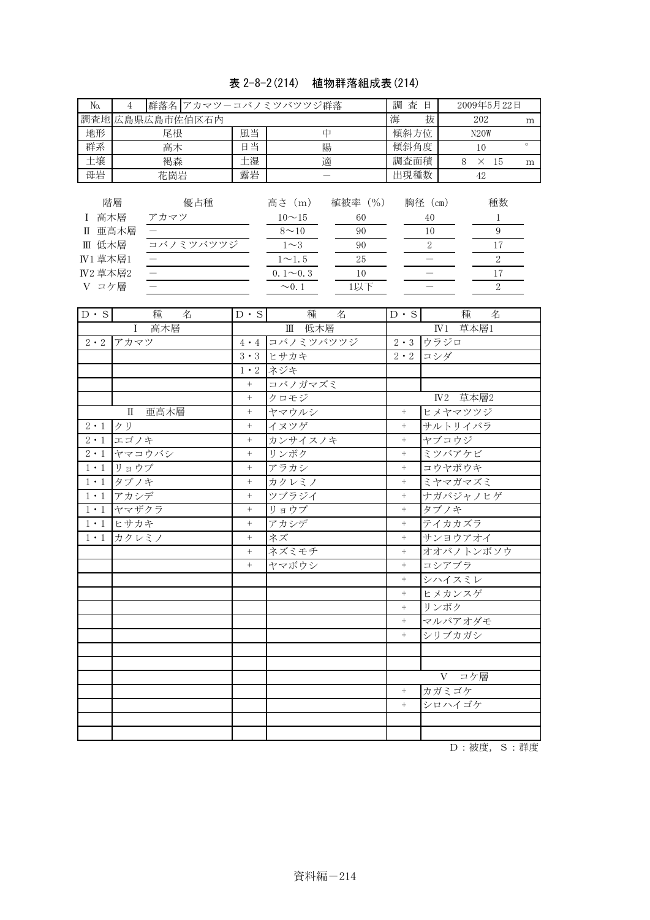# 表 2-8-2(214)　植物群落組成表(214)

| No. | 4 | 群落名 | アカマツ－コバノミツバツツジ群落 | 調 査 日 | 2009年5月22日 |
|---|---|---|---|---|---|
| 調査地 | 広島県広島市佐伯区石内 | | | 海　抜 | 202 m |
| 地形 | 尾根 | 風当 | 中 | 傾斜方位 | N20W |
| 群系 | 高木 | 日当 | 陽 | 傾斜角度 | 10 ° |
| 土壌 | 褐森 | 土湿 | 適 | 調査面積 | 8 × 15 m |
| 母岩 | 花崗岩 | 露岩 | － | 出現種数 | 42 |

| 階層 | 優占種 | 高さ（m） | 植被率（%） | 胸径（cm） | 種数 |
|---|---|---|---|---|---|
| Ⅰ 高木層 | アカマツ | 10～15 | 60 | 40 | 1 |
| Ⅱ 亜高木層 | － | 8～10 | 90 | 10 | 9 |
| Ⅲ 低木層 | コバノミツバツツジ | 1～3 | 90 | 2 | 17 |
| Ⅳ1 草本層1 | － | 1～1.5 | 25 | － | 2 |
| Ⅳ2 草本層2 | － | 0.1～0.3 | 10 | － | 17 |
| Ⅴ コケ層 | － | ～0.1 | 1以下 | － | 2 |

| D・S | 種　名 | D・S | 種　名 | D・S | 種　名 |
|---|---|---|---|---|---|
| | Ⅰ 高木層 | | Ⅲ 低木層 | | Ⅳ1 草本層1 |
| 2・2 | アカマツ | 4・4 | コバノミツバツツジ | 2・3 | ウラジロ |
| | | 3・3 | ヒサカキ | 2・2 | コシダ |
| | | 1・2 | ネジキ | | |
| | | + | コバノガマズミ | | |
| | | + | クロモジ | | Ⅳ2 草本層2 |
| | Ⅱ 亜高木層 | + | ヤマウルシ | + | ヒメヤマツツジ |
| 2・1 | クリ | + | イヌツゲ | + | サルトリイバラ |
| 2・1 | エゴノキ | + | カンサイスノキ | + | ヤブコウジ |
| 2・1 | ヤマコウバシ | + | リンボク | + | ミツバアケビ |
| 1・1 | リョウブ | + | アラカシ | + | コウヤボウキ |
| 1・1 | タブノキ | + | カクレミノ | + | ミヤマガマズミ |
| 1・1 | アカシデ | + | ツブラジイ | + | ナガバジャノヒゲ |
| 1・1 | ヤマザクラ | + | リョウブ | + | タブノキ |
| 1・1 | ヒサカキ | + | アカシデ | + | テイカカズラ |
| 1・1 | カクレミノ | + | ネズ | + | サンヨウアオイ |
| | | + | ネズミモチ | + | オオバノトンボソウ |
| | | + | ヤマボウシ | + | コシアブラ |
| | | | | + | シハイスミレ |
| | | | | + | ヒメカンスゲ |
| | | | | + | リンボク |
| | | | | + | マルバアオダモ |
| | | | | + | シリブカガシ |
| | | | | | |
| | | | | | |
| | | | | | Ⅴ コケ層 |
| | | | | + | カガミゴケ |
| | | | | + | シロハイゴケ |
| | | | | | |
| | | | | | |

D：被度，S：群度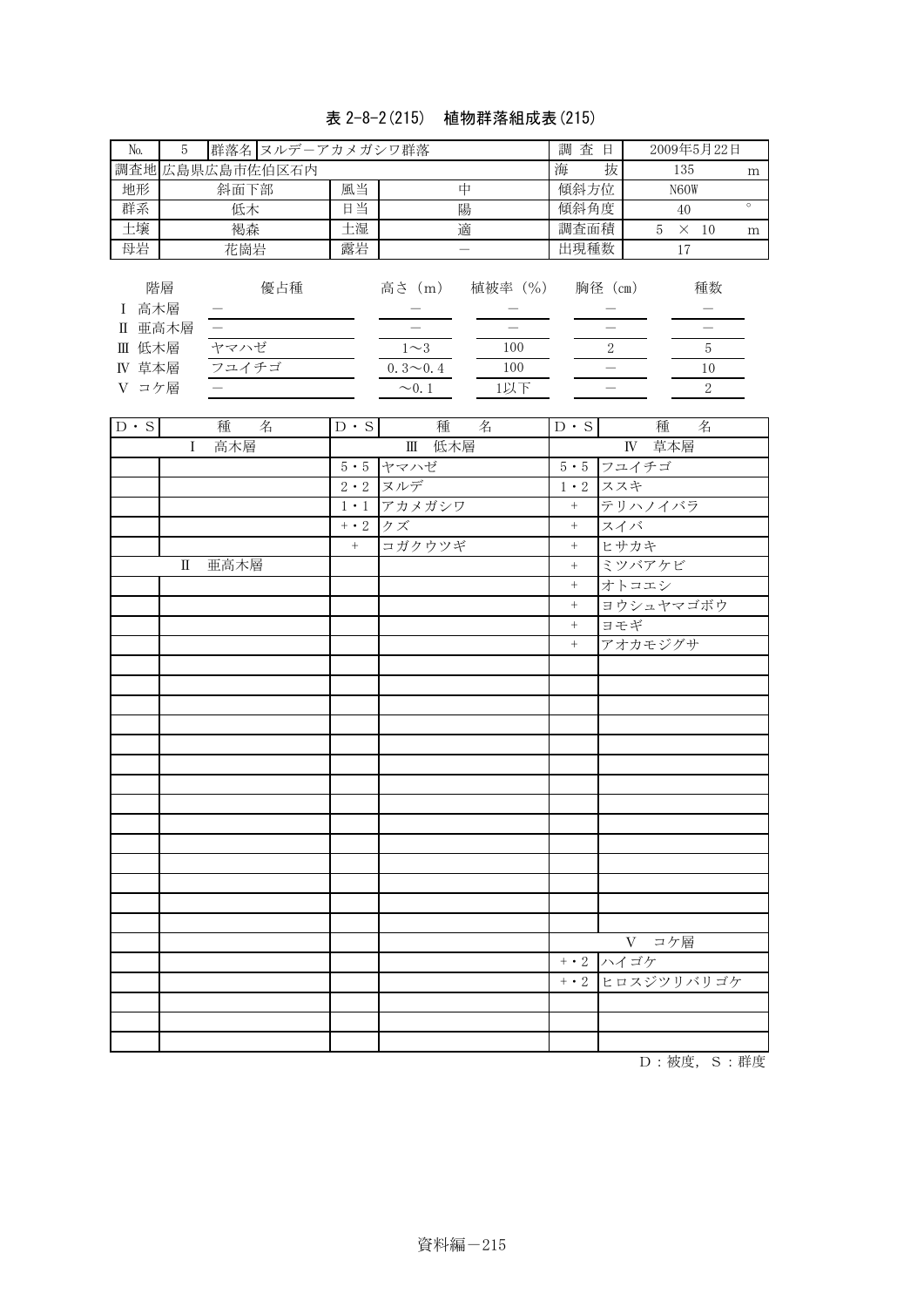# 表 2-8-2(215)　植物群落組成表(215)

| No. | 5 | 群落名 | ヌルデ－アカメガシワ群落 | 調 査 日 | 2009年5月22日 |
|---|---|---|---|---|---|
| 調査地 | 広島県広島市佐伯区石内 | | | 海　　抜 | 135 m |
| 地形 | 斜面下部 | 風当 | 中 | 傾斜方位 | N60W |
| 群系 | 低木 | 日当 | 陽 | 傾斜角度 | 40 ° |
| 土壌 | 褐森 | 土湿 | 適 | 調査面積 | 5 × 10 m |
| 母岩 | 花崗岩 | 露岩 | － | 出現種数 | 17 |

| 階層 | 優占種 | 高さ（m） | 植被率（%） | 胸径（cm） | 種数 |
|---|---|---|---|---|---|
| Ⅰ 高木層 | － | － | － | － | － |
| Ⅱ 亜高木層 | － | － | － | － | － |
| Ⅲ 低木層 | ヤマハゼ | 1～3 | 100 | 2 | 5 |
| Ⅳ 草本層 | フユイチゴ | 0.3～0.4 | 100 | － | 10 |
| Ⅴ コケ層 | － | ～0.1 | 1以下 | － | 2 |

| D・S | 種　名 | D・S | 種　名 | D・S | 種　名 |
|---|---|---|---|---|---|
| | Ⅰ 高木層 | | Ⅲ 低木層 | | Ⅳ 草本層 |
| | | 5・5 | ヤマハゼ | 5・5 | フユイチゴ |
| | | 2・2 | ヌルデ | 1・2 | ススキ |
| | | 1・1 | アカメガシワ | + | テリハノイバラ |
| | | +・2 | クズ | + | スイバ |
| | | + | コガクウツギ | + | ヒサカキ |
| | Ⅱ 亜高木層 | | | + | ミツバアケビ |
| | | | | + | オトコエシ |
| | | | | + | ヨウシュヤマゴボウ |
| | | | | + | ヨモギ |
| | | | | + | アオカモジグサ |
| | | | | | Ⅴ コケ層 |
| | | | | +・2 | ハイゴケ |
| | | | | +・2 | ヒロスジツリバリゴケ |

D：被度，S：群度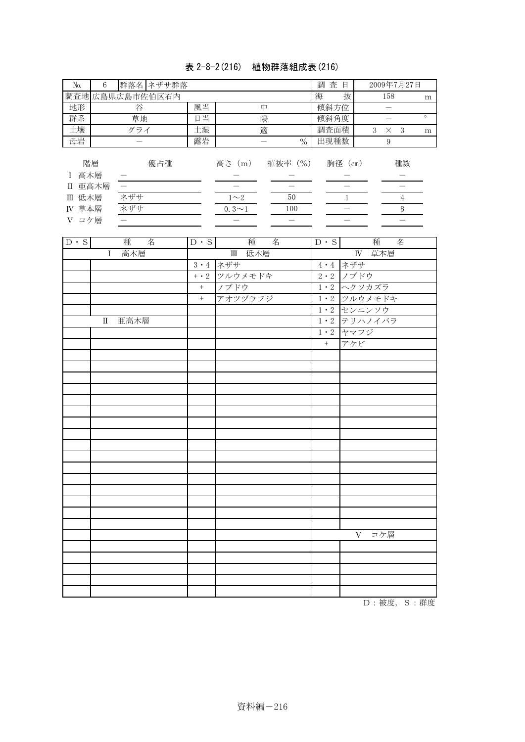# 表 2-8-2(216)　植物群落組成表(216)

| | | | | | | | |
|---|---|---|---|---|---|---|---|
| No. | 6 | 群落名 | ネザサ群落 | | | 調 査 日 | 2009年7月27日 |
| 調査地 | 広島県広島市佐伯区石内 | | | | | 海　　抜 | 158 m |
| 地形 | 谷 | 風当 | 中 | | | 傾斜方位 | － |
| 群系 | 草地 | 日当 | 陽 | | | 傾斜角度 | － ° |
| 土壌 | グライ | 土湿 | 適 | | | 調査面積 | 3 × 3 m |
| 母岩 | － | 露岩 | － % | | | 出現種数 | 9 |

| 階層 | 優占種 | 高さ（m） | 植被率（%） | 胸径（cm） | 種数 |
|---|---|---|---|---|---|
| Ⅰ 高木層 | － | － | － | － | － |
| Ⅱ 亜高木層 | － | － | － | － | － |
| Ⅲ 低木層 | ネザサ | 1～2 | 50 | 1 | 4 |
| Ⅳ 草本層 | ネザサ | 0.3～1 | 100 | － | 8 |
| Ⅴ コケ層 | － | － | － | － | － |

| D・S | 種　名 | D・S | 種　名 | D・S | 種　名 |
|---|---|---|---|---|---|
| Ⅰ 高木層 | | Ⅲ 低木層 | | Ⅳ 草本層 | |
| | | 3・4 | ネザサ | 4・4 | ネザサ |
| | | +・2 | ツルウメモドキ | 2・2 | ノブドウ |
| | | + | ノブドウ | 1・2 | ヘクソカズラ |
| | | + | アオツヅラフジ | 1・2 | ツルウメモドキ |
| | | | | 1・2 | センニンソウ |
| Ⅱ 亜高木層 | | | | 1・2 | テリハノイバラ |
| | | | | 1・2 | ヤマフジ |
| | | | | + | アケビ |
| | | | | Ⅴ コケ層 | |

D：被度，S：群度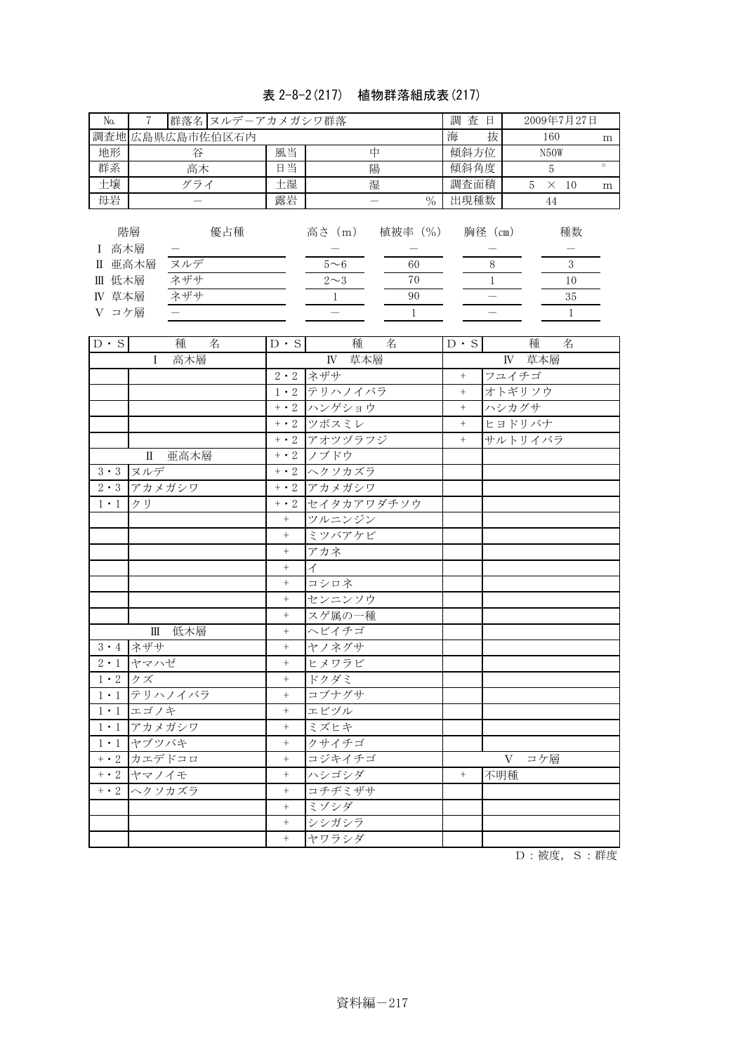# 表 2-8-2(217)　植物群落組成表(217)

| No. | 7 | 群落名 | ヌルデーアカメガシワ群落 | 調査日 | 2009年7月27日 |
|---|---|---|---|---|---|
| 調査地 | 広島県広島市佐伯区石内 | | | 海抜 | 160 m |
| 地形 | 谷 | 風当 | 中 | 傾斜方位 | N50W |
| 群系 | 高木 | 日当 | 陽 | 傾斜角度 | 5 ° |
| 土壌 | グライ | 土湿 | 湿 | 調査面積 | 5 × 10 m |
| 母岩 | − | 露岩 | − % | 出現種数 | 44 |

| 階層 | 優占種 | 高さ（m） | 植被率（%） | 胸径（cm） | 種数 |
|---|---|---|---|---|---|
| Ⅰ 高木層 | − | − | − | − | − |
| Ⅱ 亜高木層 | ヌルデ | 5〜6 | 60 | 8 | 3 |
| Ⅲ 低木層 | ネザサ | 2〜3 | 70 | 1 | 10 |
| Ⅳ 草本層 | ネザサ | 1 | 90 | − | 35 |
| Ⅴ コケ層 | − | − | 1 | − | 1 |

| D・S | 種　名 | D・S | 種　名 | D・S | 種　名 |
|---|---|---|---|---|---|
| | Ⅰ 高木層 | | Ⅳ 草本層 | | Ⅳ 草本層 |
| | | 2・2 | ネザサ | + | フユイチゴ |
| | | 1・2 | テリハノイバラ | + | オトギリソウ |
| | | +・2 | ハンゲショウ | + | ハシカグサ |
| | | +・2 | ツボスミレ | + | ヒヨドリバナ |
| | | +・2 | アオツヅラフジ | + | サルトリイバラ |
| | Ⅱ 亜高木層 | +・2 | ノブドウ | | |
| 3・3 | ヌルデ | +・2 | ヘクソカズラ | | |
| 2・3 | アカメガシワ | +・2 | アカメガシワ | | |
| 1・1 | クリ | +・2 | セイタカアワダチソウ | | |
| | | + | ツルニンジン | | |
| | | + | ミツバアケビ | | |
| | | + | アカネ | | |
| | | + | イ | | |
| | | + | コシロネ | | |
| | | + | センニンソウ | | |
| | | + | スゲ属の一種 | | |
| | Ⅲ 低木層 | + | ヘビイチゴ | | |
| 3・4 | ネザサ | + | ヤノネグサ | | |
| 2・1 | ヤマハゼ | + | ヒメワラビ | | |
| 1・2 | クズ | + | ドクダミ | | |
| 1・1 | テリハノイバラ | + | コブナグサ | | |
| 1・1 | エゴノキ | + | エビヅル | | |
| 1・1 | アカメガシワ | + | ミズヒキ | | |
| 1・1 | ヤブツバキ | + | クサイチゴ | | |
| +・2 | カエデドコロ | + | コジキイチゴ | | Ⅴ コケ層 |
| +・2 | ヤマノイモ | + | ハシゴシダ | + | 不明種 |
| +・2 | ヘクソカズラ | + | コチヂミザサ | | |
| | | + | ミゾシダ | | |
| | | + | シシガシラ | | |
| | | + | ヤワラシダ | | |

D：被度，S：群度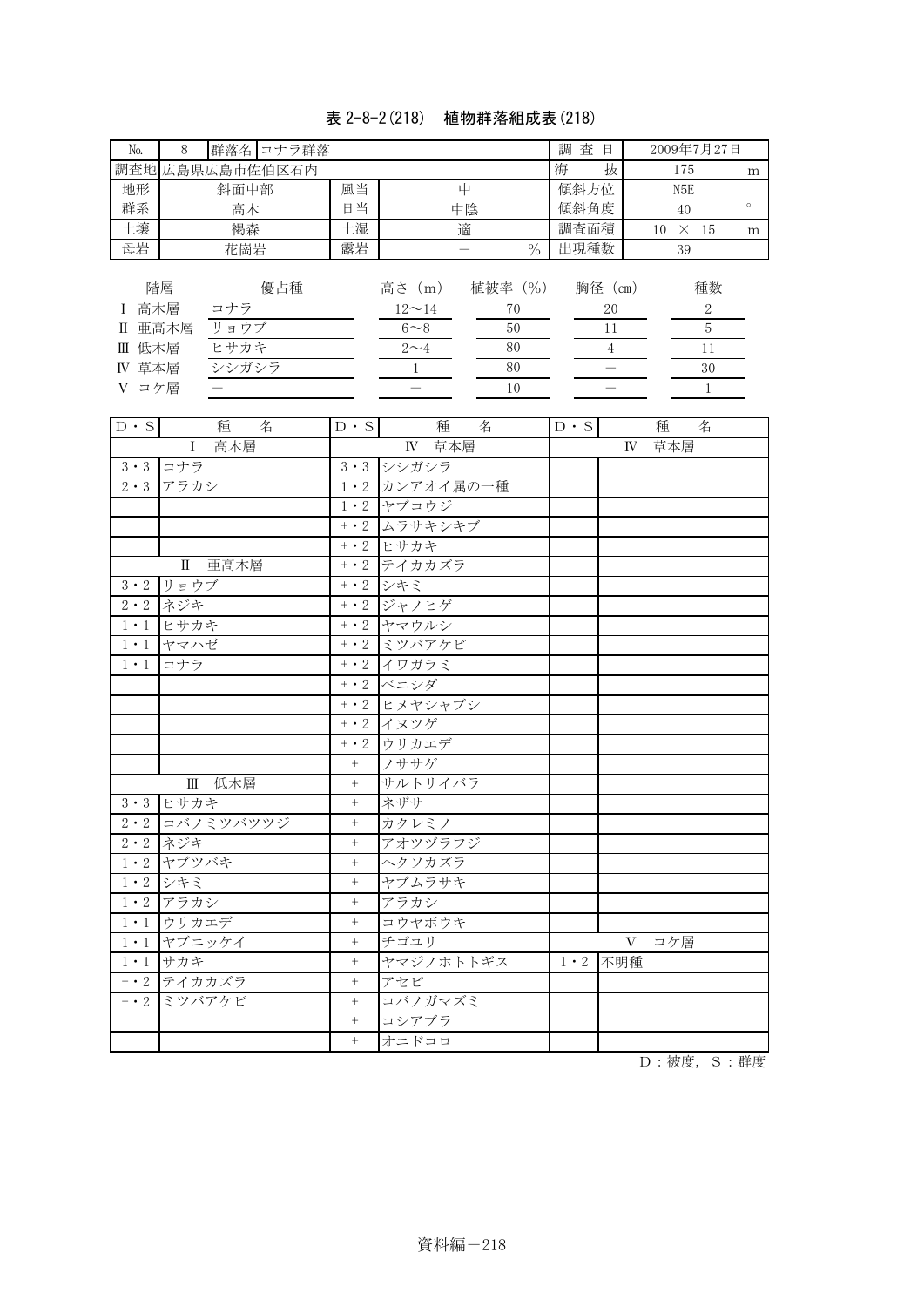# 表 2-8-2(218)　植物群落組成表(218)

| No. | 8 | 群落名 | コナラ群落 | 調査日 | 2009年7月27日 |
|---|---|---|---|---|---|
| 調査地 | 広島県広島市佐伯区石内 | | | 海抜 | 175 m |
| 地形 | 斜面中部 | 風当 | 中 | 傾斜方位 | N5E |
| 群系 | 高木 | 日当 | 中陰 | 傾斜角度 | 40 ° |
| 土壌 | 褐森 | 土湿 | 適 | 調査面積 | 10 × 15 m |
| 母岩 | 花崗岩 | 露岩 | － % | 出現種数 | 39 |

| 階層 | 優占種 | 高さ（m） | 植被率（%） | 胸径（cm） | 種数 |
|---|---|---|---|---|---|
| Ⅰ 高木層 | コナラ | 12～14 | 70 | 20 | 2 |
| Ⅱ 亜高木層 | リョウブ | 6～8 | 50 | 11 | 5 |
| Ⅲ 低木層 | ヒサカキ | 2～4 | 80 | 4 | 11 |
| Ⅳ 草本層 | シシガシラ | 1 | 80 | － | 30 |
| Ⅴ コケ層 | － | － | 10 | － | 1 |

| D・S | 種名 | D・S | 種名 | D・S | 種名 |
|---|---|---|---|---|---|
| Ⅰ 高木層 | | Ⅳ 草本層 | | Ⅳ 草本層 | |
| 3・3 | コナラ | 3・3 | シシガシラ | | |
| 2・3 | アラカシ | 1・2 | カンアオイ属の一種 | | |
| | | 1・2 | ヤブコウジ | | |
| | | +・2 | ムラサキシキブ | | |
| | | +・2 | ヒサカキ | | |
| Ⅱ 亜高木層 | | +・2 | テイカカズラ | | |
| 3・2 | リョウブ | +・2 | シキミ | | |
| 2・2 | ネジキ | +・2 | ジャノヒゲ | | |
| 1・1 | ヒサカキ | +・2 | ヤマウルシ | | |
| 1・1 | ヤマハゼ | +・2 | ミツバアケビ | | |
| 1・1 | コナラ | +・2 | イワガラミ | | |
| | | +・2 | ベニシダ | | |
| | | +・2 | ヒメヤシャブシ | | |
| | | +・2 | イヌツゲ | | |
| | | +・2 | ウリカエデ | | |
| | | + | ノササゲ | | |
| Ⅲ 低木層 | | + | サルトリイバラ | | |
| 3・3 | ヒサカキ | + | ネザサ | | |
| 2・2 | コバノミツバツツジ | + | カクレミノ | | |
| 2・2 | ネジキ | + | アオツヅラフジ | | |
| 1・2 | ヤブツバキ | + | ヘクソカズラ | | |
| 1・2 | シキミ | + | ヤブムラサキ | | |
| 1・2 | アラカシ | + | アラカシ | | |
| 1・1 | ウリカエデ | + | コウヤボウキ | | |
| 1・1 | ヤブニッケイ | + | チゴユリ | Ⅴ コケ層 | |
| 1・1 | サカキ | + | ヤマジノホトトギス | 1・2 | 不明種 |
| +・2 | テイカカズラ | + | アセビ | | |
| +・2 | ミツバアケビ | + | コバノガマズミ | | |
| | | + | コシアブラ | | |
| | | + | オニドコロ | | |

D：被度，S：群度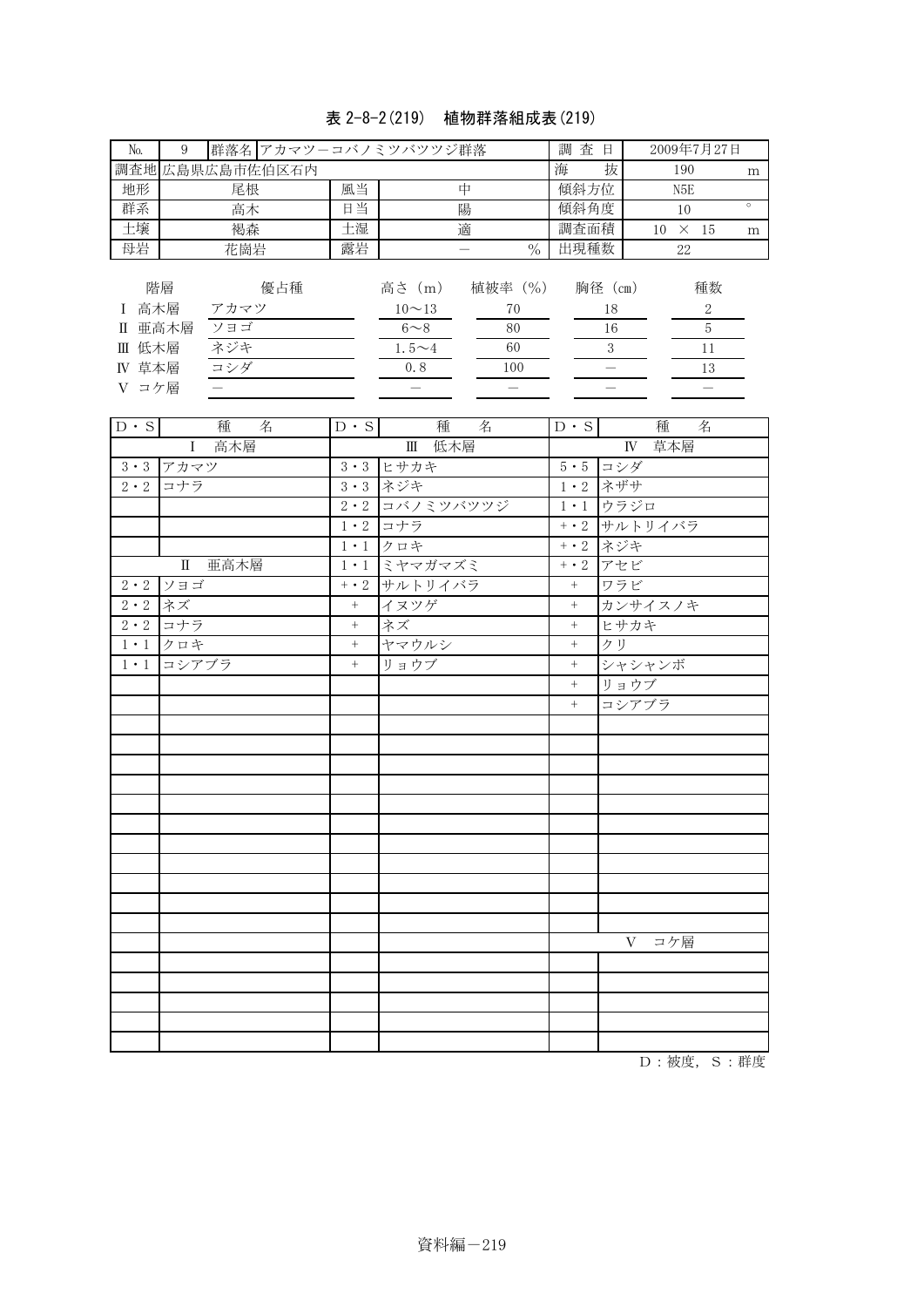# 表 2-8-2(219)　植物群落組成表(219)

| | | | | | |
|---|---|---|---|---|---|
| No. | 9 | 群落名 | アカマツ－コバノミツバツツジ群落 | 調査日 | 2009年7月27日 |
| 調査地 | 広島県広島市佐伯区石内 | | | 海抜 | 190 m |
| 地形 | 尾根 | 風当 | 中 | 傾斜方位 | N5E |
| 群系 | 高木 | 日当 | 陽 | 傾斜角度 | 10 ° |
| 土壌 | 褐森 | 土湿 | 適 | 調査面積 | 10 × 15 m |
| 母岩 | 花崗岩 | 露岩 | － % | 出現種数 | 22 |

| 階層 | 優占種 | 高さ (m) | 植被率 (%) | 胸径 (cm) | 種数 |
|---|---|---|---|---|---|
| Ⅰ 高木層 | アカマツ | 10～13 | 70 | 18 | 2 |
| Ⅱ 亜高木層 | ソヨゴ | 6～8 | 80 | 16 | 5 |
| Ⅲ 低木層 | ネジキ | 1.5～4 | 60 | 3 | 11 |
| Ⅳ 草本層 | コシダ | 0.8 | 100 | － | 13 |
| Ⅴ コケ層 | － | － | － | － | － |

| D・S | 種名 | D・S | 種名 | D・S | 種名 |
|---|---|---|---|---|---|
| | Ⅰ 高木層 | | Ⅲ 低木層 | | Ⅳ 草本層 |
| 3・3 | アカマツ | 3・3 | ヒサカキ | 5・5 | コシダ |
| 2・2 | コナラ | 3・3 | ネジキ | 1・2 | ネザサ |
| | | 2・2 | コバノミツバツツジ | 1・1 | ウラジロ |
| | | 1・2 | コナラ | +・2 | サルトリイバラ |
| | | 1・1 | クロキ | +・2 | ネジキ |
| | Ⅱ 亜高木層 | 1・1 | ミヤマガマズミ | +・2 | アセビ |
| 2・2 | ソヨゴ | +・2 | サルトリイバラ | + | ワラビ |
| 2・2 | ネズ | + | イヌツゲ | + | カンサイスノキ |
| 2・2 | コナラ | + | ネズ | + | ヒサカキ |
| 1・1 | クロキ | + | ヤマウルシ | + | クリ |
| 1・1 | コシアブラ | + | リョウブ | + | シャシャンボ |
| | | | | + | リョウブ |
| | | | | + | コシアブラ |
| | | | | | Ⅴ コケ層 |

D：被度，S：群度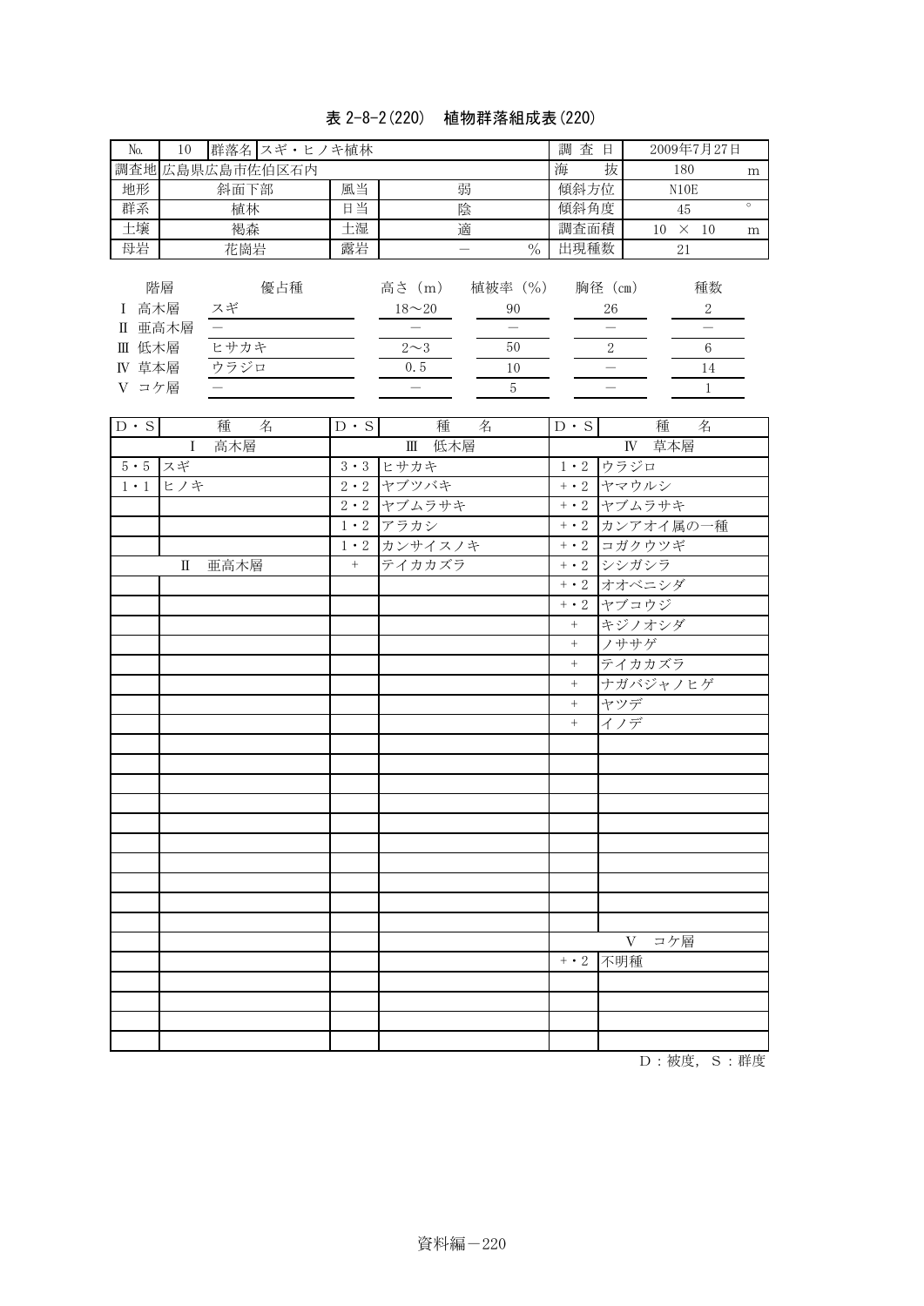# 表 2-8-2(220)　植物群落組成表(220)

| | | | | | | | |
|---|---|---|---|---|---|---|---|
| No. | 10 | 群落名 | スギ・ヒノキ植林 | | | 調査日 | 2009年7月27日 |
| 調査地 | 広島県広島市佐伯区石内 | | | | | 海抜 | 180 m |
| 地形 | 斜面下部 | 風当 | 弱 | | | 傾斜方位 | N10E |
| 群系 | 植林 | 日当 | 陰 | | | 傾斜角度 | 45 ° |
| 土壌 | 褐森 | 土湿 | 適 | | | 調査面積 | 10 × 10 m |
| 母岩 | 花崗岩 | 露岩 | － % | | | 出現種数 | 21 |

| 階層 | 優占種 | 高さ（m） | 植被率（%） | 胸径（cm） | 種数 |
|---|---|---|---|---|---|
| Ⅰ 高木層 | スギ | 18～20 | 90 | 26 | 2 |
| Ⅱ 亜高木層 | － | － | － | － | － |
| Ⅲ 低木層 | ヒサカキ | 2～3 | 50 | 2 | 6 |
| Ⅳ 草本層 | ウラジロ | 0.5 | 10 | － | 14 |
| Ⅴ コケ層 | － | － | 5 | － | 1 |

| D・S | 種名 | D・S | 種名 | D・S | 種名 |
|---|---|---|---|---|---|
| | Ⅰ 高木層 | | Ⅲ 低木層 | | Ⅳ 草本層 |
| 5・5 | スギ | 3・3 | ヒサカキ | 1・2 | ウラジロ |
| 1・1 | ヒノキ | 2・2 | ヤブツバキ | +・2 | ヤマウルシ |
| | | 2・2 | ヤブムラサキ | +・2 | ヤブムラサキ |
| | | 1・2 | アラカシ | +・2 | カンアオイ属の一種 |
| | | 1・2 | カンサイスノキ | +・2 | コガクウツギ |
| | Ⅱ 亜高木層 | + | テイカカズラ | +・2 | シシガシラ |
| | | | | +・2 | オオベニシダ |
| | | | | +・2 | ヤブコウジ |
| | | | | + | キジノオシダ |
| | | | | + | ノササゲ |
| | | | | + | テイカカズラ |
| | | | | + | ナガバジャノヒゲ |
| | | | | + | ヤツデ |
| | | | | + | イノデ |
| | | | | | Ⅴ コケ層 |
| | | | | +・2 | 不明種 |

D：被度，S：群度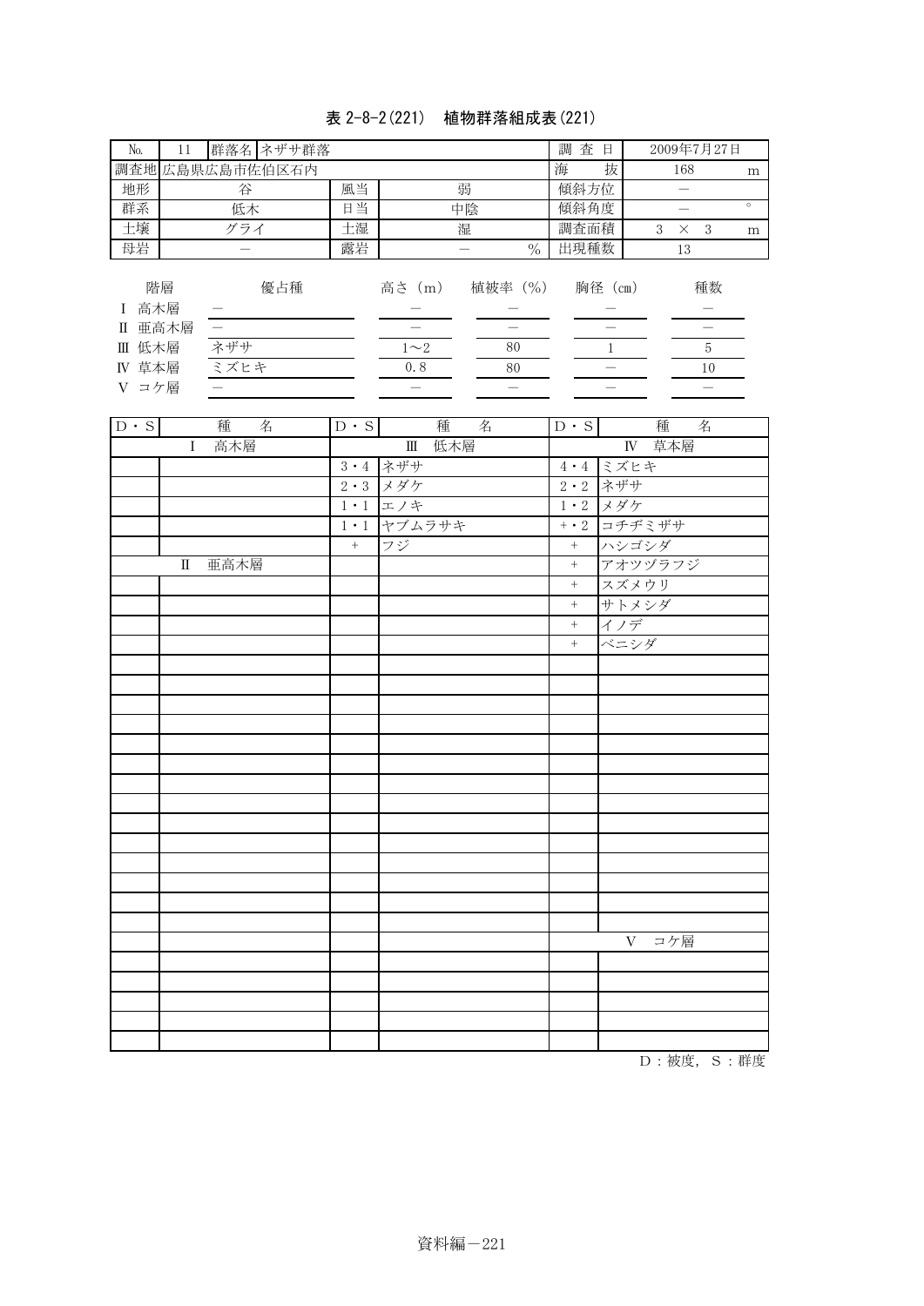# 表 2-8-2(221)　植物群落組成表(221)

| No. | 11 | 群落名 | ネザサ群落 | 調査日 | 2009年7月27日 |
|---|---|---|---|---|---|
| 調査地 | 広島県広島市佐伯区石内 | | | 海抜 | 168 m |
| 地形 | 谷 | 風当 | 弱 | 傾斜方位 | － |
| 群系 | 低木 | 日当 | 中陰 | 傾斜角度 | － ° |
| 土壌 | グライ | 土湿 | 湿 | 調査面積 | 3 × 3 m |
| 母岩 | － | 露岩 | － % | 出現種数 | 13 |

| 階層 | 優占種 | 高さ（m） | 植被率（%） | 胸径（cm） | 種数 |
|---|---|---|---|---|---|
| Ⅰ 高木層 | － | － | － | － | － |
| Ⅱ 亜高木層 | － | － | － | － | － |
| Ⅲ 低木層 | ネザサ | 1～2 | 80 | 1 | 5 |
| Ⅳ 草本層 | ミズヒキ | 0.8 | 80 | － | 10 |
| Ⅴ コケ層 | － | － | － | － | － |

| D・S | 種名 | D・S | 種名 | D・S | 種名 |
|---|---|---|---|---|---|
| Ⅰ 高木層 | | Ⅲ 低木層 | | Ⅳ 草本層 | |
| | | 3・4 | ネザサ | 4・4 | ミズヒキ |
| | | 2・3 | メダケ | 2・2 | ネザサ |
| | | 1・1 | エノキ | 1・2 | メダケ |
| | | 1・1 | ヤブムラサキ | +・2 | コチヂミザサ |
| | | + | フジ | + | ハシゴシダ |
| Ⅱ 亜高木層 | | | | + | アオツヅラフジ |
| | | | | + | スズメウリ |
| | | | | + | サトメシダ |
| | | | | + | イノデ |
| | | | | + | ベニシダ |
| | | | | Ⅴ コケ層 | |

D：被度，S：群度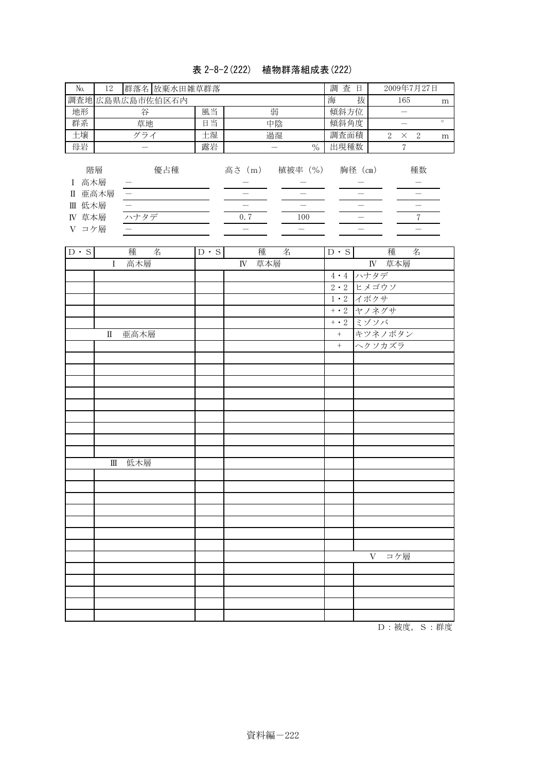# 表 2-8-2(222)　植物群落組成表(222)

| | | | | | |
|---|---|---|---|---|---|
| No. | 12 | 群落名 | 放棄水田雑草群落 | 調査日 | 2009年7月27日 |
| 調査地 | 広島県広島市佐伯区石内 | | | 海抜 | 165 m |
| 地形 | 谷 | 風当 | 弱 | 傾斜方位 | － |
| 群系 | 草地 | 日当 | 中陰 | 傾斜角度 | － ° |
| 土壌 | グライ | 土湿 | 過湿 | 調査面積 | 2 × 2 m |
| 母岩 | － | 露岩 | － % | 出現種数 | 7 |

| 階層 | 優占種 | 高さ（m） | 植被率（%） | 胸径（cm） | 種数 |
|---|---|---|---|---|---|
| Ⅰ 高木層 | － | － | － | － | － |
| Ⅱ 亜高木層 | － | － | － | － | － |
| Ⅲ 低木層 | － | － | － | － | － |
| Ⅳ 草本層 | ハナタデ | 0.7 | 100 | － | 7 |
| Ⅴ コケ層 | － | － | － | － | － |

| D・S | 種名 |
|---|---|
| | **Ⅳ 草本層** |
| 4・4 | ハナタデ |
| 2・2 | ヒメゴウソ |
| 1・2 | イボクサ |
| +・2 | ヤノネグサ |
| +・2 | ミゾソバ |
| + | キツネノボタン |
| + | ヘクソカズラ |

D：被度，S：群度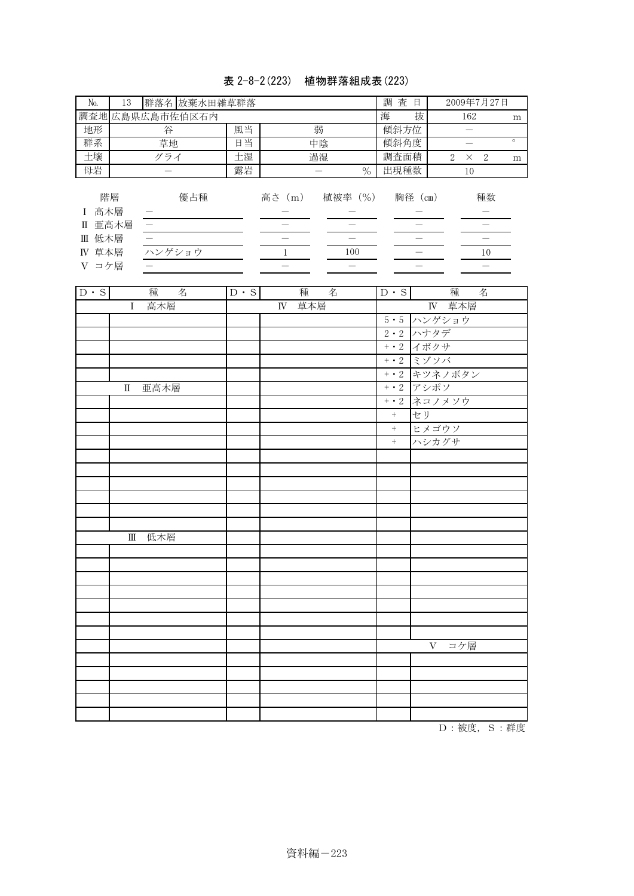# 表 2-8-2(223)　植物群落組成表(223)

| No. | 13 | 群落名 | 放棄水田雑草群落 | 調査日 | 2009年7月27日 |
|---|---|---|---|---|---|
| 調査地 | 広島県広島市佐伯区石内 | | | 海抜 | 162 m |
| 地形 | 谷 | 風当 | 弱 | 傾斜方位 | － |
| 群系 | 草地 | 日当 | 中陰 | 傾斜角度 | － ° |
| 土壌 | グライ | 土湿 | 過湿 | 調査面積 | 2 × 2 m |
| 母岩 | － | 露岩 | － % | 出現種数 | 10 |

| 階層 | 優占種 | 高さ（m） | 植被率（%） | 胸径（cm） | 種数 |
|---|---|---|---|---|---|
| Ⅰ 高木層 | － | － | － | － | － |
| Ⅱ 亜高木層 | － | － | － | － | － |
| Ⅲ 低木層 | － | － | － | － | － |
| Ⅳ 草本層 | ハンゲショウ | 1 | 100 | － | 10 |
| Ⅴ コケ層 | － | － | － | － | － |

| D・S | 種名 |
|---|---|
| | **Ⅰ 高木層** |
| | **Ⅱ 亜高木層** |
| | **Ⅲ 低木層** |
| | **Ⅳ 草本層** |
| 5・5 | ハンゲショウ |
| 2・2 | ハナタデ |
| +・2 | イボクサ |
| +・2 | ミゾソバ |
| +・2 | キツネノボタン |
| +・2 | アシボソ |
| +・2 | ネコノメソウ |
| + | セリ |
| + | ヒメゴウソ |
| + | ハシカグサ |
| | **Ⅴ コケ層** |

D：被度，S：群度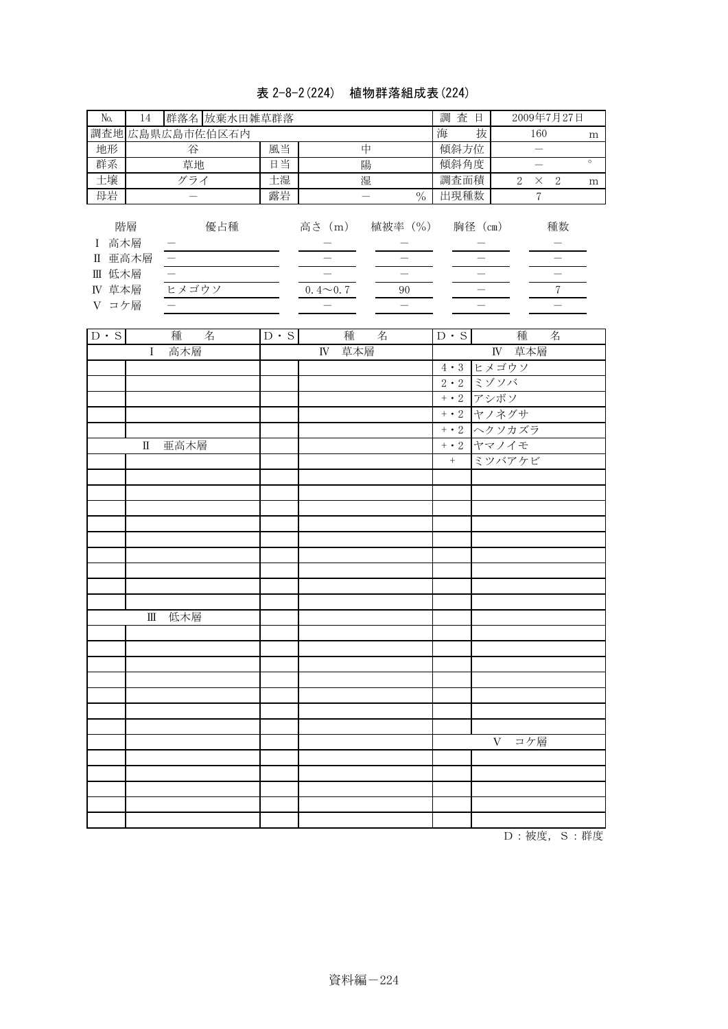# 表 2-8-2(224)　植物群落組成表(224)

| No. | 14 | 群落名 | 放棄水田雑草群落 | 調査日 | 2009年7月27日 |
|---|---|---|---|---|---|
| 調査地 | 広島県広島市佐伯区石内 | | | 海抜 | 160 m |
| 地形 | 谷 | 風当 | 中 | 傾斜方位 | － |
| 群系 | 草地 | 日当 | 陽 | 傾斜角度 | － ° |
| 土壌 | グライ | 土湿 | 湿 | 調査面積 | 2 × 2 m |
| 母岩 | － | 露岩 | － % | 出現種数 | 7 |

| 階層 | 優占種 | 高さ（m） | 植被率（%） | 胸径（cm） | 種数 |
|---|---|---|---|---|---|
| Ⅰ 高木層 | － | － | － | － | － |
| Ⅱ 亜高木層 | － | － | － | － | － |
| Ⅲ 低木層 | － | － | － | － | － |
| Ⅳ 草本層 | ヒメゴウソ | 0.4～0.7 | 90 | － | 7 |
| Ⅴ コケ層 | － | － | － | － | － |

| D・S | 種名 |
|---|---|
| | Ⅰ 高木層 |
| | Ⅱ 亜高木層 |
| | Ⅲ 低木層 |
| | Ⅳ 草本層 |
| 4・3 | ヒメゴウソ |
| 2・2 | ミゾソバ |
| +・2 | アシボソ |
| +・2 | ヤノネグサ |
| +・2 | ヘクソカズラ |
| +・2 | ヤマノイモ |
| + | ミツバアケビ |
| | Ⅴ コケ層 |

D：被度，S：群度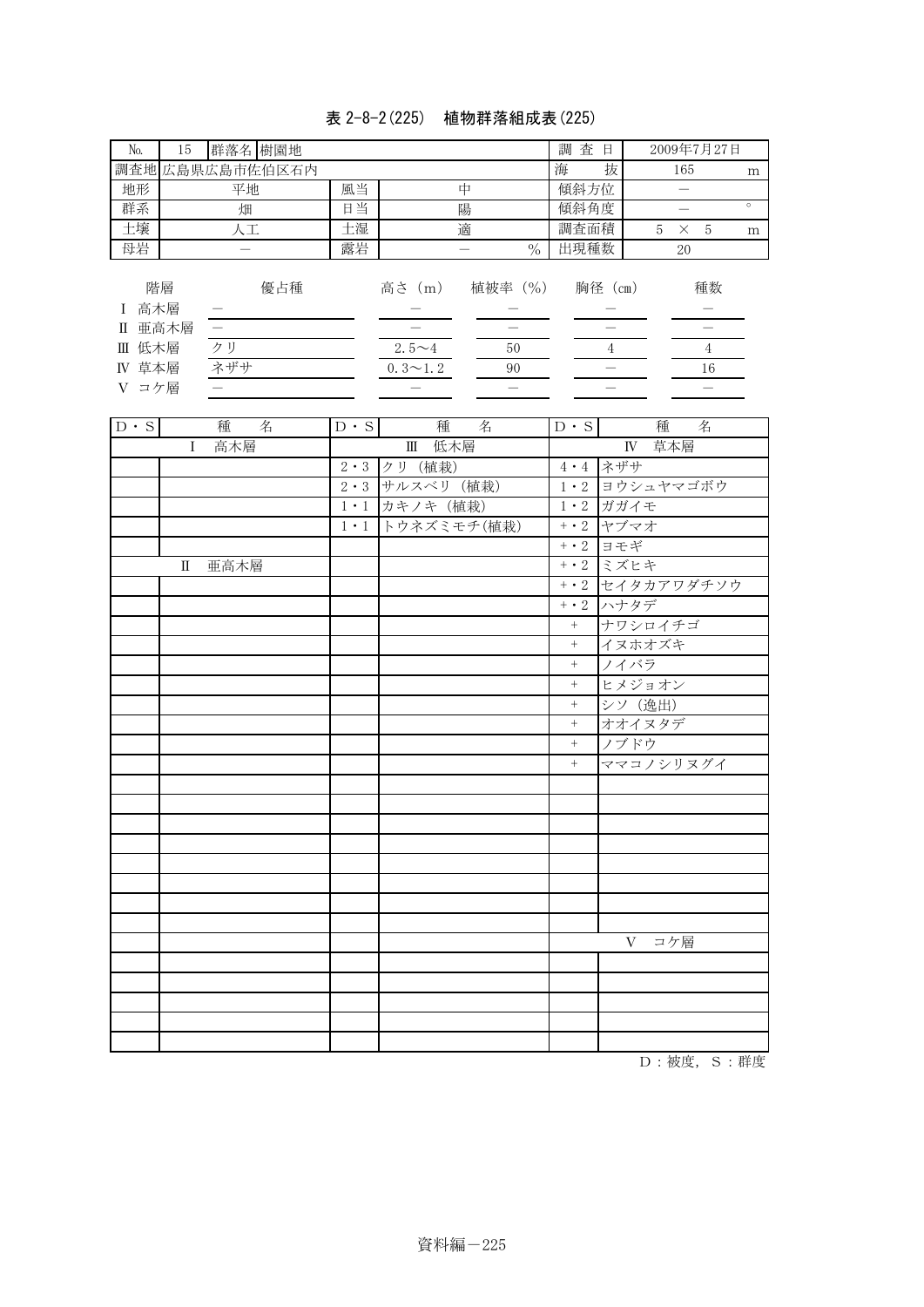# 表 2-8-2(225)　植物群落組成表(225)

| No. | 15 | 群落名 | 樹園地 | | | 調 査 日 | 2009年7月27日 |
|---|---|---|---|---|---|---|---|
| 調査地 | 広島県広島市佐伯区石内 | | | | | 海　　抜 | 165　m |
| 地形 | 平地 | | 風当 | 中 | | 傾斜方位 | － |
| 群系 | 畑 | | 日当 | 陽 | | 傾斜角度 | －　° |
| 土壌 | 人工 | | 土湿 | 適 | | 調査面積 | 5 × 5　m |
| 母岩 | － | | 露岩 | －　% | | 出現種数 | 20 |

| 階層 | 優占種 | 高さ（m） | 植被率（%） | 胸径（cm） | 種数 |
|---|---|---|---|---|---|
| Ⅰ 高木層 | － | － | － | － | － |
| Ⅱ 亜高木層 | － | － | － | － | － |
| Ⅲ 低木層 | クリ | 2.5～4 | 50 | 4 | 4 |
| Ⅳ 草本層 | ネザサ | 0.3～1.2 | 90 | － | 16 |
| Ⅴ コケ層 | － | － | － | － | － |

| D・S | 種　名 | D・S | 種　名 | D・S | 種　名 |
|---|---|---|---|---|---|
| | Ⅰ 高木層 | | Ⅲ 低木層 | | Ⅳ 草本層 |
| | | 2・3 | クリ (植栽) | 4・4 | ネザサ |
| | | 2・3 | サルスベリ (植栽) | 1・2 | ヨウシュヤマゴボウ |
| | | 1・1 | カキノキ (植栽) | 1・2 | ガガイモ |
| | | 1・1 | トウネズミモチ(植栽) | +・2 | ヤブマオ |
| | | | | +・2 | ヨモギ |
| | Ⅱ 亜高木層 | | | +・2 | ミズヒキ |
| | | | | +・2 | セイタカアワダチソウ |
| | | | | +・2 | ハナタデ |
| | | | | + | ナワシロイチゴ |
| | | | | + | イヌホオズキ |
| | | | | + | ノイバラ |
| | | | | + | ヒメジョオン |
| | | | | + | シソ (逸出) |
| | | | | + | オオイヌタデ |
| | | | | + | ノブドウ |
| | | | | + | ママコノシリヌグイ |
| | | | | | Ⅴ コケ層 |

D：被度, S：群度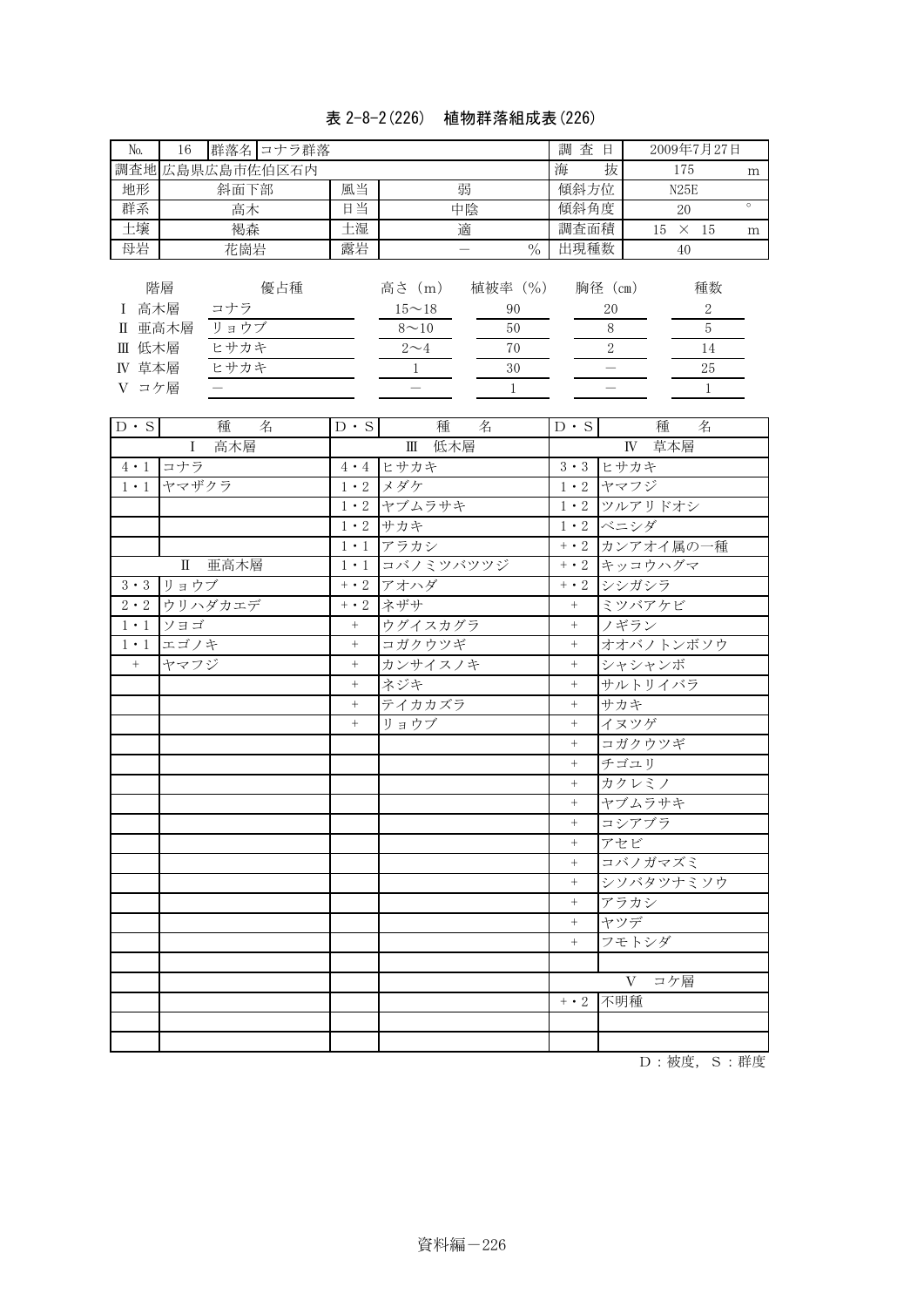# 表 2-8-2(226)　植物群落組成表(226)

| | | | | | | | |
|---|---|---|---|---|---|---|---|
| No. | 16 | 群落名 | コナラ群落 | | | 調 査 日 | 2009年7月27日 |
| 調査地 | 広島県広島市佐伯区石内 | | | | | 海　　抜 | 175　m |
| 地形 | 斜面下部 | 風当 | 弱 | | | 傾斜方位 | N25E |
| 群系 | 高木 | 日当 | 中陰 | | | 傾斜角度 | 20　° |
| 土壌 | 褐森 | 土湿 | 適 | | | 調査面積 | 15 × 15　m |
| 母岩 | 花崗岩 | 露岩 | ― | % | | 出現種数 | 40 |

| 階層 | 優占種 | 高さ（m） | 植被率（%） | 胸径（cm） | 種数 |
|---|---|---|---|---|---|
| Ⅰ 高木層 | コナラ | 15～18 | 90 | 20 | 2 |
| Ⅱ 亜高木層 | リョウブ | 8～10 | 50 | 8 | 5 |
| Ⅲ 低木層 | ヒサカキ | 2～4 | 70 | 2 | 14 |
| Ⅳ 草本層 | ヒサカキ | 1 | 30 | ― | 25 |
| Ⅴ コケ層 | ― | ― | 1 | ― | 1 |

| D・S | 種　名 | D・S | 種　名 | D・S | 種　名 |
|---|---|---|---|---|---|
| | Ⅰ　高木層 | | Ⅲ　低木層 | | Ⅳ　草本層 |
| 4・1 | コナラ | 4・4 | ヒサカキ | 3・3 | ヒサカキ |
| 1・1 | ヤマザクラ | 1・2 | メダケ | 1・2 | ヤマフジ |
| | | 1・2 | ヤブムラサキ | 1・2 | ツルアリドオシ |
| | | 1・2 | サカキ | 1・2 | ベニシダ |
| | | 1・1 | アラカシ | +・2 | カンアオイ属の一種 |
| | Ⅱ　亜高木層 | 1・1 | コバノミツバツツジ | +・2 | キッコウハグマ |
| 3・3 | リョウブ | +・2 | アオハダ | +・2 | シシガシラ |
| 2・2 | ウリハダカエデ | +・2 | ネザサ | + | ミツバアケビ |
| 1・1 | ソヨゴ | + | ウグイスカグラ | + | ノギラン |
| 1・1 | エゴノキ | + | コガクウツギ | + | オオバノトンボソウ |
| + | ヤマフジ | + | カンサイスノキ | + | シャシャンボ |
| | | + | ネジキ | + | サルトリイバラ |
| | | + | テイカカズラ | + | サカキ |
| | | + | リョウブ | + | イヌツゲ |
| | | | | + | コガクウツギ |
| | | | | + | チゴユリ |
| | | | | + | カクレミノ |
| | | | | + | ヤブムラサキ |
| | | | | + | コシアブラ |
| | | | | + | アセビ |
| | | | | + | コバノガマズミ |
| | | | | + | シソバタツナミソウ |
| | | | | + | アラカシ |
| | | | | + | ヤツデ |
| | | | | + | フモトシダ |
| | | | | | |
| | | | | | Ⅴ　コケ層 |
| | | | | +・2 | 不明種 |
| | | | | | |
| | | | | | |

D：被度，S：群度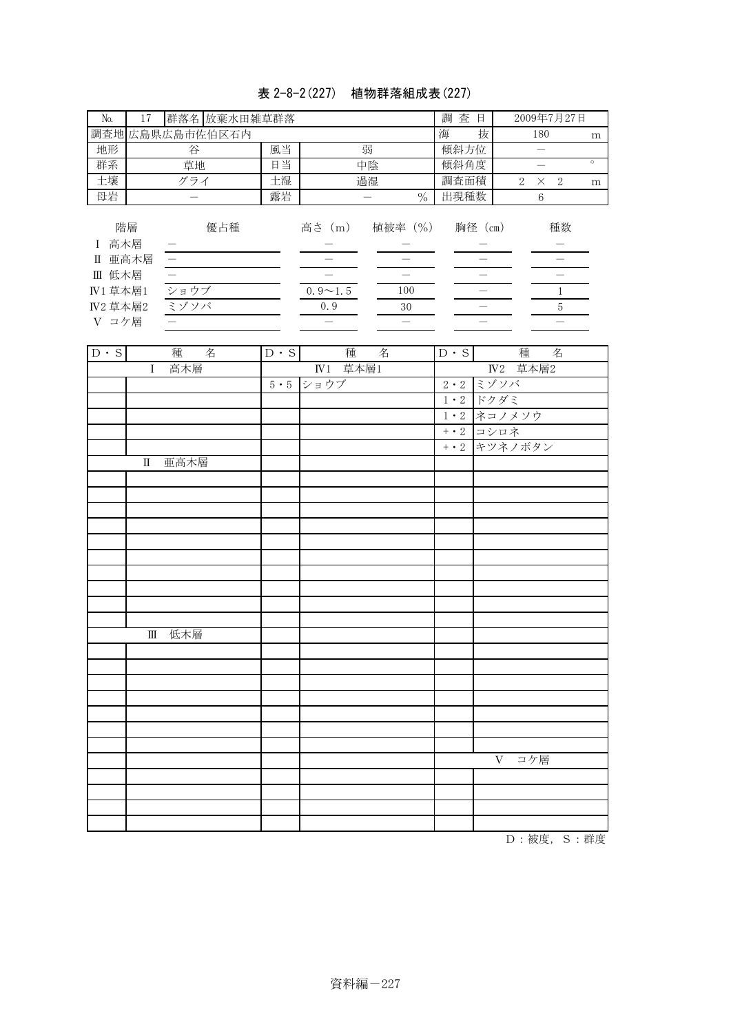# 表 2-8-2(227) 植物群落組成表(227)

| No. | 17 | 群落名 | 放棄水田雑草群落 | 調査日 | 2009年7月27日 |
|---|---|---|---|---|---|
| 調査地 | 広島県広島市佐伯区石内 | | | 海抜 | 180 m |
| 地形 | 谷 | 風当 | 弱 | 傾斜方位 | − |
| 群系 | 草地 | 日当 | 中陰 | 傾斜角度 | − ° |
| 土壌 | グライ | 土湿 | 過湿 | 調査面積 | 2 × 2 m |
| 母岩 | − | 露岩 | − % | 出現種数 | 6 |

| 階層 | 優占種 | 高さ（m） | 植被率（%） | 胸径（cm） | 種数 |
|---|---|---|---|---|---|
| Ⅰ 高木層 | − | − | − | − | − |
| Ⅱ 亜高木層 | − | − | − | − | − |
| Ⅲ 低木層 | − | − | − | − | − |
| Ⅳ1 草本層1 | ショウブ | 0.9〜1.5 | 100 | − | 1 |
| Ⅳ2 草本層2 | ミゾソバ | 0.9 | 30 | − | 5 |
| Ⅴ コケ層 | − | − | − | − | − |

| D・S | 種名 | D・S | 種名 | D・S | 種名 |
|---|---|---|---|---|---|
| | Ⅰ 高木層 | | Ⅳ1 草本層1 | | Ⅳ2 草本層2 |
| | | 5・5 | ショウブ | 2・2 | ミゾソバ |
| | | | | 1・2 | ドクダミ |
| | | | | 1・2 | ネコノメソウ |
| | | | | +・2 | コシロネ |
| | | | | +・2 | キツネノボタン |
| | Ⅱ 亜高木層 | | | | |
| | Ⅲ 低木層 | | | | |
| | | | | | Ⅴ コケ層 |

D：被度，S：群度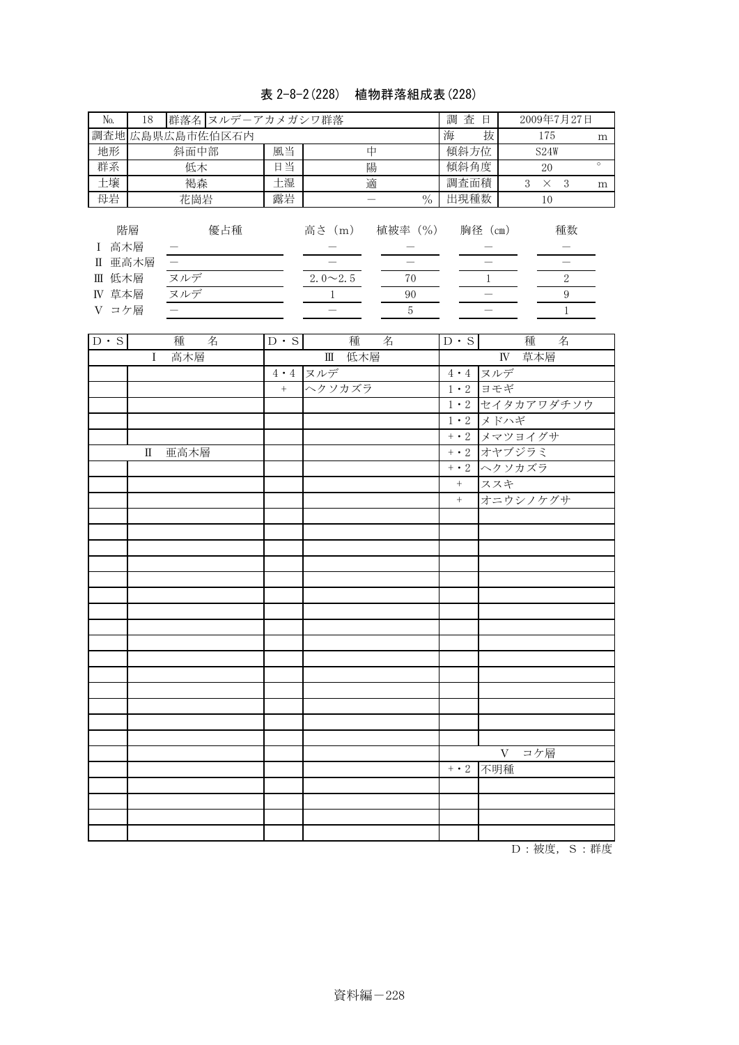# 表 2-8-2(228)　植物群落組成表(228)

| No. | 18 | 群落名 | ヌルデーアカメガシワ群落 | 調 査 日 | 2009年7月27日 |
|---|---|---|---|---|---|
| 調査地 | 広島県広島市佐伯区石内 | | | 海　　抜 | 175 m |
| 地形 | 斜面中部 | 風当 | 中 | 傾斜方位 | S24W |
| 群系 | 低木 | 日当 | 陽 | 傾斜角度 | 20 ° |
| 土壌 | 褐森 | 土湿 | 適 | 調査面積 | 3 × 3 m |
| 母岩 | 花崗岩 | 露岩 | − % | 出現種数 | 10 |

| 階層 | 優占種 | 高さ（m） | 植被率（%） | 胸径（cm） | 種数 |
|---|---|---|---|---|---|
| Ⅰ 高木層 | − | − | − | − | − |
| Ⅱ 亜高木層 | − | − | − | − | − |
| Ⅲ 低木層 | ヌルデ | 2.0～2.5 | 70 | 1 | 2 |
| Ⅳ 草本層 | ヌルデ | 1 | 90 | − | 9 |
| Ⅴ コケ層 | − | − | 5 | − | 1 |

| D・S | 種　　名 | D・S | 種　　名 | D・S | 種　　名 |
|---|---|---|---|---|---|
| | Ⅰ 高木層 | | Ⅲ 低木層 | | Ⅳ 草本層 |
| | | 4・4 | ヌルデ | 4・4 | ヌルデ |
| | | + | ヘクソカズラ | 1・2 | ヨモギ |
| | | | | 1・2 | セイタカアワダチソウ |
| | | | | 1・2 | メドハギ |
| | | | | +・2 | メマツヨイグサ |
| | Ⅱ 亜高木層 | | | +・2 | オヤブジラミ |
| | | | | +・2 | ヘクソカズラ |
| | | | | + | ススキ |
| | | | | + | オニウシノケグサ |
| | | | | | Ⅴ コケ層 |
| | | | | +・2 | 不明種 |

D：被度，S：群度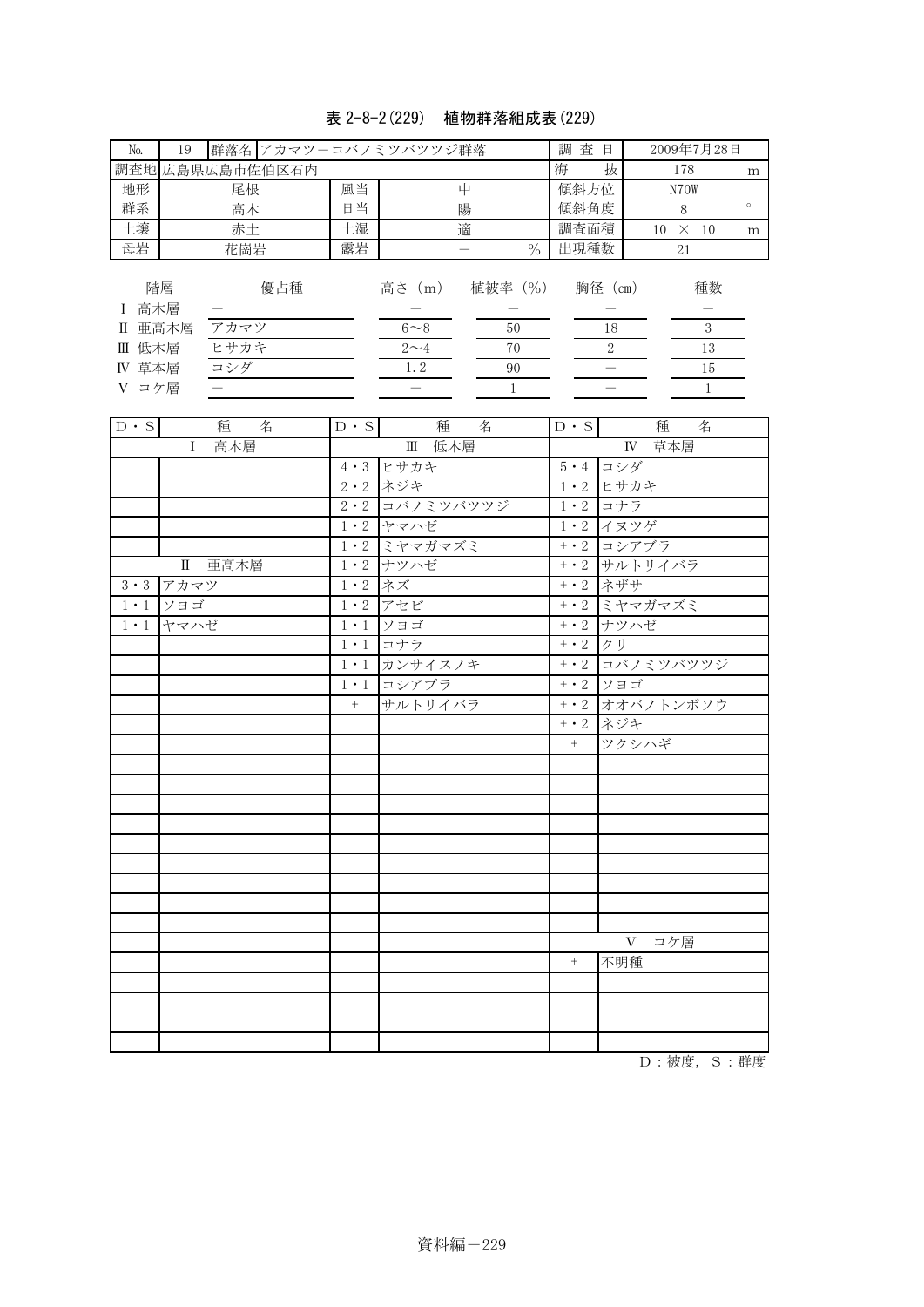# 表 2-8-2(229) 植物群落組成表(229)

| No. | 19 | 群落名 | アカマツ－コバノミツバツツジ群落 | 調 査 日 | 2009年7月28日 |
|---|---|---|---|---|---|
| 調査地 | 広島県広島市佐伯区石内 | | | 海 抜 | 178 m |
| 地形 | 尾根 | 風当 | 中 | 傾斜方位 | N70W |
| 群系 | 高木 | 日当 | 陽 | 傾斜角度 | 8 ° |
| 土壌 | 赤土 | 土湿 | 適 | 調査面積 | 10 × 10 m |
| 母岩 | 花崗岩 | 露岩 | － % | 出現種数 | 21 |

| 階層 | 優占種 | 高さ（m） | 植被率（%） | 胸径（cm） | 種数 |
|---|---|---|---|---|---|
| Ⅰ 高木層 | － | － | － | － | － |
| Ⅱ 亜高木層 | アカマツ | 6～8 | 50 | 18 | 3 |
| Ⅲ 低木層 | ヒサカキ | 2～4 | 70 | 2 | 13 |
| Ⅳ 草本層 | コシダ | 1.2 | 90 | － | 15 |
| Ⅴ コケ層 | － | － | 1 | － | 1 |

| D・S | 種 名 | D・S | 種 名 | D・S | 種 名 |
|---|---|---|---|---|---|
| | Ⅰ 高木層 | | Ⅲ 低木層 | | Ⅳ 草本層 |
| | | 4・3 | ヒサカキ | 5・4 | コシダ |
| | | 2・2 | ネジキ | 1・2 | ヒサカキ |
| | | 2・2 | コバノミツバツツジ | 1・2 | コナラ |
| | | 1・2 | ヤマハゼ | 1・2 | イヌツゲ |
| | | 1・2 | ミヤマガマズミ | +・2 | コシアブラ |
| | Ⅱ 亜高木層 | 1・2 | ナツハゼ | +・2 | サルトリイバラ |
| 3・3 | アカマツ | 1・2 | ネズ | +・2 | ネザサ |
| 1・1 | ソヨゴ | 1・2 | アセビ | +・2 | ミヤマガマズミ |
| 1・1 | ヤマハゼ | 1・1 | ソヨゴ | +・2 | ナツハゼ |
| | | 1・1 | コナラ | +・2 | クリ |
| | | 1・1 | カンサイスノキ | +・2 | コバノミツバツツジ |
| | | 1・1 | コシアブラ | +・2 | ソヨゴ |
| | | + | サルトリイバラ | +・2 | オオバノトンボソウ |
| | | | | +・2 | ネジキ |
| | | | | + | ツクシハギ |
| | | | | | Ⅴ コケ層 |
| | | | | + | 不明種 |

D：被度，S：群度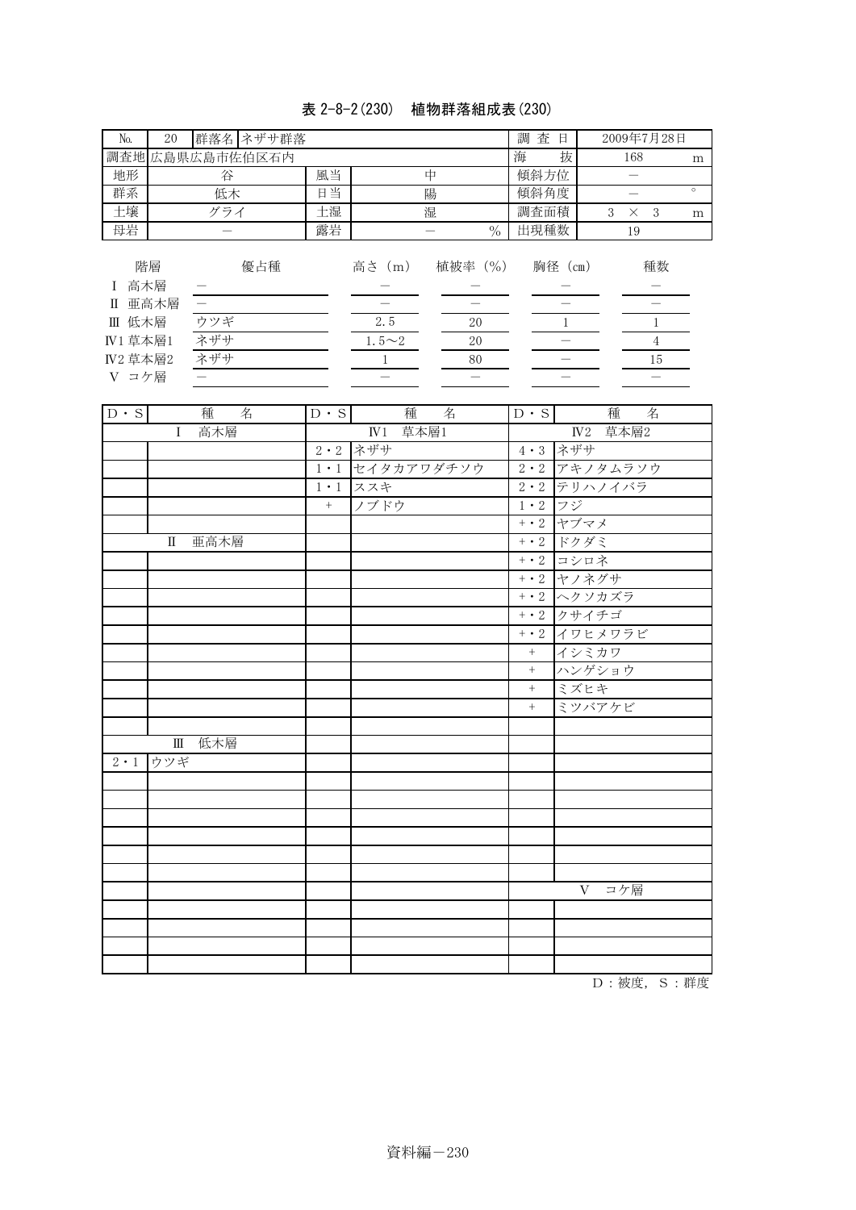# 表 2-8-2(230) 植物群落組成表(230)

| | | | | | |
|---|---|---|---|---|---|
| No. | 20 | 群落名 | ネザサ群落 | 調 査 日 | 2009年7月28日 |
| 調査地 | 広島県広島市佐伯区石内 | | | 海 抜 | 168 m |
| 地形 | 谷 | 風当 | 中 | 傾斜方位 | － |
| 群系 | 低木 | 日当 | 陽 | 傾斜角度 | － ° |
| 土壌 | グライ | 土湿 | 湿 | 調査面積 | 3 × 3 m |
| 母岩 | － | 露岩 | － % | 出現種数 | 19 |

| 階層 | 優占種 | 高さ（m） | 植被率（%） | 胸径（cm） | 種数 |
|---|---|---|---|---|---|
| Ⅰ 高木層 | － | － | － | － | － |
| Ⅱ 亜高木層 | － | － | － | － | － |
| Ⅲ 低木層 | ウツギ | 2.5 | 20 | 1 | 1 |
| Ⅳ1 草本層1 | ネザサ | 1.5～2 | 20 | － | 4 |
| Ⅳ2 草本層2 | ネザサ | 1 | 80 | － | 15 |
| Ⅴ コケ層 | － | － | － | － | － |

| D・S | 種 名 | D・S | 種 名 | D・S | 種 名 |
|---|---|---|---|---|---|
| Ⅰ 高木層 | | Ⅳ1 草本層1 | | Ⅳ2 草本層2 | |
| | | 2・2 | ネザサ | 4・3 | ネザサ |
| | | 1・1 | セイタカアワダチソウ | 2・2 | アキノタムラソウ |
| | | 1・1 | ススキ | 2・2 | テリハノイバラ |
| | | + | ノブドウ | 1・2 | フジ |
| | | | | +・2 | ヤブマメ |
| Ⅱ 亜高木層 | | | | +・2 | ドクダミ |
| | | | | +・2 | コシロネ |
| | | | | +・2 | ヤノネグサ |
| | | | | +・2 | ヘクソカズラ |
| | | | | +・2 | クサイチゴ |
| | | | | +・2 | イワヒメワラビ |
| | | | | + | イシミカワ |
| | | | | + | ハンゲショウ |
| | | | | + | ミズヒキ |
| | | | | + | ミツバアケビ |
| Ⅲ 低木層 | | | | | |
| 2・1 | ウツギ | | | | |
| | | | | Ⅴ コケ層 | |

D：被度，S：群度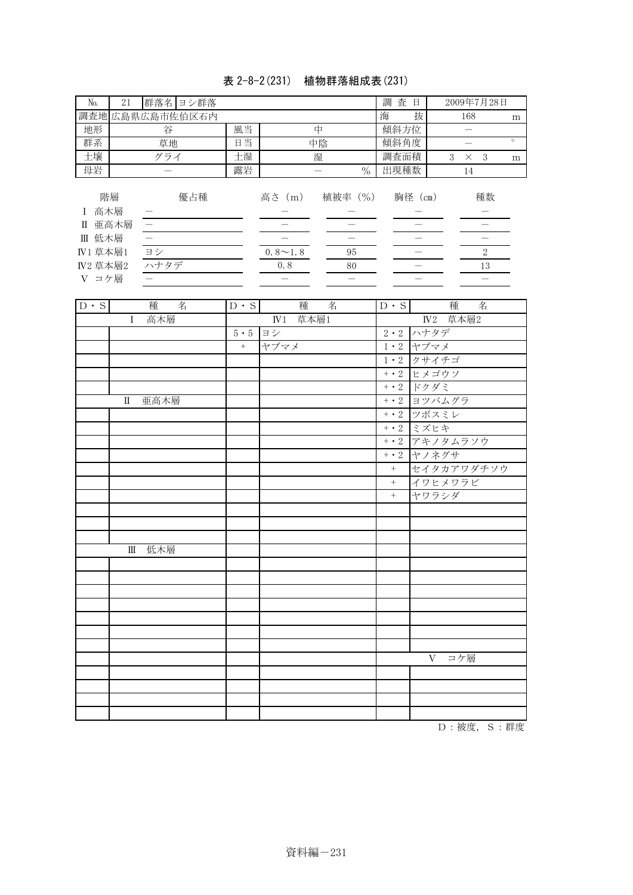# 表 2-8-2(231) 植物群落組成表(231)

| No. | 21 | 群落名 | ヨシ群落 | | 調査日 | 2009年7月28日 |
|---|---|---|---|---|---|---|
| 調査地 | 広島県広島市佐伯区石内 | | | | 海抜 | 168 m |
| 地形 | 谷 | 風当 | 中 | | 傾斜方位 | − |
| 群系 | 草地 | 日当 | 中陰 | | 傾斜角度 | − ° |
| 土壌 | グライ | 土湿 | 湿 | | 調査面積 | 3 × 3 m |
| 母岩 | − | 露岩 | − | % | 出現種数 | 14 |

| 階層 | 優占種 | 高さ（m） | 植被率（%） | 胸径（cm） | 種数 |
|---|---|---|---|---|---|
| Ⅰ 高木層 | − | − | − | − | − |
| Ⅱ 亜高木層 | − | − | − | − | − |
| Ⅲ 低木層 | − | − | − | − | − |
| Ⅳ1 草本層1 | ヨシ | 0.8〜1.8 | 95 | − | 2 |
| Ⅳ2 草本層2 | ハナタデ | 0.8 | 80 | − | 13 |
| Ⅴ コケ層 | − | − | − | − | − |

| D・S | 種名 | D・S | 種名 | D・S | 種名 |
|---|---|---|---|---|---|
| Ⅰ 高木層 | | Ⅳ1 草本層1 | | Ⅳ2 草本層2 | |
| | | 5・5 | ヨシ | 2・2 | ハナタデ |
| | | + | ヤブマメ | 1・2 | ヤブマメ |
| | | | | 1・2 | クサイチゴ |
| | | | | +・2 | ヒメゴウソ |
| | | | | +・2 | ドクダミ |
| Ⅱ 亜高木層 | | | | +・2 | ヨツバムグラ |
| | | | | +・2 | ツボスミレ |
| | | | | +・2 | ミズヒキ |
| | | | | +・2 | アキノタムラソウ |
| | | | | +・2 | ヤノネグサ |
| | | | | + | セイタカアワダチソウ |
| | | | | + | イワヒメワラビ |
| | | | | + | ヤワラシダ |
| Ⅲ 低木層 | | | | | |
| | | | | Ⅴ コケ層 | |

D：被度，S：群度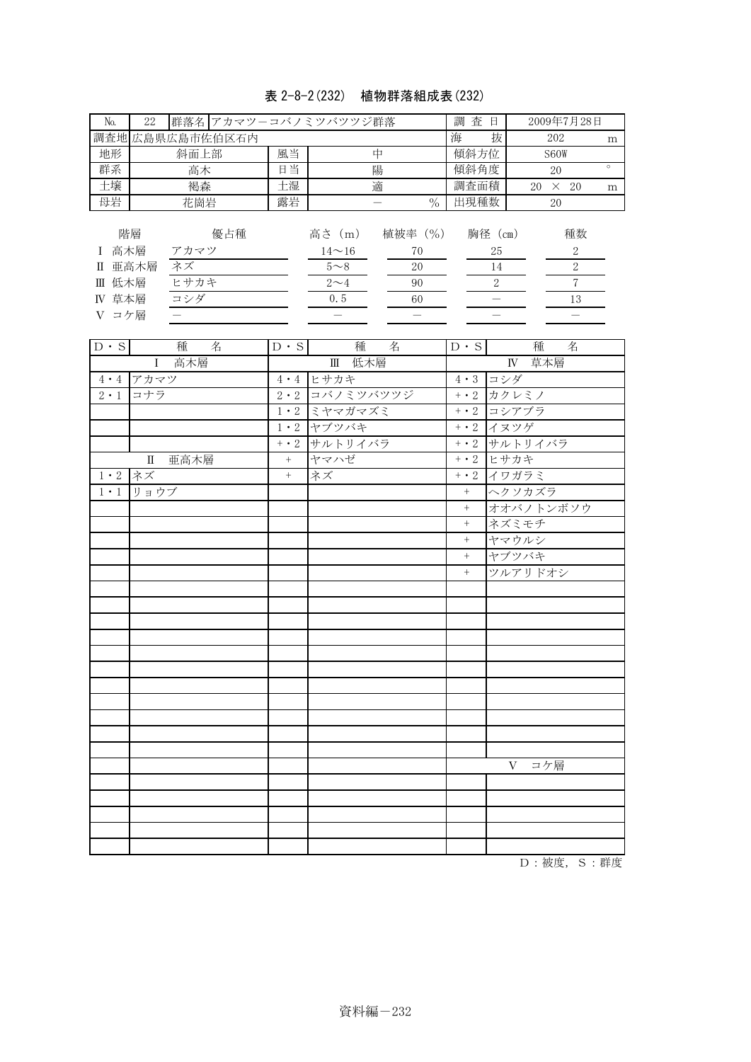# 表 2-8-2(232)　植物群落組成表(232)

| No. | 22 | 群落名 | アカマツーコバノミツバツツジ群落 | 調 査 日 | 2009年7月28日 |
|---|---|---|---|---|---|
| 調査地 | 広島県広島市佐伯区石内 | | | 海　抜 | 202 m |
| 地形 | 斜面上部 | 風当 | 中 | 傾斜方位 | S60W |
| 群系 | 高木 | 日当 | 陽 | 傾斜角度 | 20 ° |
| 土壌 | 褐森 | 土湿 | 適 | 調査面積 | 20 × 20 m |
| 母岩 | 花崗岩 | 露岩 | － % | 出現種数 | 20 |

| 階層 | 優占種 | 高さ（m） | 植被率（%） | 胸径（cm） | 種数 |
|---|---|---|---|---|---|
| Ⅰ 高木層 | アカマツ | 14～16 | 70 | 25 | 2 |
| Ⅱ 亜高木層 | ネズ | 5～8 | 20 | 14 | 2 |
| Ⅲ 低木層 | ヒサカキ | 2～4 | 90 | 2 | 7 |
| Ⅳ 草本層 | コシダ | 0.5 | 60 | － | 13 |
| Ⅴ コケ層 | － | － | － | － | － |

| D・S | 種　名 | D・S | 種　名 | D・S | 種　名 |
|---|---|---|---|---|---|
| | Ⅰ 高木層 | | Ⅲ 低木層 | | Ⅳ 草本層 |
| 4・4 | アカマツ | 4・4 | ヒサカキ | 4・3 | コシダ |
| 2・1 | コナラ | 2・2 | コバノミツバツツジ | +・2 | カクレミノ |
| | | 1・2 | ミヤマガマズミ | +・2 | コシアブラ |
| | | 1・2 | ヤブツバキ | +・2 | イヌツゲ |
| | | +・2 | サルトリイバラ | +・2 | サルトリイバラ |
| | Ⅱ 亜高木層 | + | ヤマハゼ | +・2 | ヒサカキ |
| 1・2 | ネズ | + | ネズ | +・2 | イワガラミ |
| 1・1 | リョウブ | | | + | ヘクソカズラ |
| | | | | + | オオバノトンボソウ |
| | | | | + | ネズミモチ |
| | | | | + | ヤマウルシ |
| | | | | + | ヤブツバキ |
| | | | | + | ツルアリドオシ |
| | | | | | Ⅴ コケ層 |

D：被度，S：群度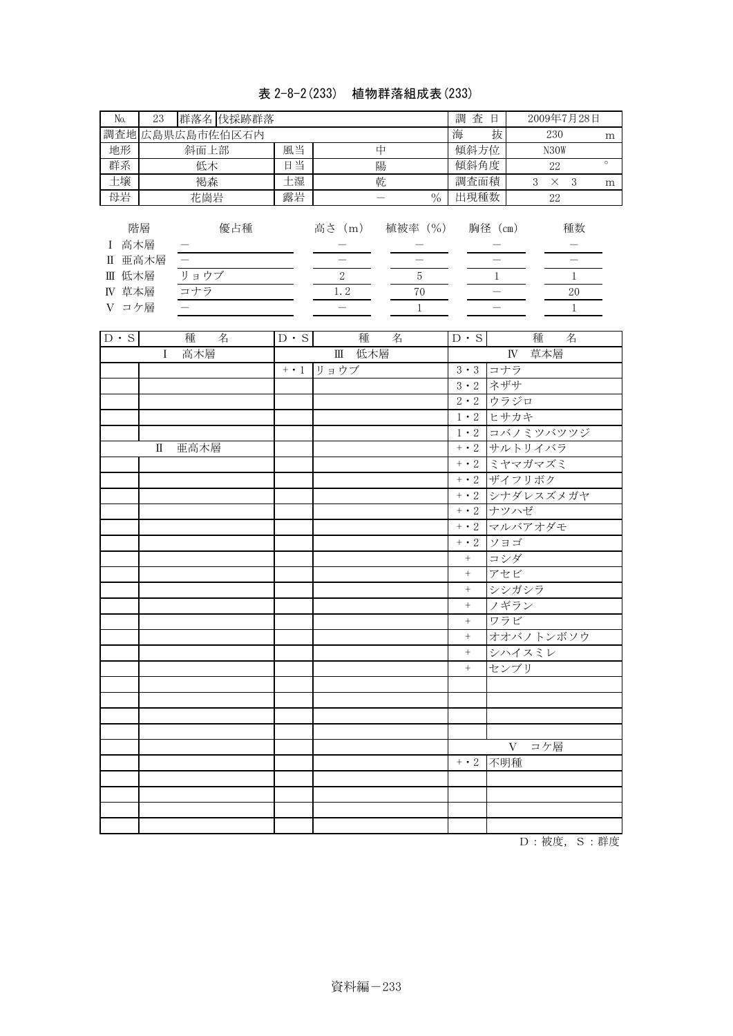# 表 2-8-2(233)　植物群落組成表(233)

| No. | 23 | 群落名 | 伐採跡群落 | | 調査日 | 2009年7月28日 |
|---|---|---|---|---|---|---|
| 調査地 | 広島県広島市佐伯区石内 | | | | 海抜 | 230 m |
| 地形 | 斜面上部 | 風当 | 中 | | 傾斜方位 | N30W |
| 群系 | 低木 | 日当 | 陽 | | 傾斜角度 | 22 ° |
| 土壌 | 褐森 | 土湿 | 乾 | | 調査面積 | 3 × 3 m |
| 母岩 | 花崗岩 | 露岩 | － % | | 出現種数 | 22 |

| 階層 | 優占種 | 高さ（m） | 植被率（%） | 胸径（cm） | 種数 |
|---|---|---|---|---|---|
| Ⅰ 高木層 | － | － | － | － | － |
| Ⅱ 亜高木層 | － | － | － | － | － |
| Ⅲ 低木層 | リョウブ | 2 | 5 | 1 | 1 |
| Ⅳ 草本層 | コナラ | 1.2 | 70 | － | 20 |
| Ⅴ コケ層 | － | － | 1 | － | 1 |

| D・S | 種名 | D・S | 種名 | D・S | 種名 |
|---|---|---|---|---|---|
| Ⅰ 高木層 | | Ⅲ 低木層 | | Ⅳ 草本層 | |
| | | +・1 | リョウブ | 3・3 | コナラ |
| | | | | 3・2 | ネザサ |
| | | | | 2・2 | ウラジロ |
| | | | | 1・2 | ヒサカキ |
| | | | | 1・2 | コバノミツバツツジ |
| Ⅱ 亜高木層 | | | | +・2 | サルトリイバラ |
| | | | | +・2 | ミヤマガマズミ |
| | | | | +・2 | ザイフリボク |
| | | | | +・2 | シナダレスズメガヤ |
| | | | | +・2 | ナツハゼ |
| | | | | +・2 | マルバアオダモ |
| | | | | +・2 | ソヨゴ |
| | | | | + | コシダ |
| | | | | + | アセビ |
| | | | | + | シシガシラ |
| | | | | + | ノギラン |
| | | | | + | ワラビ |
| | | | | + | オオバノトンボソウ |
| | | | | + | シハイスミレ |
| | | | | + | センブリ |
| | | | | Ⅴ コケ層 | |
| | | | | +・2 | 不明種 |

D：被度，S：群度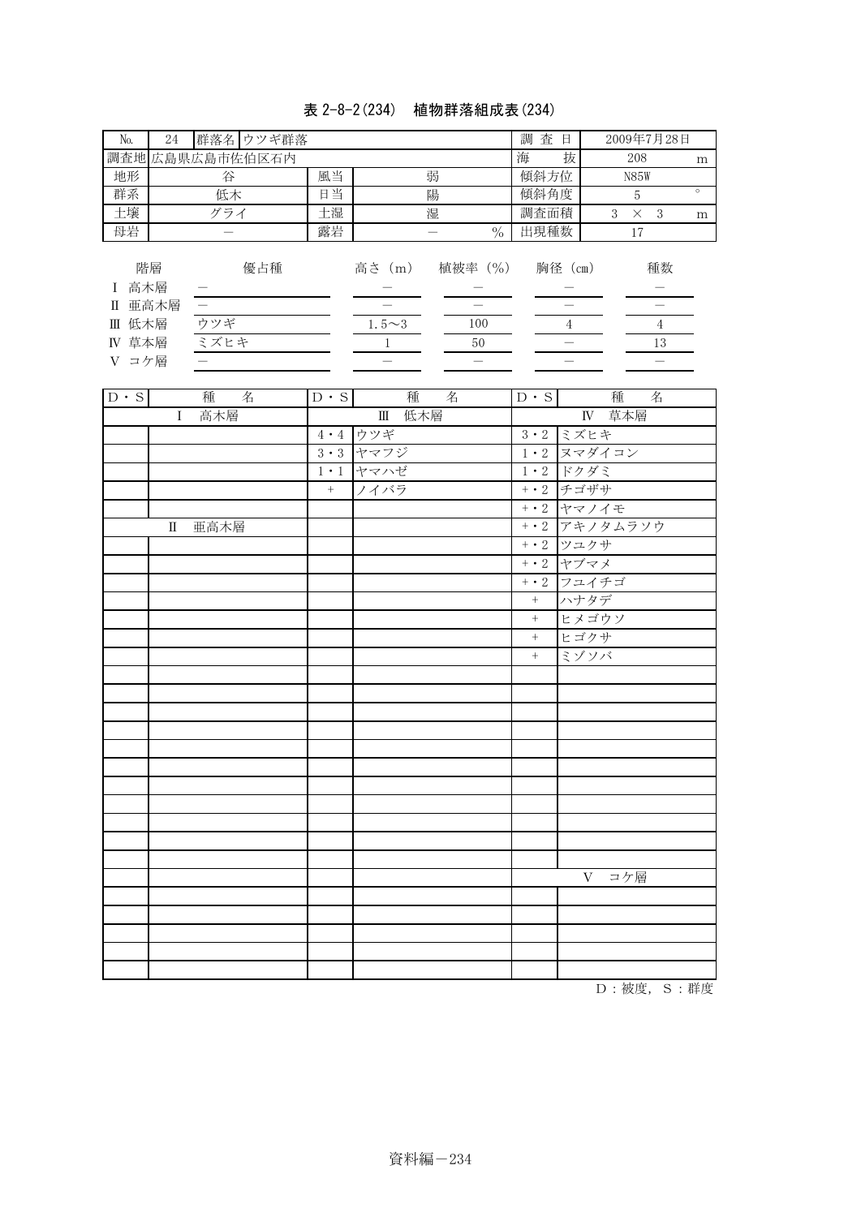# 表 2-8-2(234)　植物群落組成表(234)

| No. | 24 | 群落名 | ウツギ群落 | 調査日 | 2009年7月28日 |
|---|---|---|---|---|---|
| 調査地 | 広島県広島市佐伯区石内 | | | 海抜 | 208 m |
| 地形 | 谷 | 風当 | 弱 | 傾斜方位 | N85W |
| 群系 | 低木 | 日当 | 陽 | 傾斜角度 | 5 ° |
| 土壌 | グライ | 土湿 | 湿 | 調査面積 | 3 × 3 m |
| 母岩 | − | 露岩 | − % | 出現種数 | 17 |

| 階層 | 優占種 | 高さ（m） | 植被率（%） | 胸径（cm） | 種数 |
|---|---|---|---|---|---|
| Ⅰ 高木層 | − | − | − | − | − |
| Ⅱ 亜高木層 | − | − | − | − | − |
| Ⅲ 低木層 | ウツギ | 1.5～3 | 100 | 4 | 4 |
| Ⅳ 草本層 | ミズヒキ | 1 | 50 | − | 13 |
| Ⅴ コケ層 | − | − | − | − | − |

| D・S | 種名 | D・S | 種名 | D・S | 種名 |
|---|---|---|---|---|---|
| Ⅰ 高木層 | | Ⅲ 低木層 | | Ⅳ 草本層 | |
| | | 4・4 | ウツギ | 3・2 | ミズヒキ |
| | | 3・3 | ヤマフジ | 1・2 | ヌマダイコン |
| | | 1・1 | ヤマハゼ | 1・2 | ドクダミ |
| | | + | ノイバラ | +・2 | チゴザサ |
| | | | | +・2 | ヤマノイモ |
| Ⅱ 亜高木層 | | | | +・2 | アキノタムラソウ |
| | | | | +・2 | ツユクサ |
| | | | | +・2 | ヤブマメ |
| | | | | +・2 | フユイチゴ |
| | | | | + | ハナタデ |
| | | | | + | ヒメゴウソ |
| | | | | + | ヒゴクサ |
| | | | | + | ミゾソバ |
| | | | | Ⅴ コケ層 | |

D：被度，S：群度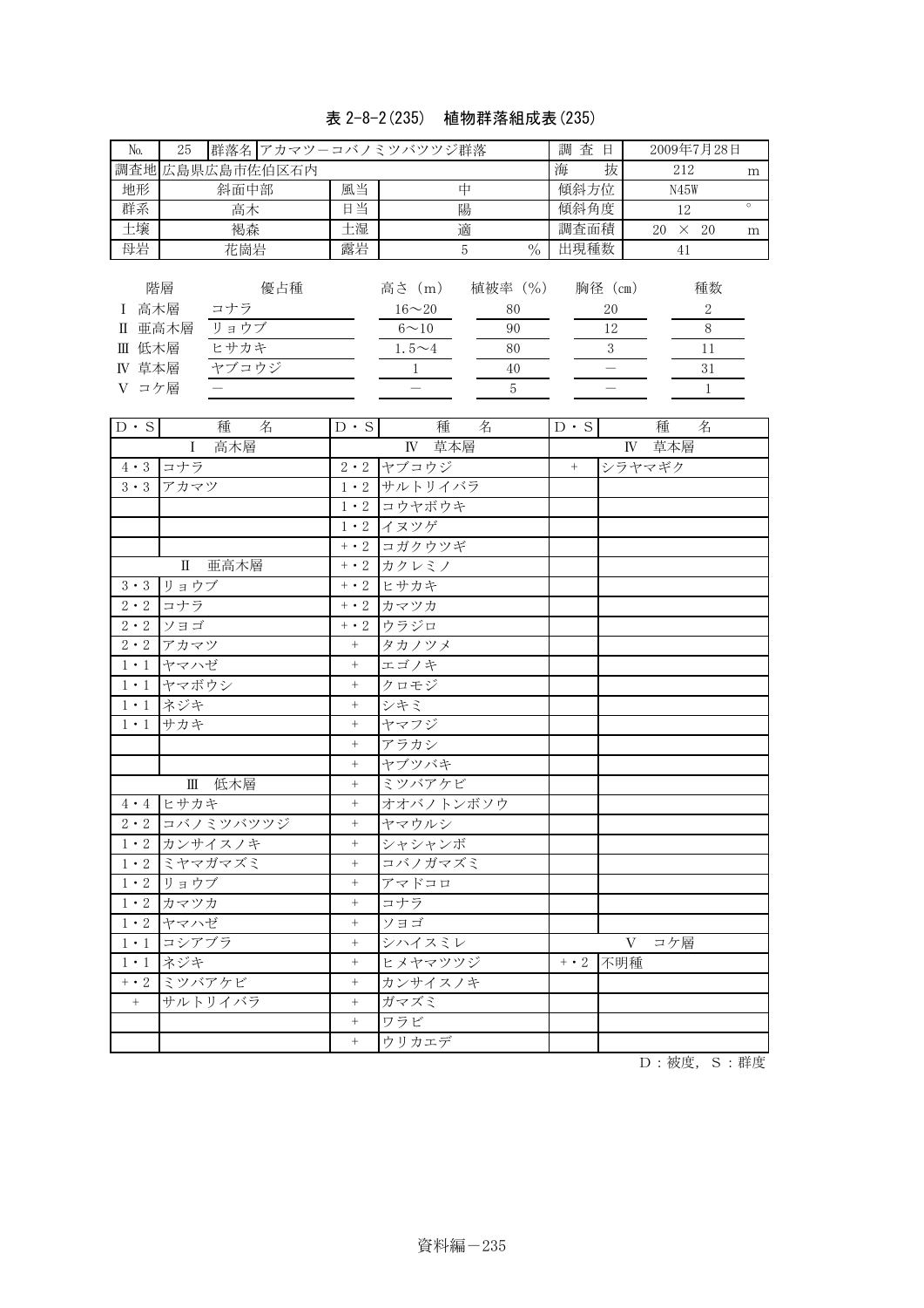# 表 2-8-2(235)　植物群落組成表(235)

| No. | 25 | 群落名 | アカマツ－コバノミツバツツジ群落 | 調査日 | 2009年7月28日 |
|---|---|---|---|---|---|
| 調査地 | 広島県広島市佐伯区石内 | | | 海抜 | 212 m |
| 地形 | 斜面中部 | 風当 | 中 | 傾斜方位 | N45W |
| 群系 | 高木 | 日当 | 陽 | 傾斜角度 | 12 ° |
| 土壌 | 褐森 | 土湿 | 適 | 調査面積 | 20 × 20 m |
| 母岩 | 花崗岩 | 露岩 | 5 % | 出現種数 | 41 |

| 階層 | 優占種 | 高さ（m） | 植被率（%） | 胸径（cm） | 種数 |
|---|---|---|---|---|---|
| Ⅰ 高木層 | コナラ | 16～20 | 80 | 20 | 2 |
| Ⅱ 亜高木層 | リョウブ | 6～10 | 90 | 12 | 8 |
| Ⅲ 低木層 | ヒサカキ | 1.5～4 | 80 | 3 | 11 |
| Ⅳ 草本層 | ヤブコウジ | 1 | 40 | － | 31 |
| Ⅴ コケ層 | － | － | 5 | － | 1 |

| D・S | 種名 | D・S | 種名 | D・S | 種名 |
|---|---|---|---|---|---|
| | Ⅰ 高木層 | | Ⅳ 草本層 | | Ⅳ 草本層 |
| 4・3 | コナラ | 2・2 | ヤブコウジ | + | シラヤマギク |
| 3・3 | アカマツ | 1・2 | サルトリイバラ | | |
| | | 1・2 | コウヤボウキ | | |
| | | 1・2 | イヌツゲ | | |
| | | +・2 | コガクウツギ | | |
| | Ⅱ 亜高木層 | +・2 | カクレミノ | | |
| 3・3 | リョウブ | +・2 | ヒサカキ | | |
| 2・2 | コナラ | +・2 | カマツカ | | |
| 2・2 | ソヨゴ | +・2 | ウラジロ | | |
| 2・2 | アカマツ | + | タカノツメ | | |
| 1・1 | ヤマハゼ | + | エゴノキ | | |
| 1・1 | ヤマボウシ | + | クロモジ | | |
| 1・1 | ネジキ | + | シキミ | | |
| 1・1 | サカキ | + | ヤマフジ | | |
| | | + | アラカシ | | |
| | | + | ヤブツバキ | | |
| | Ⅲ 低木層 | + | ミツバアケビ | | |
| 4・4 | ヒサカキ | + | オオバノトンボソウ | | |
| 2・2 | コバノミツバツツジ | + | ヤマウルシ | | |
| 1・2 | カンサイスノキ | + | シャシャンボ | | |
| 1・2 | ミヤマガマズミ | + | コバノガマズミ | | |
| 1・2 | リョウブ | + | アマドコロ | | |
| 1・2 | カマツカ | + | コナラ | | |
| 1・2 | ヤマハゼ | + | ソヨゴ | | |
| 1・1 | コシアブラ | + | シハイスミレ | | Ⅴ コケ層 |
| 1・1 | ネジキ | + | ヒメヤマツツジ | +・2 | 不明種 |
| +・2 | ミツバアケビ | + | カンサイスノキ | | |
| + | サルトリイバラ | + | ガマズミ | | |
| | | + | ワラビ | | |
| | | + | ウリカエデ | | |

D：被度，S：群度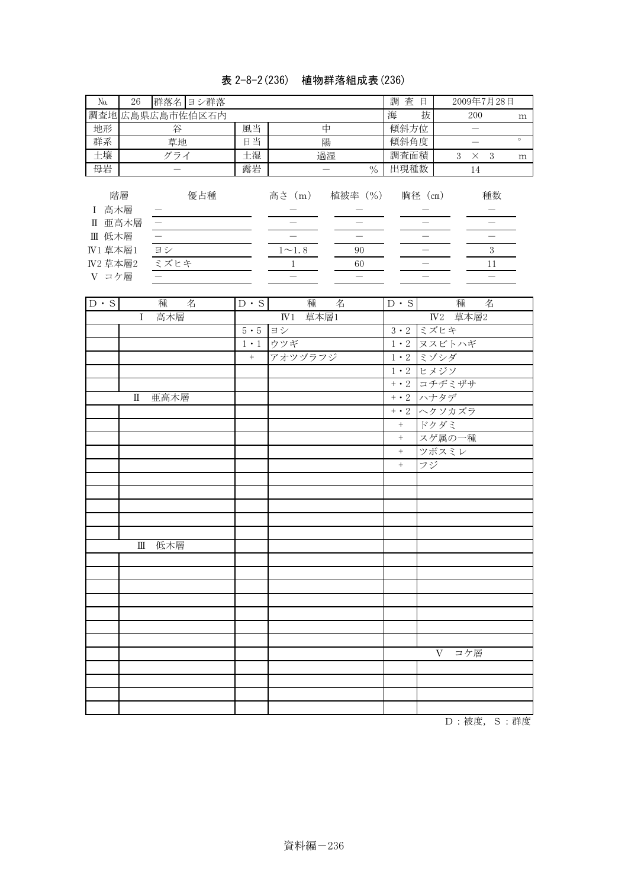# 表 2-8-2(236)　植物群落組成表(236)

| No. | 26 | 群落名 | ヨシ群落 | 調 査 日 | 2009年7月28日 |
|---|---|---|---|---|---|
| 調査地 | 広島県広島市佐伯区石内 | | | 海　抜 | 200　m |
| 地形 | 谷 | 風当 | 中 | 傾斜方位 | ― |
| 群系 | 草地 | 日当 | 陽 | 傾斜角度 | ―　° |
| 土壌 | グライ | 土湿 | 過湿 | 調査面積 | 3 × 3　m |
| 母岩 | ― | 露岩 | ―　% | 出現種数 | 14 |

| 階層 | 優占種 | 高さ（m） | 植被率（%） | 胸径（cm） | 種数 |
|---|---|---|---|---|---|
| Ⅰ 高木層 | ― | ― | ― | ― | ― |
| Ⅱ 亜高木層 | ― | ― | ― | ― | ― |
| Ⅲ 低木層 | ― | ― | ― | ― | ― |
| Ⅳ1 草本層1 | ヨシ | 1～1.8 | 90 | ― | 3 |
| Ⅳ2 草本層2 | ミズヒキ | 1 | 60 | ― | 11 |
| Ⅴ コケ層 | ― | ― | ― | ― | ― |

| D・S | 種　名 | D・S | 種　名 | D・S | 種　名 |
|---|---|---|---|---|---|
| | Ⅰ　高木層 | | Ⅳ1　草本層1 | | Ⅳ2　草本層2 |
| | | 5・5 | ヨシ | 3・2 | ミズヒキ |
| | | 1・1 | ウツギ | 1・2 | ヌスビトハギ |
| | | + | アオツヅラフジ | 1・2 | ミゾシダ |
| | | | | 1・2 | ヒメジソ |
| | | | | +・2 | コチヂミザサ |
| | Ⅱ　亜高木層 | | | +・2 | ハナタデ |
| | | | | +・2 | ヘクソカズラ |
| | | | | + | ドクダミ |
| | | | | + | スゲ属の一種 |
| | | | | + | ツボスミレ |
| | | | | + | フジ |
| | Ⅲ　低木層 | | | | |
| | | | | | Ⅴ　コケ層 |

D：被度，S：群度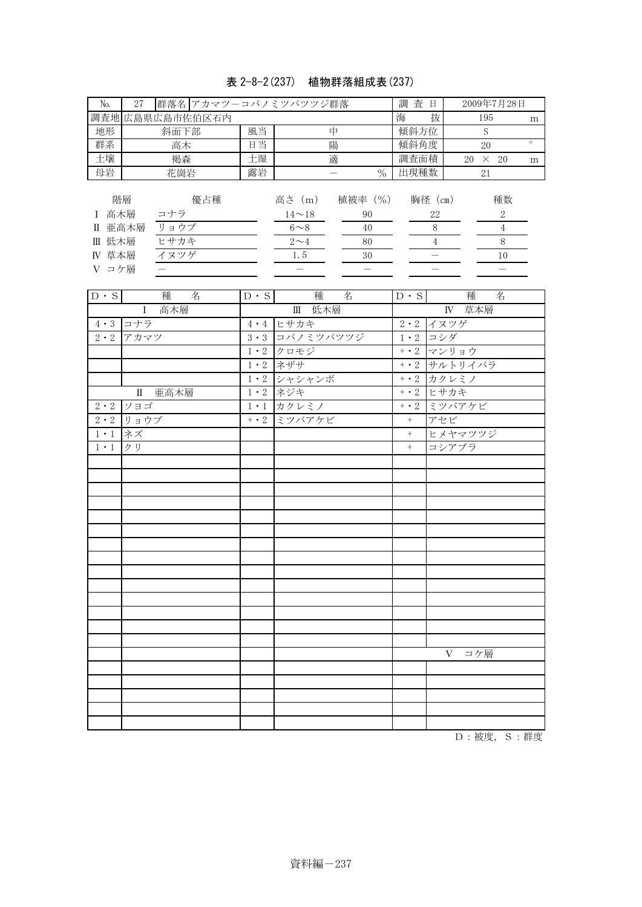## 表 2-8-2(237)　植物群落組成表(237)

| No. | 27 | 群落名 | アカマツ－コバノミツバツツジ群落 | 調 査 日 | 2009年7月28日 |
|---|---|---|---|---|---|
| 調査地 | 広島県広島市佐伯区石内 | | | 海　　抜 | 195 m |
| 地形 | 斜面下部 | 風当 | 中 | 傾斜方位 | S |
| 群系 | 高木 | 日当 | 陽 | 傾斜角度 | 20 ° |
| 土壌 | 褐森 | 土湿 | 適 | 調査面積 | 20 × 20 m |
| 母岩 | 花崗岩 | 露岩 | － % | 出現種数 | 21 |

| 階層 | 優占種 | 高さ (m) | 植被率 (%) | 胸径 (cm) | 種数 |
|---|---|---|---|---|---|
| Ⅰ 高木層 | コナラ | 14～18 | 90 | 22 | 2 |
| Ⅱ 亜高木層 | リョウブ | 6～8 | 40 | 8 | 4 |
| Ⅲ 低木層 | ヒサカキ | 2～4 | 80 | 4 | 8 |
| Ⅳ 草本層 | イヌツゲ | 1.5 | 30 | － | 10 |
| Ⅴ コケ層 | － | － | － | － | － |

| D・S | 種　名 | D・S | 種　名 | D・S | 種　名 |
|---|---|---|---|---|---|
| | Ⅰ 高木層 | | Ⅲ 低木層 | | Ⅳ 草本層 |
| 4・3 | コナラ | 4・4 | ヒサカキ | 2・2 | イヌツゲ |
| 2・2 | アカマツ | 3・3 | コバノミツバツツジ | 1・2 | コシダ |
| | | 1・2 | クロモジ | +・2 | マンリョウ |
| | | 1・2 | ネザサ | +・2 | サルトリイバラ |
| | | 1・2 | シャシャンボ | +・2 | カクレミノ |
| | Ⅱ 亜高木層 | 1・2 | ネジキ | +・2 | ヒサカキ |
| 2・2 | ソヨゴ | 1・1 | カクレミノ | +・2 | ミツバアケビ |
| 2・2 | リョウブ | +・2 | ミツバアケビ | + | アセビ |
| 1・1 | ネズ | | | + | ヒメヤマツツジ |
| 1・1 | クリ | | | + | コシアブラ |
| | | | | | Ⅴ コケ層 |

D：被度，S：群度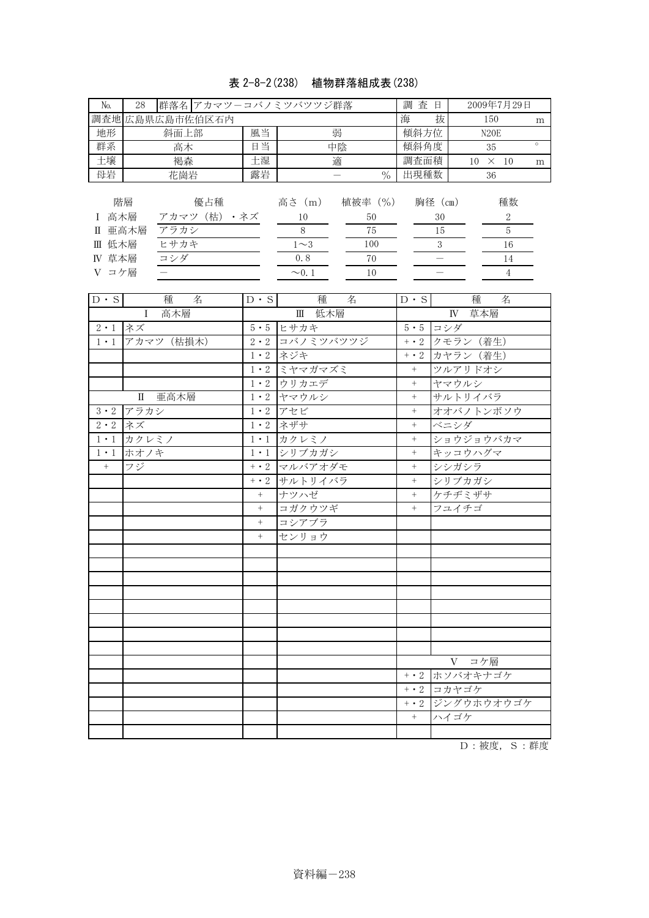# 表 2-8-2(238)　植物群落組成表(238)

| No. | 28 | 群落名 | アカマツ－コバノミツバツツジ群落 | 調査日 | 2009年7月29日 |
|---|---|---|---|---|---|
| 調査地 | 広島県広島市佐伯区石内 | | | 海抜 | 150 m |
| 地形 | 斜面上部 | 風当 | 弱 | 傾斜方位 | N20E |
| 群系 | 高木 | 日当 | 中陰 | 傾斜角度 | 35 ° |
| 土壌 | 褐森 | 土湿 | 適 | 調査面積 | 10 × 10 m |
| 母岩 | 花崗岩 | 露岩 | － % | 出現種数 | 36 |

| 階層 | 優占種 | 高さ（m） | 植被率（%） | 胸径（cm） | 種数 |
|---|---|---|---|---|---|
| Ⅰ 高木層 | アカマツ（枯）・ネズ | 10 | 50 | 30 | 2 |
| Ⅱ 亜高木層 | アラカシ | 8 | 75 | 15 | 5 |
| Ⅲ 低木層 | ヒサカキ | 1～3 | 100 | 3 | 16 |
| Ⅳ 草本層 | コシダ | 0.8 | 70 | － | 14 |
| Ⅴ コケ層 | － | ～0.1 | 10 | － | 4 |

| D・S | 種　名 | D・S | 種　名 | D・S | 種　名 |
|---|---|---|---|---|---|
| | Ⅰ 高木層 | | Ⅲ 低木層 | | Ⅳ 草本層 |
| 2・1 | ネズ | 5・5 | ヒサカキ | 5・5 | コシダ |
| 1・1 | アカマツ（枯損木） | 2・2 | コバノミツバツツジ | +・2 | クモラン（着生） |
| | | 1・2 | ネジキ | +・2 | カヤラン（着生） |
| | | 1・2 | ミヤマガマズミ | + | ツルアリドオシ |
| | | 1・2 | ウリカエデ | + | ヤマウルシ |
| | Ⅱ 亜高木層 | 1・2 | ヤマウルシ | + | サルトリイバラ |
| 3・2 | アラカシ | 1・2 | アセビ | + | オオバノトンボソウ |
| 2・2 | ネズ | 1・2 | ネザサ | + | ベニシダ |
| 1・1 | カクレミノ | 1・1 | カクレミノ | + | ショウジョウバカマ |
| 1・1 | ホオノキ | 1・1 | シリブカガシ | + | キッコウハグマ |
| + | フジ | +・2 | マルバアオダモ | + | シシガシラ |
| | | +・2 | サルトリイバラ | + | シリブカガシ |
| | | + | ナツハゼ | + | ケチヂミザサ |
| | | + | コガクウツギ | + | フユイチゴ |
| | | + | コシアブラ | | |
| | | + | センリョウ | | |
| | | | | | Ⅴ コケ層 |
| | | | | +・2 | ホソバオキナゴケ |
| | | | | +・2 | コカヤゴケ |
| | | | | +・2 | ジングウホウオウゴケ |
| | | | | + | ハイゴケ |

D：被度，S：群度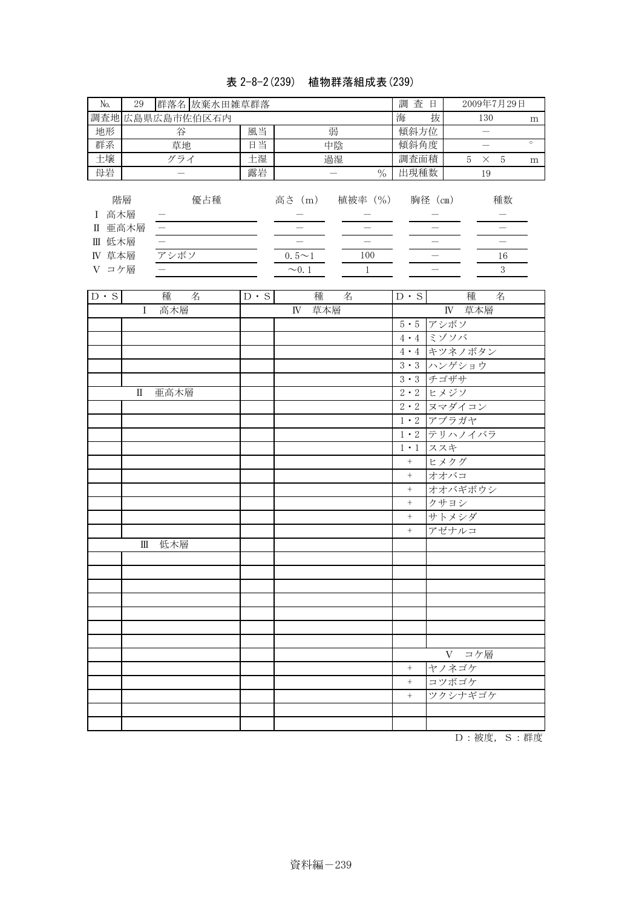# 表 2-8-2(239)　植物群落組成表(239)

| No. | 29 | 群落名 | 放棄水田雑草群落 | 調査日 | 2009年7月29日 |
|---|---|---|---|---|---|
| 調査地 | 広島県広島市佐伯区石内 | | | 海抜 | 130 m |
| 地形 | 谷 | 風当 | 弱 | 傾斜方位 | － |
| 群系 | 草地 | 日当 | 中陰 | 傾斜角度 | － ° |
| 土壌 | グライ | 土湿 | 過湿 | 調査面積 | 5 × 5 m |
| 母岩 | － | 露岩 | － % | 出現種数 | 19 |

| 階層 | 優占種 | 高さ（m） | 植被率（%） | 胸径（cm） | 種数 |
|---|---|---|---|---|---|
| Ⅰ 高木層 | － | － | － | － | － |
| Ⅱ 亜高木層 | － | － | － | － | － |
| Ⅲ 低木層 | － | － | － | － | － |
| Ⅳ 草本層 | アシボソ | 0.5～1 | 100 | － | 16 |
| Ⅴ コケ層 | － | ～0.1 | 1 | － | 3 |

| D・S | 種名 |
|---|---|
| | **Ⅳ 草本層** |
| 5・5 | アシボソ |
| 4・4 | ミゾソバ |
| 4・4 | キツネノボタン |
| 3・3 | ハンゲショウ |
| 3・3 | チゴザサ |
| 2・2 | ヒメジソ |
| 2・2 | ヌマダイコン |
| 1・2 | アブラガヤ |
| 1・2 | テリハノイバラ |
| 1・1 | ススキ |
| + | ヒメクグ |
| + | オオバコ |
| + | オオバギボウシ |
| + | クサヨシ |
| + | サトメシダ |
| + | アゼナルコ |
| | **Ⅴ コケ層** |
| + | ヤノネゴケ |
| + | コツボゴケ |
| + | ツクシナギゴケ |

Ⅰ 高木層、Ⅱ 亜高木層、Ⅲ 低木層：記載なし

D：被度，S：群度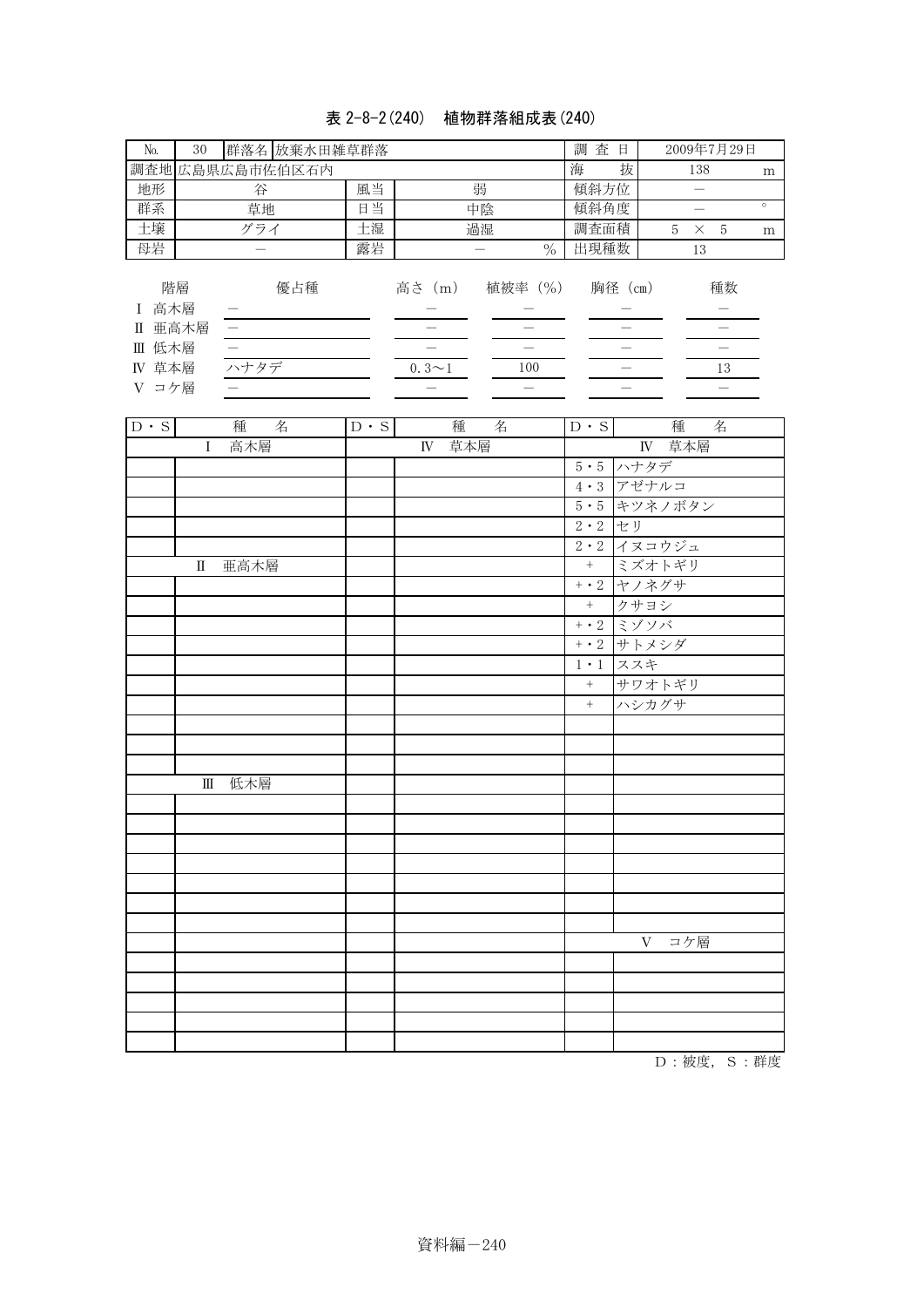# 表 2-8-2(240)　植物群落組成表(240)

| No. | 30 | 群落名 | 放棄水田雑草群落 | 調査日 | 2009年7月29日 |
|---|---|---|---|---|---|
| 調査地 | 広島県広島市佐伯区石内 | | | 海抜 | 138 m |
| 地形 | 谷 | 風当 | 弱 | 傾斜方位 | — |
| 群系 | 草地 | 日当 | 中陰 | 傾斜角度 | — ° |
| 土壌 | グライ | 土湿 | 過湿 | 調査面積 | 5 × 5 m |
| 母岩 | — | 露岩 | — % | 出現種数 | 13 |

| 階層 | 優占種 | 高さ（m） | 植被率（%） | 胸径（cm） | 種数 |
|---|---|---|---|---|---|
| Ⅰ 高木層 | — | — | — | — | — |
| Ⅱ 亜高木層 | — | — | — | — | — |
| Ⅲ 低木層 | — | — | — | — | — |
| Ⅳ 草本層 | ハナタデ | 0.3～1 | 100 | — | 13 |
| Ⅴ コケ層 | — | — | — | — | — |

| D・S | 種名 |
|---|---|
| | **Ⅳ 草本層** |
| 5・5 | ハナタデ |
| 4・3 | アゼナルコ |
| 5・5 | キツネノボタン |
| 2・2 | セリ |
| 2・2 | イヌコウジュ |
| + | ミズオトギリ |
| +・2 | ヤノネグサ |
| + | クサヨシ |
| +・2 | ミゾソバ |
| +・2 | サトメシダ |
| 1・1 | ススキ |
| + | サワオトギリ |
| + | ハシカグサ |

D：被度，S：群度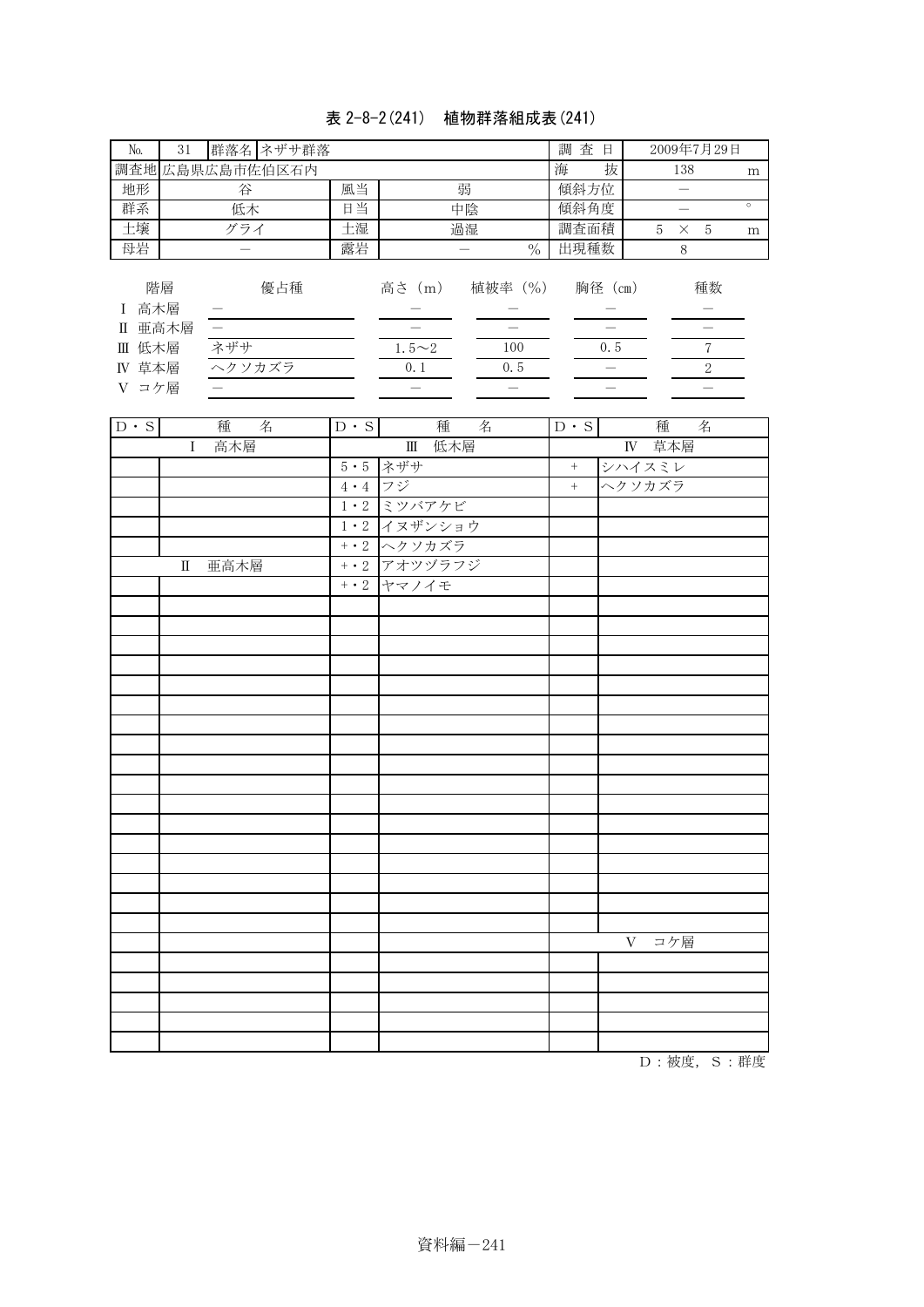# 表 2-8-2(241)　植物群落組成表(241)

| | | | | | |
|---|---|---|---|---|---|
| No. | 31 | 群落名 | ネザサ群落 | 調 査 日 | 2009年7月29日 |
| 調査地 | 広島県広島市佐伯区石内 | | | 海　　抜 | 138 m |
| 地形 | 谷 | 風当 | 弱 | 傾斜方位 | － |
| 群系 | 低木 | 日当 | 中陰 | 傾斜角度 | － ° |
| 土壌 | グライ | 土湿 | 過湿 | 調査面積 | 5 × 5 m |
| 母岩 | － | 露岩 | － % | 出現種数 | 8 |

| 階層 | 優占種 | 高さ（m） | 植被率（%） | 胸径（cm） | 種数 |
|---|---|---|---|---|---|
| Ⅰ 高木層 | － | － | － | － | － |
| Ⅱ 亜高木層 | － | － | － | － | － |
| Ⅲ 低木層 | ネザサ | 1.5～2 | 100 | 0.5 | 7 |
| Ⅳ 草本層 | ヘクソカズラ | 0.1 | 0.5 | － | 2 |
| Ⅴ コケ層 | － | － | － | － | － |

| D・S | 種　名 | D・S | 種　名 | D・S | 種　名 |
|---|---|---|---|---|---|
| | Ⅰ 高木層 | | Ⅲ 低木層 | | Ⅳ 草本層 |
| | | 5・5 | ネザサ | + | シハイスミレ |
| | | 4・4 | フジ | + | ヘクソカズラ |
| | | 1・2 | ミツバアケビ | | |
| | | 1・2 | イヌザンショウ | | |
| | | +・2 | ヘクソカズラ | | |
| | Ⅱ 亜高木層 | +・2 | アオツヅラフジ | | |
| | | +・2 | ヤマノイモ | | |
| | | | | | Ⅴ コケ層 |

D：被度，S：群度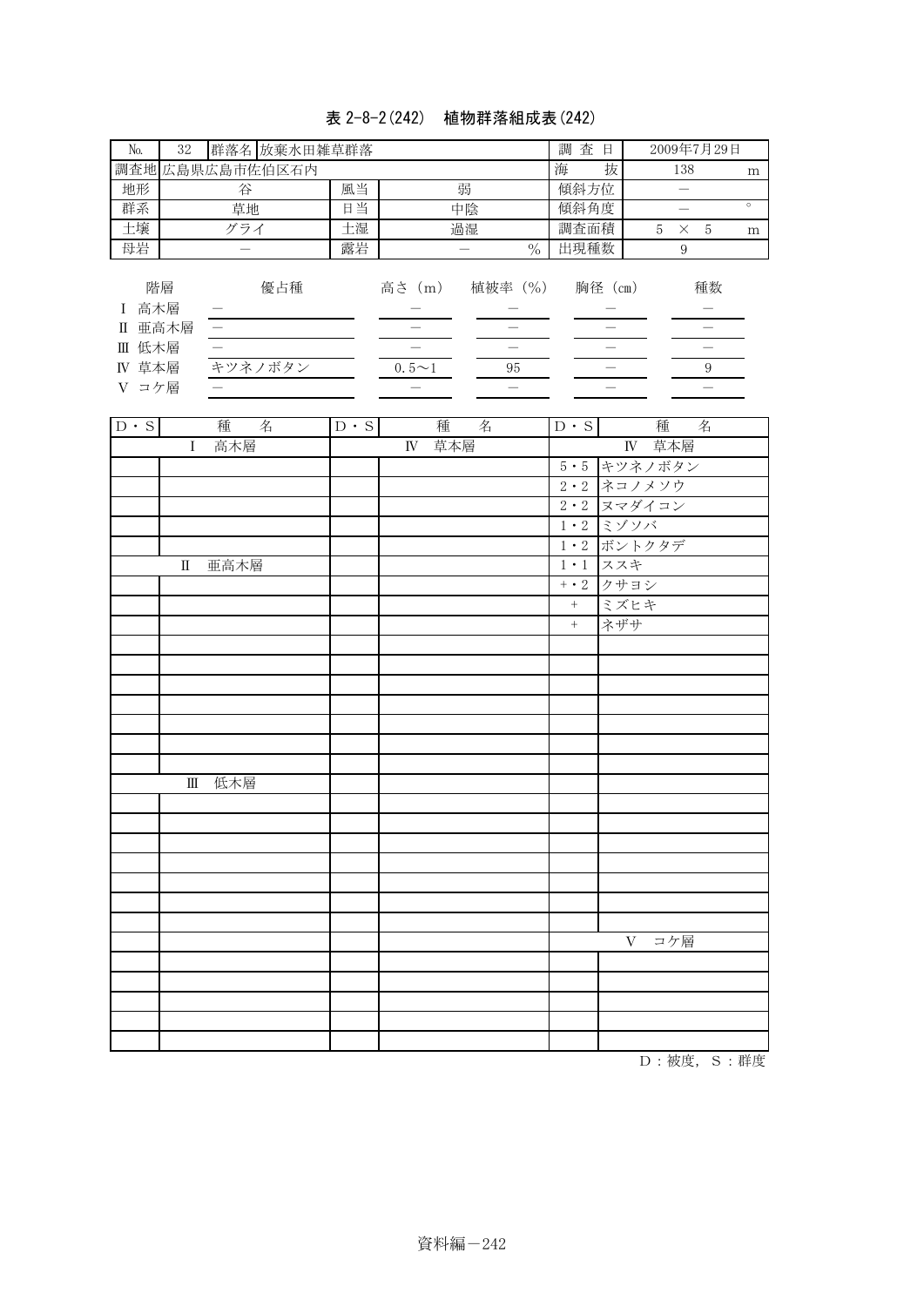# 表 2-8-2(242)　植物群落組成表(242)

| | | | | | |
|---|---|---|---|---|---|
| No. | 32 群落名 放棄水田雑草群落 | | | 調 査 日 | 2009年7月29日 |
| 調査地 | 広島県広島市佐伯区石内 | | | 海　抜 | 138 m |
| 地形 | 谷 | 風当 | 弱 | 傾斜方位 | － |
| 群系 | 草地 | 日当 | 中陰 | 傾斜角度 | － ° |
| 土壌 | グライ | 土湿 | 過湿 | 調査面積 | 5 × 5 m |
| 母岩 | － | 露岩 | － % | 出現種数 | 9 |

| 階層 | 優占種 | 高さ（m） | 植被率（%） | 胸径（cm） | 種数 |
|---|---|---|---|---|---|
| Ⅰ 高木層 | － | － | － | － | － |
| Ⅱ 亜高木層 | － | － | － | － | － |
| Ⅲ 低木層 | － | － | － | － | － |
| Ⅳ 草本層 | キツネノボタン | 0.5～1 | 95 | － | 9 |
| Ⅴ コケ層 | － | － | － | － | － |

| D・S | 種　名 |
|---|---|
| | Ⅰ 高木層 |
| | Ⅱ 亜高木層 |
| | Ⅲ 低木層 |
| | Ⅳ 草本層 |
| 5・5 | キツネノボタン |
| 2・2 | ネコノメソウ |
| 2・2 | ヌマダイコン |
| 1・2 | ミゾソバ |
| 1・2 | ボントクタデ |
| 1・1 | ススキ |
| +・2 | クサヨシ |
| + | ミズヒキ |
| + | ネザサ |
| | Ⅴ コケ層 |

D：被度，S：群度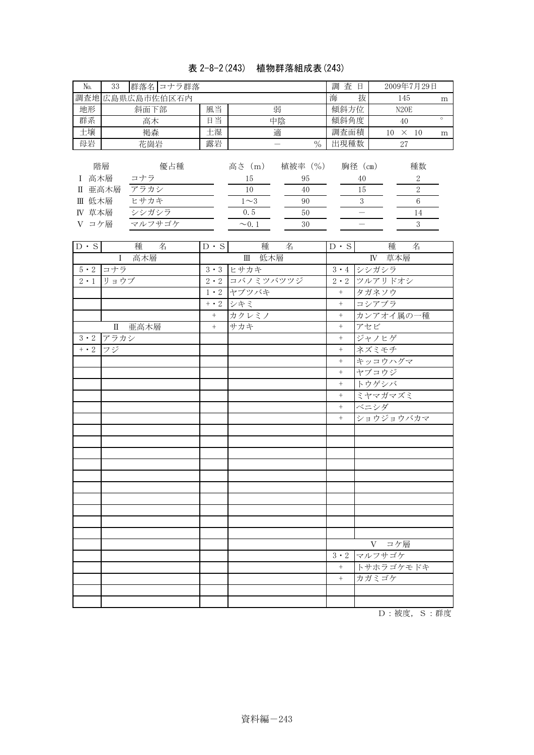# 表 2-8-2(243)　植物群落組成表(243)

| | | | | | |
|---|---|---|---|---|---|
| No. | 33 | 群落名 | コナラ群落 | 調 査 日 | 2009年7月29日 |
| 調査地 | 広島県広島市佐伯区石内 | | | 海　　抜 | 145　m |
| 地形 | 斜面下部 | 風当 | 弱 | 傾斜方位 | N20E |
| 群系 | 高木 | 日当 | 中陰 | 傾斜角度 | 40　° |
| 土壌 | 褐森 | 土湿 | 適 | 調査面積 | 10 × 10　m |
| 母岩 | 花崗岩 | 露岩 | －　% | 出現種数 | 27 |

| 階層 | 優占種 | 高さ（m） | 植被率（%） | 胸径（cm） | 種数 |
|---|---|---|---|---|---|
| Ⅰ 高木層 | コナラ | 15 | 95 | 40 | 2 |
| Ⅱ 亜高木層 | アラカシ | 10 | 40 | 15 | 2 |
| Ⅲ 低木層 | ヒサカキ | 1～3 | 90 | 3 | 6 |
| Ⅳ 草本層 | シシガシラ | 0.5 | 50 | － | 14 |
| Ⅴ コケ層 | マルフサゴケ | ～0.1 | 30 | － | 3 |

| D・S | 種　名 | D・S | 種　名 | D・S | 種　名 |
|---|---|---|---|---|---|
| | Ⅰ　高木層 | | Ⅲ　低木層 | | Ⅳ　草本層 |
| 5・2 | コナラ | 3・3 | ヒサカキ | 3・4 | シシガシラ |
| 2・1 | リョウブ | 2・2 | コバノミツバツツジ | 2・2 | ツルアリドオシ |
| | | 1・2 | ヤブツバキ | + | タガネソウ |
| | | +・2 | シキミ | + | コシアブラ |
| | | + | カクレミノ | + | カンアオイ属の一種 |
| | Ⅱ　亜高木層 | + | サカキ | + | アセビ |
| 3・2 | アラカシ | | | + | ジャノヒゲ |
| +・2 | フジ | | | + | ネズミモチ |
| | | | | + | キッコウハグマ |
| | | | | + | ヤブコウジ |
| | | | | + | トウゲシバ |
| | | | | + | ミヤマガマズミ |
| | | | | + | ベニシダ |
| | | | | + | ショウジョウバカマ |
| | | | | | Ⅴ　コケ層 |
| | | | | 3・2 | マルフサゴケ |
| | | | | + | トサホラゴケモドキ |
| | | | | + | カガミゴケ |

D：被度，S：群度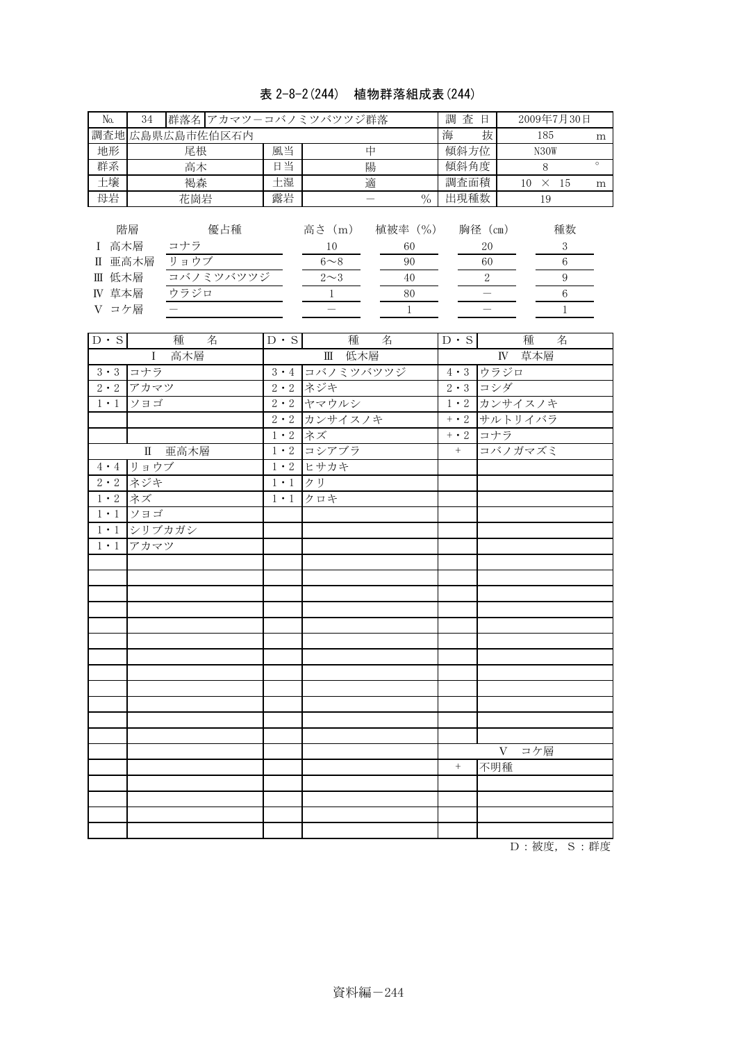# 表 2-8-2(244)　植物群落組成表(244)

| No. | 34 | 群落名 | アカマツ－コバノミツバツツジ群落 | 調査日 | 2009年7月30日 |
|---|---|---|---|---|---|
| 調査地 | 広島県広島市佐伯区石内 | | | 海抜 | 185 m |
| 地形 | 尾根 | 風当 | 中 | 傾斜方位 | N30W |
| 群系 | 高木 | 日当 | 陽 | 傾斜角度 | 8 ° |
| 土壌 | 褐森 | 土湿 | 適 | 調査面積 | 10 × 15 m |
| 母岩 | 花崗岩 | 露岩 | － % | 出現種数 | 19 |

| 階層 | 優占種 | 高さ（m） | 植被率（%） | 胸径（cm） | 種数 |
|---|---|---|---|---|---|
| Ⅰ 高木層 | コナラ | 10 | 60 | 20 | 3 |
| Ⅱ 亜高木層 | リョウブ | 6～8 | 90 | 60 | 6 |
| Ⅲ 低木層 | コバノミツバツツジ | 2～3 | 40 | 2 | 9 |
| Ⅳ 草本層 | ウラジロ | 1 | 80 | － | 6 |
| Ⅴ コケ層 | － | － | 1 | － | 1 |

| D・S | 種名 | D・S | 種名 | D・S | 種名 |
|---|---|---|---|---|---|
| | Ⅰ 高木層 | | Ⅲ 低木層 | | Ⅳ 草本層 |
| 3・3 | コナラ | 3・4 | コバノミツバツツジ | 4・3 | ウラジロ |
| 2・2 | アカマツ | 2・2 | ネジキ | 2・3 | コシダ |
| 1・1 | ソヨゴ | 2・2 | ヤマウルシ | 1・2 | カンサイスノキ |
| | | 2・2 | カンサイスノキ | +・2 | サルトリイバラ |
| | | 1・2 | ネズ | +・2 | コナラ |
| | Ⅱ 亜高木層 | 1・2 | コシアブラ | + | コバノガマズミ |
| 4・4 | リョウブ | 1・2 | ヒサカキ | | |
| 2・2 | ネジキ | 1・1 | クリ | | |
| 1・2 | ネズ | 1・1 | クロキ | | |
| 1・1 | ソヨゴ | | | | |
| 1・1 | シリブカガシ | | | | |
| 1・1 | アカマツ | | | | |
| | | | | | Ⅴ コケ層 |
| | | | | + | 不明種 |

D：被度，S：群度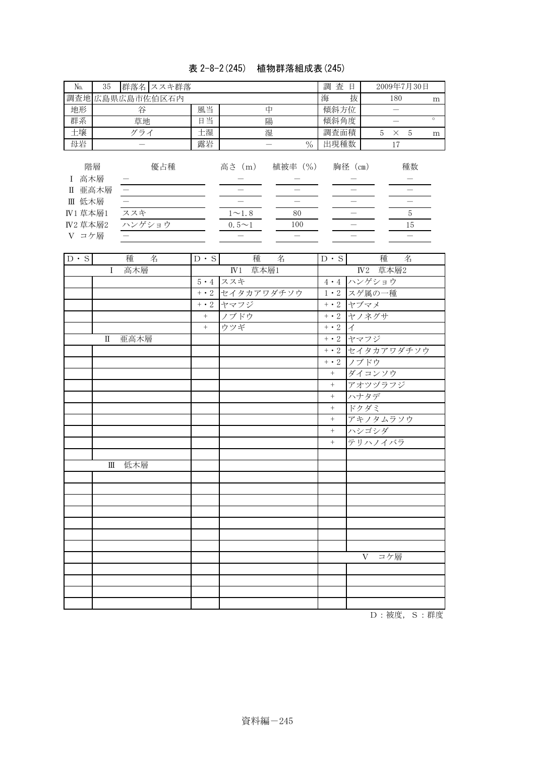# 表 2-8-2(245)　植物群落組成表(245)

| No. | 35 | 群落名 | スススキ群落 | 調査日 | 2009年7月30日 |
|---|---|---|---|---|---|
| 調査地 | 広島県広島市佐伯区石内 | | | 海抜 | 180 m |
| 地形 | 谷 | 風当 | 中 | 傾斜方位 | － |
| 群系 | 草地 | 日当 | 陽 | 傾斜角度 | － ° |
| 土壌 | グライ | 土湿 | 湿 | 調査面積 | 5 × 5 m |
| 母岩 | － | 露岩 | － % | 出現種数 | 17 |

| 階層 | 優占種 | 高さ（m） | 植被率（%） | 胸径（cm） | 種数 |
|---|---|---|---|---|---|
| Ⅰ 高木層 | － | － | － | － | － |
| Ⅱ 亜高木層 | － | － | － | － | － |
| Ⅲ 低木層 | － | － | － | － | － |
| Ⅳ1 草本層1 | ススキ | 1～1.8 | 80 | － | 5 |
| Ⅳ2 草本層2 | ハンゲショウ | 0.5～1 | 100 | － | 15 |
| Ⅴ コケ層 | － | － | － | － | － |

| D・S | 種名 | D・S | 種名 | D・S | 種名 |
|---|---|---|---|---|---|
| Ⅰ 高木層 | | Ⅳ1 草本層1 | | Ⅳ2 草本層2 | |
| | | 5・4 | ススキ | 4・4 | ハンゲショウ |
| | | +・2 | セイタカアワダチソウ | 1・2 | スゲ属の一種 |
| | | +・2 | ヤマフジ | +・2 | ヤブマメ |
| | | + | ノブドウ | +・2 | ヤノネグサ |
| | | + | ウツギ | +・2 | イ |
| Ⅱ 亜高木層 | | | | +・2 | ヤマフジ |
| | | | | +・2 | セイタカアワダチソウ |
| | | | | +・2 | ノブドウ |
| | | | | + | ダイコンソウ |
| | | | | + | アオツヅラフジ |
| | | | | + | ハナタデ |
| | | | | + | ドクダミ |
| | | | | + | アキノタムラソウ |
| | | | | + | ハシゴシダ |
| | | | | + | テリハノイバラ |
| Ⅲ 低木層 | | | | | |
| | | | | Ⅴ コケ層 | |

D：被度，S：群度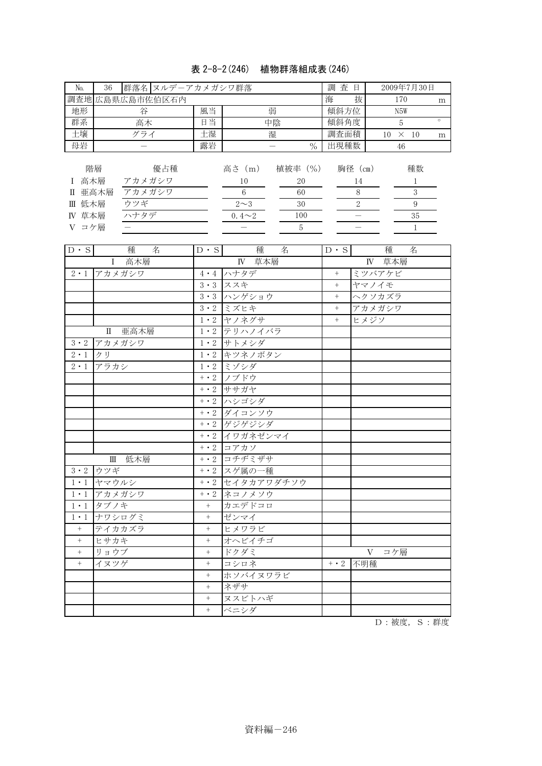# 表 2-8-2(246)　植物群落組成表(246)

| No. | 36 | 群落名 | ヌルデーアカメガシワ群落 | 調査日 | 2009年7月30日 |
|---|---|---|---|---|---|
| 調査地 | 広島県広島市佐伯区石内 | | | 海抜 | 170 m |
| 地形 | 谷 | 風当 | 弱 | 傾斜方位 | N5W |
| 群系 | 高木 | 日当 | 中陰 | 傾斜角度 | 5 ° |
| 土壌 | グライ | 土湿 | 湿 | 調査面積 | 10 × 10 m |
| 母岩 | － | 露岩 | － % | 出現種数 | 46 |

| 階層 | 優占種 | 高さ（m） | 植被率（%） | 胸径（cm） | 種数 |
|---|---|---|---|---|---|
| Ⅰ 高木層 | アカメガシワ | 10 | 20 | 14 | 1 |
| Ⅱ 亜高木層 | アカメガシワ | 6 | 60 | 8 | 3 |
| Ⅲ 低木層 | ウツギ | 2～3 | 30 | 2 | 9 |
| Ⅳ 草本層 | ハナタデ | 0.4～2 | 100 | － | 35 |
| Ⅴ コケ層 | － | － | 5 | － | 1 |

| D・S | 種名 | D・S | 種名 | D・S | 種名 |
|---|---|---|---|---|---|
| Ⅰ 高木層 | | Ⅳ 草本層 | | Ⅳ 草本層 | |
| 2・1 | アカメガシワ | 4・4 | ハナタデ | + | ミツバアケビ |
| | | 3・3 | ススキ | + | ヤマノイモ |
| | | 3・3 | ハンゲショウ | + | ヘクソカズラ |
| | | 3・2 | ミズヒキ | + | アカメガシワ |
| | | 1・2 | ヤノネグサ | + | ヒメジソ |
| Ⅱ 亜高木層 | | 1・2 | テリハノイバラ | | |
| 3・2 | アカメガシワ | 1・2 | サトメシダ | | |
| 2・1 | クリ | 1・2 | キツネノボタン | | |
| 2・1 | アラカシ | 1・2 | ミゾシダ | | |
| | | +・2 | ノブドウ | | |
| | | +・2 | ササガヤ | | |
| | | +・2 | ハシゴシダ | | |
| | | +・2 | ダイコンソウ | | |
| | | +・2 | ゲジゲジシダ | | |
| | | +・2 | イワガネゼンマイ | | |
| | | +・2 | コアカソ | | |
| Ⅲ 低木層 | | +・2 | コチヂミザサ | | |
| 3・2 | ウツギ | +・2 | スゲ属の一種 | | |
| 1・1 | ヤマウルシ | +・2 | セイタカアワダチソウ | | |
| 1・1 | アカメガシワ | +・2 | ネコノメソウ | | |
| 1・1 | タブノキ | + | カエデドコロ | | |
| 1・1 | ナワシログミ | + | ゼンマイ | | |
| + | テイカカズラ | + | ヒメワラビ | | |
| + | ヒサカキ | + | オヘビイチゴ | | |
| + | リョウブ | + | ドクダミ | Ⅴ コケ層 | |
| + | イヌツゲ | + | コシロネ | +・2 | 不明種 |
| | | + | ホソバイヌワラビ | | |
| | | + | ネザサ | | |
| | | + | ヌスビトハギ | | |
| | | + | ベニシダ | | |

D：被度，S：群度

資料編－246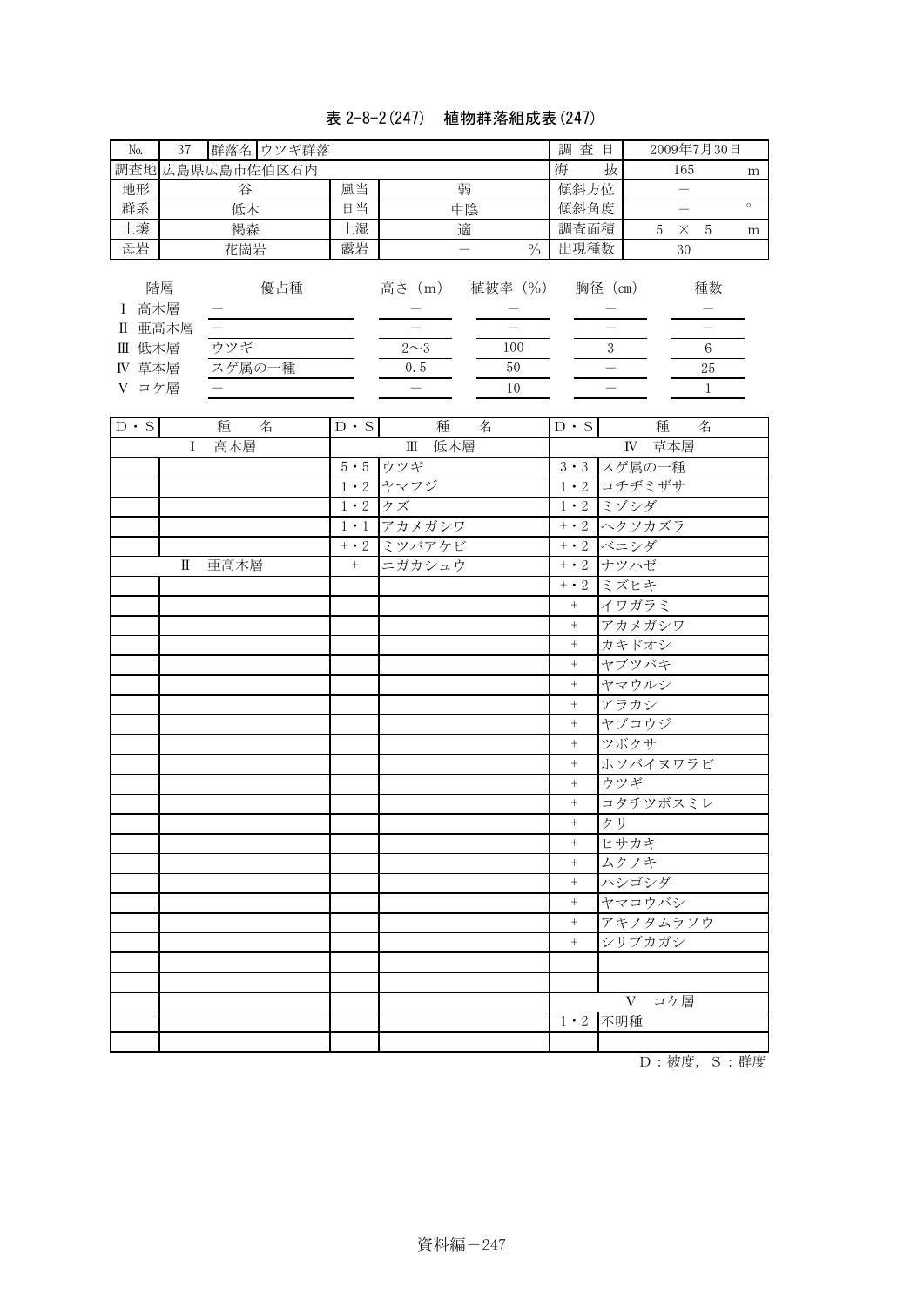# 表 2-8-2(247) 植物群落組成表(247)

| No. | 37 | 群落名 | ウツギ群落 | 調査日 | 2009年7月30日 |
|---|---|---|---|---|---|
| 調査地 | 広島県広島市佐伯区石内 | | | 海抜 | 165 m |
| 地形 | 谷 | 風当 | 弱 | 傾斜方位 | − |
| 群系 | 低木 | 日当 | 中陰 | 傾斜角度 | − ° |
| 土壌 | 褐森 | 土湿 | 適 | 調査面積 | 5 × 5 m |
| 母岩 | 花崗岩 | 露岩 | − % | 出現種数 | 30 |

| 階層 | 優占種 | 高さ（m） | 植被率（%） | 胸径（cm） | 種数 |
|---|---|---|---|---|---|
| Ⅰ 高木層 | − | − | − | − | − |
| Ⅱ 亜高木層 | − | − | − | − | − |
| Ⅲ 低木層 | ウツギ | 2〜3 | 100 | 3 | 6 |
| Ⅳ 草本層 | スゲ属の一種 | 0.5 | 50 | − | 25 |
| Ⅴ コケ層 | − | − | 10 | − | 1 |

| D・S | 種名 | D・S | 種名 | D・S | 種名 |
|---|---|---|---|---|---|
| Ⅰ 高木層 | | Ⅲ 低木層 | | Ⅳ 草本層 | |
| | | 5・5 | ウツギ | 3・3 | スゲ属の一種 |
| | | 1・2 | ヤマフジ | 1・2 | コチヂミザサ |
| | | 1・2 | クズ | 1・2 | ミゾシダ |
| | | 1・1 | アカメガシワ | +・2 | ヘクソカズラ |
| | | +・2 | ミツバアケビ | +・2 | ベニシダ |
| Ⅱ 亜高木層 | | + | ニガカシュウ | +・2 | ナツハゼ |
| | | | | +・2 | ミズヒキ |
| | | | | + | イワガラミ |
| | | | | + | アカメガシワ |
| | | | | + | カキドオシ |
| | | | | + | ヤブツバキ |
| | | | | + | ヤマウルシ |
| | | | | + | アラカシ |
| | | | | + | ヤブコウジ |
| | | | | + | ツボクサ |
| | | | | + | ホソバイヌワラビ |
| | | | | + | ウツギ |
| | | | | + | コタチツボスミレ |
| | | | | + | クリ |
| | | | | + | ヒサカキ |
| | | | | + | ムクノキ |
| | | | | + | ハシゴシダ |
| | | | | + | ヤマコウバシ |
| | | | | + | アキノタムラソウ |
| | | | | + | シリブカガシ |
| | | | | | |
| | | | | | |
| | | | | Ⅴ コケ層 | |
| | | | | 1・2 | 不明種 |
| | | | | | |

D：被度，S：群度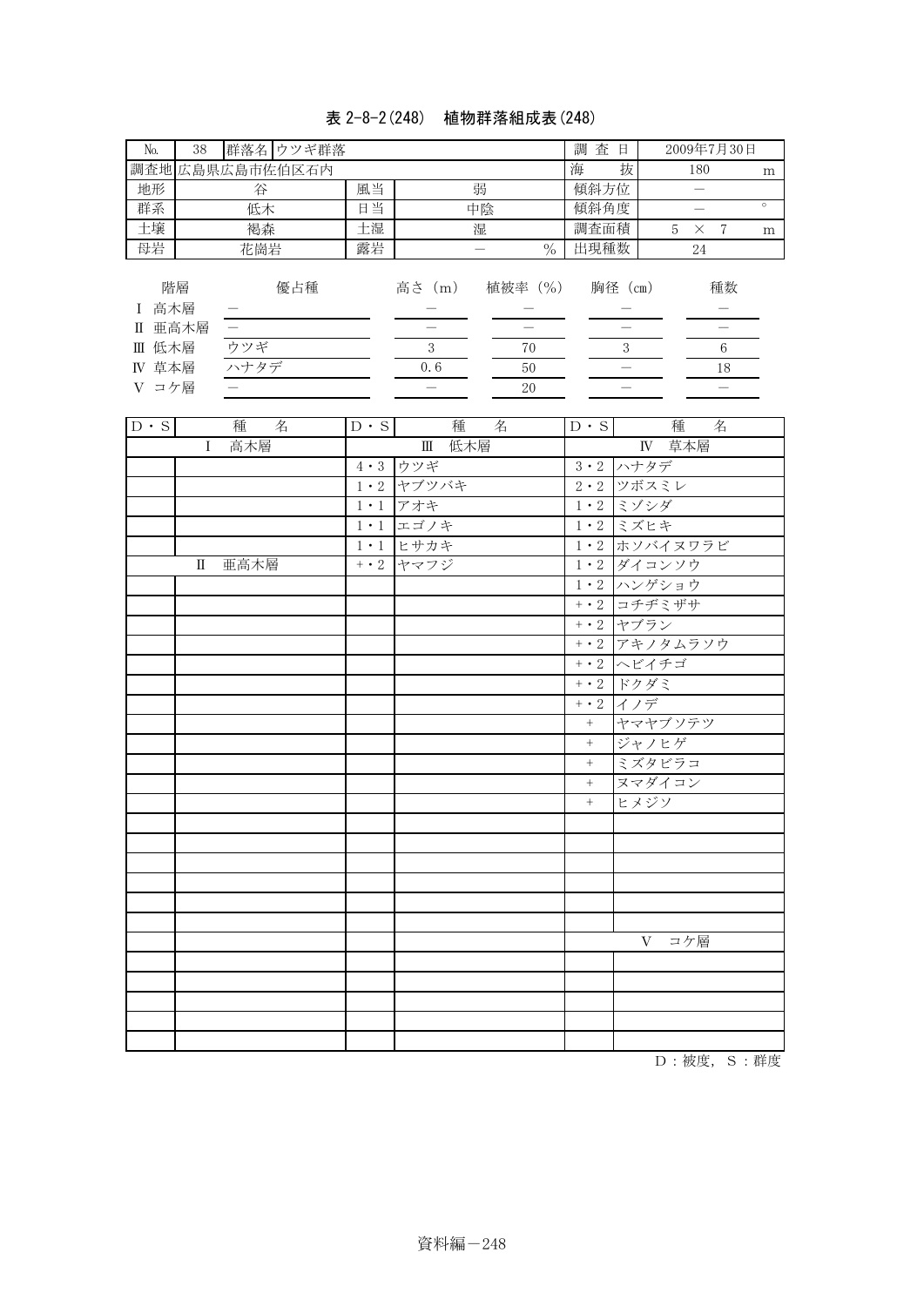# 表 2-8-2(248)　植物群落組成表(248)

| No. | 38 | 群落名 | ウツギ群落 | 調査日 | 2009年7月30日 |
|---|---|---|---|---|---|
| 調査地 | 広島県広島市佐伯区石内 | | | 海抜 | 180 m |
| 地形 | 谷 | 風当 | 弱 | 傾斜方位 | － |
| 群系 | 低木 | 日当 | 中陰 | 傾斜角度 | － ° |
| 土壌 | 褐森 | 土湿 | 湿 | 調査面積 | 5 × 7 m |
| 母岩 | 花崗岩 | 露岩 | － % | 出現種数 | 24 |

| 階層 | 優占種 | 高さ（m） | 植被率（%） | 胸径（cm） | 種数 |
|---|---|---|---|---|---|
| Ⅰ 高木層 | － | － | － | － | － |
| Ⅱ 亜高木層 | － | － | － | － | － |
| Ⅲ 低木層 | ウツギ | 3 | 70 | 3 | 6 |
| Ⅳ 草本層 | ハナタデ | 0.6 | 50 | － | 18 |
| Ⅴ コケ層 | － | － | 20 | － | － |

| D・S | 種　名 | D・S | 種　名 | D・S | 種　名 |
|---|---|---|---|---|---|
| Ⅰ 高木層 | | Ⅲ 低木層 | | Ⅳ 草本層 | |
| | | 4・3 | ウツギ | 3・2 | ハナタデ |
| | | 1・2 | ヤブツバキ | 2・2 | ツボスミレ |
| | | 1・1 | アオキ | 1・2 | ミゾシダ |
| | | 1・1 | エゴノキ | 1・2 | ミズヒキ |
| | | 1・1 | ヒサカキ | 1・2 | ホソバイヌワラビ |
| Ⅱ 亜高木層 | | +・2 | ヤマフジ | 1・2 | ダイコンソウ |
| | | | | 1・2 | ハンゲショウ |
| | | | | +・2 | コチヂミザサ |
| | | | | +・2 | ヤブラン |
| | | | | +・2 | アキノタムラソウ |
| | | | | +・2 | ヘビイチゴ |
| | | | | +・2 | ドクダミ |
| | | | | +・2 | イノデ |
| | | | | + | ヤマヤブソテツ |
| | | | | + | ジャノヒゲ |
| | | | | + | ミズタビラコ |
| | | | | + | ヌマダイコン |
| | | | | + | ヒメジソ |
| | | | | Ⅴ コケ層 | |

D：被度，S：群度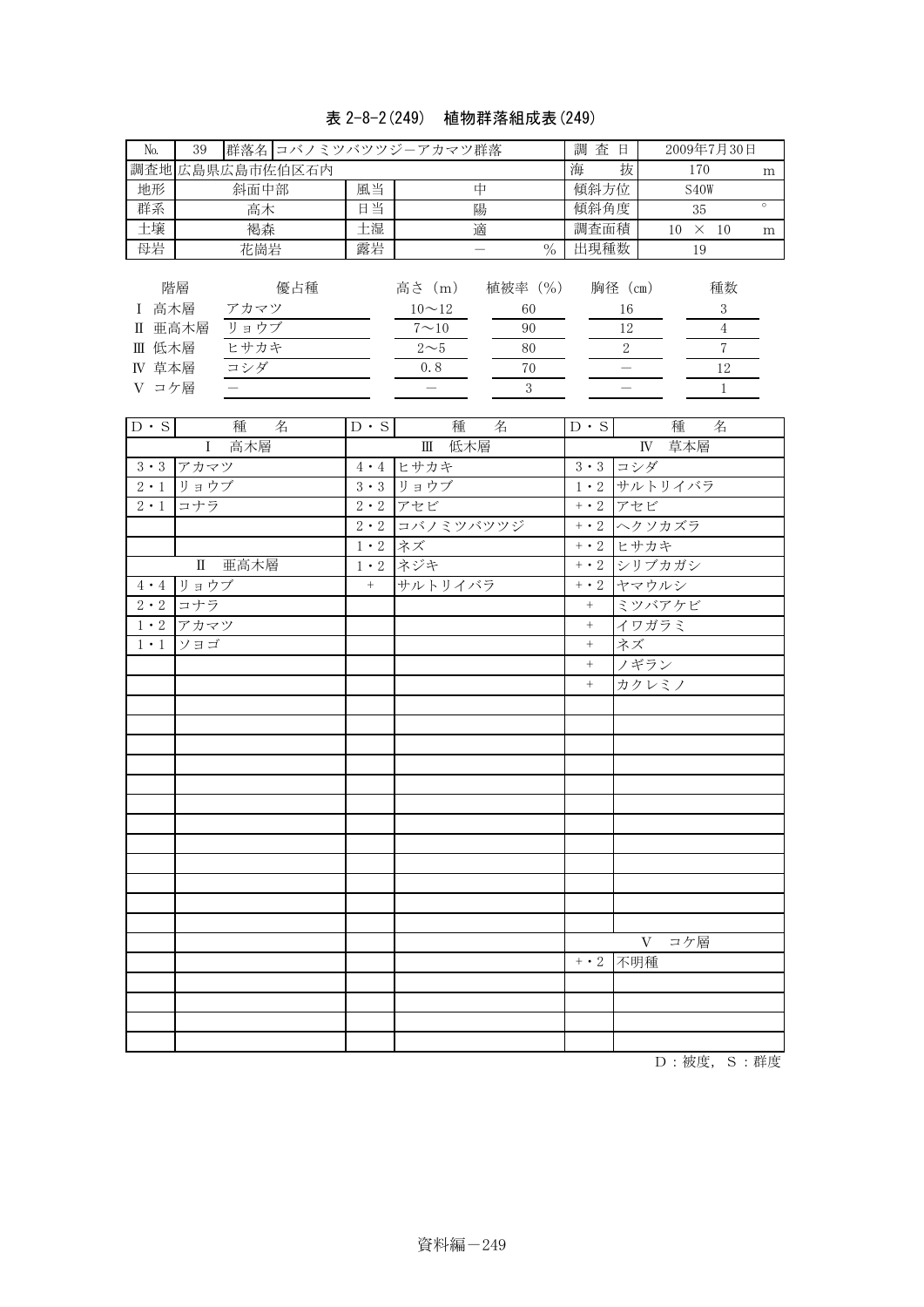# 表 2-8-2(249)　植物群落組成表(249)

| No. | 39 | 群落名 | コバノミツバツツジ－アカマツ群落 | 調査日 | 2009年7月30日 |
|---|---|---|---|---|---|
| 調査地 | 広島県広島市佐伯区石内 | | | 海抜 | 170 m |
| 地形 | 斜面中部 | 風当 | 中 | 傾斜方位 | S40W |
| 群系 | 高木 | 日当 | 陽 | 傾斜角度 | 35 ° |
| 土壌 | 褐森 | 土湿 | 適 | 調査面積 | 10 × 10 m |
| 母岩 | 花崗岩 | 露岩 | － % | 出現種数 | 19 |

| 階層 | 優占種 | 高さ（m） | 植被率（%） | 胸径（cm） | 種数 |
|---|---|---|---|---|---|
| Ⅰ 高木層 | アカマツ | 10～12 | 60 | 16 | 3 |
| Ⅱ 亜高木層 | リョウブ | 7～10 | 90 | 12 | 4 |
| Ⅲ 低木層 | ヒサカキ | 2～5 | 80 | 2 | 7 |
| Ⅳ 草本層 | コシダ | 0.8 | 70 | － | 12 |
| Ⅴ コケ層 | － | － | 3 | － | 1 |

| D・S | 種名 | D・S | 種名 | D・S | 種名 |
|---|---|---|---|---|---|
| | Ⅰ 高木層 | | Ⅲ 低木層 | | Ⅳ 草本層 |
| 3・3 | アカマツ | 4・4 | ヒサカキ | 3・3 | コシダ |
| 2・1 | リョウブ | 3・3 | リョウブ | 1・2 | サルトリイバラ |
| 2・1 | コナラ | 2・2 | アセビ | +・2 | アセビ |
| | | 2・2 | コバノミツバツツジ | +・2 | ヘクソカズラ |
| | | 1・2 | ネズ | +・2 | ヒサカキ |
| | Ⅱ 亜高木層 | 1・2 | ネジキ | +・2 | シリブカガシ |
| 4・4 | リョウブ | + | サルトリイバラ | +・2 | ヤマウルシ |
| 2・2 | コナラ | | | + | ミツバアケビ |
| 1・2 | アカマツ | | | + | イワガラミ |
| 1・1 | ソヨゴ | | | + | ネズ |
| | | | | + | ノギラン |
| | | | | + | カクレミノ |
| | | | | | Ⅴ コケ層 |
| | | | | +・2 | 不明種 |

D：被度，S：群度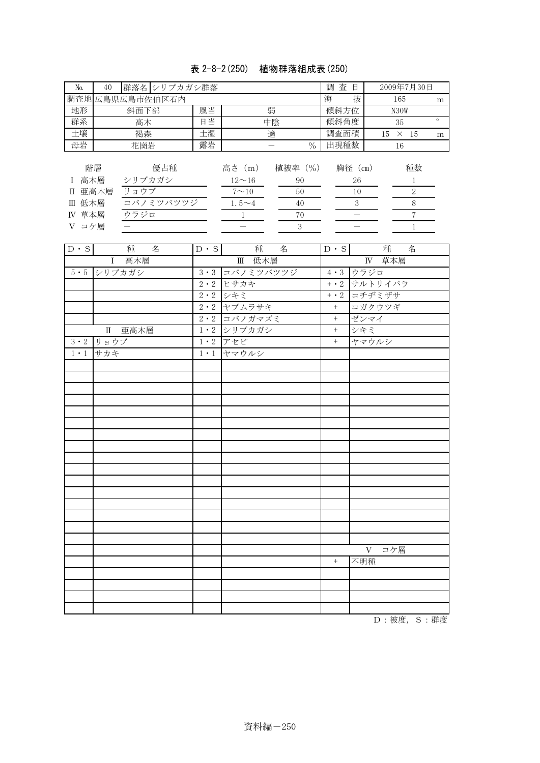# 表 2-8-2(250)　植物群落組成表(250)

| | | | | | |
|---|---|---|---|---|---|
| No. | 40 | 群落名 シリブカガシ群落 | | 調査日 | 2009年7月30日 |
| 調査地 | 広島県広島市佐伯区石内 | | | 海抜 | 165 m |
| 地形 | 斜面下部 | 風当 | 弱 | 傾斜方位 | N30W |
| 群系 | 高木 | 日当 | 中陰 | 傾斜角度 | 35 ° |
| 土壌 | 褐森 | 土湿 | 適 | 調査面積 | 15 × 15 m |
| 母岩 | 花崗岩 | 露岩 | － % | 出現種数 | 16 |

| 階層 | 優占種 | 高さ（m） | 植被率（%） | 胸径（cm） | 種数 |
|---|---|---|---|---|---|
| Ⅰ 高木層 | シリブカガシ | 12～16 | 90 | 26 | 1 |
| Ⅱ 亜高木層 | リョウブ | 7～10 | 50 | 10 | 2 |
| Ⅲ 低木層 | コバノミツバツツジ | 1.5～4 | 40 | 3 | 8 |
| Ⅳ 草本層 | ウラジロ | 1 | 70 | － | 7 |
| Ⅴ コケ層 | － | － | 3 | － | 1 |

| D・S | 種名 | D・S | 種名 | D・S | 種名 |
|---|---|---|---|---|---|
| | Ⅰ 高木層 | | Ⅲ 低木層 | | Ⅳ 草本層 |
| 5・5 | シリブカガシ | 3・3 | コバノミツバツツジ | 4・3 | ウラジロ |
| | | 2・2 | ヒサカキ | +・2 | サルトリイバラ |
| | | 2・2 | シキミ | +・2 | コチヂミザサ |
| | | 2・2 | ヤブムラサキ | + | コガクウツギ |
| | | 2・2 | コバノガマズミ | + | ゼンマイ |
| | Ⅱ 亜高木層 | 1・2 | シリブカガシ | + | シキミ |
| 3・2 | リョウブ | 1・2 | アセビ | + | ヤマウルシ |
| 1・1 | サカキ | 1・1 | ヤマウルシ | | |
| | | | | | Ⅴ コケ層 |
| | | | | + | 不明種 |

D：被度，S：群度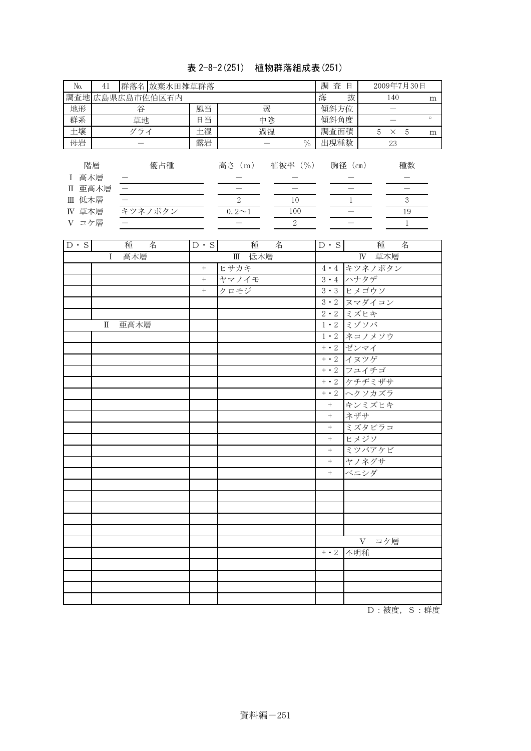# 表 2-8-2(251)　植物群落組成表(251)

| No. | 41 | 群落名 | 放棄水田雑草群落 | 調査日 | 2009年7月30日 |
|---|---|---|---|---|---|
| 調査地 | 広島県広島市佐伯区石内 | | | 海抜 | 140 m |
| 地形 | 谷 | 風当 | 弱 | 傾斜方位 | － |
| 群系 | 草地 | 日当 | 中陰 | 傾斜角度 | － ° |
| 土壌 | グライ | 土湿 | 過湿 | 調査面積 | 5 × 5 m |
| 母岩 | － | 露岩 | － % | 出現種数 | 23 |

| 階層 | 優占種 | 高さ（m） | 植被率（%） | 胸径（cm） | 種数 |
|---|---|---|---|---|---|
| Ⅰ 高木層 | － | － | － | － | － |
| Ⅱ 亜高木層 | － | － | － | － | － |
| Ⅲ 低木層 | － | 2 | 10 | 1 | 3 |
| Ⅳ 草本層 | キツネノボタン | 0.2～1 | 100 | － | 19 |
| Ⅴ コケ層 | － | － | 2 | － | 1 |

| D・S | 種名 | D・S | 種名 | D・S | 種名 |
|---|---|---|---|---|---|
| | Ⅰ 高木層 | | Ⅲ 低木層 | | Ⅳ 草本層 |
| | | + | ヒサカキ | 4・4 | キツネノボタン |
| | | + | ヤマノイモ | 3・4 | ハナタデ |
| | | + | クロモジ | 3・3 | ヒメゴウソ |
| | | | | 3・2 | ヌマダイコン |
| | | | | 2・2 | ミズヒキ |
| | Ⅱ 亜高木層 | | | 1・2 | ミゾソバ |
| | | | | 1・2 | ネコノメソウ |
| | | | | +・2 | ゼンマイ |
| | | | | +・2 | イヌツゲ |
| | | | | +・2 | フユイチゴ |
| | | | | +・2 | ケチヂミザサ |
| | | | | +・2 | ヘクソカズラ |
| | | | | + | キンミズヒキ |
| | | | | + | ネザサ |
| | | | | + | ミズタビラコ |
| | | | | + | ヒメジソ |
| | | | | + | ミツバアケビ |
| | | | | + | ヤノネグサ |
| | | | | + | ベニシダ |
| | | | | | Ⅴ コケ層 |
| | | | | +・2 | 不明種 |

D：被度，S：群度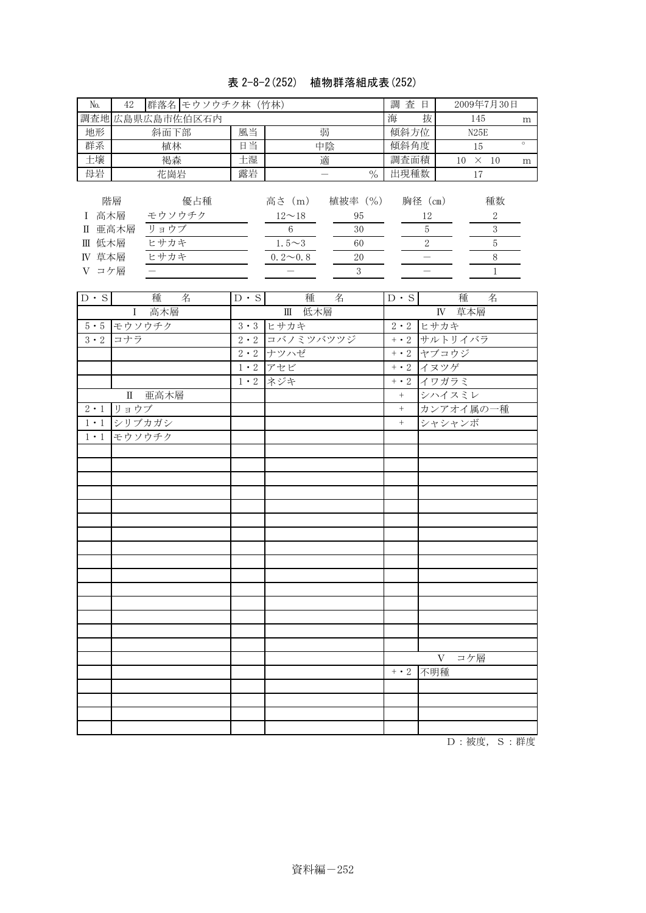# 表 2-8-2(252) 植物群落組成表(252)

| | | | | | | | |
|---|---|---|---|---|---|---|---|
| No. | 42 | 群落名 | モウソウチク林（竹林） | | | 調 査 日 | 2009年7月30日 |
| 調査地 | 広島県広島市佐伯区石内 | | | | | 海 抜 | 145 m |
| 地形 | 斜面下部 | 風当 | 弱 | | | 傾斜方位 | N25E |
| 群系 | 植林 | 日当 | 中陰 | | | 傾斜角度 | 15 ° |
| 土壌 | 褐森 | 土湿 | 適 | | | 調査面積 | 10 × 10 m |
| 母岩 | 花崗岩 | 露岩 | － % | | | 出現種数 | 17 |

| 階層 | 優占種 | 高さ（m） | 植被率（%） | 胸径（cm） | 種数 |
|---|---|---|---|---|---|
| Ⅰ 高木層 | モウソウチク | 12～18 | 95 | 12 | 2 |
| Ⅱ 亜高木層 | リョウブ | 6 | 30 | 5 | 3 |
| Ⅲ 低木層 | ヒサカキ | 1.5～3 | 60 | 2 | 5 |
| Ⅳ 草本層 | ヒサカキ | 0.2～0.8 | 20 | － | 8 |
| Ⅴ コケ層 | － | － | 3 | － | 1 |

| D・S | 種 名 | D・S | 種 名 | D・S | 種 名 |
|---|---|---|---|---|---|
| | Ⅰ 高木層 | | Ⅲ 低木層 | | Ⅳ 草本層 |
| 5・5 | モウソウチク | 3・3 | ヒサカキ | 2・2 | ヒサカキ |
| 3・2 | コナラ | 2・2 | コバノミツバツツジ | +・2 | サルトリイバラ |
| | | 2・2 | ナツハゼ | +・2 | ヤブコウジ |
| | | 1・2 | アセビ | +・2 | イヌツゲ |
| | | 1・2 | ネジキ | +・2 | イワガラミ |
| | Ⅱ 亜高木層 | | | + | シハイスミレ |
| 2・1 | リョウブ | | | + | カンアオイ属の一種 |
| 1・1 | シリブカガシ | | | + | シャシャンボ |
| 1・1 | モウソウチク | | | | |
| | | | | | Ⅴ コケ層 |
| | | | | +・2 | 不明種 |

D：被度, S：群度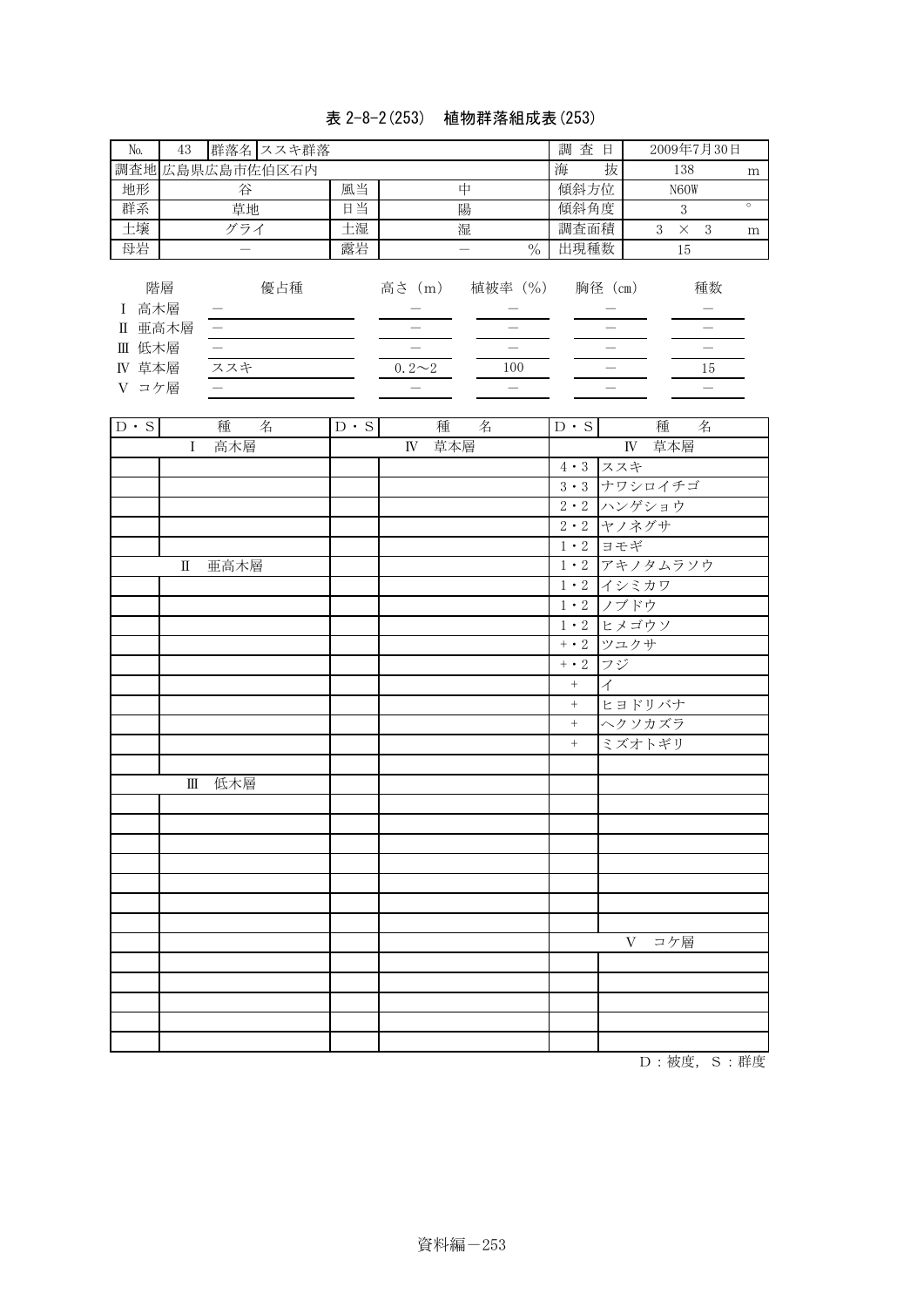# 表 2-8-2(253)　植物群落組成表(253)

| No. | 43 | 群落名 | ススキ群落 | | 調 査 日 | 2009年7月30日 |
|---|---|---|---|---|---|---|
| 調査地 | 広島県広島市佐伯区石内 | | | | 海　　抜 | 138　m |
| 地形 | 谷 | 風当 | 中 | | 傾斜方位 | N60W |
| 群系 | 草地 | 日当 | 陽 | | 傾斜角度 | 3　° |
| 土壌 | グライ | 土湿 | 湿 | | 調査面積 | 3 × 3　m |
| 母岩 | － | 露岩 | － | % | 出現種数 | 15 |

| 階層 | 優占種 | 高さ（m） | 植被率（%） | 胸径（cm） | 種数 |
|---|---|---|---|---|---|
| Ⅰ 高木層 | － | － | － | － | － |
| Ⅱ 亜高木層 | － | － | － | － | － |
| Ⅲ 低木層 | － | － | － | － | － |
| Ⅳ 草本層 | ススキ | 0.2～2 | 100 | － | 15 |
| Ⅴ コケ層 | － | － | － | － | － |

| D・S | 種　名 | D・S | 種　名 | D・S | 種　名 |
|---|---|---|---|---|---|
| Ⅰ 高木層 | | Ⅳ 草本層 | | Ⅳ 草本層 | |
| | | | | 4・3 | ススキ |
| | | | | 3・3 | ナワシロイチゴ |
| | | | | 2・2 | ハンゲショウ |
| | | | | 2・2 | ヤノネグサ |
| | | | | 1・2 | ヨモギ |
| Ⅱ 亜高木層 | | | | 1・2 | アキノタムラソウ |
| | | | | 1・2 | イシミカワ |
| | | | | 1・2 | ノブドウ |
| | | | | 1・2 | ヒメゴウソ |
| | | | | +・2 | ツユクサ |
| | | | | +・2 | フジ |
| | | | | + | イ |
| | | | | + | ヒヨドリバナ |
| | | | | + | ヘクソカズラ |
| | | | | + | ミズオトギリ |
| Ⅲ 低木層 | | | | | |
| | | | | Ⅴ コケ層 | |

D：被度，S：群度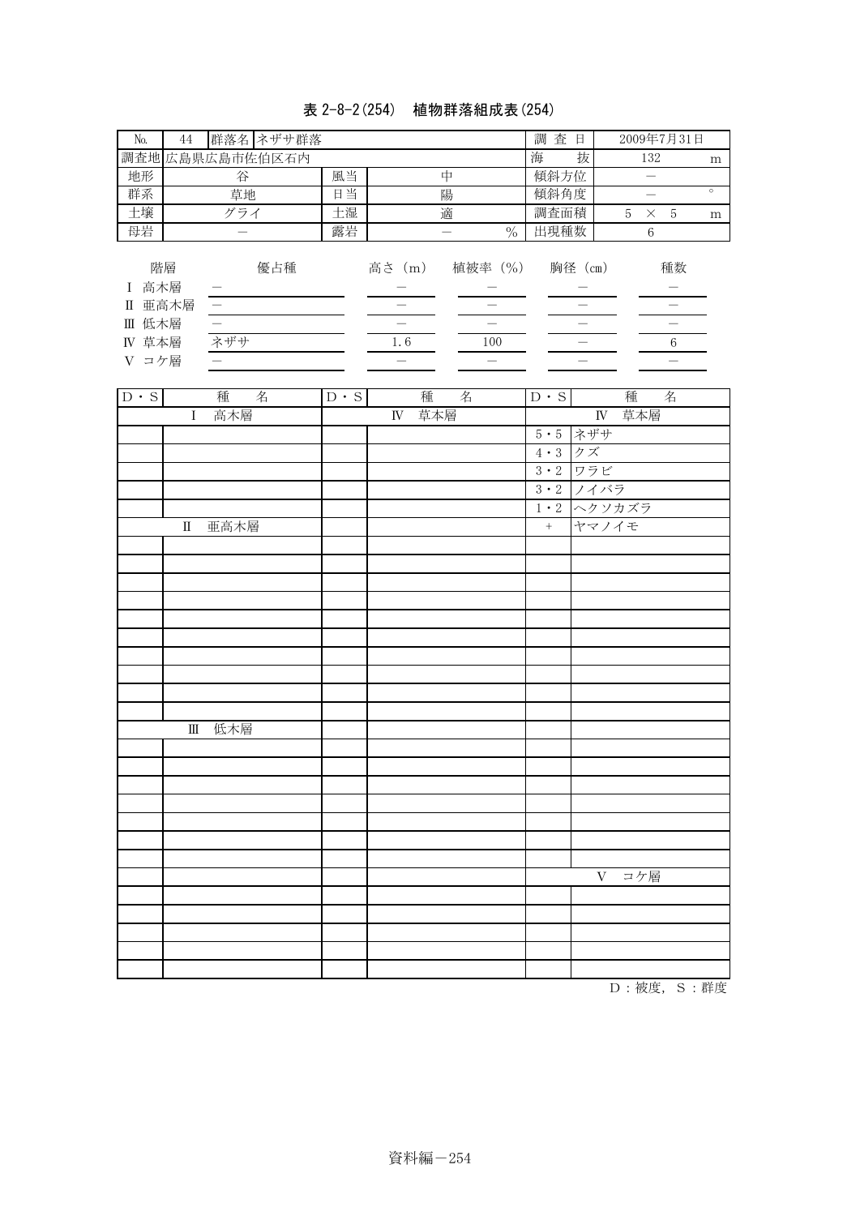# 表 2-8-2(254)　植物群落組成表(254)

| | | | | | |
|---|---|---|---|---|---|
| No. | 44 | 群落名 | ネザサ群落 | 調査日 | 2009年7月31日 |
| 調査地 | 広島県広島市佐伯区石内 | | | 海抜 | 132 m |
| 地形 | 谷 | 風当 | 中 | 傾斜方位 | － |
| 群系 | 草地 | 日当 | 陽 | 傾斜角度 | － ° |
| 土壌 | グライ | 土湿 | 適 | 調査面積 | 5 × 5 m |
| 母岩 | － | 露岩 | － % | 出現種数 | 6 |

| 階層 | 優占種 | 高さ（m） | 植被率（%） | 胸径（cm） | 種数 |
|---|---|---|---|---|---|
| Ⅰ 高木層 | － | － | － | － | － |
| Ⅱ 亜高木層 | － | － | － | － | － |
| Ⅲ 低木層 | － | － | － | － | － |
| Ⅳ 草本層 | ネザサ | 1.6 | 100 | － | 6 |
| Ⅴ コケ層 | － | － | － | － | － |

| D・S | 種名 |
|---|---|
| | Ⅰ 高木層 |
| | Ⅱ 亜高木層 |
| | Ⅲ 低木層 |
| | Ⅳ 草本層 |
| 5・5 | ネザサ |
| 4・3 | クズ |
| 3・2 | ワラビ |
| 3・2 | ノイバラ |
| 1・2 | ヘクソカズラ |
| + | ヤマノイモ |
| | Ⅴ コケ層 |

D：被度，S：群度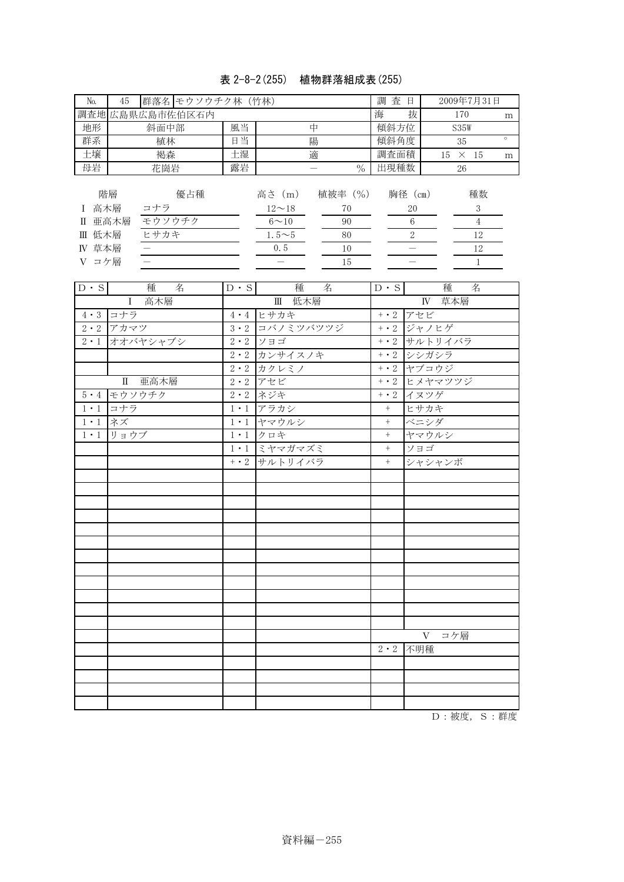# 表 2-8-2(255)　植物群落組成表(255)

| No. | 45 | 群落名 | モウソウチク林（竹林） | 調査日 | 2009年7月31日 |
|---|---|---|---|---|---|
| 調査地 | 広島県広島市佐伯区石内 | | | 海抜 | 170 m |
| 地形 | 斜面中部 | 風当 | 中 | 傾斜方位 | S35W |
| 群系 | 植林 | 日当 | 陽 | 傾斜角度 | 35 ° |
| 土壌 | 褐森 | 土湿 | 適 | 調査面積 | 15 × 15 m |
| 母岩 | 花崗岩 | 露岩 | － % | 出現種数 | 26 |

| 階層 | 優占種 | 高さ（m） | 植被率（%） | 胸径（cm） | 種数 |
|---|---|---|---|---|---|
| Ⅰ 高木層 | コナラ | 12～18 | 70 | 20 | 3 |
| Ⅱ 亜高木層 | モウソウチク | 6～10 | 90 | 6 | 4 |
| Ⅲ 低木層 | ヒサカキ | 1.5～5 | 80 | 2 | 12 |
| Ⅳ 草本層 | － | 0.5 | 10 | － | 12 |
| Ⅴ コケ層 | － | － | 15 | － | 1 |

| D・S | 種名 | D・S | 種名 | D・S | 種名 |
|---|---|---|---|---|---|
| | Ⅰ 高木層 | | Ⅲ 低木層 | | Ⅳ 草本層 |
| 4・3 | コナラ | 4・4 | ヒサカキ | +・2 | アセビ |
| 2・2 | アカマツ | 3・2 | コバノミツバツツジ | +・2 | ジャノヒゲ |
| 2・1 | オオバヤシャブシ | 2・2 | ソヨゴ | +・2 | サルトリイバラ |
| | | 2・2 | カンサイスノキ | +・2 | シシガシラ |
| | | 2・2 | カクレミノ | +・2 | ヤブコウジ |
| | Ⅱ 亜高木層 | 2・2 | アセビ | +・2 | ヒメヤマツツジ |
| 5・4 | モウソウチク | 2・2 | ネジキ | +・2 | イヌツゲ |
| 1・1 | コナラ | 1・1 | アラカシ | + | ヒサカキ |
| 1・1 | ネズ | 1・1 | ヤマウルシ | + | ベニシダ |
| 1・1 | リョウブ | 1・1 | クロキ | + | ヤマウルシ |
| | | 1・1 | ミヤマガマズミ | + | ソヨゴ |
| | | +・2 | サルトリイバラ | + | シャシャンボ |
| | | | | | Ⅴ コケ層 |
| | | | | 2・2 | 不明種 |

D：被度，S：群度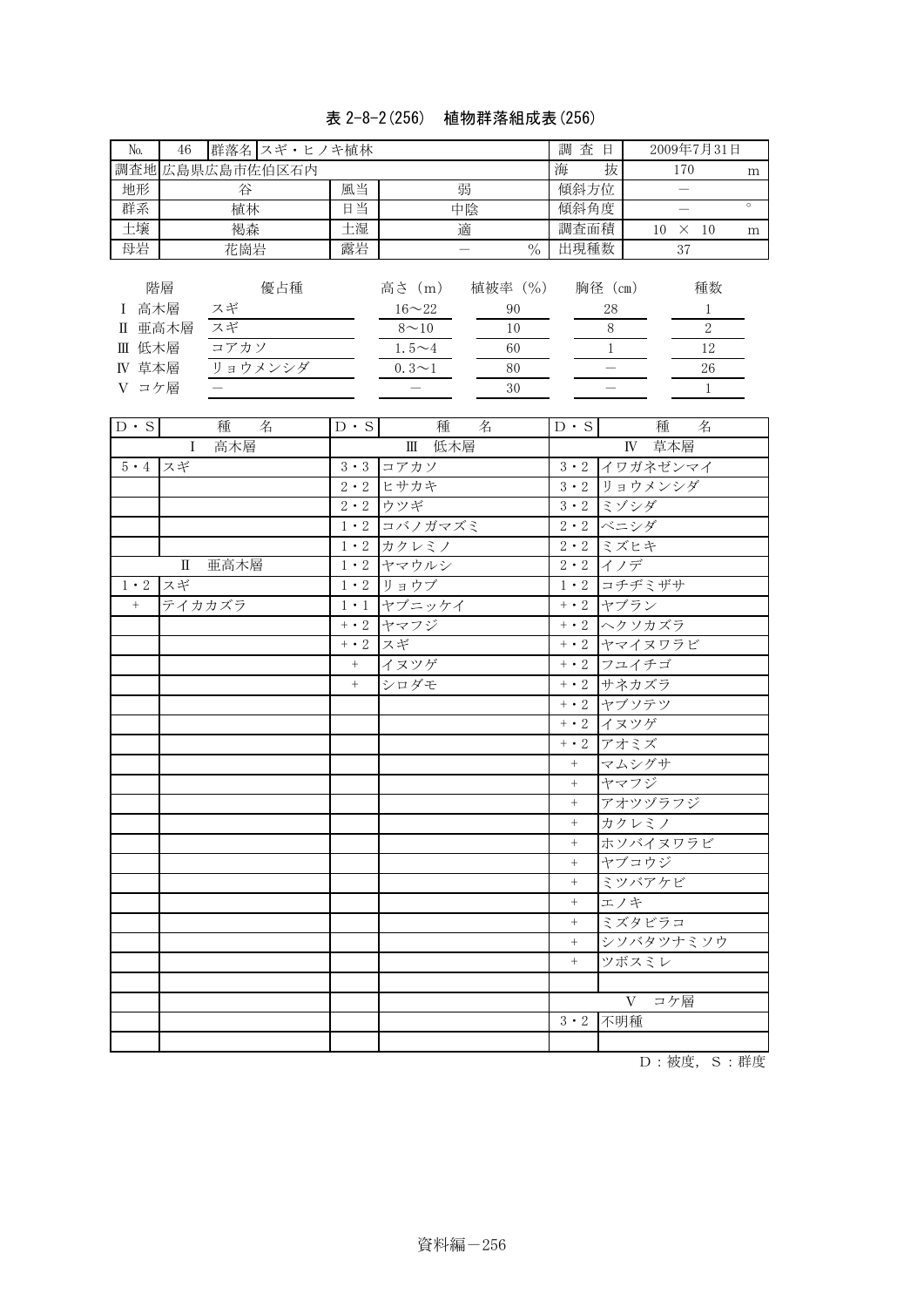# 表 2-8-2(256)　植物群落組成表(256)

| No. | 46 | 群落名 | スギ・ヒノキ植林 | 調 査 日 | 2009年7月31日 |
|---|---|---|---|---|---|
| 調査地 | 広島県広島市佐伯区石内 | | | 海　　抜 | 170　m |
| 地形 | 谷 | 風当 | 弱 | 傾斜方位 | − |
| 群系 | 植林 | 日当 | 中陰 | 傾斜角度 | −　° |
| 土壌 | 褐森 | 土湿 | 適 | 調査面積 | 10 × 10　m |
| 母岩 | 花崗岩 | 露岩 | −　% | 出現種数 | 37 |

| 階層 | 優占種 | 高さ（m） | 植被率（%） | 胸径（cm） | 種数 |
|---|---|---|---|---|---|
| Ⅰ 高木層 | スギ | 16～22 | 90 | 28 | 1 |
| Ⅱ 亜高木層 | スギ | 8～10 | 10 | 8 | 2 |
| Ⅲ 低木層 | コアカソ | 1.5～4 | 60 | 1 | 12 |
| Ⅳ 草本層 | リョウメンシダ | 0.3～1 | 80 | − | 26 |
| Ⅴ コケ層 | − | − | 30 | − | 1 |

| D・S | 種　名 | D・S | 種　名 | D・S | 種　名 |
|---|---|---|---|---|---|
| | Ⅰ 高木層 | | Ⅲ 低木層 | | Ⅳ 草本層 |
| 5・4 | スギ | 3・3 | コアカソ | 3・2 | イワガネゼンマイ |
| | | 2・2 | ヒサカキ | 3・2 | リョウメンシダ |
| | | 2・2 | ウツギ | 3・2 | ミゾシダ |
| | | 1・2 | コバノガマズミ | 2・2 | ベニシダ |
| | | 1・2 | カクレミノ | 2・2 | ミズヒキ |
| | Ⅱ 亜高木層 | 1・2 | ヤマウルシ | 2・2 | イノデ |
| 1・2 | スギ | 1・2 | リョウブ | 1・2 | コチヂミザサ |
| + | テイカカズラ | 1・1 | ヤブニッケイ | +・2 | ヤブラン |
| | | +・2 | ヤマフジ | +・2 | ヘクソカズラ |
| | | +・2 | スギ | +・2 | ヤマイヌワラビ |
| | | + | イヌツゲ | +・2 | フユイチゴ |
| | | + | シロダモ | +・2 | サネカズラ |
| | | | | +・2 | ヤブソテツ |
| | | | | +・2 | イヌツゲ |
| | | | | +・2 | アオミズ |
| | | | | + | マムシグサ |
| | | | | + | ヤマフジ |
| | | | | + | アオツヅラフジ |
| | | | | + | カクレミノ |
| | | | | + | ホソバイヌワラビ |
| | | | | + | ヤブコウジ |
| | | | | + | ミツバアケビ |
| | | | | + | エノキ |
| | | | | + | ミズタビラコ |
| | | | | + | シソバタツナミソウ |
| | | | | + | ツボスミレ |
| | | | | | |
| | | | | | Ⅴ コケ層 |
| | | | | 3・2 | 不明種 |
| | | | | | |

D：被度，S：群度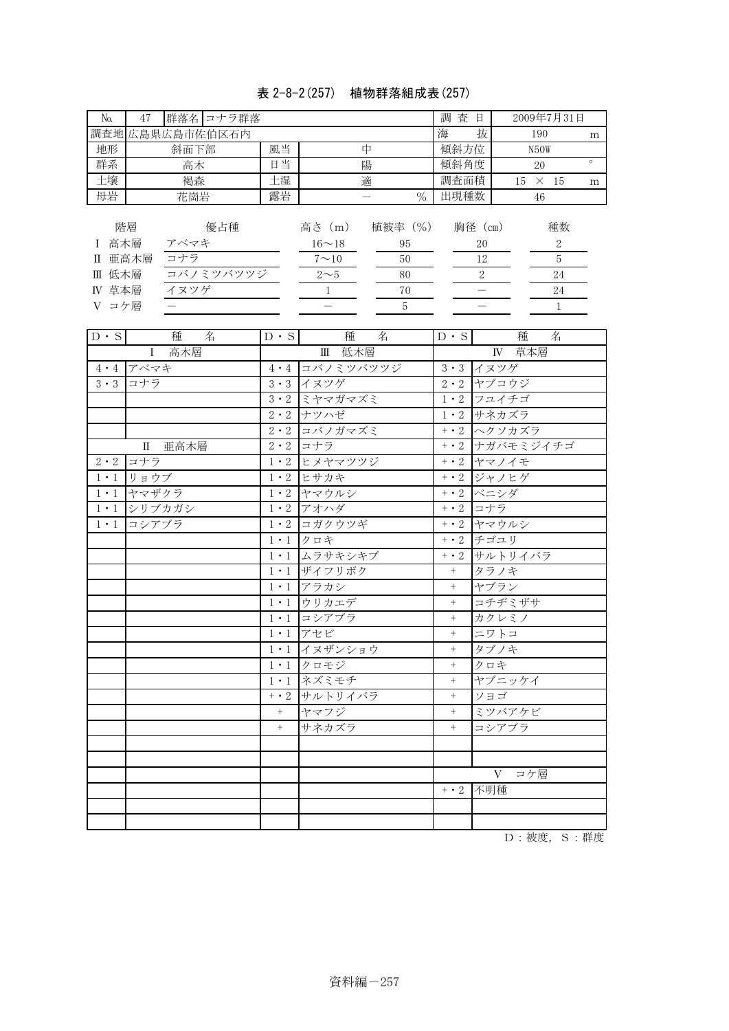# 表 2-8-2(257)　植物群落組成表(257)

| No. | 47 | 群落名 | コナラ群落 | 調査日 | 2009年7月31日 |
|---|---|---|---|---|---|
| 調査地 | 広島県広島市佐伯区石内 | | | 海抜 | 190 m |
| 地形 | 斜面下部 | 風当 | 中 | 傾斜方位 | N50W |
| 群系 | 高木 | 日当 | 陽 | 傾斜角度 | 20 ° |
| 土壌 | 褐森 | 土湿 | 適 | 調査面積 | 15 × 15 m |
| 母岩 | 花崗岩 | 露岩 | － % | 出現種数 | 46 |

| 階層 | 優占種 | 高さ（m） | 植被率（%） | 胸径（cm） | 種数 |
|---|---|---|---|---|---|
| Ⅰ 高木層 | アベマキ | 16～18 | 95 | 20 | 2 |
| Ⅱ 亜高木層 | コナラ | 7～10 | 50 | 12 | 5 |
| Ⅲ 低木層 | コバノミツバツツジ | 2～5 | 80 | 2 | 24 |
| Ⅳ 草本層 | イヌツゲ | 1 | 70 | － | 24 |
| Ⅴ コケ層 | － | － | 5 | － | 1 |

| D・S | 種名 | D・S | 種名 | D・S | 種名 |
|---|---|---|---|---|---|
| | Ⅰ 高木層 | | Ⅲ 低木層 | | Ⅳ 草本層 |
| 4・4 | アベマキ | 4・4 | コバノミツバツツジ | 3・3 | イヌツゲ |
| 3・3 | コナラ | 3・3 | イヌツゲ | 2・2 | ヤブコウジ |
| | | 3・2 | ミヤマガマズミ | 1・2 | フユイチゴ |
| | | 2・2 | ナツハゼ | 1・2 | サネカズラ |
| | | 2・2 | コバノガマズミ | +・2 | ヘクソカズラ |
| | Ⅱ 亜高木層 | 2・2 | コナラ | +・2 | ナガバモミジイチゴ |
| 2・2 | コナラ | 1・2 | ヒメヤマツツジ | +・2 | ヤマノイモ |
| 1・1 | リョウブ | 1・2 | ヒサカキ | +・2 | ジャノヒゲ |
| 1・1 | ヤマザクラ | 1・2 | ヤマウルシ | +・2 | ベニシダ |
| 1・1 | シリブカガシ | 1・2 | アオハダ | +・2 | コナラ |
| 1・1 | コシアブラ | 1・2 | コガクウツギ | +・2 | ヤマウルシ |
| | | 1・1 | クロキ | +・2 | チゴユリ |
| | | 1・1 | ムラサキシキブ | +・2 | サルトリイバラ |
| | | 1・1 | ザイフリボク | + | タラノキ |
| | | 1・1 | アラカシ | + | ヤブラン |
| | | 1・1 | ウリカエデ | + | コチヂミザサ |
| | | 1・1 | コシアブラ | + | カクレミノ |
| | | 1・1 | アセビ | + | ニワトコ |
| | | 1・1 | イヌザンショウ | + | タブノキ |
| | | 1・1 | クロモジ | + | クロキ |
| | | 1・1 | ネズミモチ | + | ヤブニッケイ |
| | | +・2 | サルトリイバラ | + | ソヨゴ |
| | | + | ヤマフジ | + | ミツバアケビ |
| | | + | サネカズラ | + | コシアブラ |
| | | | | | |
| | | | | | |
| | | | | | Ⅴ コケ層 |
| | | | | +・2 | 不明種 |
| | | | | | |
| | | | | | |

D：被度，S：群度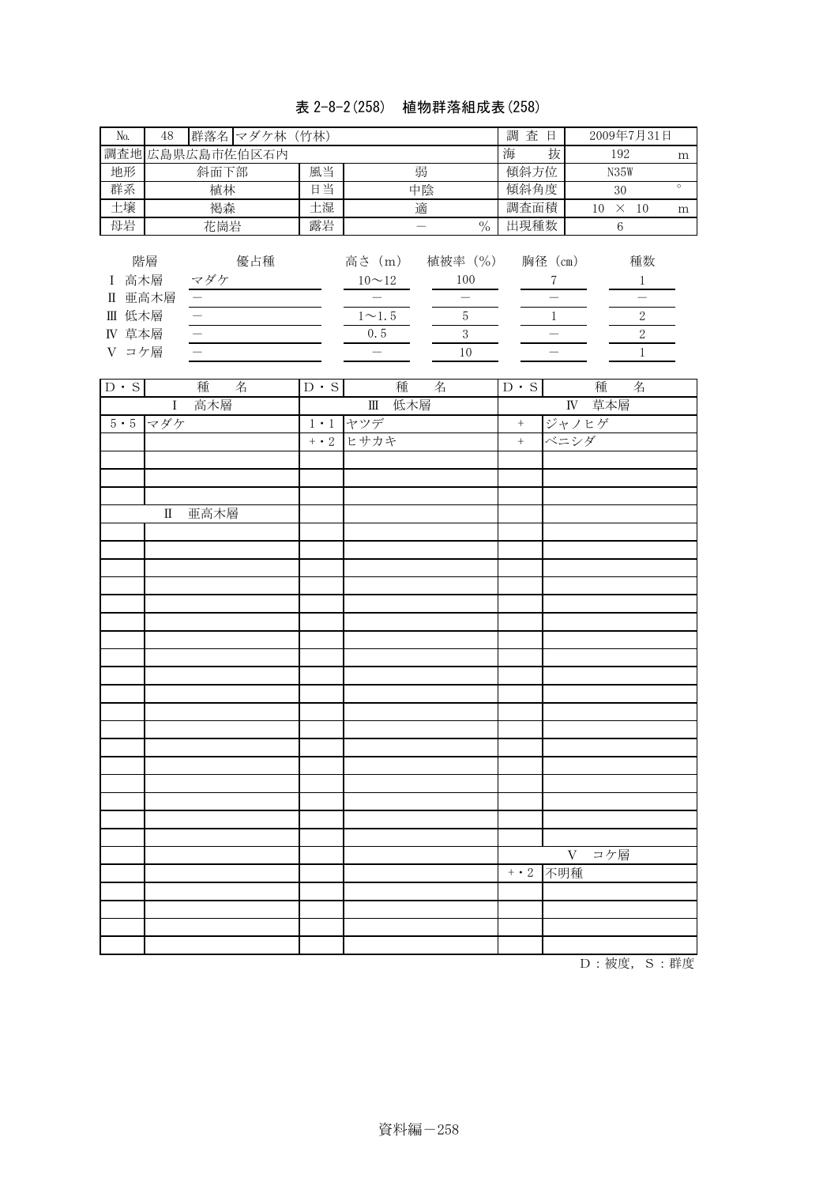# 表 2-8-2(258)　植物群落組成表(258)

| | | | | | |
|---|---|---|---|---|---|
| No. | 48 | 群落名 | マダケ林（竹林） | 調査日 | 2009年7月31日 |
| 調査地 | 広島県広島市佐伯区石内 | | | 海抜 | 192 m |
| 地形 | 斜面下部 | 風当 | 弱 | 傾斜方位 | N35W |
| 群系 | 植林 | 日当 | 中陰 | 傾斜角度 | 30 ° |
| 土壌 | 褐森 | 土湿 | 適 | 調査面積 | 10 × 10 m |
| 母岩 | 花崗岩 | 露岩 | － % | 出現種数 | 6 |

| 階層 | 優占種 | 高さ（m） | 植被率（%） | 胸径（cm） | 種数 |
|---|---|---|---|---|---|
| Ⅰ 高木層 | マダケ | 10～12 | 100 | 7 | 1 |
| Ⅱ 亜高木層 | － | － | － | － | － |
| Ⅲ 低木層 | － | 1～1.5 | 5 | 1 | 2 |
| Ⅳ 草本層 | － | 0.5 | 3 | － | 2 |
| Ⅴ コケ層 | － | － | 10 | － | 1 |

| D・S | 種名 | D・S | 種名 | D・S | 種名 |
|---|---|---|---|---|---|
| | Ⅰ 高木層 | | Ⅲ 低木層 | | Ⅳ 草本層 |
| 5・5 | マダケ | 1・1 | ヤツデ | + | ジャノヒゲ |
| | | +・2 | ヒサカキ | + | ベニシダ |
| | Ⅱ 亜高木層 | | | | |
| | | | | | Ⅴ コケ層 |
| | | | | +・2 | 不明種 |

D：被度，S：群度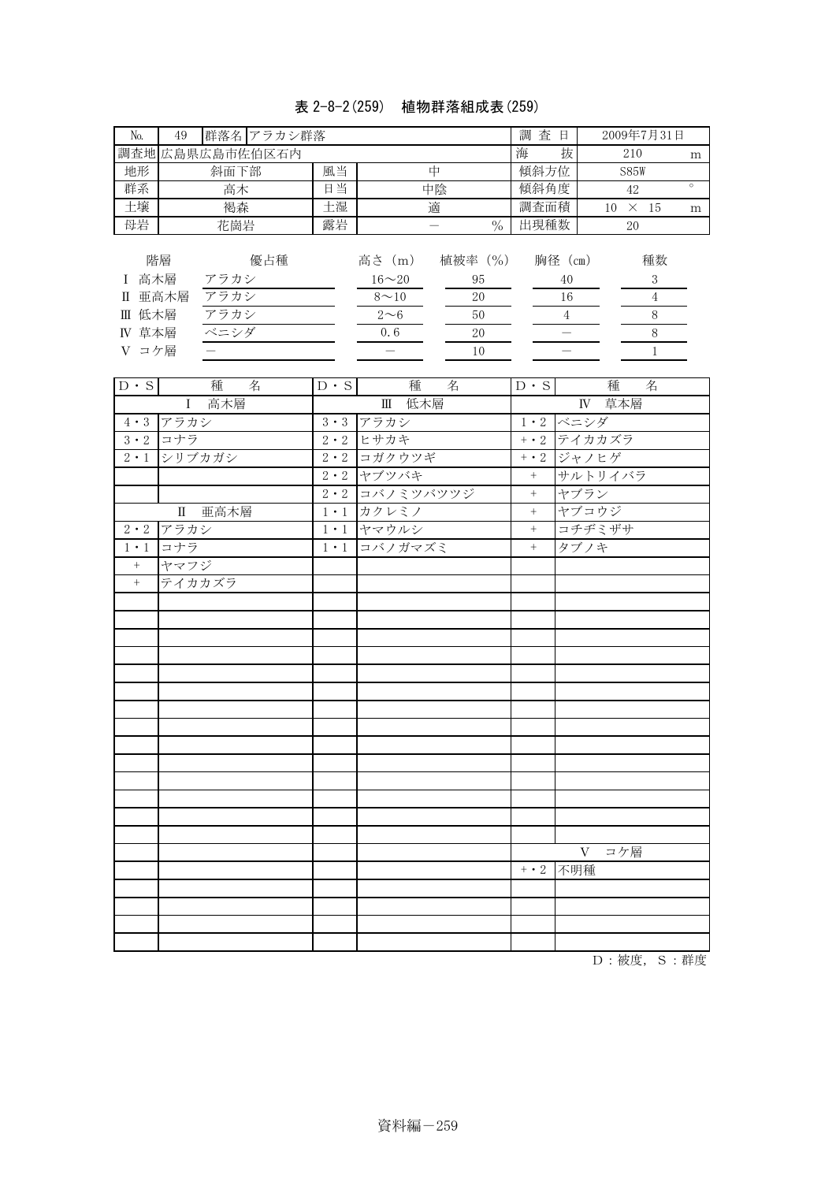# 表 2-8-2(259)　植物群落組成表(259)

| No. | 49 | 群落名 | アラカシ群落 | 調査日 | 2009年7月31日 |
|---|---|---|---|---|---|
| 調査地 | 広島県広島市佐伯区石内 | | | 海抜 | 210 m |
| 地形 | 斜面下部 | 風当 | 中 | 傾斜方位 | S85W |
| 群系 | 高木 | 日当 | 中陰 | 傾斜角度 | 42 ° |
| 土壌 | 褐森 | 土湿 | 適 | 調査面積 | 10 × 15 m |
| 母岩 | 花崗岩 | 露岩 | － % | 出現種数 | 20 |

| 階層 | 優占種 | 高さ（m） | 植被率（%） | 胸径（cm） | 種数 |
|---|---|---|---|---|---|
| Ⅰ 高木層 | アラカシ | 16～20 | 95 | 40 | 3 |
| Ⅱ 亜高木層 | アラカシ | 8～10 | 20 | 16 | 4 |
| Ⅲ 低木層 | アラカシ | 2～6 | 50 | 4 | 8 |
| Ⅳ 草本層 | ベニシダ | 0.6 | 20 | － | 8 |
| Ⅴ コケ層 | － | － | 10 | － | 1 |

| D・S | 種　名 | D・S | 種　名 | D・S | 種　名 |
|---|---|---|---|---|---|
| | Ⅰ 高木層 | | Ⅲ 低木層 | | Ⅳ 草本層 |
| 4・3 | アラカシ | 3・3 | アラカシ | 1・2 | ベニシダ |
| 3・2 | コナラ | 2・2 | ヒサカキ | +・2 | テイカカズラ |
| 2・1 | シリブカガシ | 2・2 | コガクウツギ | +・2 | ジャノヒゲ |
| | | 2・2 | ヤブツバキ | + | サルトリイバラ |
| | | 2・2 | コバノミツバツツジ | + | ヤブラン |
| | Ⅱ 亜高木層 | 1・1 | カクレミノ | + | ヤブコウジ |
| 2・2 | アラカシ | 1・1 | ヤマウルシ | + | コチヂミザサ |
| 1・1 | コナラ | 1・1 | コバノガマズミ | + | タブノキ |
| + | ヤマフジ | | | | |
| + | テイカカズラ | | | | |
| | | | | | Ⅴ コケ層 |
| | | | | +・2 | 不明種 |

D：被度，S：群度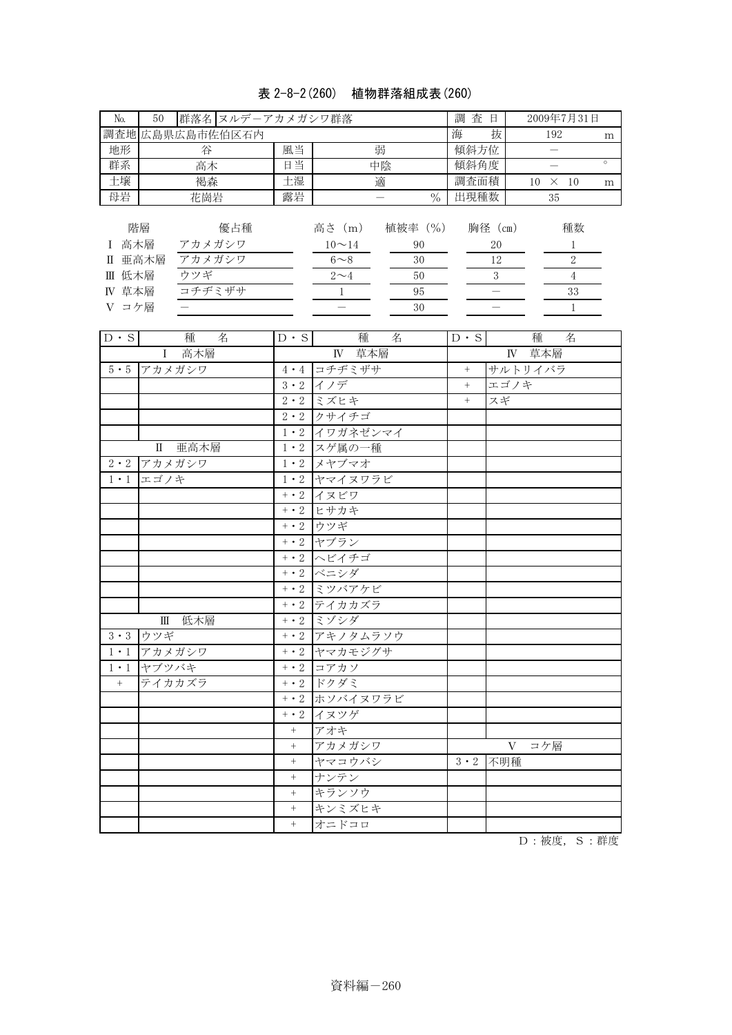# 表 2-8-2(260) 植物群落組成表(260)

| No. | 50 | 群落名 | ヌルデーアカメガシワ群落 | 調査日 | 2009年7月31日 |
|---|---|---|---|---|---|
| 調査地 | 広島県広島市佐伯区石内 | | | 海抜 | 192 m |
| 地形 | 谷 | 風当 | 弱 | 傾斜方位 | － |
| 群系 | 高木 | 日当 | 中陰 | 傾斜角度 | － ° |
| 土壌 | 褐森 | 土湿 | 適 | 調査面積 | 10 × 10 m |
| 母岩 | 花崗岩 | 露岩 | － % | 出現種数 | 35 |

| 階層 | 優占種 | 高さ (m) | 植被率 (%) | 胸径 (cm) | 種数 |
|---|---|---|---|---|---|
| Ⅰ 高木層 | アカメガシワ | 10～14 | 90 | 20 | 1 |
| Ⅱ 亜高木層 | アカメガシワ | 6～8 | 30 | 12 | 2 |
| Ⅲ 低木層 | ウツギ | 2～4 | 50 | 3 | 4 |
| Ⅳ 草本層 | コチヂミザサ | 1 | 95 | － | 33 |
| Ⅴ コケ層 | － | － | 30 | － | 1 |

| D・S | 種名 | D・S | 種名 | D・S | 種名 |
|---|---|---|---|---|---|
| | Ⅰ 高木層 | | Ⅳ 草本層 | | Ⅳ 草本層 |
| 5・5 | アカメガシワ | 4・4 | コチヂミザサ | + | サルトリイバラ |
| | | 3・2 | イノデ | + | エゴノキ |
| | | 2・2 | ミズヒキ | + | スギ |
| | | 2・2 | クサイチゴ | | |
| | | 1・2 | イワガネゼンマイ | | |
| | Ⅱ 亜高木層 | 1・2 | スゲ属の一種 | | |
| 2・2 | アカメガシワ | 1・2 | メヤブマオ | | |
| 1・1 | エゴノキ | 1・2 | ヤマイヌワラビ | | |
| | | +・2 | イヌビワ | | |
| | | +・2 | ヒサカキ | | |
| | | +・2 | ウツギ | | |
| | | +・2 | ヤブラン | | |
| | | +・2 | ヘビイチゴ | | |
| | | +・2 | ベニシダ | | |
| | | +・2 | ミツバアケビ | | |
| | | +・2 | テイカカズラ | | |
| | Ⅲ 低木層 | +・2 | ミゾシダ | | |
| 3・3 | ウツギ | +・2 | アキノタムラソウ | | |
| 1・1 | アカメガシワ | +・2 | ヤマカモジグサ | | |
| 1・1 | ヤブツバキ | +・2 | コアカソ | | |
| + | テイカカズラ | +・2 | ドクダミ | | |
| | | +・2 | ホソバイヌワラビ | | |
| | | +・2 | イヌツゲ | | |
| | | + | アオキ | | |
| | | + | アカメガシワ | | Ⅴ コケ層 |
| | | + | ヤマコウバシ | 3・2 | 不明種 |
| | | + | ナンテン | | |
| | | + | キランソウ | | |
| | | + | キンミズヒキ | | |
| | | + | オニドコロ | | |

D：被度, S：群度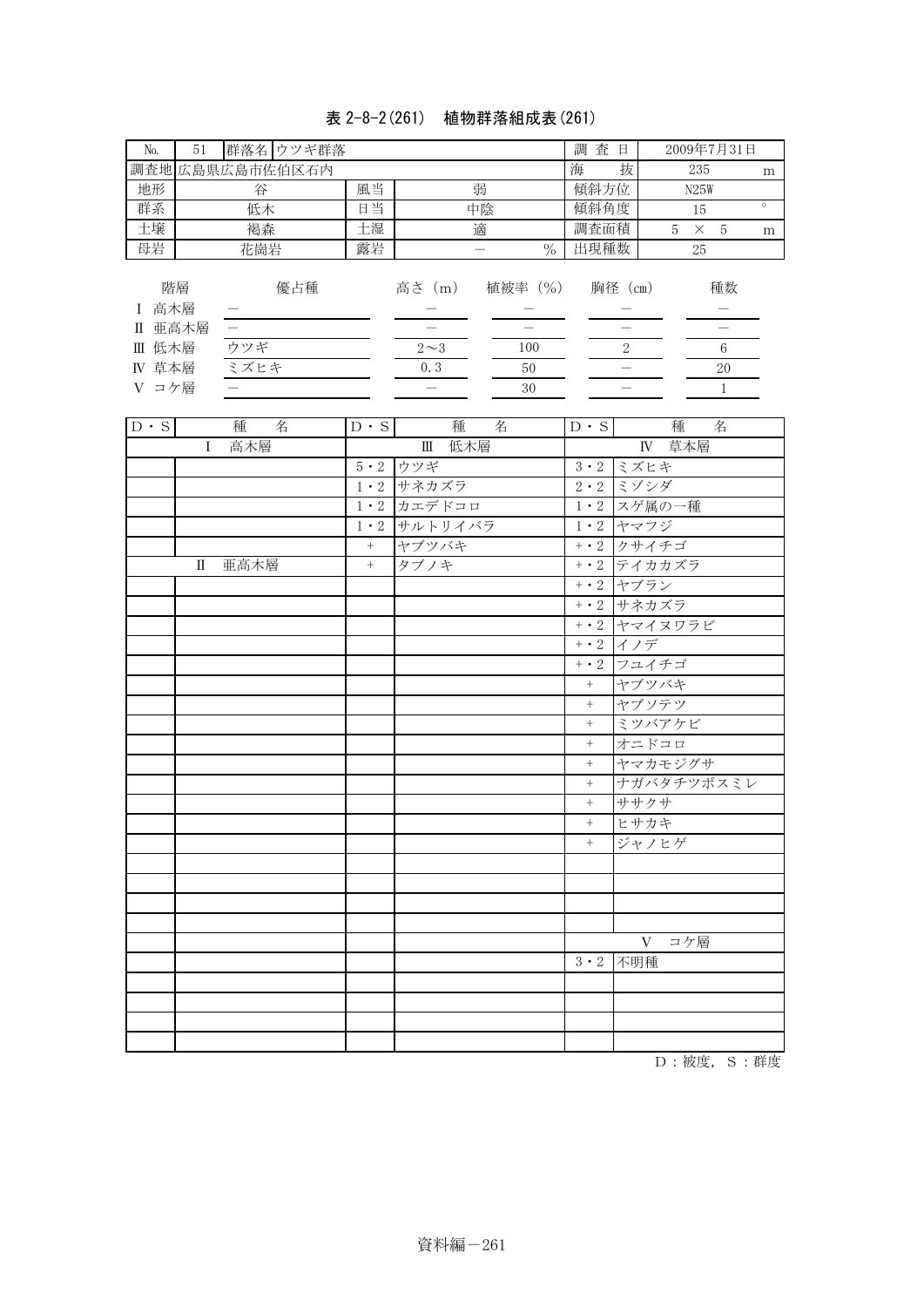# 表 2-8-2(261)　植物群落組成表(261)

| No. | 51 | 群落名 | ウツギ群落 | 調査日 | 2009年7月31日 |
|---|---|---|---|---|---|
| 調査地 | 広島県広島市佐伯区石内 | | | 海抜 | 235 m |
| 地形 | 谷 | 風当 | 弱 | 傾斜方位 | N25W |
| 群系 | 低木 | 日当 | 中陰 | 傾斜角度 | 15 ° |
| 土壌 | 褐森 | 土湿 | 適 | 調査面積 | 5 × 5 m |
| 母岩 | 花崗岩 | 露岩 | － % | 出現種数 | 25 |

| 階層 | 優占種 | 高さ（m） | 植被率（%） | 胸径（cm） | 種数 |
|---|---|---|---|---|---|
| Ⅰ 高木層 | － | － | － | － | － |
| Ⅱ 亜高木層 | － | － | － | － | － |
| Ⅲ 低木層 | ウツギ | 2～3 | 100 | 2 | 6 |
| Ⅳ 草本層 | ミズヒキ | 0.3 | 50 | － | 20 |
| Ⅴ コケ層 | － | － | 30 | － | 1 |

| D・S | 種名 | D・S | 種名 | D・S | 種名 |
|---|---|---|---|---|---|
| | Ⅰ 高木層 | | Ⅲ 低木層 | | Ⅳ 草本層 |
| | | 5・2 | ウツギ | 3・2 | ミズヒキ |
| | | 1・2 | サネカズラ | 2・2 | ミゾシダ |
| | | 1・2 | カエデドコロ | 1・2 | スゲ属の一種 |
| | | 1・2 | サルトリイバラ | 1・2 | ヤマフジ |
| | | + | ヤブツバキ | +・2 | クサイチゴ |
| | Ⅱ 亜高木層 | + | タブノキ | +・2 | テイカカズラ |
| | | | | +・2 | ヤブラン |
| | | | | +・2 | サネカズラ |
| | | | | +・2 | ヤマイヌワラビ |
| | | | | +・2 | イノデ |
| | | | | +・2 | フユイチゴ |
| | | | | + | ヤブツバキ |
| | | | | + | ヤブソテツ |
| | | | | + | ミツバアケビ |
| | | | | + | オニドコロ |
| | | | | + | ヤマカモジグサ |
| | | | | + | ナガバタチツボスミレ |
| | | | | + | ササクサ |
| | | | | + | ヒサカキ |
| | | | | + | ジャノヒゲ |
| | | | | | |
| | | | | | |
| | | | | | |
| | | | | | |
| | | | | | Ⅴ コケ層 |
| | | | | 3・2 | 不明種 |
| | | | | | |
| | | | | | |
| | | | | | |
| | | | | | |

D：被度，S：群度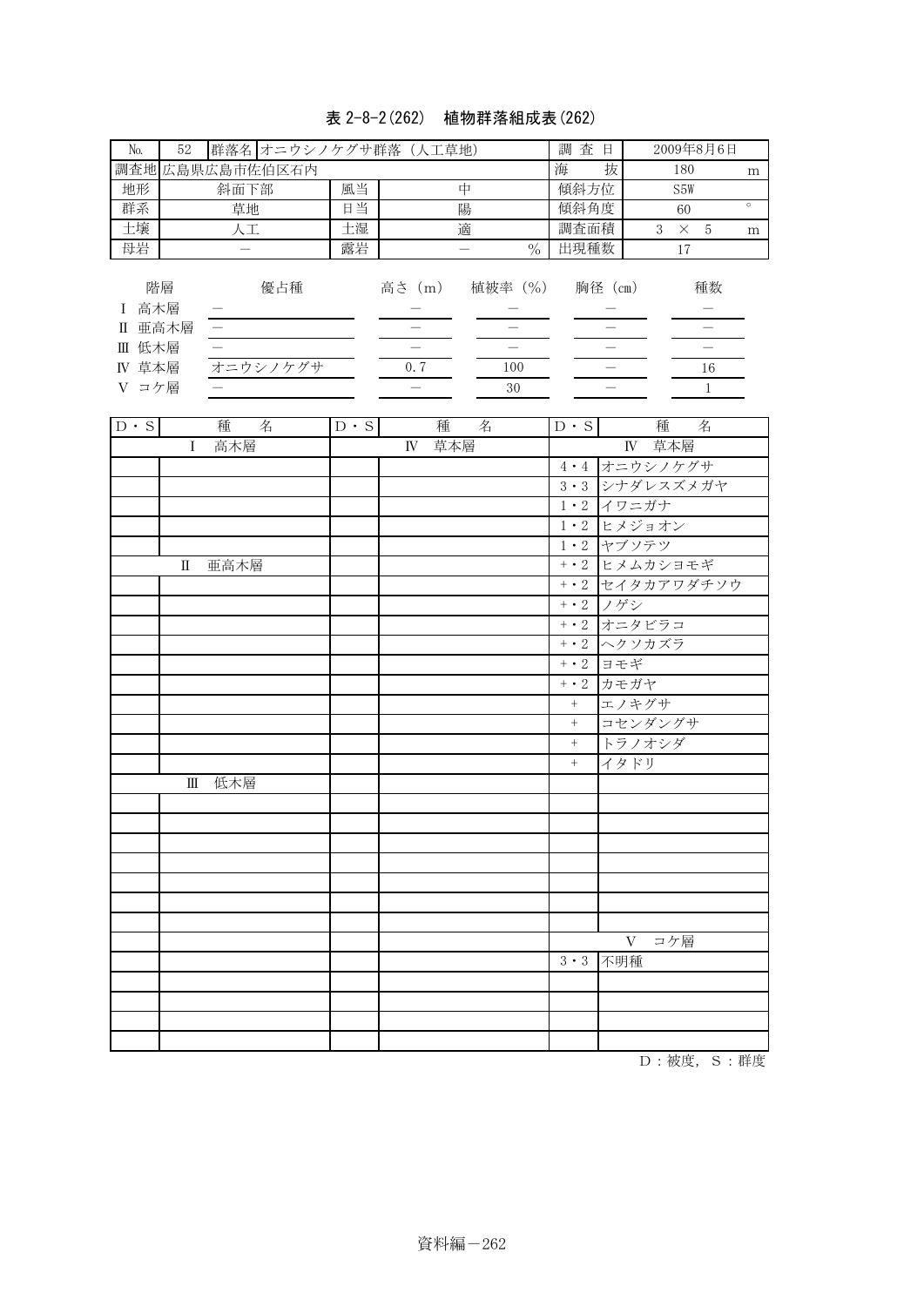# 表 2-8-2(262)　植物群落組成表(262)

| No. | 52 | 群落名 | オニウシノケグサ群落（人工草地） | 調査日 | 2009年8月6日 |
|---|---|---|---|---|---|
| 調査地 | 広島県広島市佐伯区石内 | | | 海抜 | 180 m |
| 地形 | 斜面下部 | 風当 | 中 | 傾斜方位 | S5W |
| 群系 | 草地 | 日当 | 陽 | 傾斜角度 | 60 ° |
| 土壌 | 人工 | 土湿 | 適 | 調査面積 | 3 × 5 m |
| 母岩 | － | 露岩 | － % | 出現種数 | 17 |

| 階層 | 優占種 | 高さ（m） | 植被率（%） | 胸径（cm） | 種数 |
|---|---|---|---|---|---|
| Ⅰ 高木層 | － | － | － | － | － |
| Ⅱ 亜高木層 | － | － | － | － | － |
| Ⅲ 低木層 | － | － | － | － | － |
| Ⅳ 草本層 | オニウシノケグサ | 0.7 | 100 | － | 16 |
| Ⅴ コケ層 | － | － | 30 | － | 1 |

| D・S | 種名 | D・S | 種名 | D・S | 種名 |
|---|---|---|---|---|---|
| | Ⅰ 高木層 | | Ⅳ 草本層 | | Ⅳ 草本層 |
| | | | | 4・4 | オニウシノケグサ |
| | | | | 3・3 | シナダレスズメガヤ |
| | | | | 1・2 | イワニガナ |
| | | | | 1・2 | ヒメジョオン |
| | | | | 1・2 | ヤブソテツ |
| | Ⅱ 亜高木層 | | | +・2 | ヒメムカシヨモギ |
| | | | | +・2 | セイタカアワダチソウ |
| | | | | +・2 | ノゲシ |
| | | | | +・2 | オニタビラコ |
| | | | | +・2 | ヘクソカズラ |
| | | | | +・2 | ヨモギ |
| | | | | +・2 | カモガヤ |
| | | | | + | エノキグサ |
| | | | | + | コセンダングサ |
| | | | | + | トラノオシダ |
| | | | | + | イタドリ |
| | Ⅲ 低木層 | | | | |
| | | | | | |
| | | | | | |
| | | | | | |
| | | | | | |
| | | | | | |
| | | | | | |
| | | | | | |
| | | | | | Ⅴ コケ層 |
| | | | | 3・3 | 不明種 |
| | | | | | |
| | | | | | |
| | | | | | |
| | | | | | |

D：被度，S：群度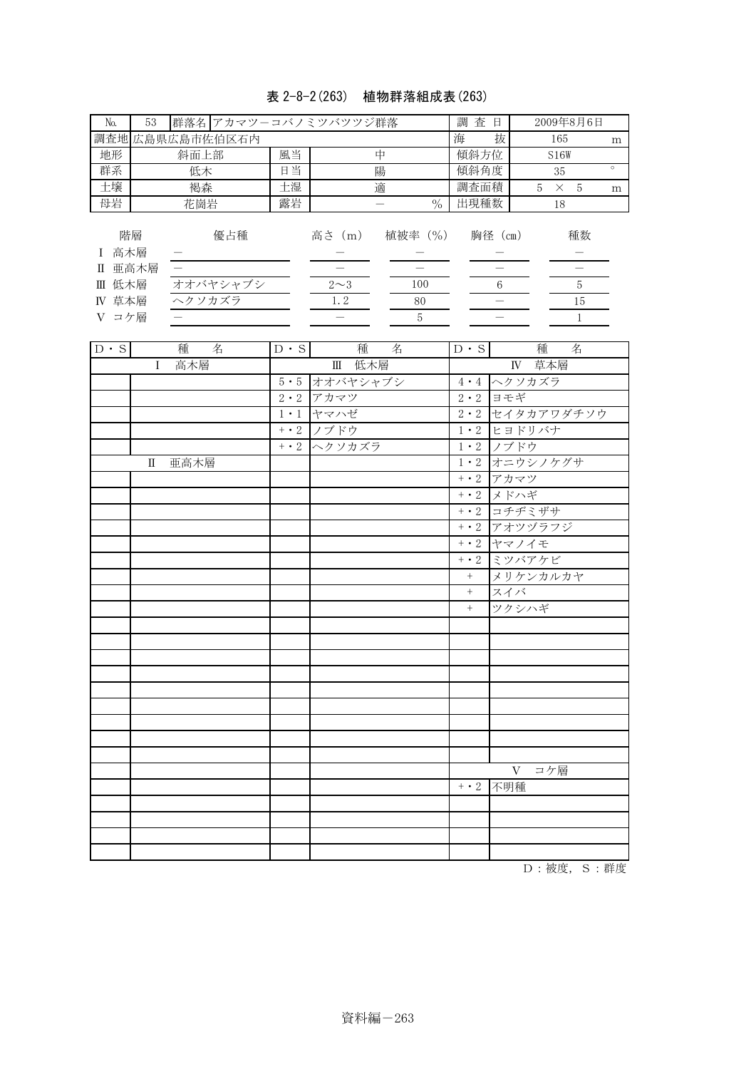# 表 2-8-2(263)　植物群落組成表(263)

| | | | | | |
|---|---|---|---|---|---|
| No. | 53 | 群落名 | アカマツ－コバノミツバツツジ群落 | 調 査 日 | 2009年8月6日 |
| 調査地 | 広島県広島市佐伯区石内 | | | 海　　抜 | 165 m |
| 地形 | 斜面上部 | 風当 | 中 | 傾斜方位 | S16W |
| 群系 | 低木 | 日当 | 陽 | 傾斜角度 | 35 ° |
| 土壌 | 褐森 | 土湿 | 適 | 調査面積 | 5 × 5 m |
| 母岩 | 花崗岩 | 露岩 | － % | 出現種数 | 18 |

| 階層 | 優占種 | 高さ（m） | 植被率（%） | 胸径（cm） | 種数 |
|---|---|---|---|---|---|
| Ⅰ 高木層 | － | － | － | － | － |
| Ⅱ 亜高木層 | － | － | － | － | － |
| Ⅲ 低木層 | オオバヤシャブシ | 2～3 | 100 | 6 | 5 |
| Ⅳ 草本層 | ヘクソカズラ | 1.2 | 80 | － | 15 |
| Ⅴ コケ層 | － | － | 5 | － | 1 |

| D・S | 種　名 | D・S | 種　名 | D・S | 種　名 |
|---|---|---|---|---|---|
| | Ⅰ 高木層 | | Ⅲ 低木層 | | Ⅳ 草本層 |
| | | 5・5 | オオバヤシャブシ | 4・4 | ヘクソカズラ |
| | | 2・2 | アカマツ | 2・2 | ヨモギ |
| | | 1・1 | ヤマハゼ | 2・2 | セイタカアワダチソウ |
| | | +・2 | ノブドウ | 1・2 | ヒヨドリバナ |
| | | +・2 | ヘクソカズラ | 1・2 | ノブドウ |
| | Ⅱ 亜高木層 | | | 1・2 | オニウシノケグサ |
| | | | | +・2 | アカマツ |
| | | | | +・2 | メドハギ |
| | | | | +・2 | コチヂミザサ |
| | | | | +・2 | アオツヅラフジ |
| | | | | +・2 | ヤマノイモ |
| | | | | +・2 | ミツバアケビ |
| | | | | + | メリケンカルカヤ |
| | | | | + | スイバ |
| | | | | + | ツクシハギ |
| | | | | | Ⅴ コケ層 |
| | | | | +・2 | 不明種 |

D：被度，S：群度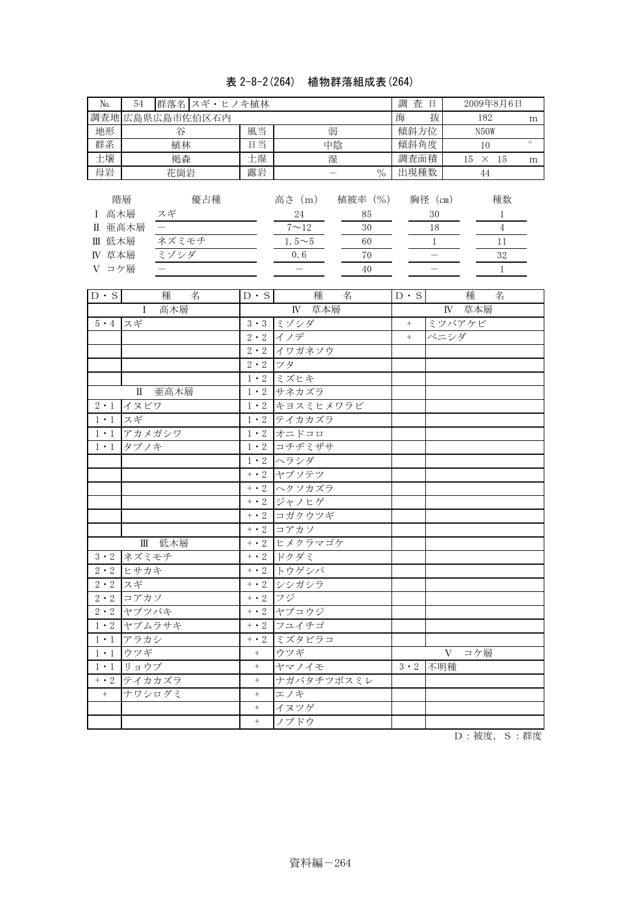# 表 2-8-2(264) 植物群落組成表(264)

| No. | 54 | 群落名 | スギ・ヒノキ植林 | 調査日 | 2009年8月6日 |
|---|---|---|---|---|---|
| 調査地 | 広島県広島市佐伯区石内 | | | 海抜 | 182 m |
| 地形 | 谷 | 風当 | 弱 | 傾斜方位 | N50W |
| 群系 | 植林 | 日当 | 中陰 | 傾斜角度 | 10 ° |
| 土壌 | 褐森 | 土湿 | 湿 | 調査面積 | 15 × 15 m |
| 母岩 | 花崗岩 | 露岩 | － % | 出現種数 | 44 |

| 階層 | 優占種 | 高さ（m） | 植被率（%） | 胸径（cm） | 種数 |
|---|---|---|---|---|---|
| Ⅰ 高木層 | スギ | 24 | 85 | 30 | 1 |
| Ⅱ 亜高木層 | － | 7～12 | 30 | 18 | 4 |
| Ⅲ 低木層 | ネズミモチ | 1.5～5 | 60 | 1 | 11 |
| Ⅳ 草本層 | ミゾシダ | 0.6 | 70 | － | 32 |
| Ⅴ コケ層 | － | － | 40 | － | 1 |

| D・S | 種　名 | D・S | 種　名 | D・S | 種　名 |
|---|---|---|---|---|---|
| | Ⅰ 高木層 | | Ⅳ 草本層 | | Ⅳ 草本層 |
| 5・4 | スギ | 3・3 | ミゾシダ | + | ミツバアケビ |
| | | 2・2 | イノデ | + | ベニシダ |
| | | 2・2 | イワガネソウ | | |
| | | 2・2 | ツタ | | |
| | | 1・2 | ミズヒキ | | |
| | Ⅱ 亜高木層 | 1・2 | サネカズラ | | |
| 2・1 | イヌビワ | 1・2 | キヨスミヒメワラビ | | |
| 1・1 | スギ | 1・2 | テイカカズラ | | |
| 1・1 | アカメガシワ | 1・2 | オニドコロ | | |
| 1・1 | タブノキ | 1・2 | コチヂミザサ | | |
| | | 1・2 | ヘラシダ | | |
| | | +・2 | ヤブソテツ | | |
| | | +・2 | ヘクソカズラ | | |
| | | +・2 | ジャノヒゲ | | |
| | | +・2 | コガクウツギ | | |
| | | +・2 | コアカソ | | |
| | Ⅲ 低木層 | +・2 | ヒメクラマゴケ | | |
| 3・2 | ネズミモチ | +・2 | ドクダミ | | |
| 2・2 | ヒサカキ | +・2 | トウゲシバ | | |
| 2・2 | スギ | +・2 | シシガシラ | | |
| 2・2 | コアカソ | +・2 | フジ | | |
| 2・2 | ヤブツバキ | +・2 | ヤブコウジ | | |
| 1・2 | ヤブムラサキ | +・2 | フユイチゴ | | |
| 1・1 | アラカシ | +・2 | ミズタビラコ | | |
| 1・1 | ウツギ | + | ウツギ | | Ⅴ コケ層 |
| 1・1 | リョウブ | + | ヤマノイモ | 3・2 | 不明種 |
| +・2 | テイカカズラ | + | ナガバタチツボスミレ | | |
| + | ナワシログミ | + | エノキ | | |
| | | + | イヌツゲ | | |
| | | + | ノブドウ | | |

D：被度，S：群度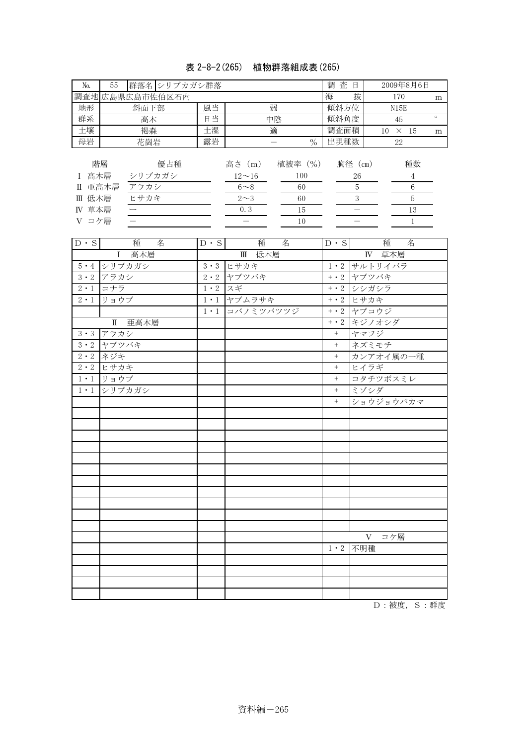# 表 2-8-2(265) 植物群落組成表(265)

| No. | 55 | 群落名 | シリブカガシ群落 | 調査日 | 2009年8月6日 |
|---|---|---|---|---|---|
| 調査地 | 広島県広島市佐伯区石内 | | | 海抜 | 170 m |
| 地形 | 斜面下部 | 風当 | 弱 | 傾斜方位 | N15E |
| 群系 | 高木 | 日当 | 中陰 | 傾斜角度 | 45 ° |
| 土壌 | 褐森 | 土湿 | 適 | 調査面積 | 10 × 15 m |
| 母岩 | 花崗岩 | 露岩 | − % | 出現種数 | 22 |

| 階層 | 優占種 | 高さ（m） | 植被率（%） | 胸径（cm） | 種数 |
|---|---|---|---|---|---|
| Ⅰ 高木層 | シリブカガシ | 12～16 | 100 | 26 | 4 |
| Ⅱ 亜高木層 | アラカシ | 6～8 | 60 | 5 | 6 |
| Ⅲ 低木層 | ヒサカキ | 2～3 | 60 | 3 | 5 |
| Ⅳ 草本層 | − | 0.3 | 15 | − | 13 |
| Ⅴ コケ層 | − | − | 10 | − | 1 |

| D・S | 種名 | D・S | 種名 | D・S | 種名 |
|---|---|---|---|---|---|
| | Ⅰ 高木層 | | Ⅲ 低木層 | | Ⅳ 草本層 |
| 5・4 | シリブカガシ | 3・3 | ヒサカキ | 1・2 | サルトリイバラ |
| 3・2 | アラカシ | 2・2 | ヤブツバキ | +・2 | ヤブツバキ |
| 2・1 | コナラ | 1・2 | スギ | +・2 | シシガシラ |
| 2・1 | リョウブ | 1・1 | ヤブムラサキ | +・2 | ヒサカキ |
| | | 1・1 | コバノミツバツツジ | +・2 | ヤブコウジ |
| | Ⅱ 亜高木層 | | | +・2 | キジノオシダ |
| 3・3 | アラカシ | | | + | ヤマフジ |
| 3・2 | ヤブツバキ | | | + | ネズミモチ |
| 2・2 | ネジキ | | | + | カンアオイ属の一種 |
| 2・2 | ヒサカキ | | | + | ヒイラギ |
| 1・1 | リョウブ | | | + | コタチツボスミレ |
| 1・1 | シリブカガシ | | | + | ミゾシダ |
| | | | | + | ショウジョウバカマ |
| | | | | | Ⅴ コケ層 |
| | | | | 1・2 | 不明種 |

D：被度，S：群度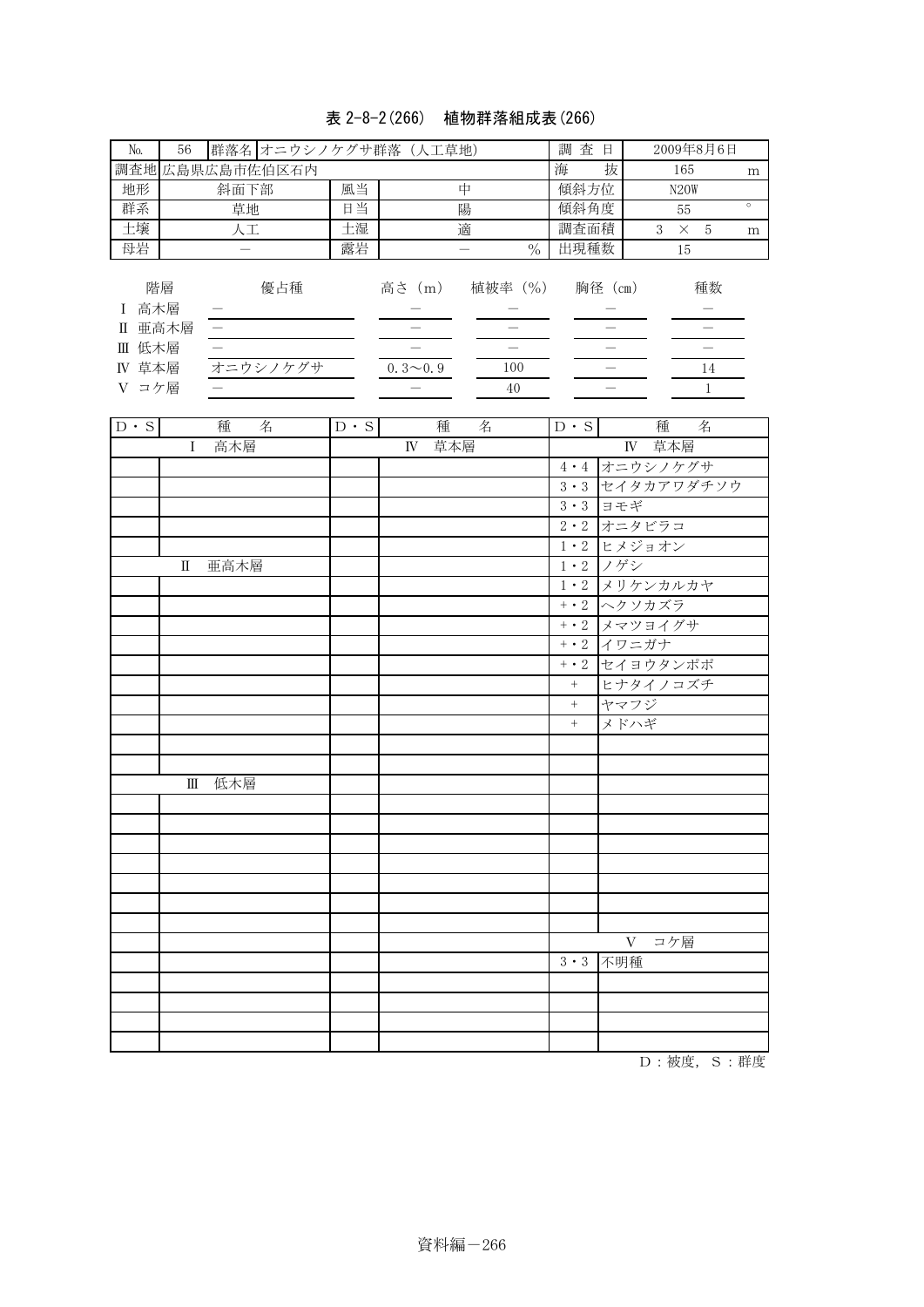# 表 2-8-2(266)　植物群落組成表(266)

| No. | 56 | 群落名 | オニウシノケグサ群落（人工草地） | 調査日 | 2009年8月6日 |
|---|---|---|---|---|---|
| 調査地 | 広島県広島市佐伯区石内 | | | 海抜 | 165 m |
| 地形 | 斜面下部 | 風当 | 中 | 傾斜方位 | N20W |
| 群系 | 草地 | 日当 | 陽 | 傾斜角度 | 55 ° |
| 土壌 | 人工 | 土湿 | 適 | 調査面積 | 3 × 5 m |
| 母岩 | − | 露岩 | − % | 出現種数 | 15 |

| 階層 | 優占種 | 高さ（m） | 植被率（%） | 胸径（cm） | 種数 |
|---|---|---|---|---|---|
| Ⅰ 高木層 | − | − | − | − | − |
| Ⅱ 亜高木層 | − | − | − | − | − |
| Ⅲ 低木層 | − | − | − | − | − |
| Ⅳ 草本層 | オニウシノケグサ | 0.3～0.9 | 100 | − | 14 |
| Ⅴ コケ層 | − | − | 40 | − | 1 |

| D・S | 種名 |
|---|---|
| | **Ⅰ 高木層** |
| | **Ⅱ 亜高木層** |
| | **Ⅲ 低木層** |
| | **Ⅳ 草本層** |
| 4・4 | オニウシノケグサ |
| 3・3 | セイタカアワダチソウ |
| 3・3 | ヨモギ |
| 2・2 | オニタビラコ |
| 1・2 | ヒメジョオン |
| 1・2 | ノゲシ |
| 1・2 | メリケンカルカヤ |
| +・2 | ヘクソカズラ |
| +・2 | メマツヨイグサ |
| +・2 | イワニガナ |
| +・2 | セイヨウタンポポ |
| + | ヒナタイノコズチ |
| + | ヤマフジ |
| + | メドハギ |
| | **Ⅴ コケ層** |
| 3・3 | 不明種 |

D：被度，S：群度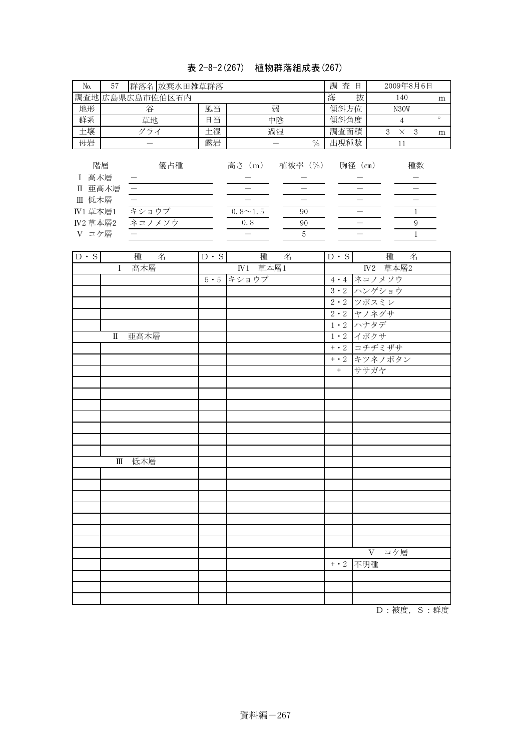# 表 2-8-2(267) 植物群落組成表(267)

| No. | 57 | 群落名 | 放棄水田雑草群落 | 調査日 | 2009年8月6日 |
|---|---|---|---|---|---|
| 調査地 | 広島県広島市佐伯区石内 | | | 海抜 | 140 m |
| 地形 | 谷 | 風当 | 弱 | 傾斜方位 | N30W |
| 群系 | 草地 | 日当 | 中陰 | 傾斜角度 | 4 ° |
| 土壌 | グライ | 土湿 | 過湿 | 調査面積 | 3 × 3 m |
| 母岩 | － | 露岩 | － % | 出現種数 | 11 |

| 階層 | 優占種 | 高さ（m） | 植被率（%） | 胸径（cm） | 種数 |
|---|---|---|---|---|---|
| Ⅰ 高木層 | － | － | － | － | － |
| Ⅱ 亜高木層 | － | － | － | － | － |
| Ⅲ 低木層 | － | － | － | － | － |
| Ⅳ1 草本層1 | キショウブ | 0.8～1.5 | 90 | － | 1 |
| Ⅳ2 草本層2 | ネコノメソウ | 0.8 | 90 | － | 9 |
| Ⅴ コケ層 | － | － | 5 | － | 1 |

| D・S | 種名 | D・S | 種名 | D・S | 種名 |
|---|---|---|---|---|---|
| | Ⅰ 高木層 | | Ⅳ1 草本層1 | | Ⅳ2 草本層2 |
| | | 5・5 | キショウブ | 4・4 | ネコノメソウ |
| | | | | 3・2 | ハンゲショウ |
| | | | | 2・2 | ツボスミレ |
| | | | | 2・2 | ヤノネグサ |
| | | | | 1・2 | ハナタデ |
| | Ⅱ 亜高木層 | | | 1・2 | イボクサ |
| | | | | +・2 | コチヂミザサ |
| | | | | +・2 | キツネノボタン |
| | | | | + | ササガヤ |
| | Ⅲ 低木層 | | | | |
| | | | | | Ⅴ コケ層 |
| | | | | +・2 | 不明種 |

D：被度, S：群度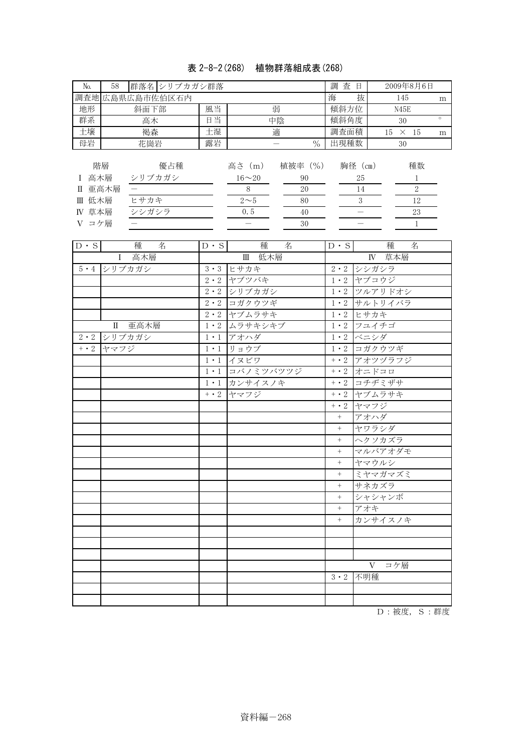# 表 2-8-2(268)　植物群落組成表(268)

| No. | 58 | 群落名 | シリブカガシ群落 | 調査日 | 2009年8月6日 |
|---|---|---|---|---|---|
| 調査地 | 広島県広島市佐伯区石内 | | | 海抜 | 145 m |
| 地形 | 斜面下部 | 風当 | 弱 | 傾斜方位 | N45E |
| 群系 | 高木 | 日当 | 中陰 | 傾斜角度 | 30 ° |
| 土壌 | 褐森 | 土湿 | 適 | 調査面積 | 15 × 15 m |
| 母岩 | 花崗岩 | 露岩 | － % | 出現種数 | 30 |

| 階層 | 優占種 | 高さ（m） | 植被率（%） | 胸径（cm） | 種数 |
|---|---|---|---|---|---|
| Ⅰ 高木層 | シリブカガシ | 16～20 | 90 | 25 | 1 |
| Ⅱ 亜高木層 | － | 8 | 20 | 14 | 2 |
| Ⅲ 低木層 | ヒサカキ | 2～5 | 80 | 3 | 12 |
| Ⅳ 草本層 | シシガシラ | 0.5 | 40 | － | 23 |
| Ⅴ コケ層 | － | － | 30 | － | 1 |

| D・S | 種名 | D・S | 種名 | D・S | 種名 |
|---|---|---|---|---|---|
| | Ⅰ 高木層 | | Ⅲ 低木層 | | Ⅳ 草本層 |
| 5・4 | シリブカガシ | 3・3 | ヒサカキ | 2・2 | シシガシラ |
| | | 2・2 | ヤブツバキ | 1・2 | ヤブコウジ |
| | | 2・2 | シリブカガシ | 1・2 | ツルアリドオシ |
| | | 2・2 | コガクウツギ | 1・2 | サルトリイバラ |
| | | 2・2 | ヤブムラサキ | 1・2 | ヒサカキ |
| | Ⅱ 亜高木層 | 1・2 | ムラサキシキブ | 1・2 | フユイチゴ |
| 2・2 | シリブカガシ | 1・1 | アオハダ | 1・2 | ベニシダ |
| +・2 | ヤマフジ | 1・1 | リョウブ | 1・2 | コガクウツギ |
| | | 1・1 | イヌビワ | +・2 | アオツヅラフジ |
| | | 1・1 | コバノミツバツツジ | +・2 | オニドコロ |
| | | 1・1 | カンサイスノキ | +・2 | コチヂミザサ |
| | | +・2 | ヤマフジ | +・2 | ヤブムラサキ |
| | | | | +・2 | ヤマフジ |
| | | | | + | アオハダ |
| | | | | + | ヤワラシダ |
| | | | | + | ヘクソカズラ |
| | | | | + | マルバアオダモ |
| | | | | + | ヤマウルシ |
| | | | | + | ミヤマガマズミ |
| | | | | + | サネカズラ |
| | | | | + | シャシャンボ |
| | | | | + | アオキ |
| | | | | + | カンサイスノキ |
| | | | | | Ⅴ コケ層 |
| | | | | 3・2 | 不明種 |

D：被度，S：群度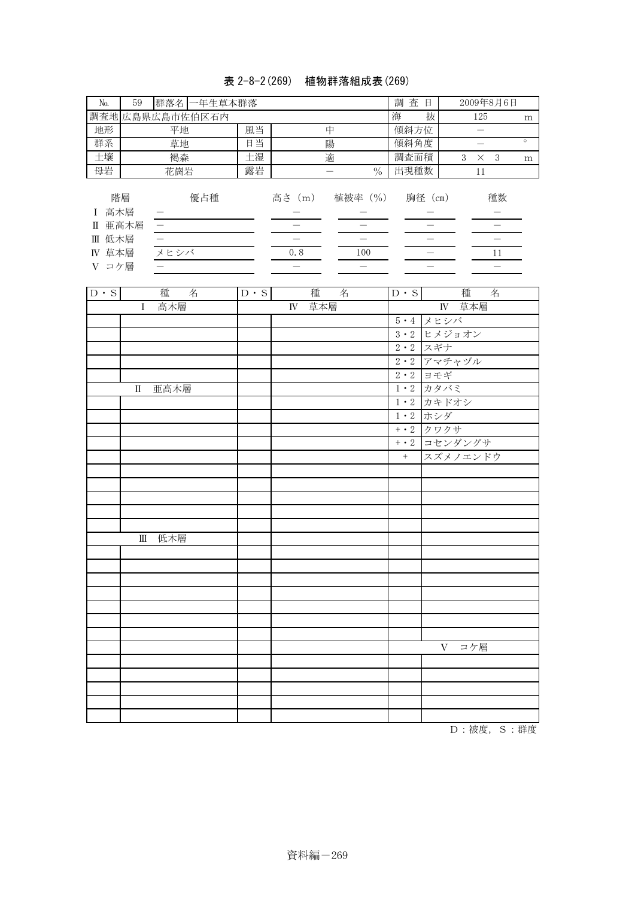# 表 2-8-2(269)　植物群落組成表(269)

| | | | | | |
|---|---|---|---|---|---|
| No. | 59 | 群落名 | 一年生草本群落 | 調 査 日 | 2009年8月6日 |
| 調査地 | 広島県広島市佐伯区石内 | | | 海　　抜 | 125　m |
| 地形 | 平地 | 風当 | 中 | 傾斜方位 | ― |
| 群系 | 草地 | 日当 | 陽 | 傾斜角度 | ―　° |
| 土壌 | 褐森 | 土湿 | 適 | 調査面積 | 3 × 3　m |
| 母岩 | 花崗岩 | 露岩 | ―　% | 出現種数 | 11 |

| 階層 | 優占種 | 高さ（m） | 植被率（%） | 胸径（cm） | 種数 |
|---|---|---|---|---|---|
| Ⅰ 高木層 | ― | ― | ― | ― | ― |
| Ⅱ 亜高木層 | ― | ― | ― | ― | ― |
| Ⅲ 低木層 | ― | ― | ― | ― | ― |
| Ⅳ 草本層 | メヒシバ | 0.8 | 100 | ― | 11 |
| Ⅴ コケ層 | ― | ― | ― | ― | ― |

| D・S | 種　名 |
|---|---|
| | **Ⅳ 草本層** |
| 5・4 | メヒシバ |
| 3・2 | ヒメジョオン |
| 2・2 | スギナ |
| 2・2 | アマチャヅル |
| 2・2 | ヨモギ |
| 1・2 | カタバミ |
| 1・2 | カキドオシ |
| 1・2 | ホシダ |
| +・2 | クワクサ |
| +・2 | コセンダングサ |
| + | スズメノエンドウ |

D：被度，S：群度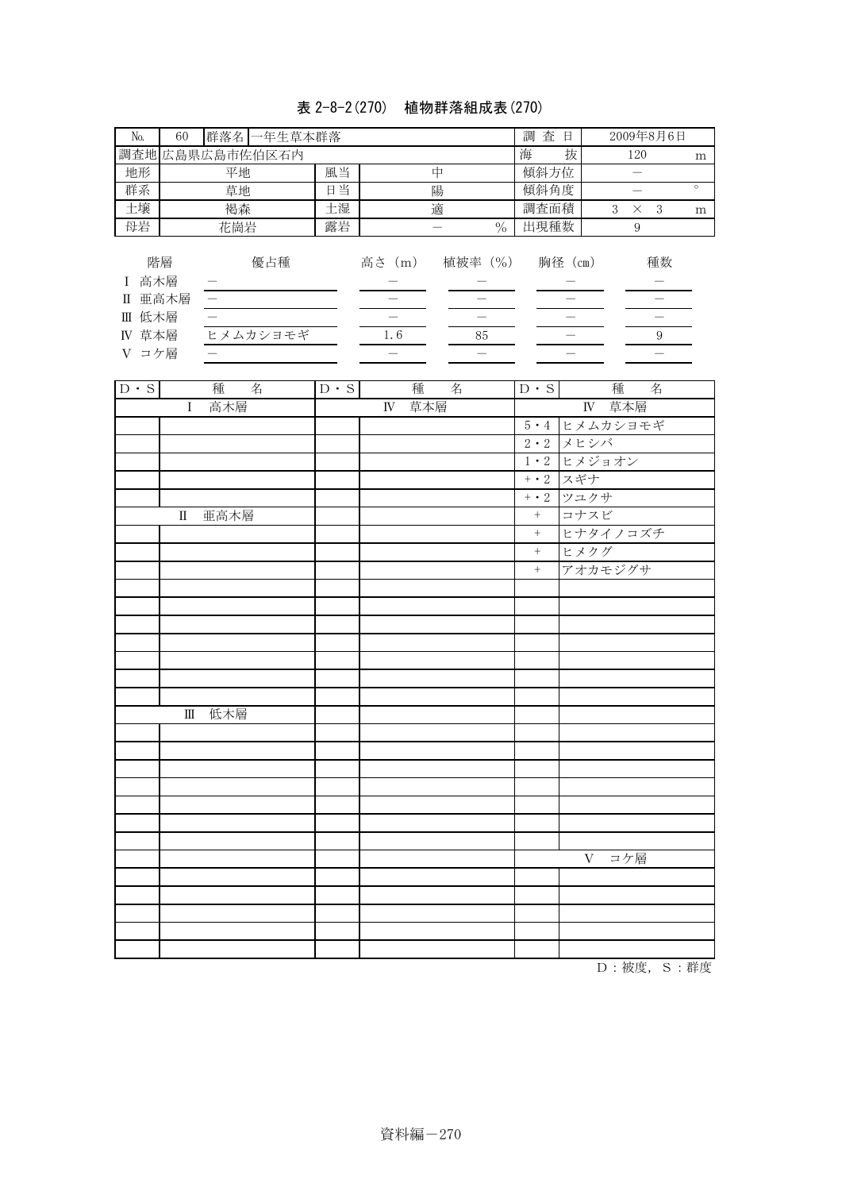# 表 2-8-2(270)　植物群落組成表(270)

| No. | 60 | 群落名 | 一年生草本群落 | 調査日 | 2009年8月6日 |
|---|---|---|---|---|---|
| 調査地 | 広島県広島市佐伯区石内 | | | 海抜 | 120 m |
| 地形 | 平地 | 風当 | 中 | 傾斜方位 | ― |
| 群系 | 草地 | 日当 | 陽 | 傾斜角度 | ― ° |
| 土壌 | 褐森 | 土湿 | 適 | 調査面積 | 3 × 3 m |
| 母岩 | 花崗岩 | 露岩 | ― % | 出現種数 | 9 |

| 階層 | 優占種 | 高さ（m） | 植被率（%） | 胸径（cm） | 種数 |
|---|---|---|---|---|---|
| Ⅰ 高木層 | ― | ― | ― | ― | ― |
| Ⅱ 亜高木層 | ― | ― | ― | ― | ― |
| Ⅲ 低木層 | ― | ― | ― | ― | ― |
| Ⅳ 草本層 | ヒメムカシヨモギ | 1.6 | 85 | ― | 9 |
| Ⅴ コケ層 | ― | ― | ― | ― | ― |

| D・S | 種名 | D・S | 種名 | D・S | 種名 |
|---|---|---|---|---|---|
| | Ⅰ 高木層 | | Ⅳ 草本層 | | Ⅳ 草本層 |
| | | | | 5・4 | ヒメムカシヨモギ |
| | | | | 2・2 | メヒシバ |
| | | | | 1・2 | ヒメジョオン |
| | | | | +・2 | スギナ |
| | | | | +・2 | ツユクサ |
| | Ⅱ 亜高木層 | | | + | コナスビ |
| | | | | + | ヒナタイノコズチ |
| | | | | + | ヒメクグ |
| | | | | + | アオカモジグサ |
| | Ⅲ 低木層 | | | | |
| | | | | | Ⅴ コケ層 |

D：被度，S：群度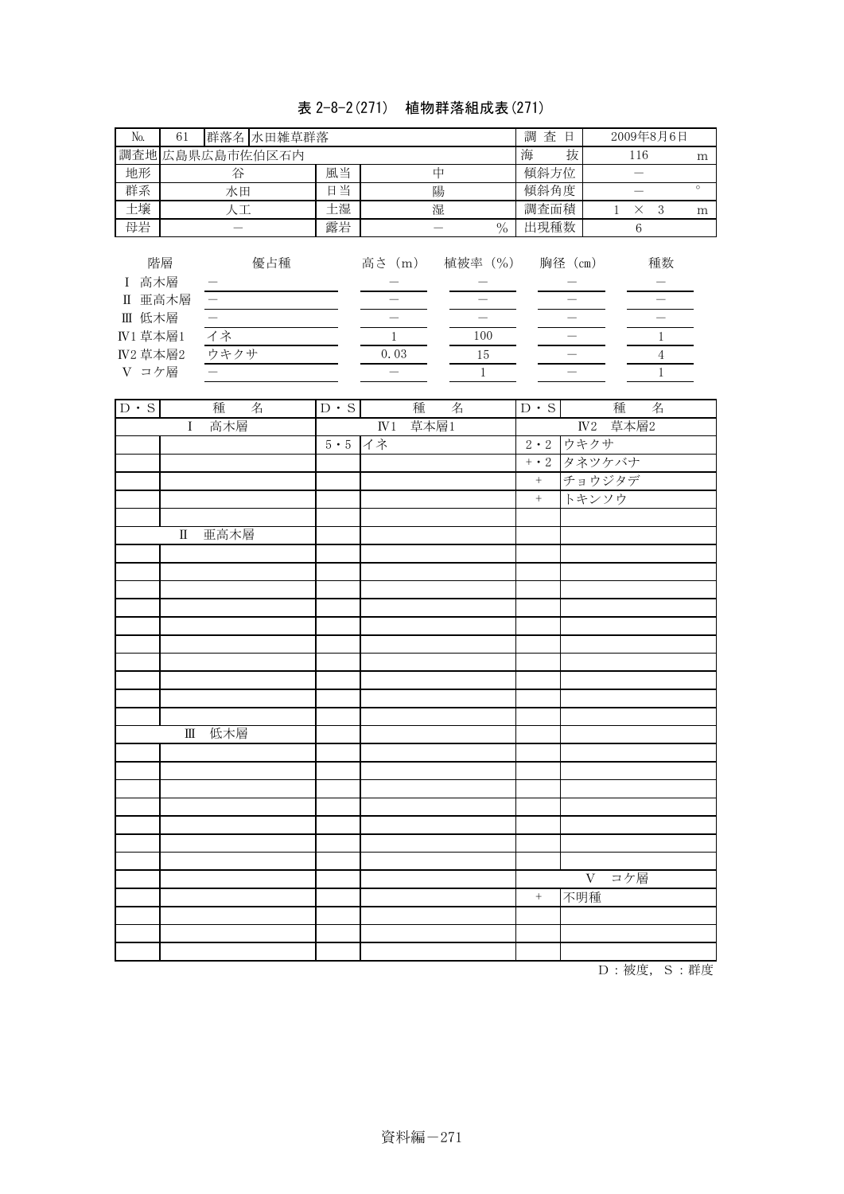# 表 2-8-2(271)　植物群落組成表(271)

| No. | 61 | 群落名 | 水田雑草群落 | 調査日 | 2009年8月6日 |
|---|---|---|---|---|---|
| 調査地 | 広島県広島市佐伯区石内 | | | 海抜 | 116 m |
| 地形 | 谷 | 風当 | 中 | 傾斜方位 | － |
| 群系 | 水田 | 日当 | 陽 | 傾斜角度 | － ° |
| 土壌 | 人工 | 土湿 | 湿 | 調査面積 | 1 × 3 m |
| 母岩 | － | 露岩 | － % | 出現種数 | 6 |

| 階層 | 優占種 | 高さ（m） | 植被率（%） | 胸径（cm） | 種数 |
|---|---|---|---|---|---|
| Ⅰ 高木層 | － | － | － | － | － |
| Ⅱ 亜高木層 | － | － | － | － | － |
| Ⅲ 低木層 | － | － | － | － | － |
| Ⅳ1 草本層1 | イネ | 1 | 100 | － | 1 |
| Ⅳ2 草本層2 | ウキクサ | 0.03 | 15 | － | 4 |
| Ⅴ コケ層 | － | － | 1 | － | 1 |

| D・S | 種名 | D・S | 種名 | D・S | 種名 |
|---|---|---|---|---|---|
| | Ⅰ 高木層 | | Ⅳ1 草本層1 | | Ⅳ2 草本層2 |
| | | 5・5 | イネ | 2・2 | ウキクサ |
| | | | | +・2 | タネツケバナ |
| | | | | + | チョウジタデ |
| | | | | + | トキンソウ |
| | Ⅱ 亜高木層 | | | | |
| | Ⅲ 低木層 | | | | |
| | | | | | Ⅴ コケ層 |
| | | | | + | 不明種 |

D：被度, S：群度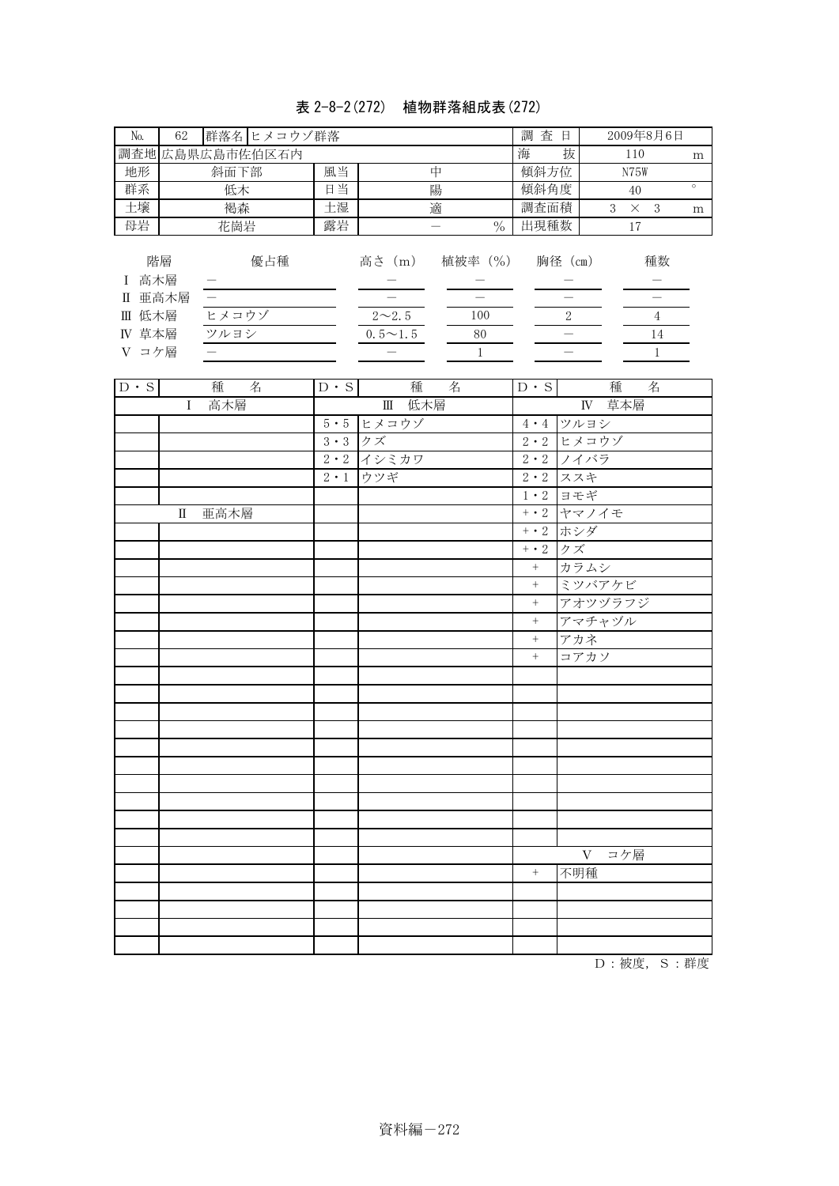# 表 2-8-2(272)　植物群落組成表(272)

| No. | 62 | 群落名 | ヒメコウゾ群落 | 調査日 | 2009年8月6日 |
|---|---|---|---|---|---|
| 調査地 | 広島県広島市佐伯区石内 | | | 海抜 | 110 m |
| 地形 | 斜面下部 | 風当 | 中 | 傾斜方位 | N75W |
| 群系 | 低木 | 日当 | 陽 | 傾斜角度 | 40 ° |
| 土壌 | 褐森 | 土湿 | 適 | 調査面積 | 3 × 3 m |
| 母岩 | 花崗岩 | 露岩 | － % | 出現種数 | 17 |

| 階層 | 優占種 | 高さ（m） | 植被率（%） | 胸径（cm） | 種数 |
|---|---|---|---|---|---|
| Ⅰ 高木層 | － | － | － | － | － |
| Ⅱ 亜高木層 | － | － | － | － | － |
| Ⅲ 低木層 | ヒメコウゾ | 2～2.5 | 100 | 2 | 4 |
| Ⅳ 草本層 | ツルヨシ | 0.5～1.5 | 80 | － | 14 |
| Ⅴ コケ層 | － | － | 1 | － | 1 |

| D・S | 種名 | D・S | 種名 | D・S | 種名 |
|---|---|---|---|---|---|
| | Ⅰ 高木層 | | Ⅲ 低木層 | | Ⅳ 草本層 |
| | | 5・5 | ヒメコウゾ | 4・4 | ツルヨシ |
| | | 3・3 | クズ | 2・2 | ヒメコウゾ |
| | | 2・2 | イシミカワ | 2・2 | ノイバラ |
| | | 2・1 | ウツギ | 2・2 | ススキ |
| | | | | 1・2 | ヨモギ |
| | Ⅱ 亜高木層 | | | +・2 | ヤマノイモ |
| | | | | +・2 | ホシダ |
| | | | | +・2 | クズ |
| | | | | + | カラムシ |
| | | | | + | ミツバアケビ |
| | | | | + | アオツヅラフジ |
| | | | | + | アマチャヅル |
| | | | | + | アカネ |
| | | | | + | コアカソ |
| | | | | | Ⅴ コケ層 |
| | | | | + | 不明種 |

D：被度，S：群度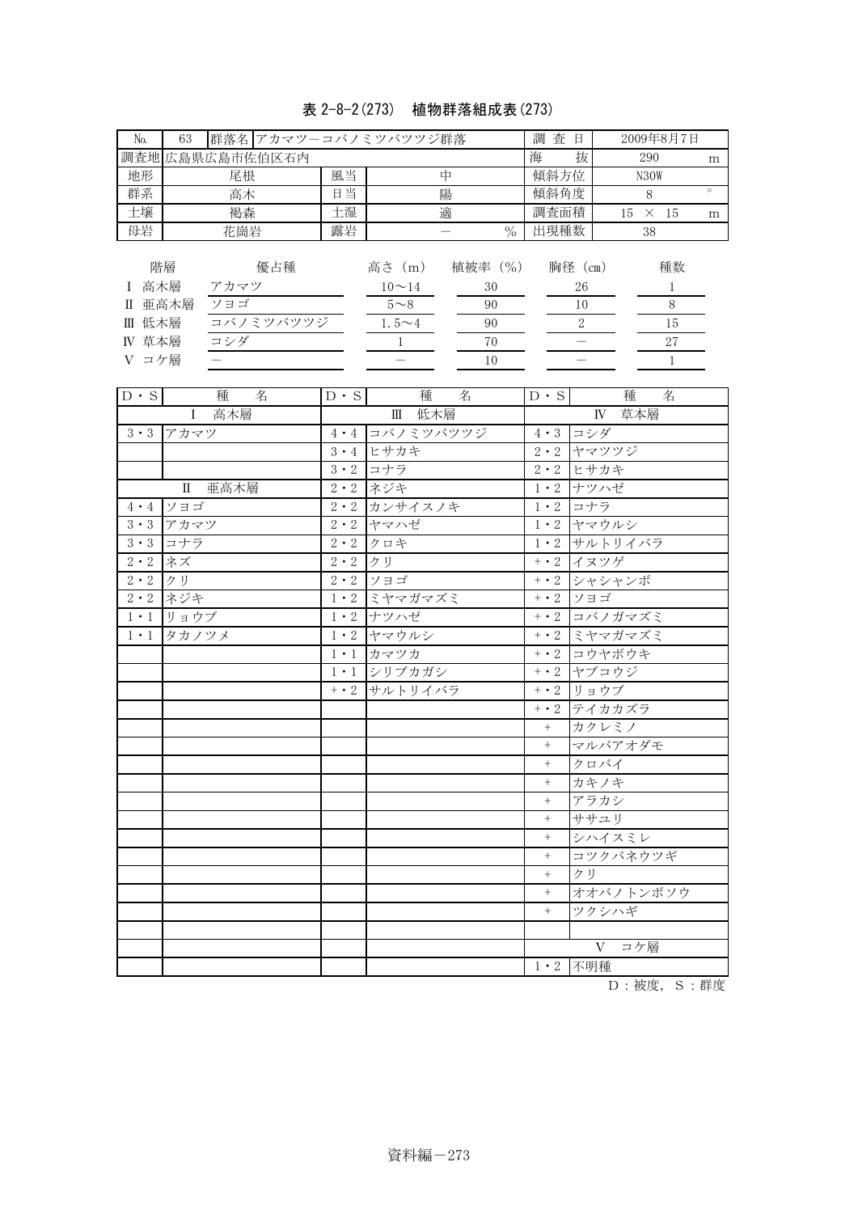# 表 2-8-2(273)　植物群落組成表(273)

| No. | 63 | 群落名 | アカマツ－コバノミツバツツジ群落 | 調査日 | 2009年8月7日 |
|---|---|---|---|---|---|
| 調査地 | 広島県広島市佐伯区石内 | | | 海抜 | 290 m |
| 地形 | 尾根 | 風当 | 中 | 傾斜方位 | N30W |
| 群系 | 高木 | 日当 | 陽 | 傾斜角度 | 8 ° |
| 土壌 | 褐森 | 土湿 | 適 | 調査面積 | 15 × 15 m |
| 母岩 | 花崗岩 | 露岩 | － % | 出現種数 | 38 |

| 階層 | 優占種 | 高さ（m） | 植被率（%） | 胸径（cm） | 種数 |
|---|---|---|---|---|---|
| Ⅰ 高木層 | アカマツ | 10～14 | 30 | 26 | 1 |
| Ⅱ 亜高木層 | ソヨゴ | 5～8 | 90 | 10 | 8 |
| Ⅲ 低木層 | コバノミツバツツジ | 1.5～4 | 90 | 2 | 15 |
| Ⅳ 草本層 | コシダ | 1 | 70 | － | 27 |
| Ⅴ コケ層 | － | － | 10 | － | 1 |

| D・S | 種名 | D・S | 種名 | D・S | 種名 |
|---|---|---|---|---|---|
| Ⅰ 高木層 | | Ⅲ 低木層 | | Ⅳ 草本層 | |
| 3・3 | アカマツ | 4・4 | コバノミツバツツジ | 4・3 | コシダ |
| | | 3・4 | ヒサカキ | 2・2 | ヤマツツジ |
| | | 3・2 | コナラ | 2・2 | ヒサカキ |
| Ⅱ 亜高木層 | | 2・2 | ネジキ | 1・2 | ナツハゼ |
| 4・4 | ソヨゴ | 2・2 | カンサイスノキ | 1・2 | コナラ |
| 3・3 | アカマツ | 2・2 | ヤマハゼ | 1・2 | ヤマウルシ |
| 3・3 | コナラ | 2・2 | クロキ | 1・2 | サルトリイバラ |
| 2・2 | ネズ | 2・2 | クリ | +・2 | イヌツゲ |
| 2・2 | クリ | 2・2 | ソヨゴ | +・2 | シャシャンボ |
| 2・2 | ネジキ | 1・2 | ミヤマガマズミ | +・2 | ソヨゴ |
| 1・1 | リョウブ | 1・2 | ナツハゼ | +・2 | コバノガマズミ |
| 1・1 | タカノツメ | 1・2 | ヤマウルシ | +・2 | ミヤマガマズミ |
| | | 1・1 | カマツカ | +・2 | コウヤボウキ |
| | | 1・1 | シリブカガシ | +・2 | ヤブコウジ |
| | | +・2 | サルトリイバラ | +・2 | リョウブ |
| | | | | +・2 | テイカカズラ |
| | | | | + | カクレミノ |
| | | | | + | マルバアオダモ |
| | | | | + | クロバイ |
| | | | | + | カキノキ |
| | | | | + | アラカシ |
| | | | | + | ササユリ |
| | | | | + | シハイスミレ |
| | | | | + | コツクバネウツギ |
| | | | | + | クリ |
| | | | | + | オオバノトンボソウ |
| | | | | + | ツクシハギ |
| | | | | | |
| | | | | Ⅴ コケ層 | |
| | | | | 1・2 | 不明種 |

D：被度，S：群度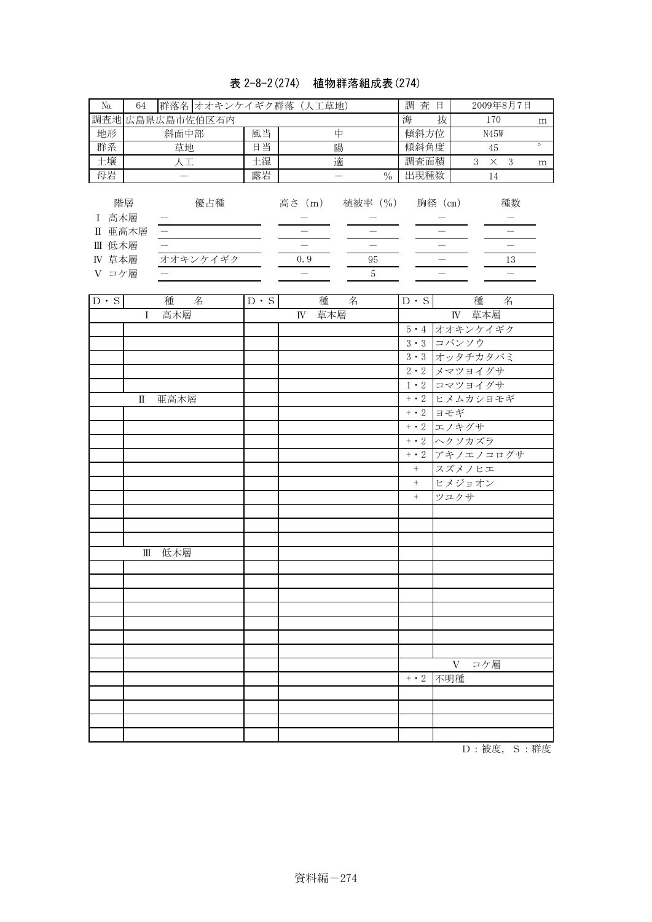## 表 2-8-2(274)　植物群落組成表(274)

| | | | | | | |
|---|---|---|---|---|---|---|
| No. | 64 | 群落名 | オオキンケイギク群落（人工草地） | | 調査日 | 2009年8月7日 |
| 調査地 | 広島県広島市佐伯区石内 | | | | 海抜 | 170 m |
| 地形 | 斜面中部 | 風当 | 中 | | 傾斜方位 | N45W |
| 群系 | 草地 | 日当 | 陽 | | 傾斜角度 | 45 ° |
| 土壌 | 人工 | 土湿 | 適 | | 調査面積 | 3 × 3 m |
| 母岩 | － | 露岩 | － % | | 出現種数 | 14 |

| 階層 | 優占種 | 高さ（m） | 植被率（%） | 胸径（cm） | 種数 |
|---|---|---|---|---|---|
| Ⅰ 高木層 | － | － | － | － | － |
| Ⅱ 亜高木層 | － | － | － | － | － |
| Ⅲ 低木層 | － | － | － | － | － |
| Ⅳ 草本層 | オオキンケイギク | 0.9 | 95 | － | 13 |
| Ⅴ コケ層 | － | － | 5 | － | － |

| D・S | 種名 |
|---|---|
| | Ⅰ 高木層 |
| | Ⅱ 亜高木層 |
| | Ⅲ 低木層 |
| | Ⅳ 草本層 |
| 5・4 | オオキンケイギク |
| 3・3 | コバンソウ |
| 3・3 | オッタチカタバミ |
| 2・2 | メマツヨイグサ |
| 1・2 | コマツヨイグサ |
| +・2 | ヒメムカシヨモギ |
| +・2 | ヨモギ |
| +・2 | エノキグサ |
| +・2 | ヘクソカズラ |
| +・2 | アキノエノコログサ |
| + | スズメノヒエ |
| + | ヒメジョオン |
| + | ツユクサ |
| | Ⅴ コケ層 |
| +・2 | 不明種 |

D：被度，S：群度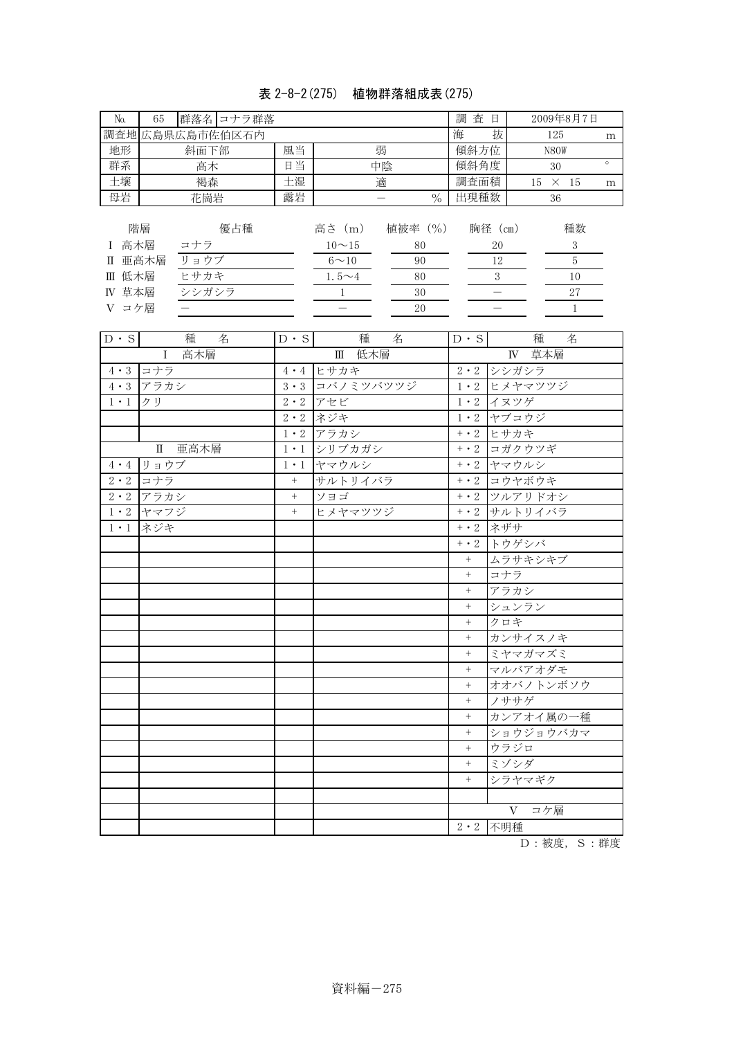# 表 2-8-2(275) 植物群落組成表(275)

| No. | 65 | 群落名 | コナラ群落 | 調査日 | 2009年8月7日 |
|---|---|---|---|---|---|
| 調査地 | 広島県広島市佐伯区石内 | | | 海抜 | 125 m |
| 地形 | 斜面下部 | 風当 | 弱 | 傾斜方位 | N80W |
| 群系 | 高木 | 日当 | 中陰 | 傾斜角度 | 30 ° |
| 土壌 | 褐森 | 土湿 | 適 | 調査面積 | 15 × 15 m |
| 母岩 | 花崗岩 | 露岩 | － % | 出現種数 | 36 |

| 階層 | 優占種 | 高さ（m） | 植被率（%） | 胸径（cm） | 種数 |
|---|---|---|---|---|---|
| Ⅰ 高木層 | コナラ | 10～15 | 80 | 20 | 3 |
| Ⅱ 亜高木層 | リョウブ | 6～10 | 90 | 12 | 5 |
| Ⅲ 低木層 | ヒサカキ | 1.5～4 | 80 | 3 | 10 |
| Ⅳ 草本層 | シシガシラ | 1 | 30 | － | 27 |
| Ⅴ コケ層 | － | － | 20 | － | 1 |

| D・S | 種名 | D・S | 種名 | D・S | 種名 |
|---|---|---|---|---|---|
| | Ⅰ 高木層 | | Ⅲ 低木層 | | Ⅳ 草本層 |
| 4・3 | コナラ | 4・4 | ヒサカキ | 2・2 | シシガシラ |
| 4・3 | アラカシ | 3・3 | コバノミツバツツジ | 1・2 | ヒメヤマツツジ |
| 1・1 | クリ | 2・2 | アセビ | 1・2 | イヌツゲ |
| | | 2・2 | ネジキ | 1・2 | ヤブコウジ |
| | | 1・2 | アラカシ | +・2 | ヒサカキ |
| | Ⅱ 亜高木層 | 1・1 | シリブカガシ | +・2 | コガクウツギ |
| 4・4 | リョウブ | 1・1 | ヤマウルシ | +・2 | ヤマウルシ |
| 2・2 | コナラ | + | サルトリイバラ | +・2 | コウヤボウキ |
| 2・2 | アラカシ | + | ソヨゴ | +・2 | ツルアリドオシ |
| 1・2 | ヤマフジ | + | ヒメヤマツツジ | +・2 | サルトリイバラ |
| 1・1 | ネジキ | | | +・2 | ネザサ |
| | | | | +・2 | トウゲシバ |
| | | | | + | ムラサキシキブ |
| | | | | + | コナラ |
| | | | | + | アラカシ |
| | | | | + | シュンラン |
| | | | | + | クロキ |
| | | | | + | カンサイスノキ |
| | | | | + | ミヤマガマズミ |
| | | | | + | マルバアオダモ |
| | | | | + | オオバノトンボソウ |
| | | | | + | ノササゲ |
| | | | | + | カンアオイ属の一種 |
| | | | | + | ショウジョウバカマ |
| | | | | + | ウラジロ |
| | | | | + | ミゾシダ |
| | | | | + | シラヤマギク |
| | | | | | |
| | | | | | Ⅴ コケ層 |
| | | | | 2・2 | 不明種 |

D：被度，S：群度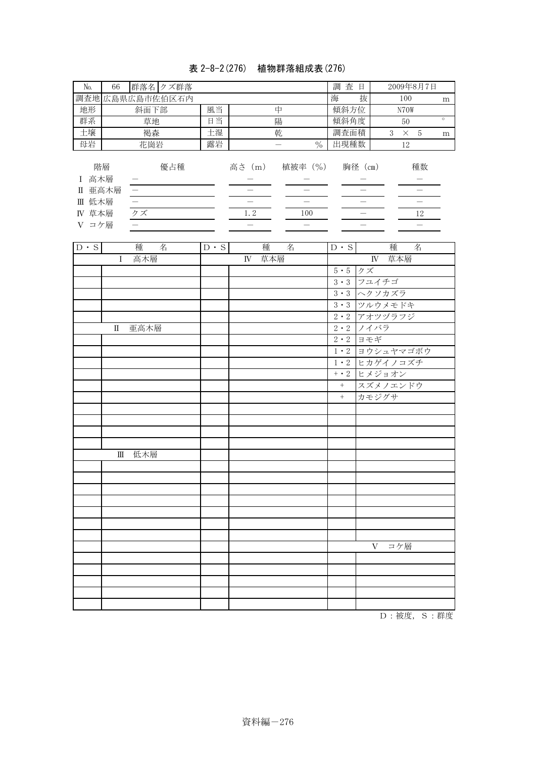# 表 2-8-2(276)　植物群落組成表(276)

| No. | 66 | 群落名 | クズ群落 | 調査日 | 2009年8月7日 |
|---|---|---|---|---|---|
| 調査地 | 広島県広島市佐伯区石内 | | | 海抜 | 100 m |
| 地形 | 斜面下部 | 風当 | 中 | 傾斜方位 | N70W |
| 群系 | 草地 | 日当 | 陽 | 傾斜角度 | 50 ° |
| 土壌 | 褐森 | 土湿 | 乾 | 調査面積 | 3 × 5 m |
| 母岩 | 花崗岩 | 露岩 | － % | 出現種数 | 12 |

| 階層 | 優占種 | 高さ（m） | 植被率（%） | 胸径（cm） | 種数 |
|---|---|---|---|---|---|
| Ⅰ 高木層 | － | － | － | － | － |
| Ⅱ 亜高木層 | － | － | － | － | － |
| Ⅲ 低木層 | － | － | － | － | － |
| Ⅳ 草本層 | クズ | 1.2 | 100 | － | 12 |
| Ⅴ コケ層 | － | － | － | － | － |

| D・S | 種名 |
|---|---|
| | **Ⅳ 草本層** |
| 5・5 | クズ |
| 3・3 | フユイチゴ |
| 3・3 | ヘクソカズラ |
| 3・3 | ツルウメモドキ |
| 2・2 | アオツヅラフジ |
| 2・2 | ノイバラ |
| 2・2 | ヨモギ |
| 1・2 | ヨウシュヤマゴボウ |
| 1・2 | ヒカゲイノコズチ |
| +・2 | ヒメジョオン |
| + | スズメノエンドウ |
| + | カモジグサ |

Ⅰ 高木層、Ⅱ 亜高木層、Ⅲ 低木層、Ⅴ コケ層：記載なし

D：被度，S：群度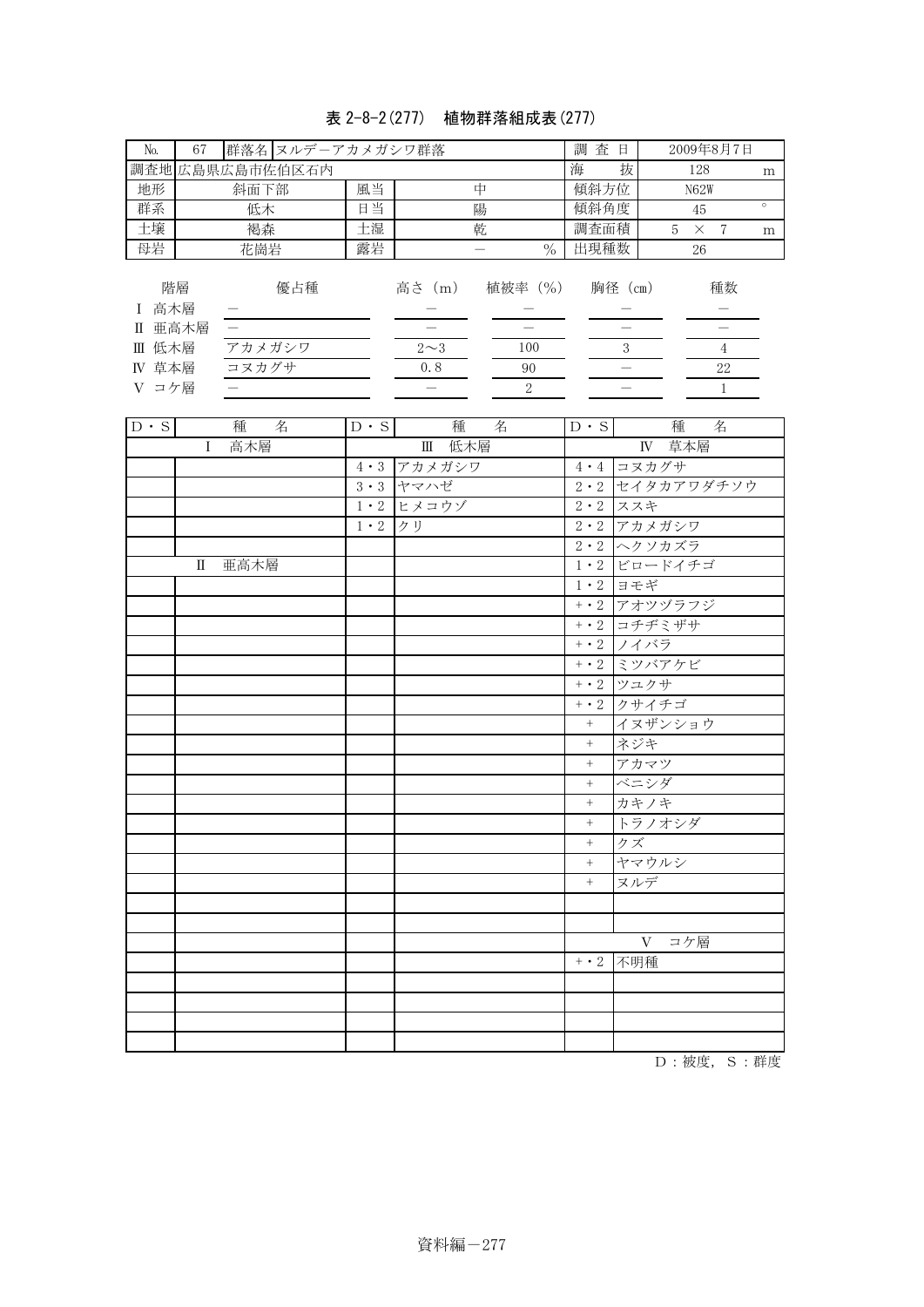# 表 2-8-2(277) 植物群落組成表(277)

| No. | 67 | 群落名 | ヌルデーアカメガシワ群落 | 調査日 | 2009年8月7日 |
|---|---|---|---|---|---|
| 調査地 | 広島県広島市佐伯区石内 | | | 海抜 | 128 m |
| 地形 | 斜面下部 | 風当 | 中 | 傾斜方位 | N62W |
| 群系 | 低木 | 日当 | 陽 | 傾斜角度 | 45 ° |
| 土壌 | 褐森 | 土湿 | 乾 | 調査面積 | 5 × 7 m |
| 母岩 | 花崗岩 | 露岩 | － % | 出現種数 | 26 |

| 階層 | 優占種 | 高さ（m） | 植被率（%） | 胸径（cm） | 種数 |
|---|---|---|---|---|---|
| Ⅰ 高木層 | － | － | － | － | － |
| Ⅱ 亜高木層 | － | － | － | － | － |
| Ⅲ 低木層 | アカメガシワ | 2～3 | 100 | 3 | 4 |
| Ⅳ 草本層 | コヌカグサ | 0.8 | 90 | － | 22 |
| Ⅴ コケ層 | － | － | 2 | － | 1 |

| D・S | 種名 | D・S | 種名 | D・S | 種名 |
|---|---|---|---|---|---|
| | Ⅰ 高木層 | | Ⅲ 低木層 | | Ⅳ 草本層 |
| | | 4・3 | アカメガシワ | 4・4 | コヌカグサ |
| | | 3・3 | ヤマハゼ | 2・2 | セイタカアワダチソウ |
| | | 1・2 | ヒメコウゾ | 2・2 | ススキ |
| | | 1・2 | クリ | 2・2 | アカメガシワ |
| | | | | 2・2 | ヘクソカズラ |
| | Ⅱ 亜高木層 | | | 1・2 | ビロードイチゴ |
| | | | | 1・2 | ヨモギ |
| | | | | +・2 | アオツヅラフジ |
| | | | | +・2 | コチヂミザサ |
| | | | | +・2 | ノイバラ |
| | | | | +・2 | ミツバアケビ |
| | | | | +・2 | ツユクサ |
| | | | | +・2 | クサイチゴ |
| | | | | + | イヌザンショウ |
| | | | | + | ネジキ |
| | | | | + | アカマツ |
| | | | | + | ベニシダ |
| | | | | + | カキノキ |
| | | | | + | トラノオシダ |
| | | | | + | クズ |
| | | | | + | ヤマウルシ |
| | | | | + | ヌルデ |
| | | | | | |
| | | | | | |
| | | | | | Ⅴ コケ層 |
| | | | | +・2 | 不明種 |

D：被度，S：群度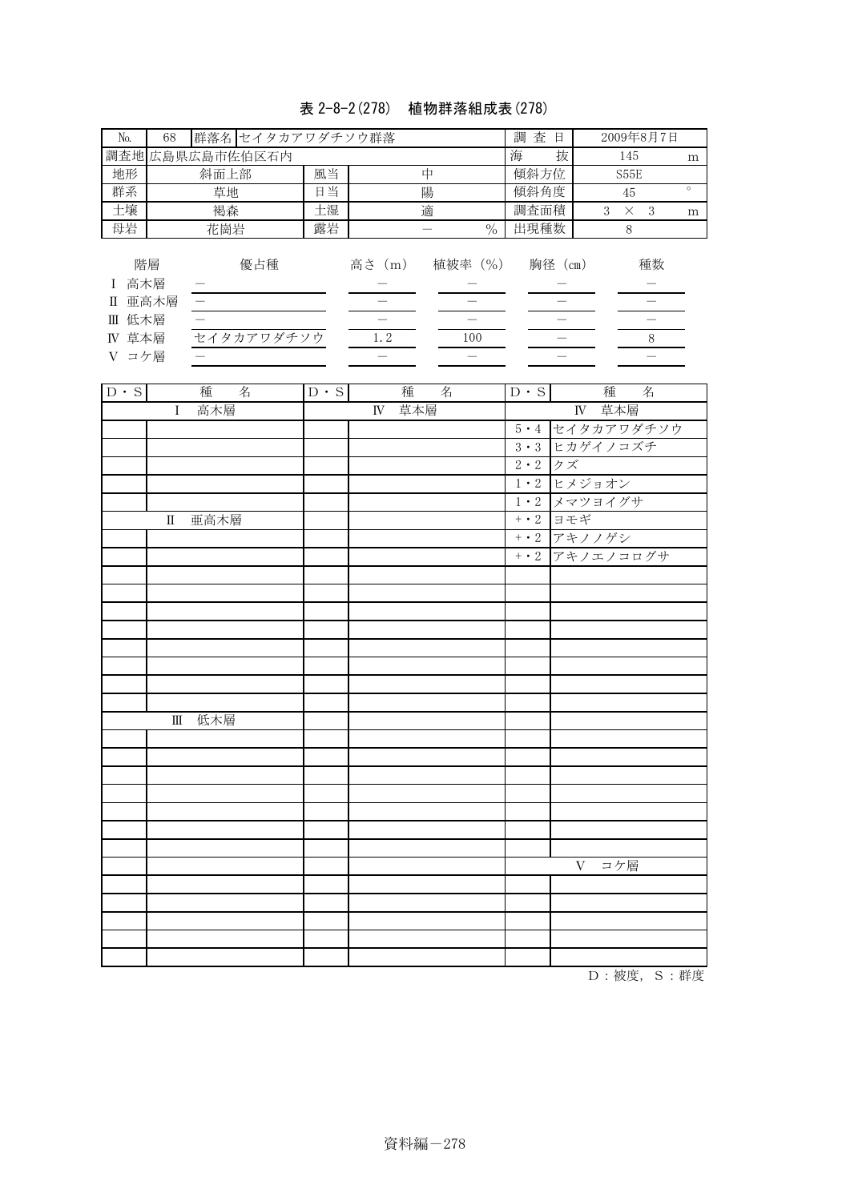# 表 2-8-2(278)　植物群落組成表(278)

| No. | 68 | 群落名 | セイタカアワダチソウ群落 | 調査日 | 2009年8月7日 |
|---|---|---|---|---|---|
| 調査地 | 広島県広島市佐伯区石内 | | | 海抜 | 145 m |
| 地形 | 斜面上部 | 風当 | 中 | 傾斜方位 | S55E |
| 群系 | 草地 | 日当 | 陽 | 傾斜角度 | 45 ° |
| 土壌 | 褐森 | 土湿 | 適 | 調査面積 | 3 × 3 m |
| 母岩 | 花崗岩 | 露岩 | － % | 出現種数 | 8 |

| 階層 | 優占種 | 高さ（m） | 植被率（%） | 胸径（cm） | 種数 |
|---|---|---|---|---|---|
| Ⅰ 高木層 | － | － | － | － | － |
| Ⅱ 亜高木層 | － | － | － | － | － |
| Ⅲ 低木層 | － | － | － | － | － |
| Ⅳ 草本層 | セイタカアワダチソウ | 1.2 | 100 | － | 8 |
| Ⅴ コケ層 | － | － | － | － | － |

| D・S | 種名 |
|---|---|
| | Ⅰ 高木層 |
| | Ⅱ 亜高木層 |
| | Ⅲ 低木層 |
| | Ⅳ 草本層 |
| 5・4 | セイタカアワダチソウ |
| 3・3 | ヒカゲイノコズチ |
| 2・2 | クズ |
| 1・2 | ヒメジョオン |
| 1・2 | メマツヨイグサ |
| +・2 | ヨモギ |
| +・2 | アキノノゲシ |
| +・2 | アキノエノコログサ |
| | Ⅴ コケ層 |

D：被度，S：群度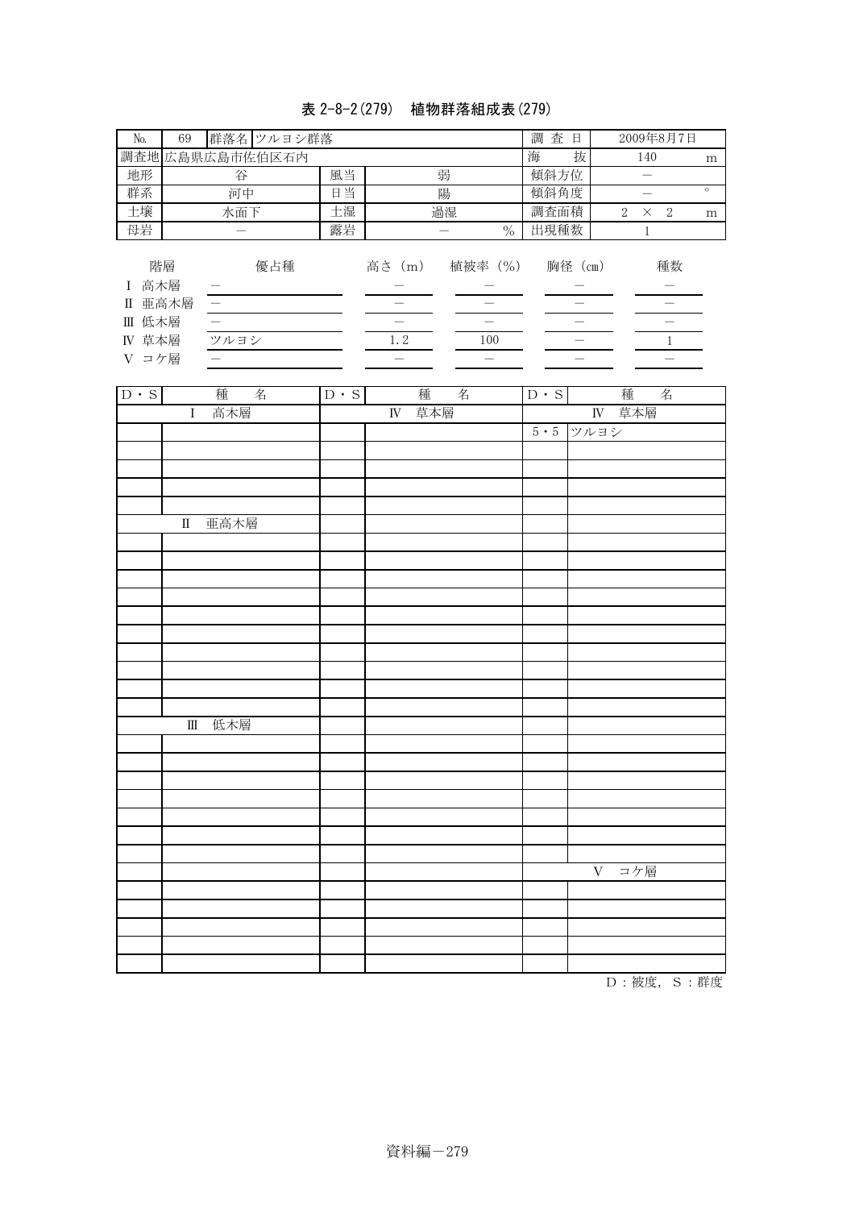# 表 2-8-2(279)　植物群落組成表(279)

| | | | | | |
|---|---|---|---|---|---|
| No. | 69 | 群落名 | ツルヨシ群落 | 調査日 | 2009年8月7日 |
| 調査地 | 広島県広島市佐伯区石内 | | | 海抜 | 140 m |
| 地形 | 谷 | 風当 | 弱 | 傾斜方位 | － |
| 群系 | 河中 | 日当 | 陽 | 傾斜角度 | － ° |
| 土壌 | 水面下 | 土湿 | 過湿 | 調査面積 | 2 × 2 m |
| 母岩 | － | 露岩 | － % | 出現種数 | 1 |

| 階層 | 優占種 | 高さ（m） | 植被率（%） | 胸径（cm） | 種数 |
|---|---|---|---|---|---|
| Ⅰ 高木層 | － | － | － | － | － |
| Ⅱ 亜高木層 | － | － | － | － | － |
| Ⅲ 低木層 | － | － | － | － | － |
| Ⅳ 草本層 | ツルヨシ | 1.2 | 100 | － | 1 |
| Ⅴ コケ層 | － | － | － | － | － |

| D・S | 種名 | D・S | 種名 | D・S | 種名 |
|---|---|---|---|---|---|
| | Ⅰ 高木層 | | Ⅳ 草本層 | | Ⅳ 草本層 |
| | | | | 5・5 | ツルヨシ |
| | Ⅱ 亜高木層 | | | | |
| | Ⅲ 低木層 | | | | |
| | | | | | Ⅴ コケ層 |

D：被度，S：群度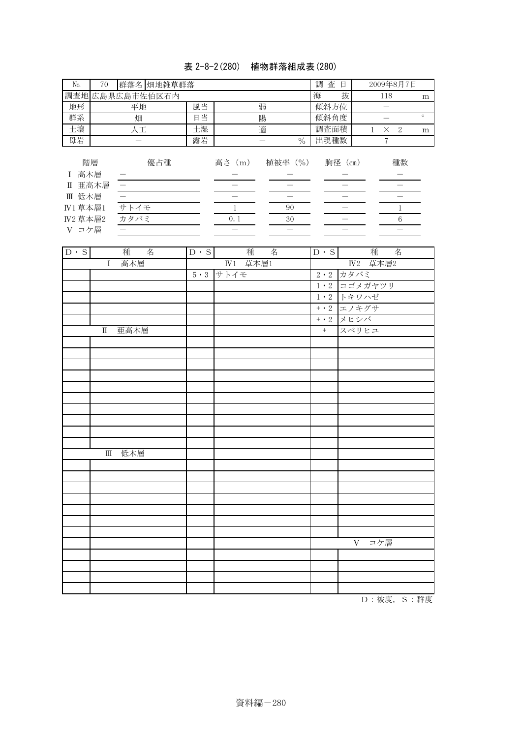# 表 2-8-2(280) 植物群落組成表(280)

| No. | 70 | 群落名 | 畑地雑草群落 | 調査日 | 2009年8月7日 |
|---|---|---|---|---|---|
| 調査地 | 広島県広島市佐伯区石内 | | | 海抜 | 118 m |
| 地形 | 平地 | 風当 | 弱 | 傾斜方位 | － |
| 群系 | 畑 | 日当 | 陽 | 傾斜角度 | － ° |
| 土壌 | 人工 | 土湿 | 適 | 調査面積 | 1 × 2 m |
| 母岩 | － | 露岩 | － % | 出現種数 | 7 |

| 階層 | 優占種 | 高さ（m） | 植被率（%） | 胸径（cm） | 種数 |
|---|---|---|---|---|---|
| Ⅰ 高木層 | － | － | － | － | － |
| Ⅱ 亜高木層 | － | － | － | － | － |
| Ⅲ 低木層 | － | － | － | － | － |
| Ⅳ1 草本層1 | サトイモ | 1 | 90 | － | 1 |
| Ⅳ2 草本層2 | カタバミ | 0.1 | 30 | － | 6 |
| Ⅴ コケ層 | － | － | － | － | － |

| D・S | 種名 | D・S | 種名 | D・S | 種名 |
|---|---|---|---|---|---|
| | Ⅰ 高木層 | | Ⅳ1 草本層1 | | Ⅳ2 草本層2 |
| | | 5・3 | サトイモ | 2・2 | カタバミ |
| | | | | 1・2 | コゴメガヤツリ |
| | | | | 1・2 | トキワハゼ |
| | | | | +・2 | エノキグサ |
| | | | | +・2 | メヒシバ |
| | Ⅱ 亜高木層 | | | + | スベリヒユ |
| | Ⅲ 低木層 | | | | |
| | | | | | Ⅴ コケ層 |

D：被度，S：群度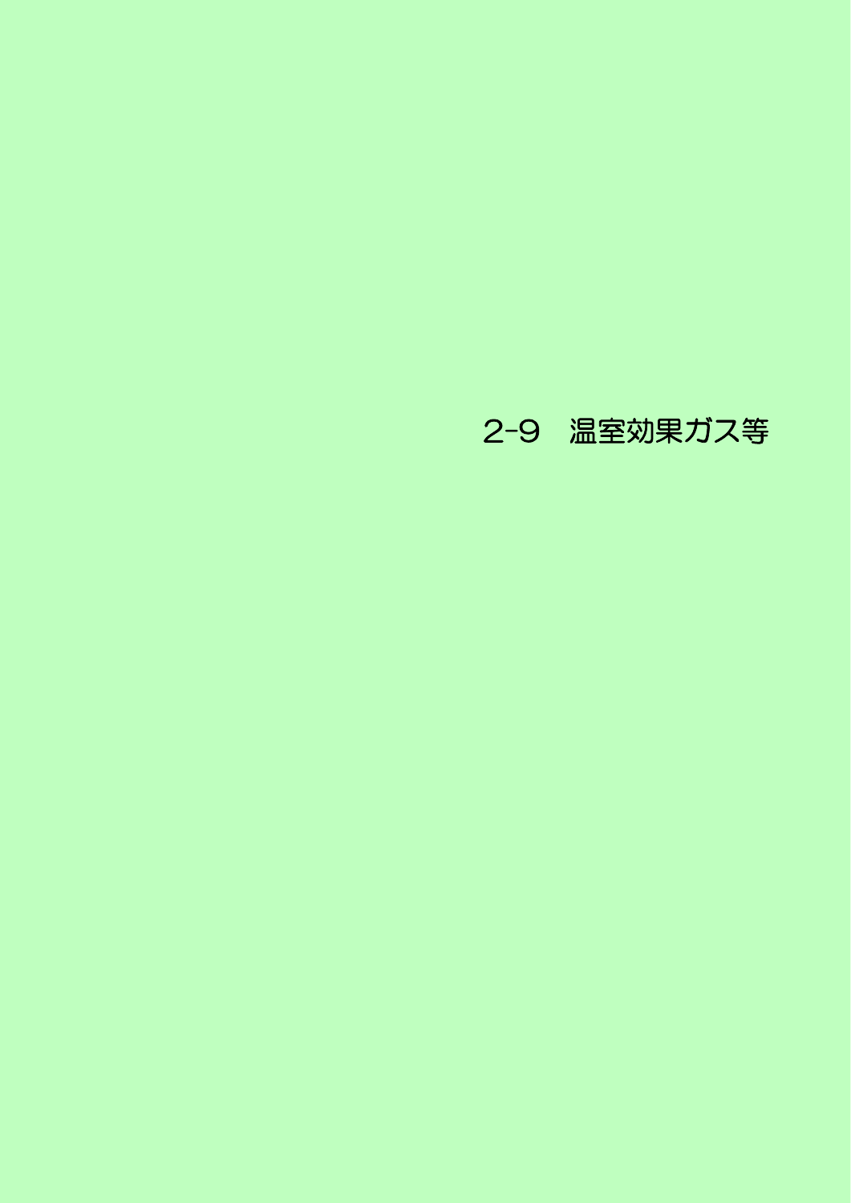# 2-9　温室効果ガス等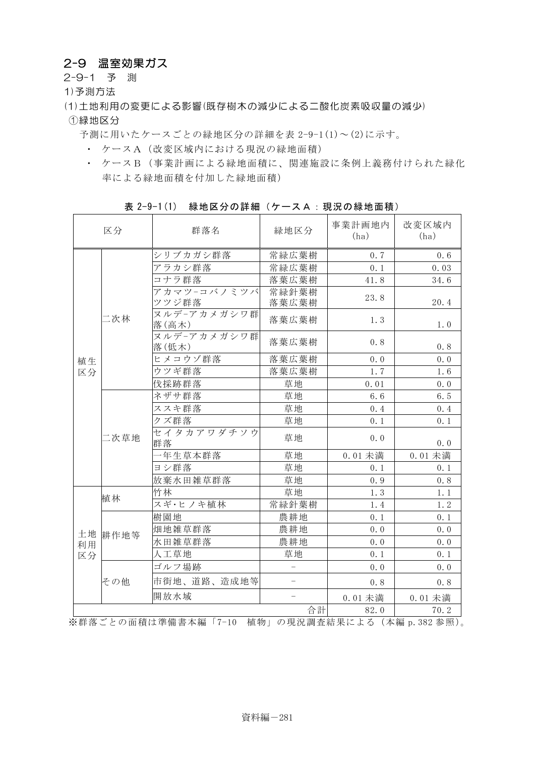## 2-9 温室効果ガス

### 2-9-1 予 測

#### 1)予測方法

(1)土地利用の変更による影響(既存樹木の減少による二酸化炭素吸収量の減少)

①緑地区分

予測に用いたケースごとの緑地区分の詳細を表 2-9-1(1)～(2)に示す。

- ケースA（改変区域内における現況の緑地面積）
- ケースB（事業計画による緑地面積に、関連施設に条例上義務付けられた緑化率による緑地面積を付加した緑地面積）

表 2-9-1(1) 緑地区分の詳細（ケースＡ：現況の緑地面積）

| 区分 | | 群落名 | 緑地区分 | 事業計画地内(ha) | 改変区域内(ha) |
|---|---|---|---|---|---|
| 植生区分 | 二次林 | シリブカガシ群落 | 常緑広葉樹 | 0.7 | 0.6 |
| | | アラカシ群落 | 常緑広葉樹 | 0.1 | 0.03 |
| | | コナラ群落 | 落葉広葉樹 | 41.8 | 34.6 |
| | | アカマツ-コバノミツバツツジ群落 | 常緑針葉樹<br>落葉広葉樹 | 23.8 | 20.4 |
| | | ヌルデ-アカメガシワ群落(高木) | 落葉広葉樹 | 1.3 | 1.0 |
| | | ヌルデ-アカメガシワ群落(低木) | 落葉広葉樹 | 0.8 | 0.8 |
| | | ヒメコウゾ群落 | 落葉広葉樹 | 0.0 | 0.0 |
| | | ウツギ群落 | 落葉広葉樹 | 1.7 | 1.6 |
| | | 伐採跡群落 | 草地 | 0.01 | 0.0 |
| | 二次草地 | ネザサ群落 | 草地 | 6.6 | 6.5 |
| | | ススキ群落 | 草地 | 0.4 | 0.4 |
| | | クズ群落 | 草地 | 0.1 | 0.1 |
| | | セイタカアワダチソウ群落 | 草地 | 0.0 | 0.0 |
| | | 一年生草本群落 | 草地 | 0.01 未満 | 0.01 未満 |
| | | ヨシ群落 | 草地 | 0.1 | 0.1 |
| | | 放棄水田雑草群落 | 草地 | 0.9 | 0.8 |
| 土地利用区分 | 植林 | 竹林 | 草地 | 1.3 | 1.1 |
| | | スギ･ヒノキ植林 | 常緑針葉樹 | 1.4 | 1.2 |
| | 耕作地等 | 樹園地 | 農耕地 | 0.1 | 0.1 |
| | | 畑地雑草群落 | 農耕地 | 0.0 | 0.0 |
| | | 水田雑草群落 | 農耕地 | 0.0 | 0.0 |
| | | 人工草地 | 草地 | 0.1 | 0.1 |
| | その他 | ゴルフ場跡 | － | 0.0 | 0.0 |
| | | 市街地、道路、造成地等 | － | 0.8 | 0.8 |
| | | 開放水域 | － | 0.01 未満 | 0.01 未満 |
| | | | 合計 | 82.0 | 70.2 |

※群落ごとの面積は準備書本編「7-10 植物」の現況調査結果による（本編 p.382 参照）。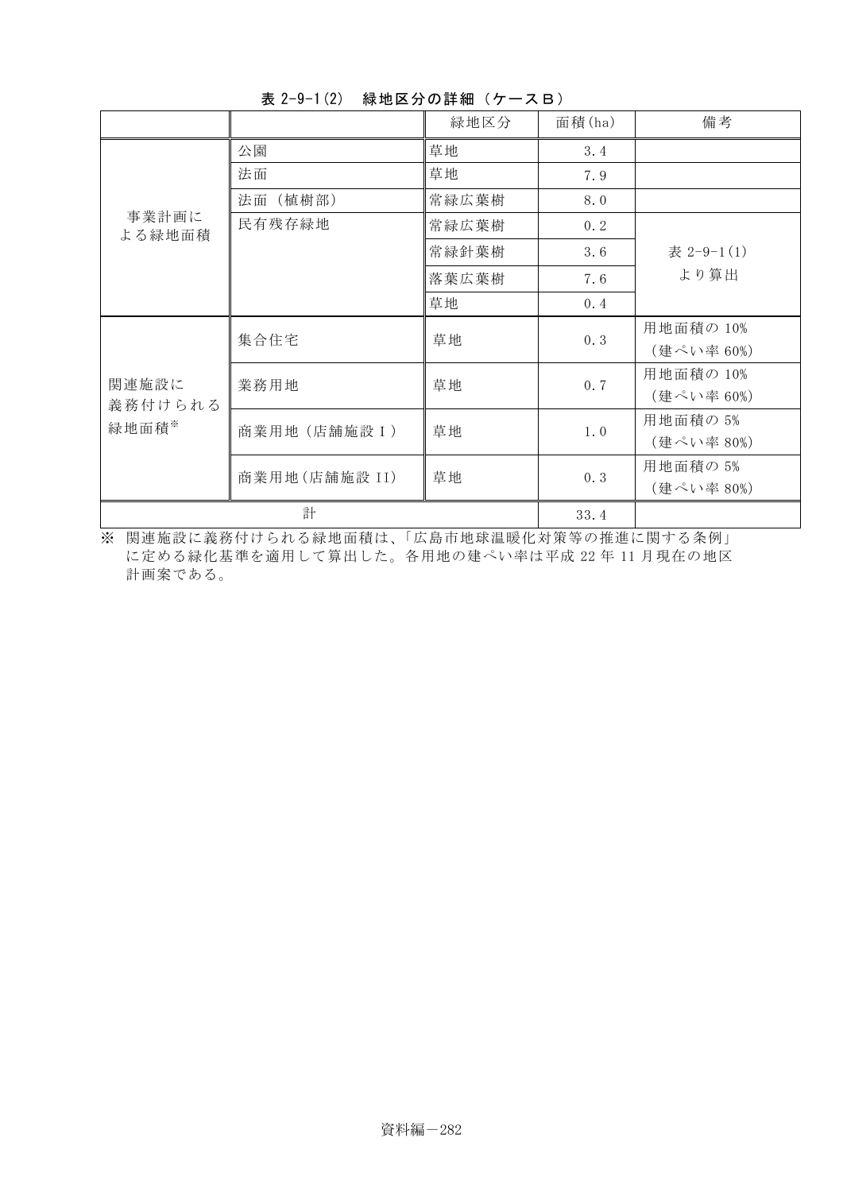表 2-9-1(2)　緑地区分の詳細（ケースＢ）

| | | 緑地区分 | 面積(ha) | 備考 |
|---|---|---|---|---|
| 事業計画による緑地面積 | 公園 | 草地 | 3.4 | |
| | 法面 | 草地 | 7.9 | |
| | 法面（植樹部） | 常緑広葉樹 | 8.0 | |
| | 民有残存緑地 | 常緑広葉樹 | 0.2 | 表 2-9-1(1)より算出 |
| | | 常緑針葉樹 | 3.6 | |
| | | 落葉広葉樹 | 7.6 | |
| | | 草地 | 0.4 | |
| 関連施設に義務付けられる緑地面積※ | 集合住宅 | 草地 | 0.3 | 用地面積の 10%（建ぺい率 60%） |
| | 業務用地 | 草地 | 0.7 | 用地面積の 10%（建ぺい率 60%） |
| | 商業用地（店舗施設Ｉ） | 草地 | 1.0 | 用地面積の 5%（建ぺい率 80%） |
| | 商業用地(店舗施設 II) | 草地 | 0.3 | 用地面積の 5%（建ぺい率 80%） |
| 計 | | | 33.4 | |

※ 関連施設に義務付けられる緑地面積は、「広島市地球温暖化対策等の推進に関する条例」に定める緑化基準を適用して算出した。各用地の建ぺい率は平成 22 年 11 月現在の地区計画案である。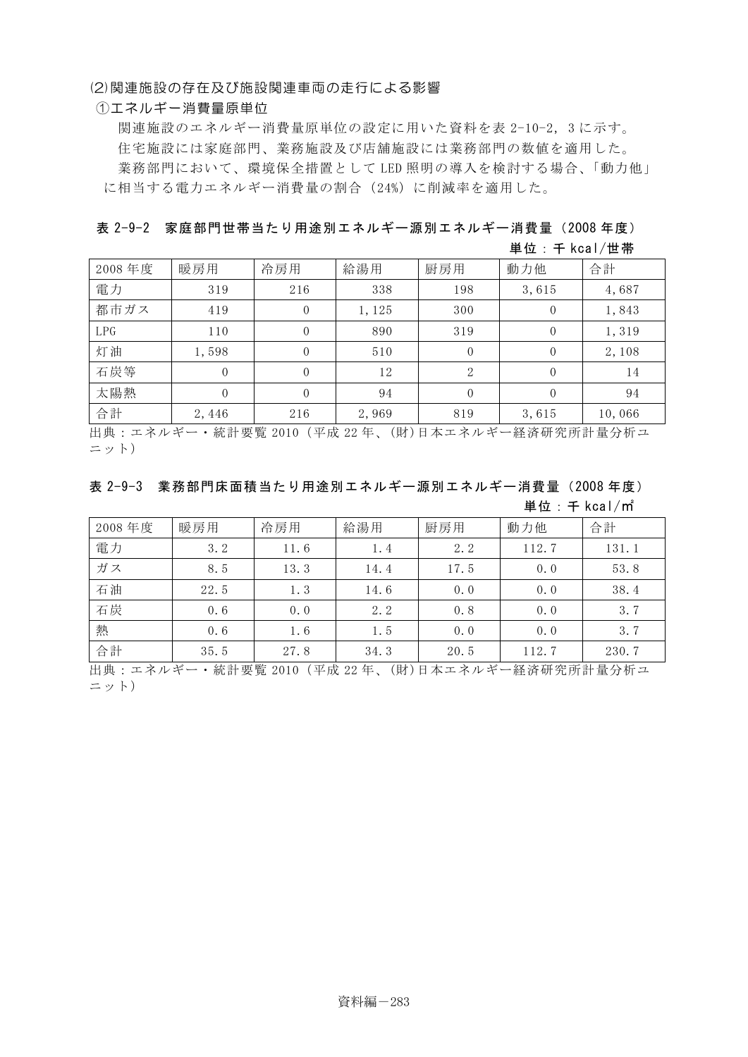### ⑵関連施設の存在及び施設関連車両の走行による影響

#### ①エネルギー消費量原単位

関連施設のエネルギー消費量原単位の設定に用いた資料を表 2-10-2, 3 に示す。

住宅施設には家庭部門、業務施設及び店舗施設には業務部門の数値を適用した。

業務部門において、環境保全措置として LED 照明の導入を検討する場合、「動力他」に相当する電力エネルギー消費量の割合（24%）に削減率を適用した。

**表 2-9-2　家庭部門世帯当たり用途別エネルギー源別エネルギー消費量（2008 年度）**

単位：千 kcal/世帯

| 2008 年度 | 暖房用 | 冷房用 | 給湯用 | 厨房用 | 動力他 | 合計 |
|---|---|---|---|---|---|---|
| 電力 | 319 | 216 | 338 | 198 | 3,615 | 4,687 |
| 都市ガス | 419 | 0 | 1,125 | 300 | 0 | 1,843 |
| LPG | 110 | 0 | 890 | 319 | 0 | 1,319 |
| 灯油 | 1,598 | 0 | 510 | 0 | 0 | 2,108 |
| 石炭等 | 0 | 0 | 12 | 2 | 0 | 14 |
| 太陽熱 | 0 | 0 | 94 | 0 | 0 | 94 |
| 合計 | 2,446 | 216 | 2,969 | 819 | 3,615 | 10,066 |

出典：エネルギー・統計要覧 2010（平成 22 年、(財)日本エネルギー経済研究所計量分析ユニット）

**表 2-9-3　業務部門床面積当たり用途別エネルギー源別エネルギー消費量（2008 年度）**

単位：千 kcal/㎡

| 2008 年度 | 暖房用 | 冷房用 | 給湯用 | 厨房用 | 動力他 | 合計 |
|---|---|---|---|---|---|---|
| 電力 | 3.2 | 11.6 | 1.4 | 2.2 | 112.7 | 131.1 |
| ガス | 8.5 | 13.3 | 14.4 | 17.5 | 0.0 | 53.8 |
| 石油 | 22.5 | 1.3 | 14.6 | 0.0 | 0.0 | 38.4 |
| 石炭 | 0.6 | 0.0 | 2.2 | 0.8 | 0.0 | 3.7 |
| 熱 | 0.6 | 1.6 | 1.5 | 0.0 | 0.0 | 3.7 |
| 合計 | 35.5 | 27.8 | 34.3 | 20.5 | 112.7 | 230.7 |

出典：エネルギー・統計要覧 2010（平成 22 年、(財)日本エネルギー経済研究所計量分析ユニット）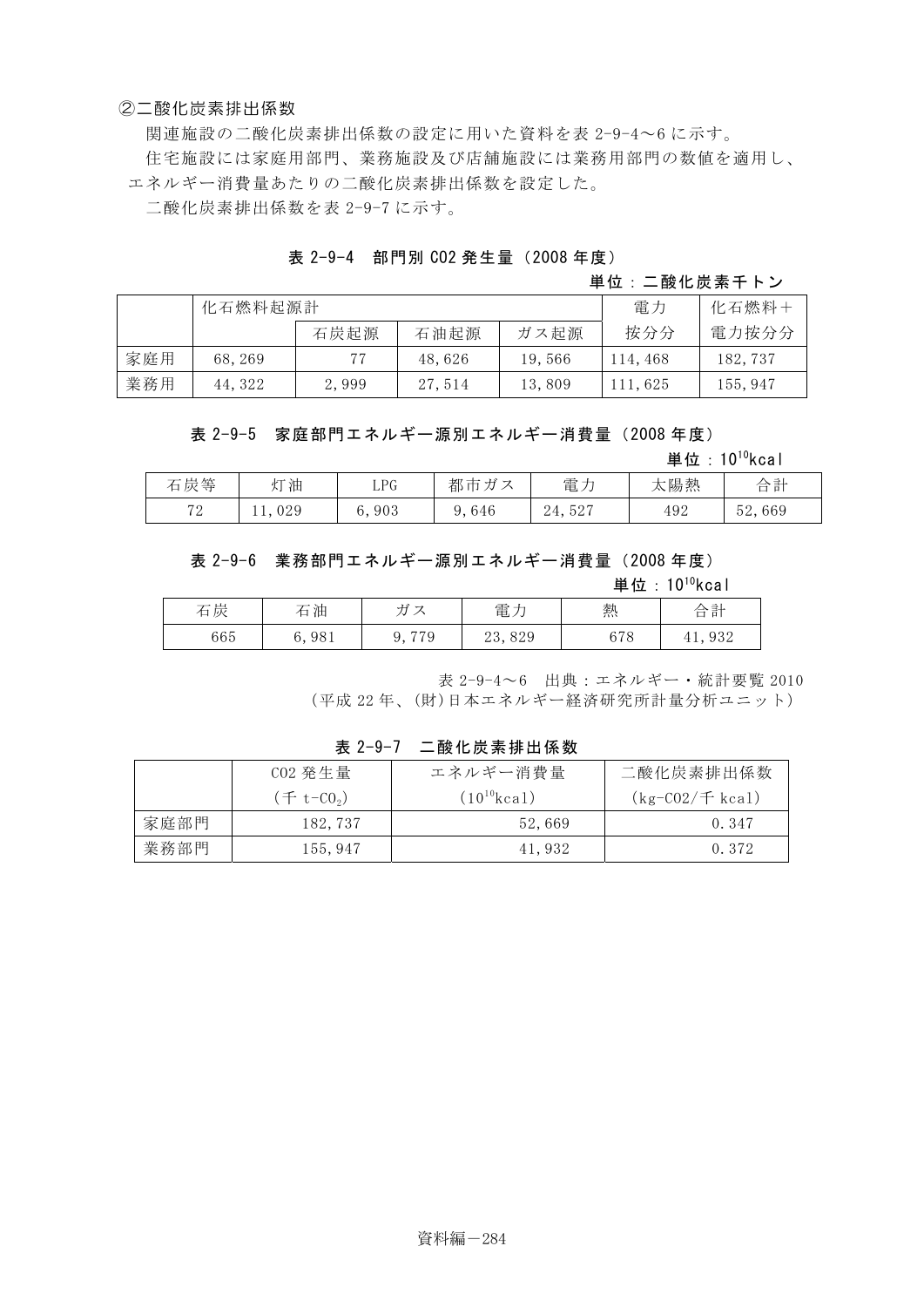②二酸化炭素排出係数

関連施設の二酸化炭素排出係数の設定に用いた資料を表 2-9-4～6 に示す。

住宅施設には家庭用部門、業務施設及び店舗施設には業務用部門の数値を適用し、エネルギー消費量あたりの二酸化炭素排出係数を設定した。

二酸化炭素排出係数を表 2-9-7 に示す。

**表 2-9-4　部門別 CO2 発生量（2008 年度）**

単位：二酸化炭素千トン

| | 化石燃料起源計 | | | | 電力按分分 | 化石燃料＋電力按分分 |
|---|---|---|---|---|---|---|
| | | 石炭起源 | 石油起源 | ガス起源 | | |
| 家庭用 | 68,269 | 77 | 48,626 | 19,566 | 114,468 | 182,737 |
| 業務用 | 44,322 | 2,999 | 27,514 | 13,809 | 111,625 | 155,947 |

**表 2-9-5　家庭部門エネルギー源別エネルギー消費量（2008 年度）**

単位：$10^{10}$kcal

| 石炭等 | 灯油 | LPG | 都市ガス | 電力 | 太陽熱 | 合計 |
|---|---|---|---|---|---|---|
| 72 | 11,029 | 6,903 | 9,646 | 24,527 | 492 | 52,669 |

**表 2-9-6　業務部門エネルギー源別エネルギー消費量（2008 年度）**

単位：$10^{10}$kcal

| 石炭 | 石油 | ガス | 電力 | 熱 | 合計 |
|---|---|---|---|---|---|
| 665 | 6,981 | 9,779 | 23,829 | 678 | 41,932 |

表 2-9-4～6　出典：エネルギー・統計要覧 2010
（平成 22 年、(財)日本エネルギー経済研究所計量分析ユニット）

**表 2-9-7　二酸化炭素排出係数**

| | CO2 発生量（千 t-$CO_2$） | エネルギー消費量（$10^{10}$kcal） | 二酸化炭素排出係数（kg-CO2/千 kcal） |
|---|---|---|---|
| 家庭部門 | 182,737 | 52,669 | 0.347 |
| 業務部門 | 155,947 | 41,932 | 0.372 |